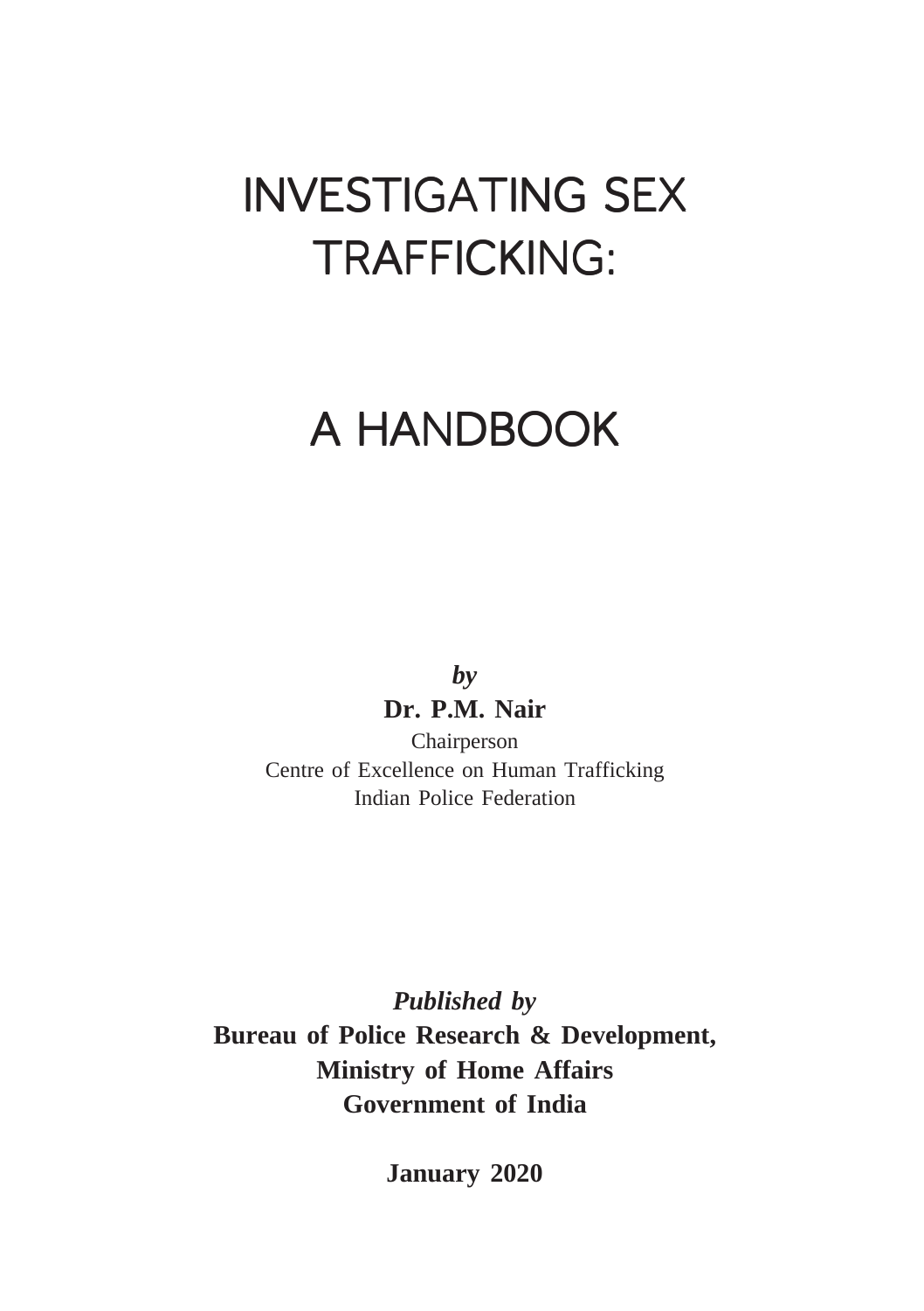# INVESTIGATING SEX TRAFFICKING:

# A HANDBOOK

*by*

**Dr. P.M. Nair**

Chairperson

Centre of Excellence on Human Trafficking

Indian Police Federation

***Published by***

**Bureau of Police Research & Development,**

**Ministry of Home Affairs**

**Government of India**

**January 2020**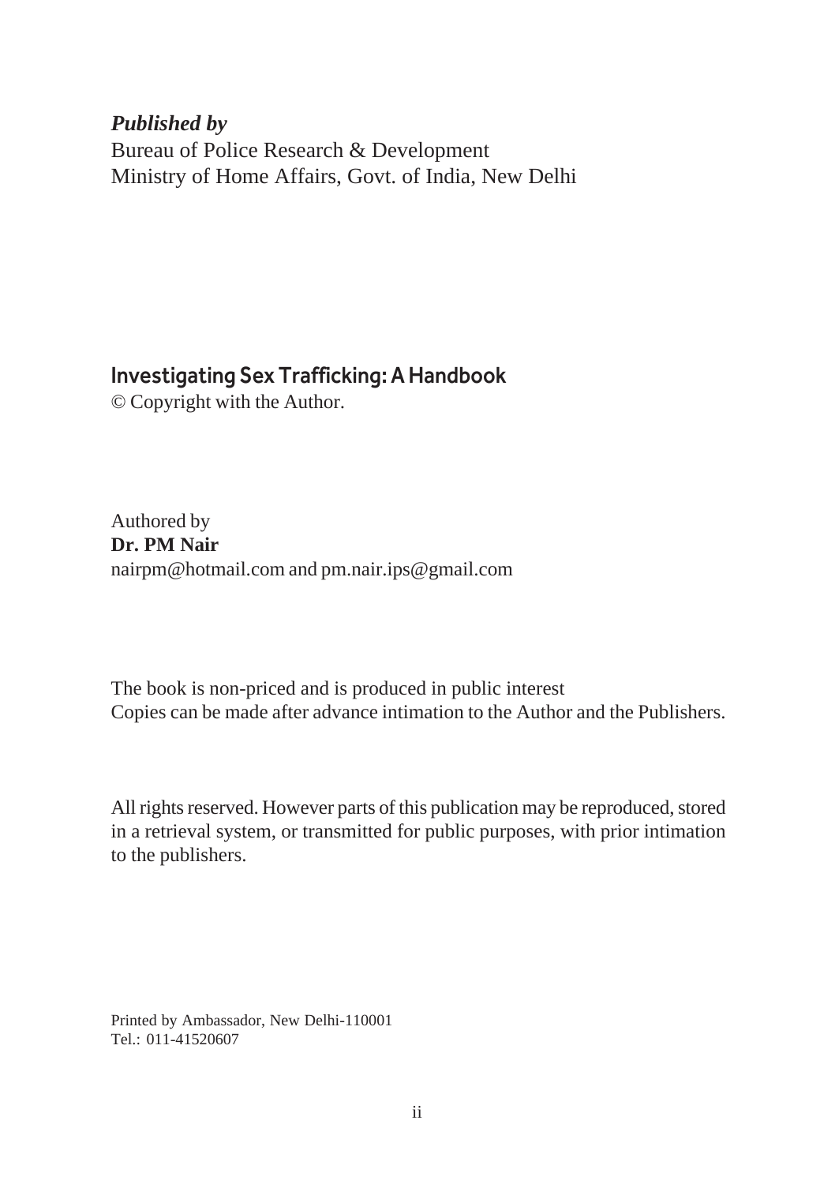***Published by***

Bureau of Police Research & Development
Ministry of Home Affairs, Govt. of India, New Delhi

## Investigating Sex Trafficking: A Handbook

© Copyright with the Author.

Authored by
**Dr. PM Nair**
nairpm@hotmail.com and pm.nair.ips@gmail.com

The book is non-priced and is produced in public interest
Copies can be made after advance intimation to the Author and the Publishers.

All rights reserved. However parts of this publication may be reproduced, stored in a retrieval system, or transmitted for public purposes, with prior intimation to the publishers.

Printed by Ambassador, New Delhi-110001
Tel.: 011-41520607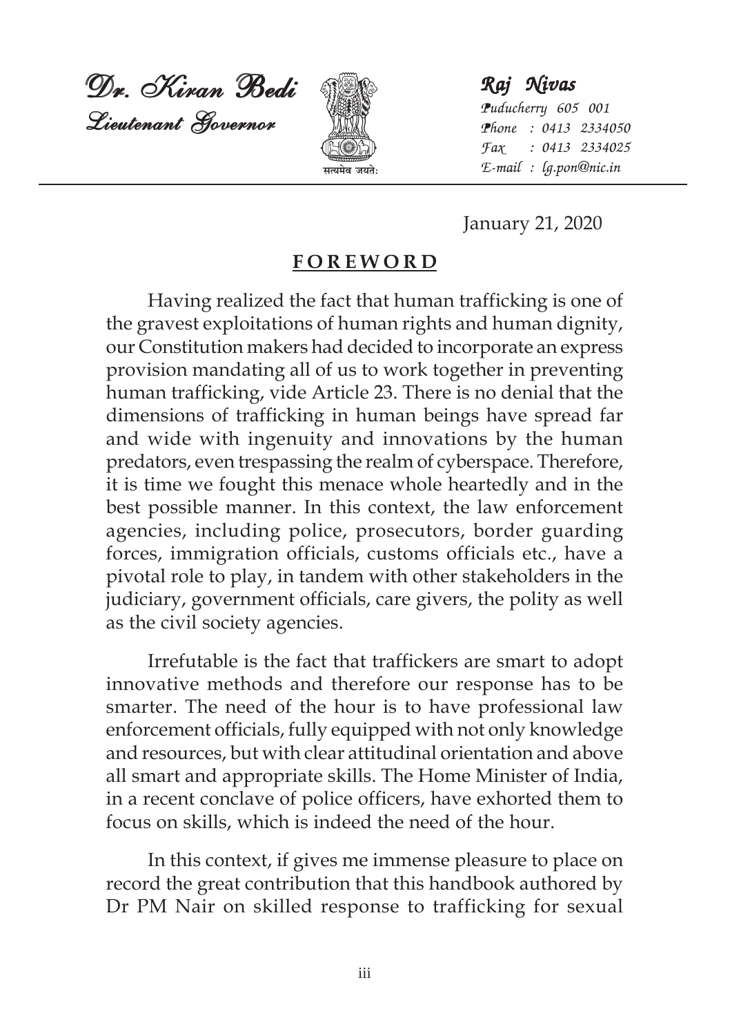*Dr. Kiran Bedi*
*Lieutenant Governor*

सत्यमेव जयते

*Raj Nivas*
*Puducherry 605 001*
*Phone : 0413 2334050*
*Fax : 0413 2334025*
*E-mail : lg.pon@nic.in*

January 21, 2020

## FOREWORD

Having realized the fact that human trafficking is one of the gravest exploitations of human rights and human dignity, our Constitution makers had decided to incorporate an express provision mandating all of us to work together in preventing human trafficking, vide Article 23. There is no denial that the dimensions of trafficking in human beings have spread far and wide with ingenuity and innovations by the human predators, even trespassing the realm of cyberspace. Therefore, it is time we fought this menace whole heartedly and in the best possible manner. In this context, the law enforcement agencies, including police, prosecutors, border guarding forces, immigration officials, customs officials etc., have a pivotal role to play, in tandem with other stakeholders in the judiciary, government officials, care givers, the polity as well as the civil society agencies.

Irrefutable is the fact that traffickers are smart to adopt innovative methods and therefore our response has to be smarter. The need of the hour is to have professional law enforcement officials, fully equipped with not only knowledge and resources, but with clear attitudinal orientation and above all smart and appropriate skills. The Home Minister of India, in a recent conclave of police officers, have exhorted them to focus on skills, which is indeed the need of the hour.

In this context, if gives me immense pleasure to place on record the great contribution that this handbook authored by Dr PM Nair on skilled response to trafficking for sexual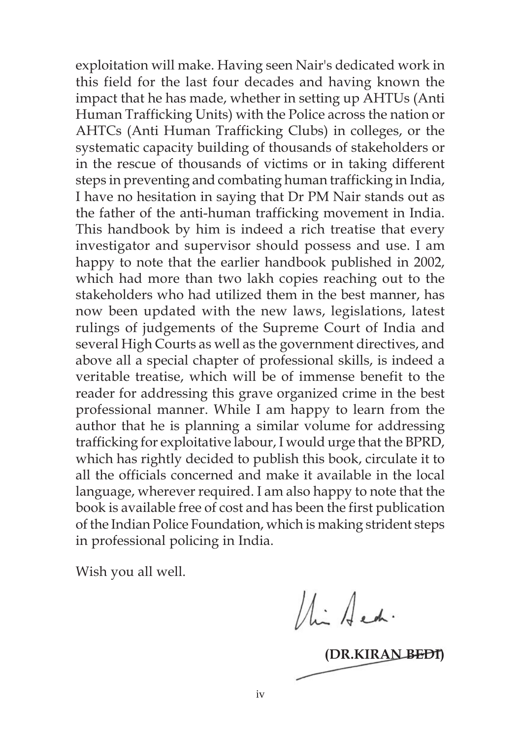exploitation will make. Having seen Nair's dedicated work in this field for the last four decades and having known the impact that he has made, whether in setting up AHTUs (Anti Human Trafficking Units) with the Police across the nation or AHTCs (Anti Human Trafficking Clubs) in colleges, or the systematic capacity building of thousands of stakeholders or in the rescue of thousands of victims or in taking different steps in preventing and combating human trafficking in India, I have no hesitation in saying that Dr PM Nair stands out as the father of the anti-human trafficking movement in India. This handbook by him is indeed a rich treatise that every investigator and supervisor should possess and use. I am happy to note that the earlier handbook published in 2002, which had more than two lakh copies reaching out to the stakeholders who had utilized them in the best manner, has now been updated with the new laws, legislations, latest rulings of judgements of the Supreme Court of India and several High Courts as well as the government directives, and above all a special chapter of professional skills, is indeed a veritable treatise, which will be of immense benefit to the reader for addressing this grave organized crime in the best professional manner. While I am happy to learn from the author that he is planning a similar volume for addressing trafficking for exploitative labour, I would urge that the BPRD, which has rightly decided to publish this book, circulate it to all the officials concerned and make it available in the local language, wherever required. I am also happy to note that the book is available free of cost and has been the first publication of the Indian Police Foundation, which is making strident steps in professional policing in India.

Wish you all well.

**(DR.KIRAN BEDI)**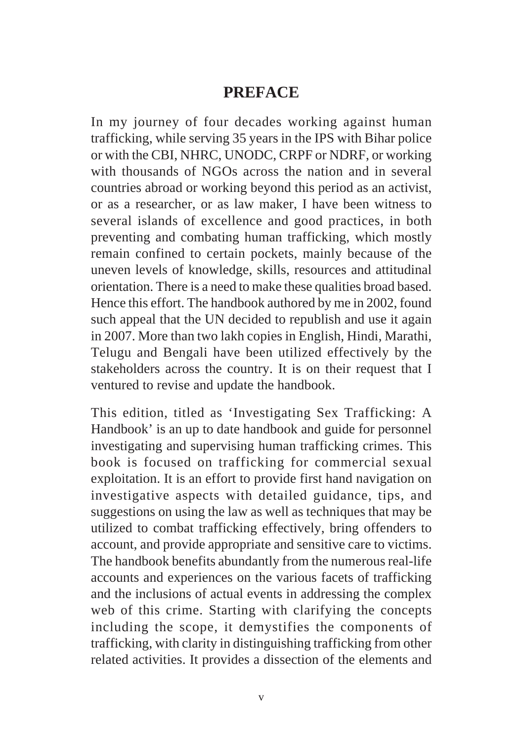# PREFACE

In my journey of four decades working against human trafficking, while serving 35 years in the IPS with Bihar police or with the CBI, NHRC, UNODC, CRPF or NDRF, or working with thousands of NGOs across the nation and in several countries abroad or working beyond this period as an activist, or as a researcher, or as law maker, I have been witness to several islands of excellence and good practices, in both preventing and combating human trafficking, which mostly remain confined to certain pockets, mainly because of the uneven levels of knowledge, skills, resources and attitudinal orientation. There is a need to make these qualities broad based. Hence this effort. The handbook authored by me in 2002, found such appeal that the UN decided to republish and use it again in 2007. More than two lakh copies in English, Hindi, Marathi, Telugu and Bengali have been utilized effectively by the stakeholders across the country. It is on their request that I ventured to revise and update the handbook.

This edition, titled as 'Investigating Sex Trafficking: A Handbook' is an up to date handbook and guide for personnel investigating and supervising human trafficking crimes. This book is focused on trafficking for commercial sexual exploitation. It is an effort to provide first hand navigation on investigative aspects with detailed guidance, tips, and suggestions on using the law as well as techniques that may be utilized to combat trafficking effectively, bring offenders to account, and provide appropriate and sensitive care to victims. The handbook benefits abundantly from the numerous real-life accounts and experiences on the various facets of trafficking and the inclusions of actual events in addressing the complex web of this crime. Starting with clarifying the concepts including the scope, it demystifies the components of trafficking, with clarity in distinguishing trafficking from other related activities. It provides a dissection of the elements and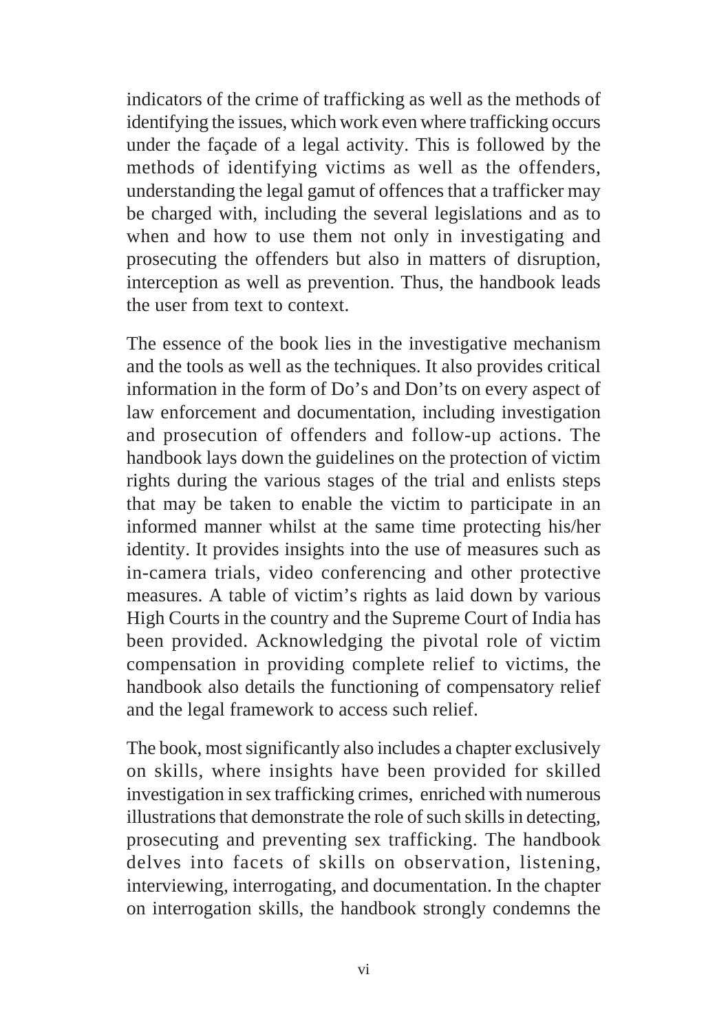indicators of the crime of trafficking as well as the methods of identifying the issues, which work even where trafficking occurs under the façade of a legal activity. This is followed by the methods of identifying victims as well as the offenders, understanding the legal gamut of offences that a trafficker may be charged with, including the several legislations and as to when and how to use them not only in investigating and prosecuting the offenders but also in matters of disruption, interception as well as prevention. Thus, the handbook leads the user from text to context.

The essence of the book lies in the investigative mechanism and the tools as well as the techniques. It also provides critical information in the form of Do's and Don'ts on every aspect of law enforcement and documentation, including investigation and prosecution of offenders and follow-up actions. The handbook lays down the guidelines on the protection of victim rights during the various stages of the trial and enlists steps that may be taken to enable the victim to participate in an informed manner whilst at the same time protecting his/her identity. It provides insights into the use of measures such as in-camera trials, video conferencing and other protective measures. A table of victim's rights as laid down by various High Courts in the country and the Supreme Court of India has been provided. Acknowledging the pivotal role of victim compensation in providing complete relief to victims, the handbook also details the functioning of compensatory relief and the legal framework to access such relief.

The book, most significantly also includes a chapter exclusively on skills, where insights have been provided for skilled investigation in sex trafficking crimes, enriched with numerous illustrations that demonstrate the role of such skills in detecting, prosecuting and preventing sex trafficking. The handbook delves into facets of skills on observation, listening, interviewing, interrogating, and documentation. In the chapter on interrogation skills, the handbook strongly condemns the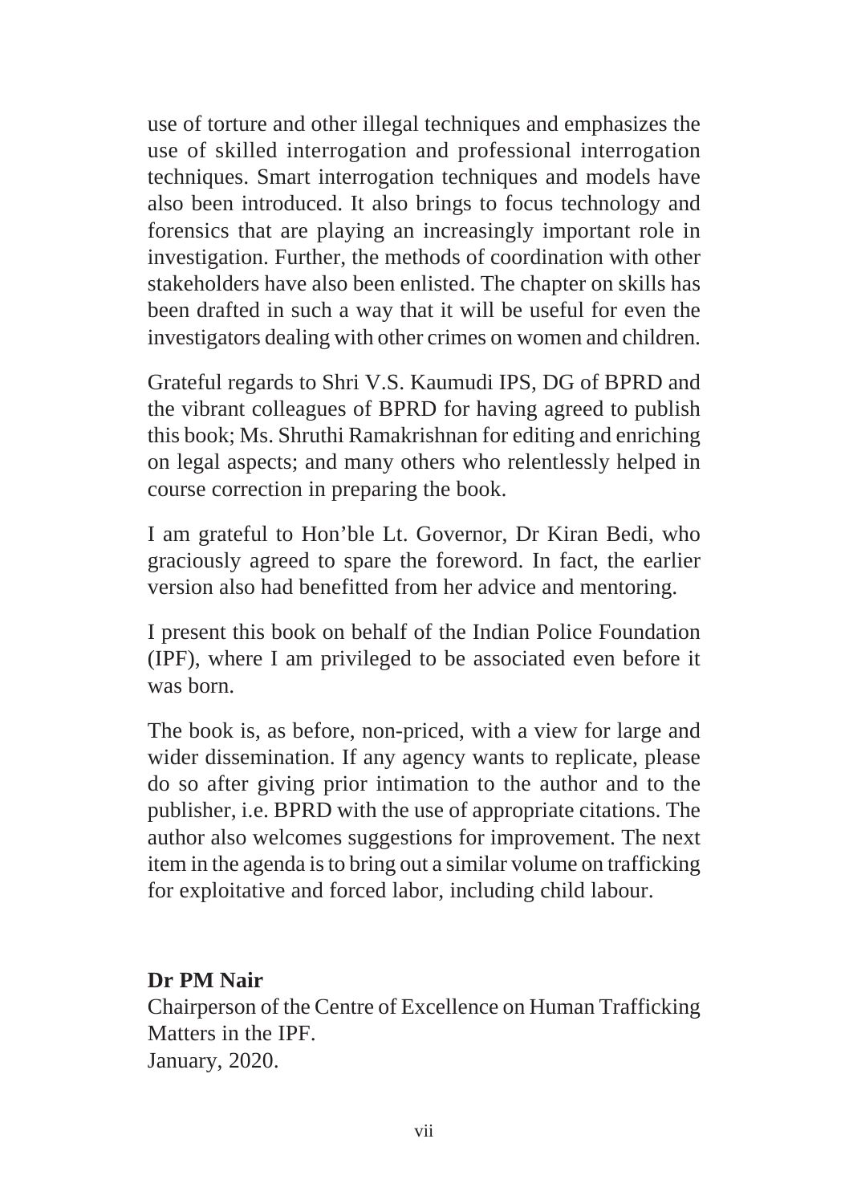use of torture and other illegal techniques and emphasizes the use of skilled interrogation and professional interrogation techniques. Smart interrogation techniques and models have also been introduced. It also brings to focus technology and forensics that are playing an increasingly important role in investigation. Further, the methods of coordination with other stakeholders have also been enlisted. The chapter on skills has been drafted in such a way that it will be useful for even the investigators dealing with other crimes on women and children.

Grateful regards to Shri V.S. Kaumudi IPS, DG of BPRD and the vibrant colleagues of BPRD for having agreed to publish this book; Ms. Shruthi Ramakrishnan for editing and enriching on legal aspects; and many others who relentlessly helped in course correction in preparing the book.

I am grateful to Hon'ble Lt. Governor, Dr Kiran Bedi, who graciously agreed to spare the foreword. In fact, the earlier version also had benefitted from her advice and mentoring.

I present this book on behalf of the Indian Police Foundation (IPF), where I am privileged to be associated even before it was born.

The book is, as before, non-priced, with a view for large and wider dissemination. If any agency wants to replicate, please do so after giving prior intimation to the author and to the publisher, i.e. BPRD with the use of appropriate citations. The author also welcomes suggestions for improvement. The next item in the agenda is to bring out a similar volume on trafficking for exploitative and forced labor, including child labour.

**Dr PM Nair**
Chairperson of the Centre of Excellence on Human Trafficking Matters in the IPF.
January, 2020.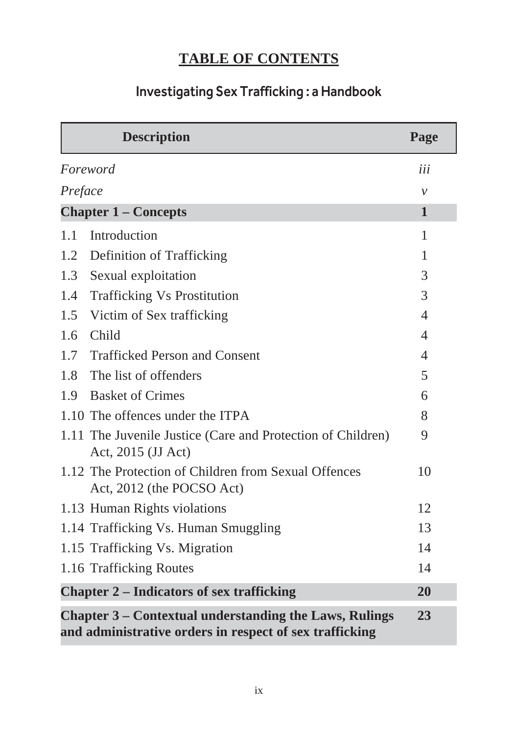# TABLE OF CONTENTS

## Investigating Sex Trafficking : a Handbook

| Description | Page |
|---|---|
| *Foreword* | *iii* |
| *Preface* | *v* |
| **Chapter 1 – Concepts** | **1** |
| 1.1 Introduction | 1 |
| 1.2 Definition of Trafficking | 1 |
| 1.3 Sexual exploitation | 3 |
| 1.4 Trafficking Vs Prostitution | 3 |
| 1.5 Victim of Sex trafficking | 4 |
| 1.6 Child | 4 |
| 1.7 Trafficked Person and Consent | 4 |
| 1.8 The list of offenders | 5 |
| 1.9 Basket of Crimes | 6 |
| 1.10 The offences under the ITPA | 8 |
| 1.11 The Juvenile Justice (Care and Protection of Children) Act, 2015 (JJ Act) | 9 |
| 1.12 The Protection of Children from Sexual Offences Act, 2012 (the POCSO Act) | 10 |
| 1.13 Human Rights violations | 12 |
| 1.14 Trafficking Vs. Human Smuggling | 13 |
| 1.15 Trafficking Vs. Migration | 14 |
| 1.16 Trafficking Routes | 14 |
| **Chapter 2 – Indicators of sex trafficking** | **20** |
| **Chapter 3 – Contextual understanding the Laws, Rulings and administrative orders in respect of sex trafficking** | **23** |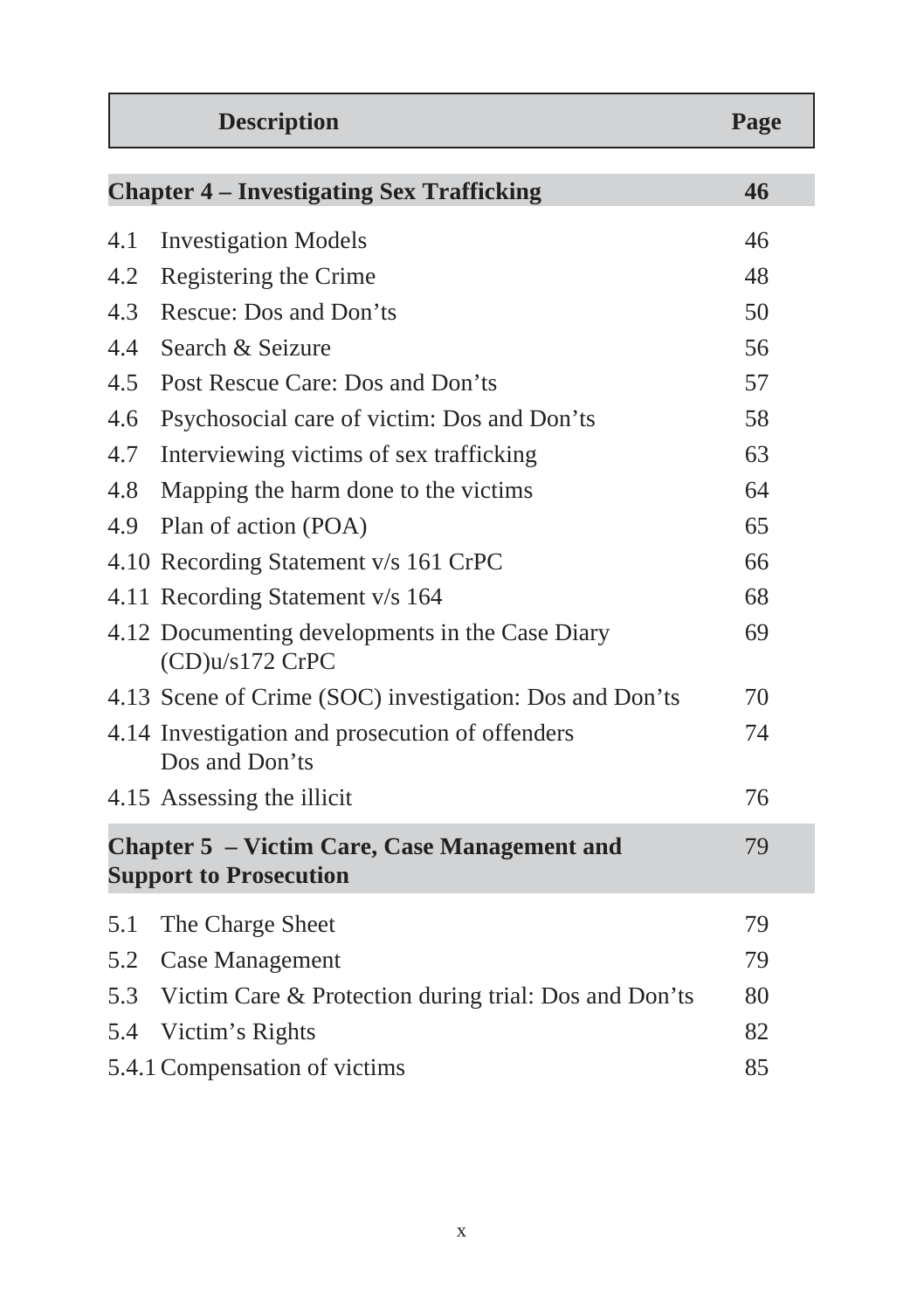| Description | Page |
|---|---|
| **Chapter 4 – Investigating Sex Trafficking** | **46** |
| 4.1 Investigation Models | 46 |
| 4.2 Registering the Crime | 48 |
| 4.3 Rescue: Dos and Don'ts | 50 |
| 4.4 Search & Seizure | 56 |
| 4.5 Post Rescue Care: Dos and Don'ts | 57 |
| 4.6 Psychosocial care of victim: Dos and Don'ts | 58 |
| 4.7 Interviewing victims of sex trafficking | 63 |
| 4.8 Mapping the harm done to the victims | 64 |
| 4.9 Plan of action (POA) | 65 |
| 4.10 Recording Statement v/s 161 CrPC | 66 |
| 4.11 Recording Statement v/s 164 | 68 |
| 4.12 Documenting developments in the Case Diary (CD)u/s172 CrPC | 69 |
| 4.13 Scene of Crime (SOC) investigation: Dos and Don'ts | 70 |
| 4.14 Investigation and prosecution of offenders Dos and Don'ts | 74 |
| 4.15 Assessing the illicit | 76 |
| **Chapter 5 – Victim Care, Case Management and Support to Prosecution** | 79 |
| 5.1 The Charge Sheet | 79 |
| 5.2 Case Management | 79 |
| 5.3 Victim Care & Protection during trial: Dos and Don'ts | 80 |
| 5.4 Victim's Rights | 82 |
| 5.4.1 Compensation of victims | 85 |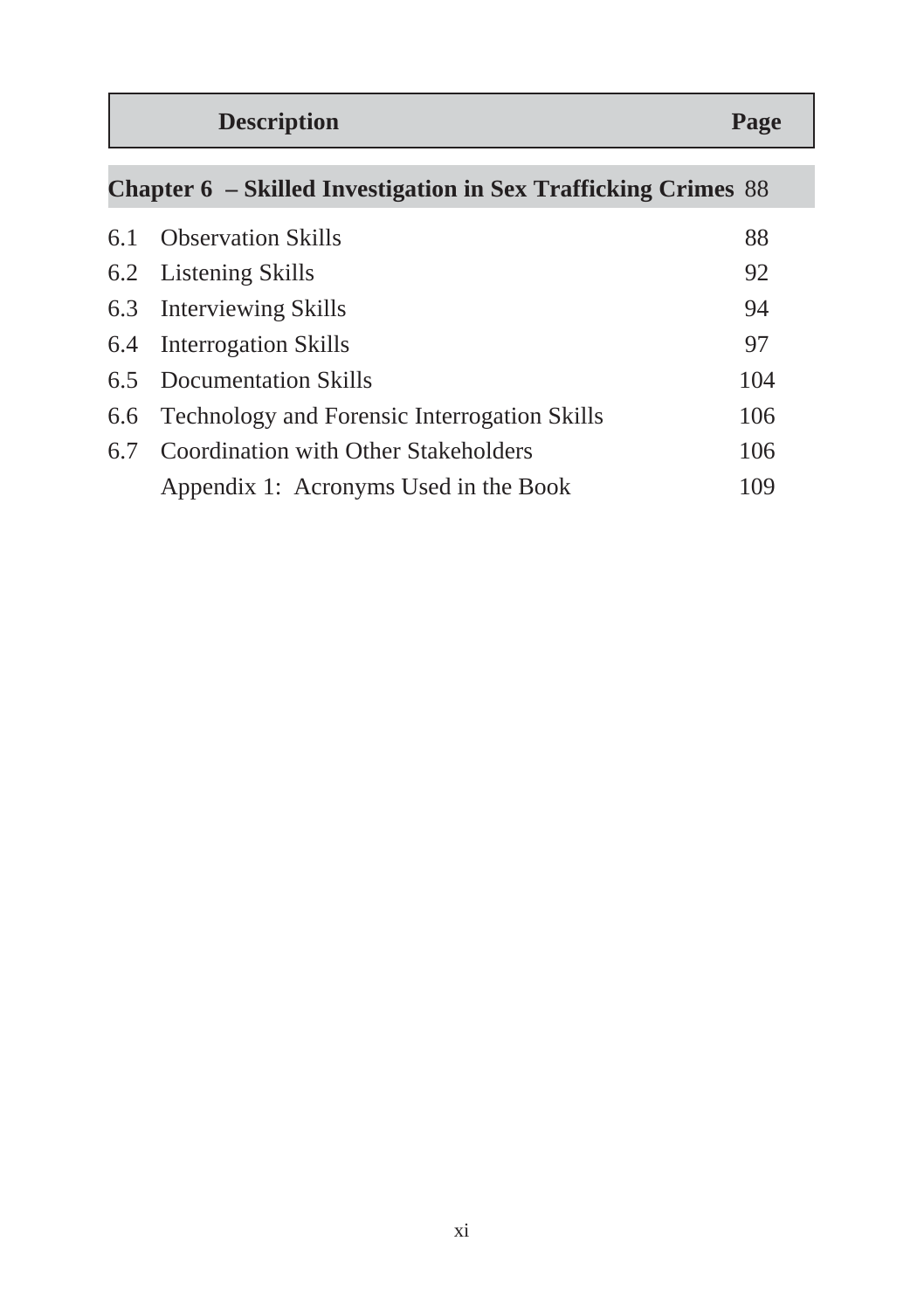| Description | Page |
|---|---|
| **Chapter 6 – Skilled Investigation in Sex Trafficking Crimes** | 88 |
| 6.1 Observation Skills | 88 |
| 6.2 Listening Skills | 92 |
| 6.3 Interviewing Skills | 94 |
| 6.4 Interrogation Skills | 97 |
| 6.5 Documentation Skills | 104 |
| 6.6 Technology and Forensic Interrogation Skills | 106 |
| 6.7 Coordination with Other Stakeholders | 106 |
| Appendix 1: Acronyms Used in the Book | 109 |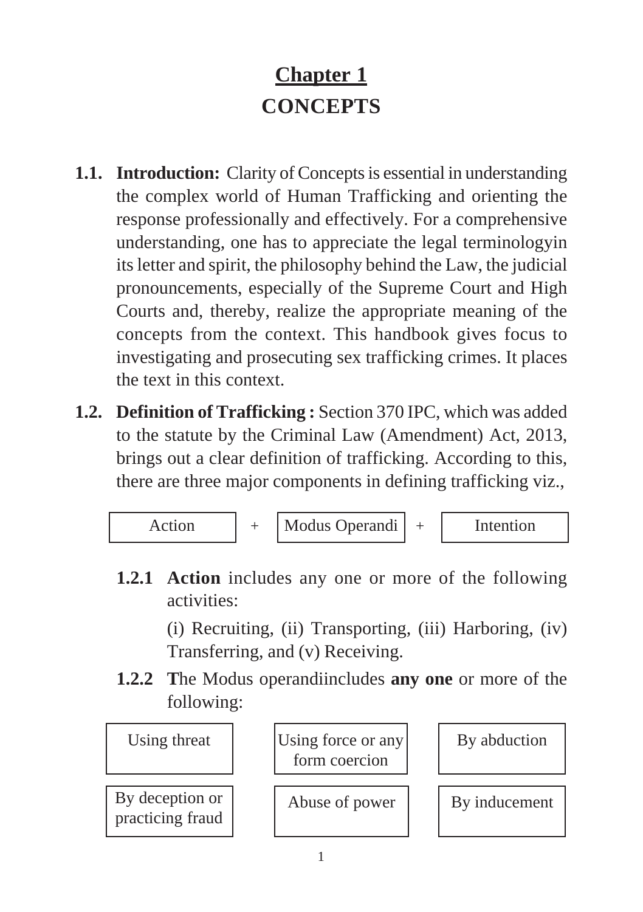# Chapter 1
## CONCEPTS

**1.1. Introduction:** Clarity of Concepts is essential in understanding the complex world of Human Trafficking and orienting the response professionally and effectively. For a comprehensive understanding, one has to appreciate the legal terminologyin its letter and spirit, the philosophy behind the Law, the judicial pronouncements, especially of the Supreme Court and High Courts and, thereby, realize the appropriate meaning of the concepts from the context. This handbook gives focus to investigating and prosecuting sex trafficking crimes. It places the text in this context.

**1.2. Definition of Trafficking :** Section 370 IPC, which was added to the statute by the Criminal Law (Amendment) Act, 2013, brings out a clear definition of trafficking. According to this, there are three major components in defining trafficking viz.,

| Action | + | Modus Operandi | + | Intention |
|---|---|---|---|---|

**1.2.1 Action** includes any one or more of the following activities:

(i) Recruiting, (ii) Transporting, (iii) Harboring, (iv) Transferring, and (v) Receiving.

**1.2.2 T**he Modus operandiincludes **any one** or more of the following:

| Using threat | Using force or any form coercion | By abduction |
|---|---|---|
| By deception or practicing fraud | Abuse of power | By inducement |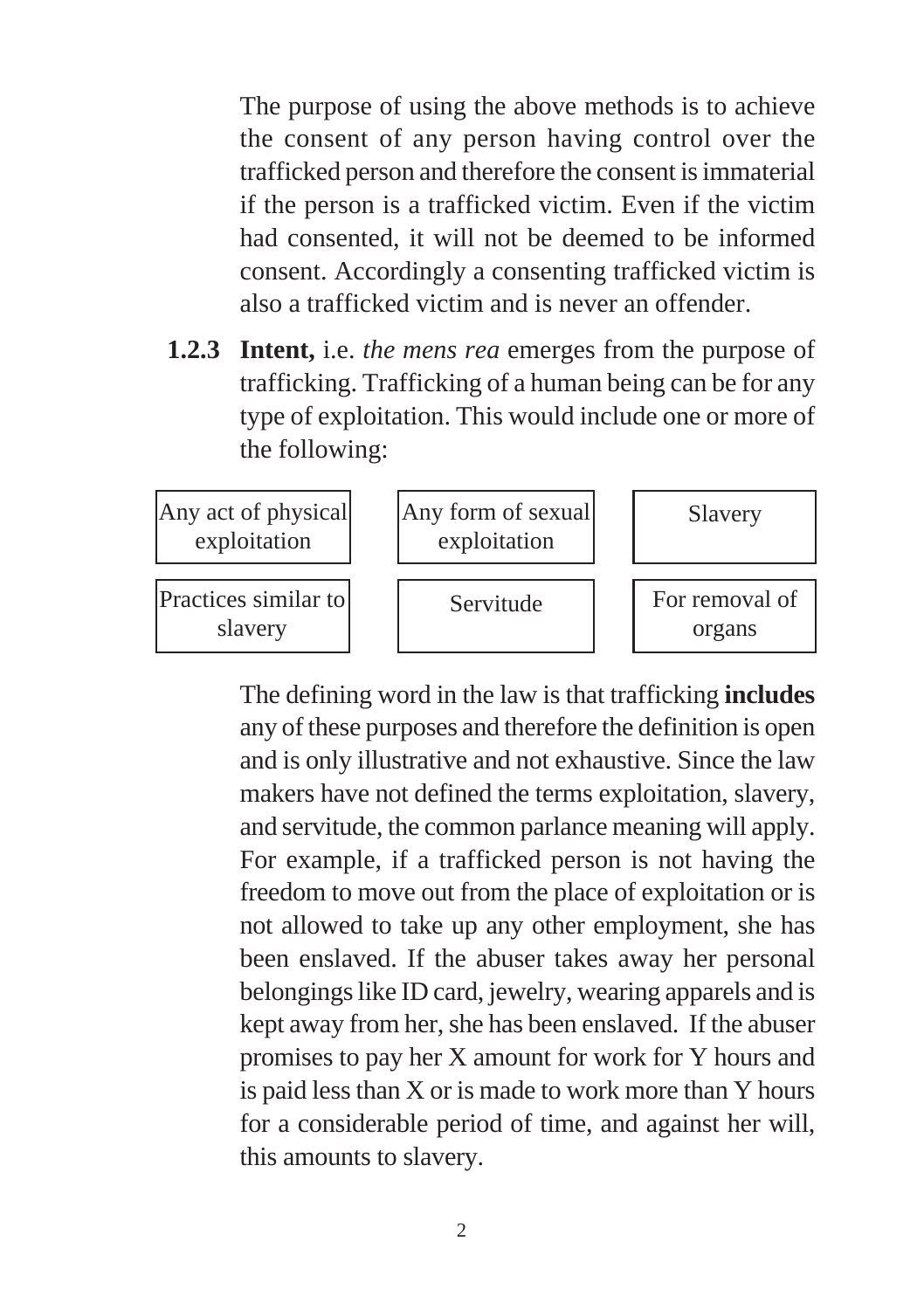The purpose of using the above methods is to achieve the consent of any person having control over the trafficked person and therefore the consent is immaterial if the person is a trafficked victim. Even if the victim had consented, it will not be deemed to be informed consent. Accordingly a consenting trafficked victim is also a trafficked victim and is never an offender.

**1.2.3 Intent,** i.e. *the mens rea* emerges from the purpose of trafficking. Trafficking of a human being can be for any type of exploitation. This would include one or more of the following:

| | | |
|---|---|---|
| Any act of physical exploitation | Any form of sexual exploitation | Slavery |
| Practices similar to slavery | Servitude | For removal of organs |

The defining word in the law is that trafficking **includes** any of these purposes and therefore the definition is open and is only illustrative and not exhaustive. Since the law makers have not defined the terms exploitation, slavery, and servitude, the common parlance meaning will apply. For example, if a trafficked person is not having the freedom to move out from the place of exploitation or is not allowed to take up any other employment, she has been enslaved. If the abuser takes away her personal belongings like ID card, jewelry, wearing apparels and is kept away from her, she has been enslaved. If the abuser promises to pay her X amount for work for Y hours and is paid less than X or is made to work more than Y hours for a considerable period of time, and against her will, this amounts to slavery.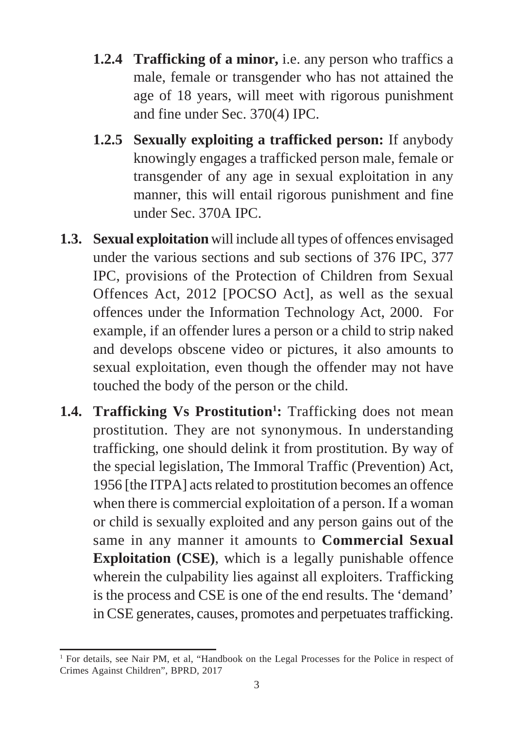**1.2.4 Trafficking of a minor,** i.e. any person who traffics a male, female or transgender who has not attained the age of 18 years, will meet with rigorous punishment and fine under Sec. 370(4) IPC.

**1.2.5 Sexually exploiting a trafficked person:** If anybody knowingly engages a trafficked person male, female or transgender of any age in sexual exploitation in any manner, this will entail rigorous punishment and fine under Sec. 370A IPC.

**1.3. Sexual exploitation** will include all types of offences envisaged under the various sections and sub sections of 376 IPC, 377 IPC, provisions of the Protection of Children from Sexual Offences Act, 2012 [POCSO Act], as well as the sexual offences under the Information Technology Act, 2000. For example, if an offender lures a person or a child to strip naked and develops obscene video or pictures, it also amounts to sexual exploitation, even though the offender may not have touched the body of the person or the child.

**1.4. Trafficking Vs Prostitution[1]:** Trafficking does not mean prostitution. They are not synonymous. In understanding trafficking, one should delink it from prostitution. By way of the special legislation, The Immoral Traffic (Prevention) Act, 1956 [the ITPA] acts related to prostitution becomes an offence when there is commercial exploitation of a person. If a woman or child is sexually exploited and any person gains out of the same in any manner it amounts to **Commercial Sexual Exploitation (CSE)**, which is a legally punishable offence wherein the culpability lies against all exploiters. Trafficking is the process and CSE is one of the end results. The 'demand' in CSE generates, causes, promotes and perpetuates trafficking.

---

[1] For details, see Nair PM, et al, "Handbook on the Legal Processes for the Police in respect of Crimes Against Children", BPRD, 2017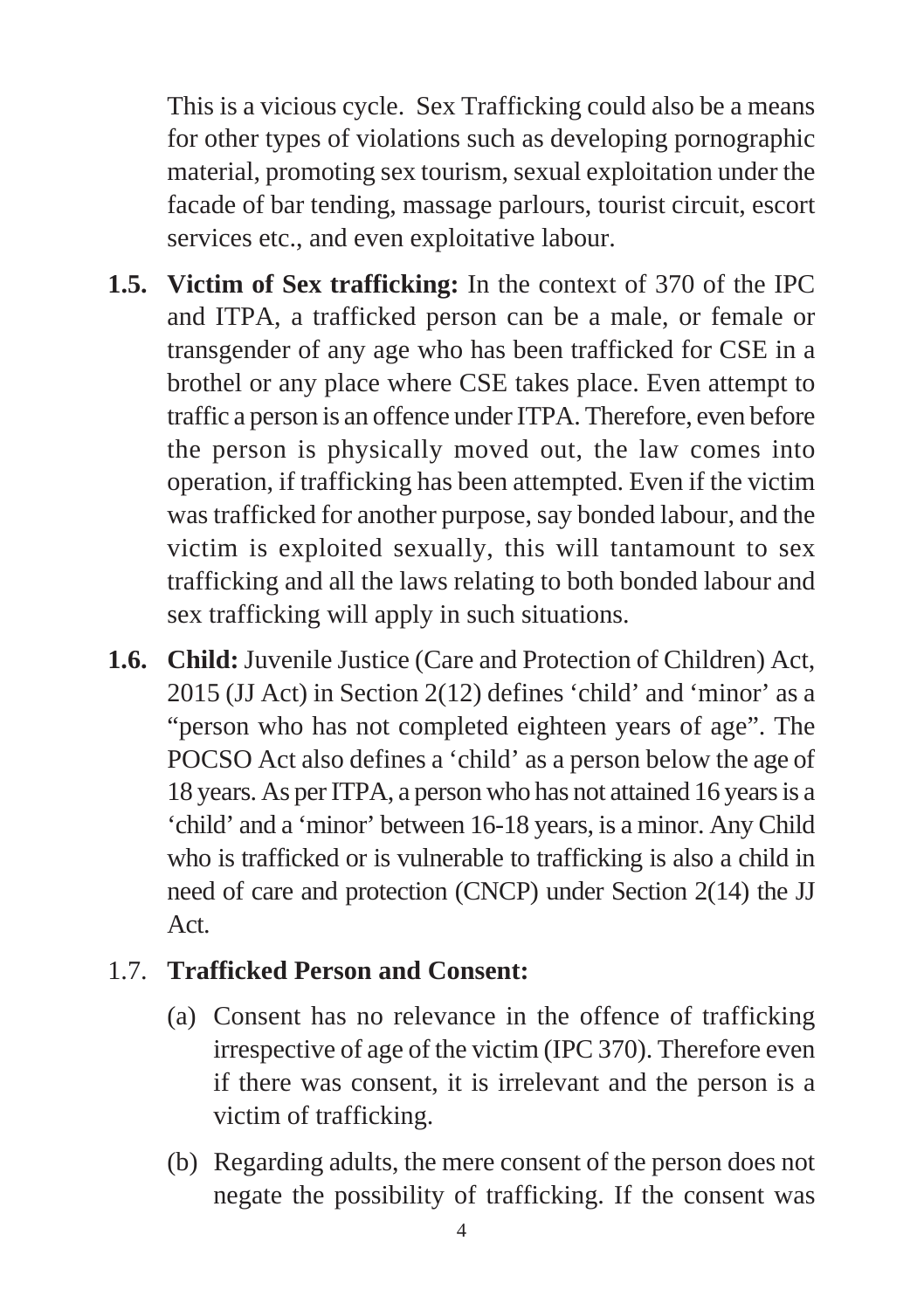This is a vicious cycle. Sex Trafficking could also be a means for other types of violations such as developing pornographic material, promoting sex tourism, sexual exploitation under the facade of bar tending, massage parlours, tourist circuit, escort services etc., and even exploitative labour.

**1.5. Victim of Sex trafficking:** In the context of 370 of the IPC and ITPA, a trafficked person can be a male, or female or transgender of any age who has been trafficked for CSE in a brothel or any place where CSE takes place. Even attempt to traffic a person is an offence under ITPA. Therefore, even before the person is physically moved out, the law comes into operation, if trafficking has been attempted. Even if the victim was trafficked for another purpose, say bonded labour, and the victim is exploited sexually, this will tantamount to sex trafficking and all the laws relating to both bonded labour and sex trafficking will apply in such situations.

**1.6. Child:** Juvenile Justice (Care and Protection of Children) Act, 2015 (JJ Act) in Section 2(12) defines 'child' and 'minor' as a "person who has not completed eighteen years of age". The POCSO Act also defines a 'child' as a person below the age of 18 years. As per ITPA, a person who has not attained 16 years is a 'child' and a 'minor' between 16-18 years, is a minor. Any Child who is trafficked or is vulnerable to trafficking is also a child in need of care and protection (CNCP) under Section 2(14) the JJ Act.

1.7. **Trafficked Person and Consent:**

(a) Consent has no relevance in the offence of trafficking irrespective of age of the victim (IPC 370). Therefore even if there was consent, it is irrelevant and the person is a victim of trafficking.

(b) Regarding adults, the mere consent of the person does not negate the possibility of trafficking. If the consent was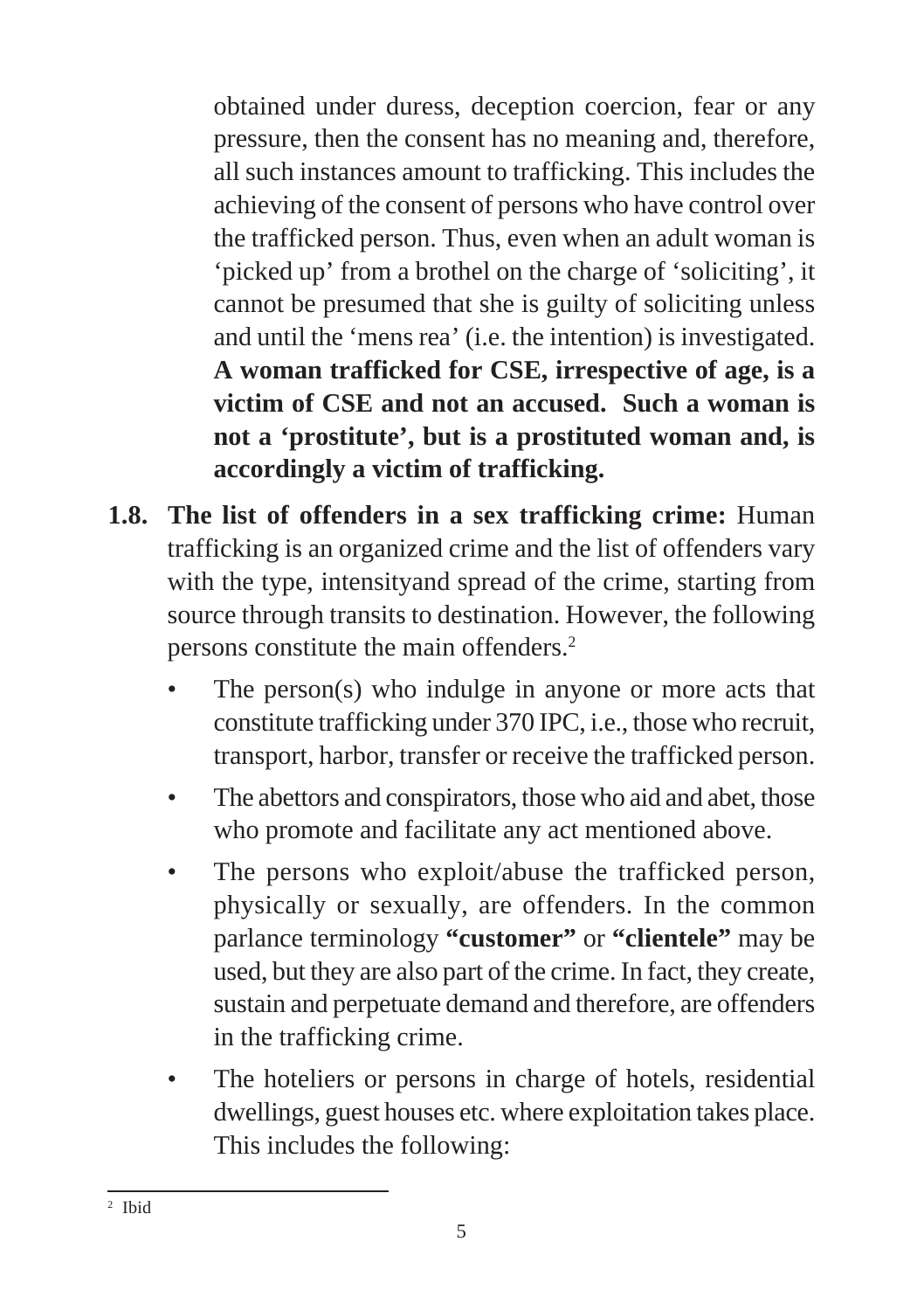obtained under duress, deception coercion, fear or any pressure, then the consent has no meaning and, therefore, all such instances amount to trafficking. This includes the achieving of the consent of persons who have control over the trafficked person. Thus, even when an adult woman is 'picked up' from a brothel on the charge of 'soliciting', it cannot be presumed that she is guilty of soliciting unless and until the 'mens rea' (i.e. the intention) is investigated. **A woman trafficked for CSE, irrespective of age, is a victim of CSE and not an accused. Such a woman is not a 'prostitute', but is a prostituted woman and, is accordingly a victim of trafficking.**

**1.8. The list of offenders in a sex trafficking crime:** Human trafficking is an organized crime and the list of offenders vary with the type, intensityand spread of the crime, starting from source through transits to destination. However, the following persons constitute the main offenders.[2]

- The person(s) who indulge in anyone or more acts that constitute trafficking under 370 IPC, i.e., those who recruit, transport, harbor, transfer or receive the trafficked person.
- The abettors and conspirators, those who aid and abet, those who promote and facilitate any act mentioned above.
- The persons who exploit/abuse the trafficked person, physically or sexually, are offenders. In the common parlance terminology **"customer"** or **"clientele"** may be used, but they are also part of the crime. In fact, they create, sustain and perpetuate demand and therefore, are offenders in the trafficking crime.
- The hoteliers or persons in charge of hotels, residential dwellings, guest houses etc. where exploitation takes place. This includes the following:

---

[2] Ibid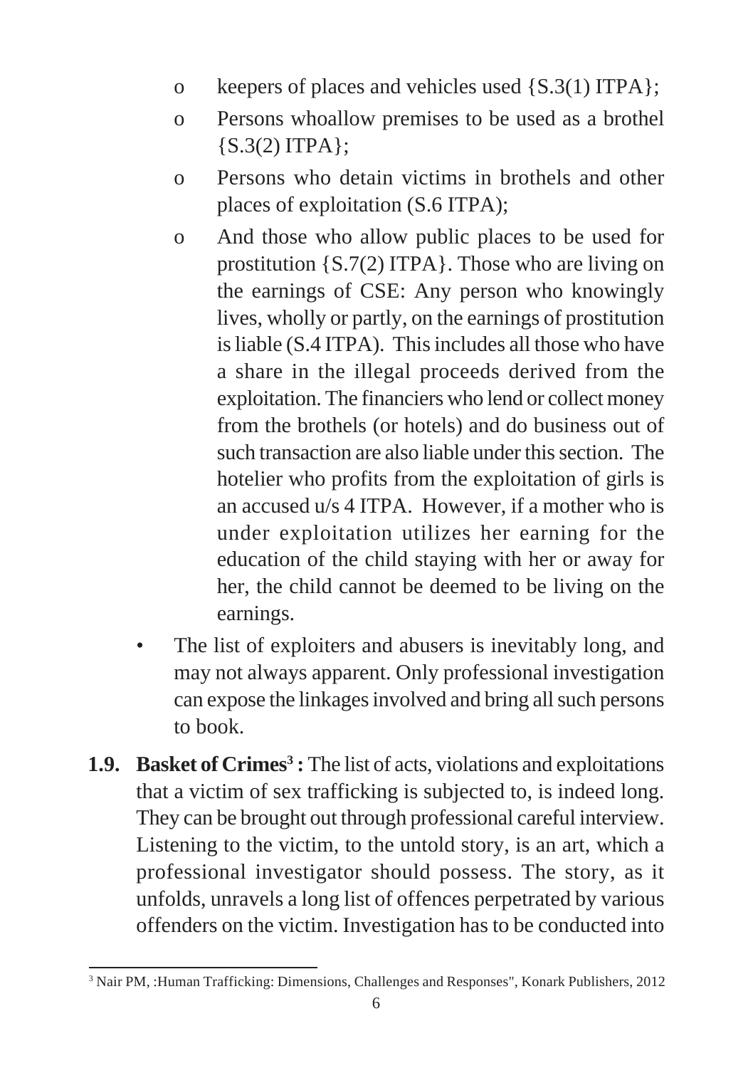- o keepers of places and vehicles used {S.3(1) ITPA};
- o Persons whoallow premises to be used as a brothel {S.3(2) ITPA};
- o Persons who detain victims in brothels and other places of exploitation (S.6 ITPA);
- o And those who allow public places to be used for prostitution {S.7(2) ITPA}. Those who are living on the earnings of CSE: Any person who knowingly lives, wholly or partly, on the earnings of prostitution is liable (S.4 ITPA). This includes all those who have a share in the illegal proceeds derived from the exploitation. The financiers who lend or collect money from the brothels (or hotels) and do business out of such transaction are also liable under this section. The hotelier who profits from the exploitation of girls is an accused u/s 4 ITPA. However, if a mother who is under exploitation utilizes her earning for the education of the child staying with her or away for her, the child cannot be deemed to be living on the earnings.

- The list of exploiters and abusers is inevitably long, and may not always apparent. Only professional investigation can expose the linkages involved and bring all such persons to book.

**1.9. Basket of Crimes[3] :** The list of acts, violations and exploitations that a victim of sex trafficking is subjected to, is indeed long. They can be brought out through professional careful interview. Listening to the victim, to the untold story, is an art, which a professional investigator should possess. The story, as it unfolds, unravels a long list of offences perpetrated by various offenders on the victim. Investigation has to be conducted into

---

[3] Nair PM, :Human Trafficking: Dimensions, Challenges and Responses", Konark Publishers, 2012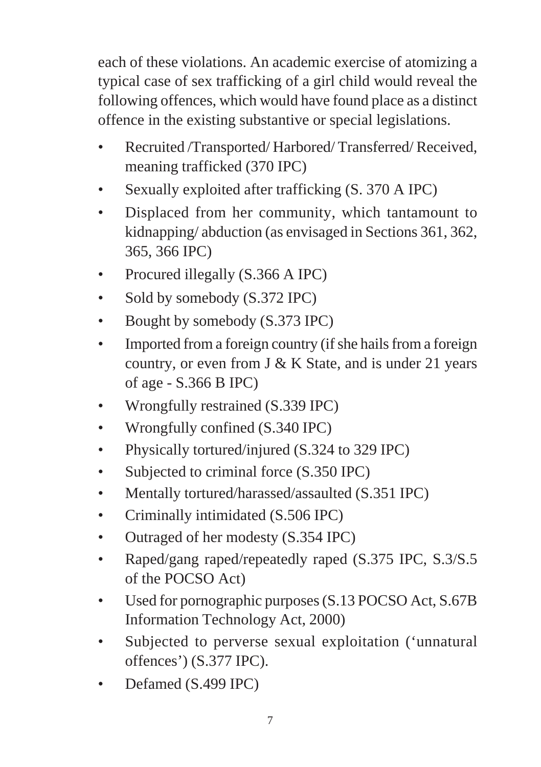each of these violations. An academic exercise of atomizing a typical case of sex trafficking of a girl child would reveal the following offences, which would have found place as a distinct offence in the existing substantive or special legislations.

- Recruited /Transported/ Harbored/ Transferred/ Received, meaning trafficked (370 IPC)
- Sexually exploited after trafficking (S. 370 A IPC)
- Displaced from her community, which tantamount to kidnapping/ abduction (as envisaged in Sections 361, 362, 365, 366 IPC)
- Procured illegally (S.366 A IPC)
- Sold by somebody (S.372 IPC)
- Bought by somebody (S.373 IPC)
- Imported from a foreign country (if she hails from a foreign country, or even from J & K State, and is under 21 years of age - S.366 B IPC)
- Wrongfully restrained (S.339 IPC)
- Wrongfully confined (S.340 IPC)
- Physically tortured/injured (S.324 to 329 IPC)
- Subjected to criminal force (S.350 IPC)
- Mentally tortured/harassed/assaulted (S.351 IPC)
- Criminally intimidated (S.506 IPC)
- Outraged of her modesty (S.354 IPC)
- Raped/gang raped/repeatedly raped (S.375 IPC, S.3/S.5 of the POCSO Act)
- Used for pornographic purposes (S.13 POCSO Act, S.67B Information Technology Act, 2000)
- Subjected to perverse sexual exploitation ('unnatural offences') (S.377 IPC).
- Defamed (S.499 IPC)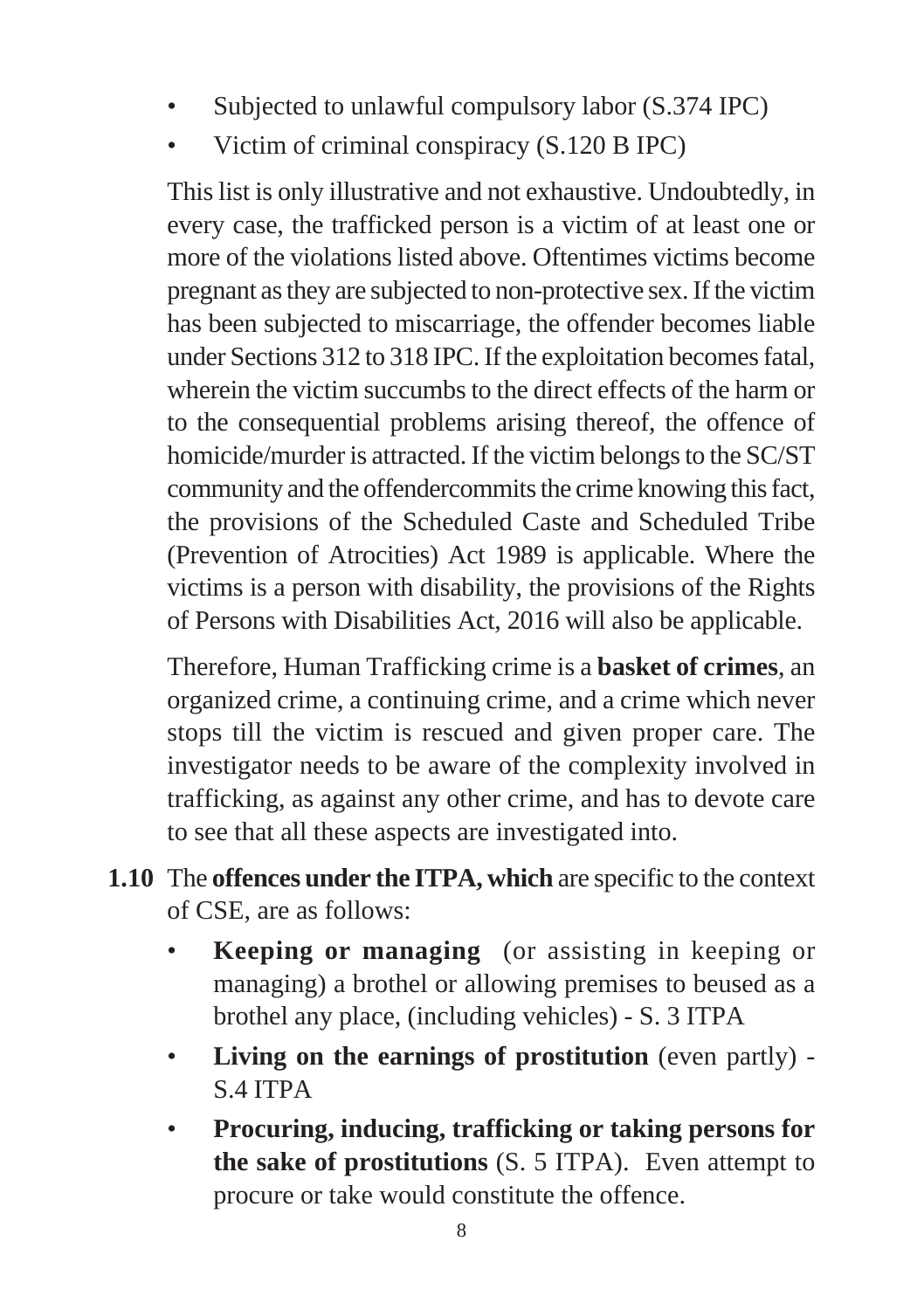- Subjected to unlawful compulsory labor (S.374 IPC)
- Victim of criminal conspiracy (S.120 B IPC)

This list is only illustrative and not exhaustive. Undoubtedly, in every case, the trafficked person is a victim of at least one or more of the violations listed above. Oftentimes victims become pregnant as they are subjected to non-protective sex. If the victim has been subjected to miscarriage, the offender becomes liable under Sections 312 to 318 IPC. If the exploitation becomes fatal, wherein the victim succumbs to the direct effects of the harm or to the consequential problems arising thereof, the offence of homicide/murder is attracted. If the victim belongs to the SC/ST community and the offendercommits the crime knowing this fact, the provisions of the Scheduled Caste and Scheduled Tribe (Prevention of Atrocities) Act 1989 is applicable. Where the victims is a person with disability, the provisions of the Rights of Persons with Disabilities Act, 2016 will also be applicable.

Therefore, Human Trafficking crime is a **basket of crimes**, an organized crime, a continuing crime, and a crime which never stops till the victim is rescued and given proper care. The investigator needs to be aware of the complexity involved in trafficking, as against any other crime, and has to devote care to see that all these aspects are investigated into.

**1.10** The **offences under the ITPA, which** are specific to the context of CSE, are as follows:

- **Keeping or managing** (or assisting in keeping or managing) a brothel or allowing premises to beused as a brothel any place, (including vehicles) - S. 3 ITPA
- **Living on the earnings of prostitution** (even partly) - S.4 ITPA
- **Procuring, inducing, trafficking or taking persons for the sake of prostitutions** (S. 5 ITPA). Even attempt to procure or take would constitute the offence.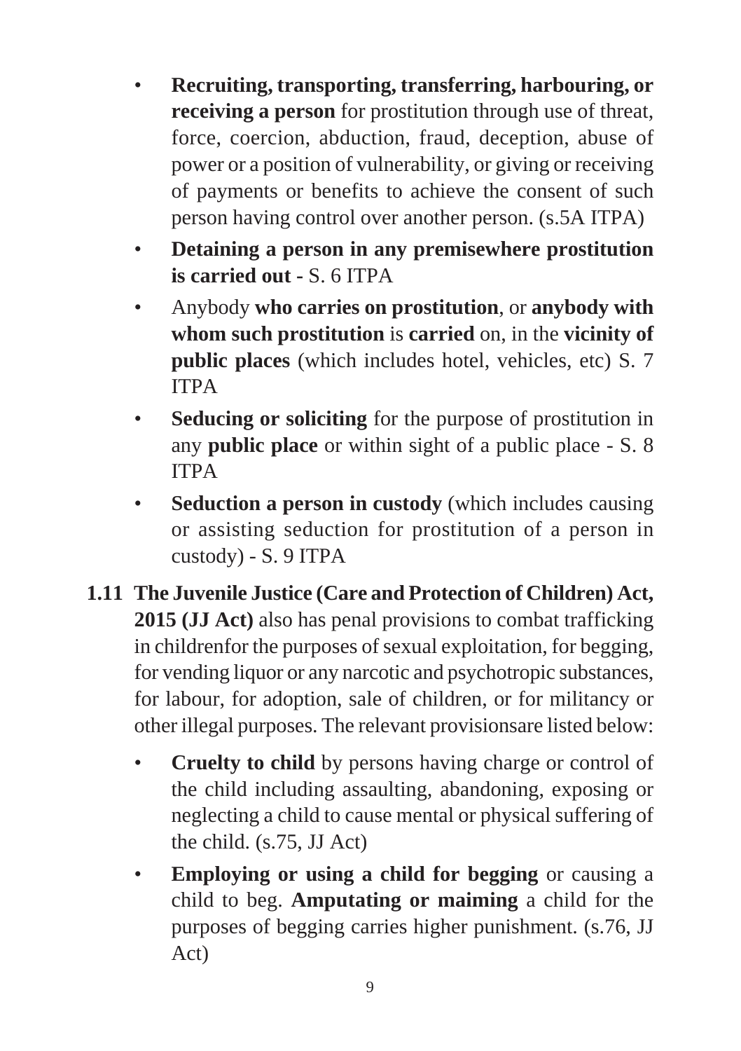- **Recruiting, transporting, transferring, harbouring, or receiving a person** for prostitution through use of threat, force, coercion, abduction, fraud, deception, abuse of power or a position of vulnerability, or giving or receiving of payments or benefits to achieve the consent of such person having control over another person. (s.5A ITPA)
- **Detaining a person in any premisewhere prostitution is carried out** - S. 6 ITPA
- Anybody **who carries on prostitution**, or **anybody with whom such prostitution** is **carried** on, in the **vicinity of public places** (which includes hotel, vehicles, etc) S. 7 ITPA
- **Seducing or soliciting** for the purpose of prostitution in any **public place** or within sight of a public place - S. 8 ITPA
- **Seduction a person in custody** (which includes causing or assisting seduction for prostitution of a person in custody) - S. 9 ITPA

**1.11 The Juvenile Justice (Care and Protection of Children) Act, 2015 (JJ Act)** also has penal provisions to combat trafficking in childrenfor the purposes of sexual exploitation, for begging, for vending liquor or any narcotic and psychotropic substances, for labour, for adoption, sale of children, or for militancy or other illegal purposes. The relevant provisionsare listed below:

- **Cruelty to child** by persons having charge or control of the child including assaulting, abandoning, exposing or neglecting a child to cause mental or physical suffering of the child. (s.75, JJ Act)
- **Employing or using a child for begging** or causing a child to beg. **Amputating or maiming** a child for the purposes of begging carries higher punishment. (s.76, JJ Act)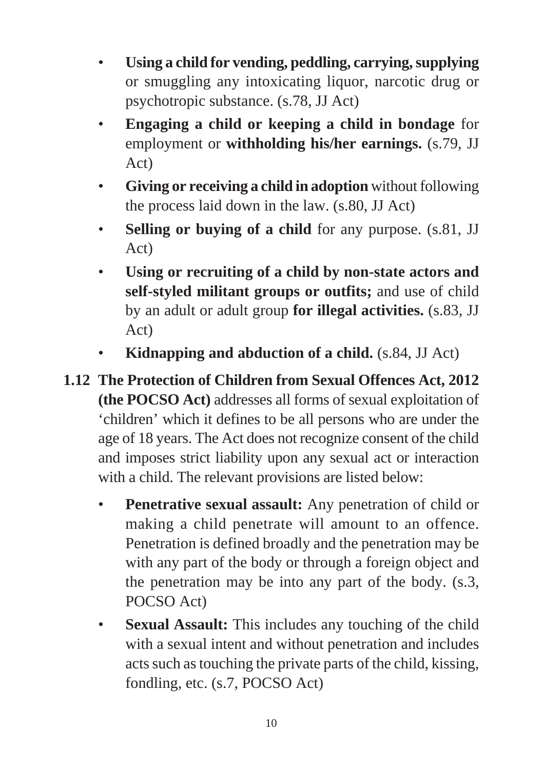- **Using a child for vending, peddling, carrying, supplying** or smuggling any intoxicating liquor, narcotic drug or psychotropic substance. (s.78, JJ Act)
- **Engaging a child or keeping a child in bondage** for employment or **withholding his/her earnings.** (s.79, JJ Act)
- **Giving or receiving a child in adoption** without following the process laid down in the law. (s.80, JJ Act)
- **Selling or buying of a child** for any purpose. (s.81, JJ Act)
- **Using or recruiting of a child by non-state actors and self-styled militant groups or outfits;** and use of child by an adult or adult group **for illegal activities.** (s.83, JJ Act)
- **Kidnapping and abduction of a child.** (s.84, JJ Act)

**1.12 The Protection of Children from Sexual Offences Act, 2012 (the POCSO Act)** addresses all forms of sexual exploitation of 'children' which it defines to be all persons who are under the age of 18 years. The Act does not recognize consent of the child and imposes strict liability upon any sexual act or interaction with a child. The relevant provisions are listed below:

- **Penetrative sexual assault:** Any penetration of child or making a child penetrate will amount to an offence. Penetration is defined broadly and the penetration may be with any part of the body or through a foreign object and the penetration may be into any part of the body. (s.3, POCSO Act)
- **Sexual Assault:** This includes any touching of the child with a sexual intent and without penetration and includes acts such as touching the private parts of the child, kissing, fondling, etc. (s.7, POCSO Act)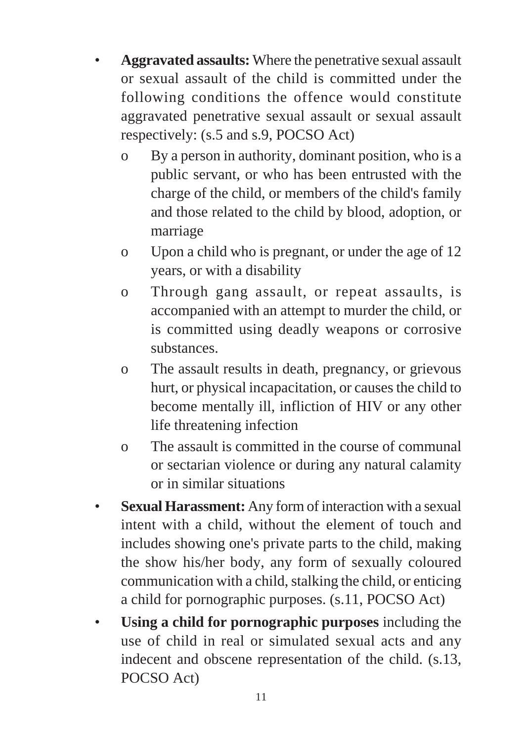- **Aggravated assaults:** Where the penetrative sexual assault or sexual assault of the child is committed under the following conditions the offence would constitute aggravated penetrative sexual assault or sexual assault respectively: (s.5 and s.9, POCSO Act)
    - o By a person in authority, dominant position, who is a public servant, or who has been entrusted with the charge of the child, or members of the child's family and those related to the child by blood, adoption, or marriage
    - o Upon a child who is pregnant, or under the age of 12 years, or with a disability
    - o Through gang assault, or repeat assaults, is accompanied with an attempt to murder the child, or is committed using deadly weapons or corrosive substances.
    - o The assault results in death, pregnancy, or grievous hurt, or physical incapacitation, or causes the child to become mentally ill, infliction of HIV or any other life threatening infection
    - o The assault is committed in the course of communal or sectarian violence or during any natural calamity or in similar situations
- **Sexual Harassment:** Any form of interaction with a sexual intent with a child, without the element of touch and includes showing one's private parts to the child, making the show his/her body, any form of sexually coloured communication with a child, stalking the child, or enticing a child for pornographic purposes. (s.11, POCSO Act)
- **Using a child for pornographic purposes** including the use of child in real or simulated sexual acts and any indecent and obscene representation of the child. (s.13, POCSO Act)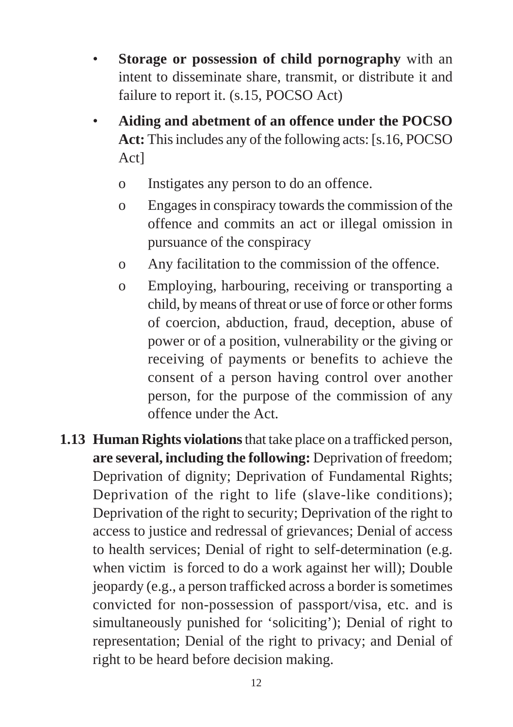- **Storage or possession of child pornography** with an intent to disseminate share, transmit, or distribute it and failure to report it. (s.15, POCSO Act)
- **Aiding and abetment of an offence under the POCSO Act:** This includes any of the following acts: [s.16, POCSO Act]
  - o Instigates any person to do an offence.
  - o Engages in conspiracy towards the commission of the offence and commits an act or illegal omission in pursuance of the conspiracy
  - o Any facilitation to the commission of the offence.
  - o Employing, harbouring, receiving or transporting a child, by means of threat or use of force or other forms of coercion, abduction, fraud, deception, abuse of power or of a position, vulnerability or the giving or receiving of payments or benefits to achieve the consent of a person having control over another person, for the purpose of the commission of any offence under the Act.

**1.13 Human Rights violations** that take place on a trafficked person, **are several, including the following:** Deprivation of freedom; Deprivation of dignity; Deprivation of Fundamental Rights; Deprivation of the right to life (slave-like conditions); Deprivation of the right to security; Deprivation of the right to access to justice and redressal of grievances; Denial of access to health services; Denial of right to self-determination (e.g. when victim is forced to do a work against her will); Double jeopardy (e.g., a person trafficked across a border is sometimes convicted for non-possession of passport/visa, etc. and is simultaneously punished for 'soliciting'); Denial of right to representation; Denial of the right to privacy; and Denial of right to be heard before decision making.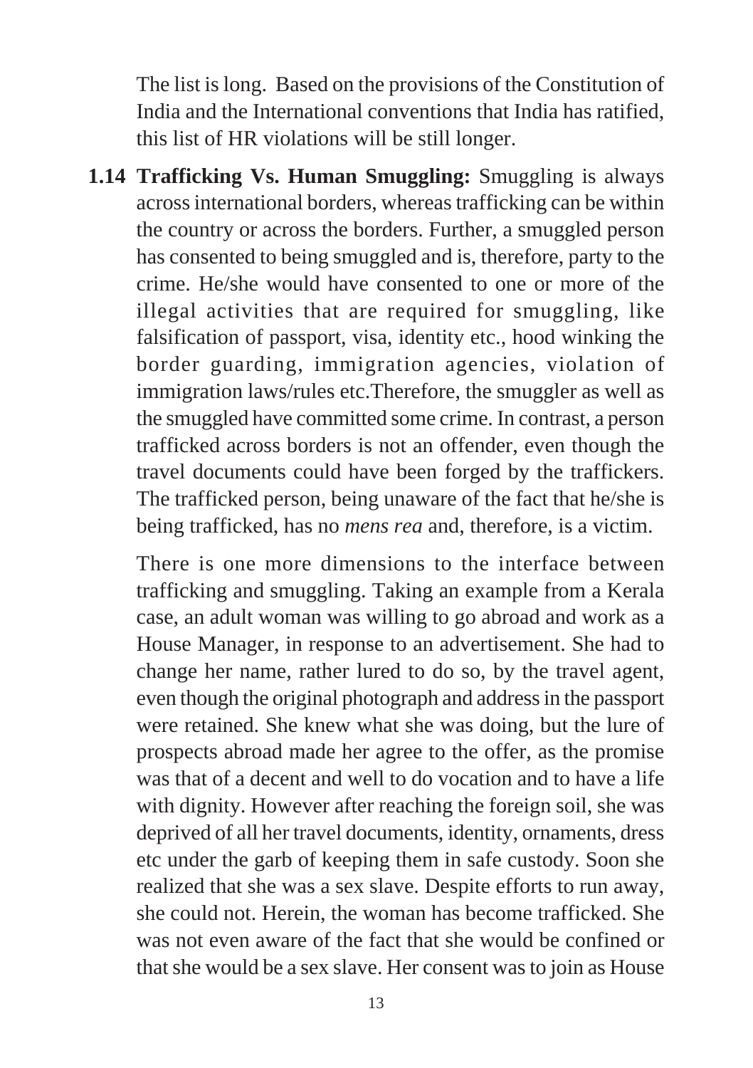The list is long. Based on the provisions of the Constitution of India and the International conventions that India has ratified, this list of HR violations will be still longer.

**1.14 Trafficking Vs. Human Smuggling:** Smuggling is always across international borders, whereas trafficking can be within the country or across the borders. Further, a smuggled person has consented to being smuggled and is, therefore, party to the crime. He/she would have consented to one or more of the illegal activities that are required for smuggling, like falsification of passport, visa, identity etc., hood winking the border guarding, immigration agencies, violation of immigration laws/rules etc.Therefore, the smuggler as well as the smuggled have committed some crime. In contrast, a person trafficked across borders is not an offender, even though the travel documents could have been forged by the traffickers. The trafficked person, being unaware of the fact that he/she is being trafficked, has no *mens rea* and, therefore, is a victim.

There is one more dimensions to the interface between trafficking and smuggling. Taking an example from a Kerala case, an adult woman was willing to go abroad and work as a House Manager, in response to an advertisement. She had to change her name, rather lured to do so, by the travel agent, even though the original photograph and address in the passport were retained. She knew what she was doing, but the lure of prospects abroad made her agree to the offer, as the promise was that of a decent and well to do vocation and to have a life with dignity. However after reaching the foreign soil, she was deprived of all her travel documents, identity, ornaments, dress etc under the garb of keeping them in safe custody. Soon she realized that she was a sex slave. Despite efforts to run away, she could not. Herein, the woman has become trafficked. She was not even aware of the fact that she would be confined or that she would be a sex slave. Her consent was to join as House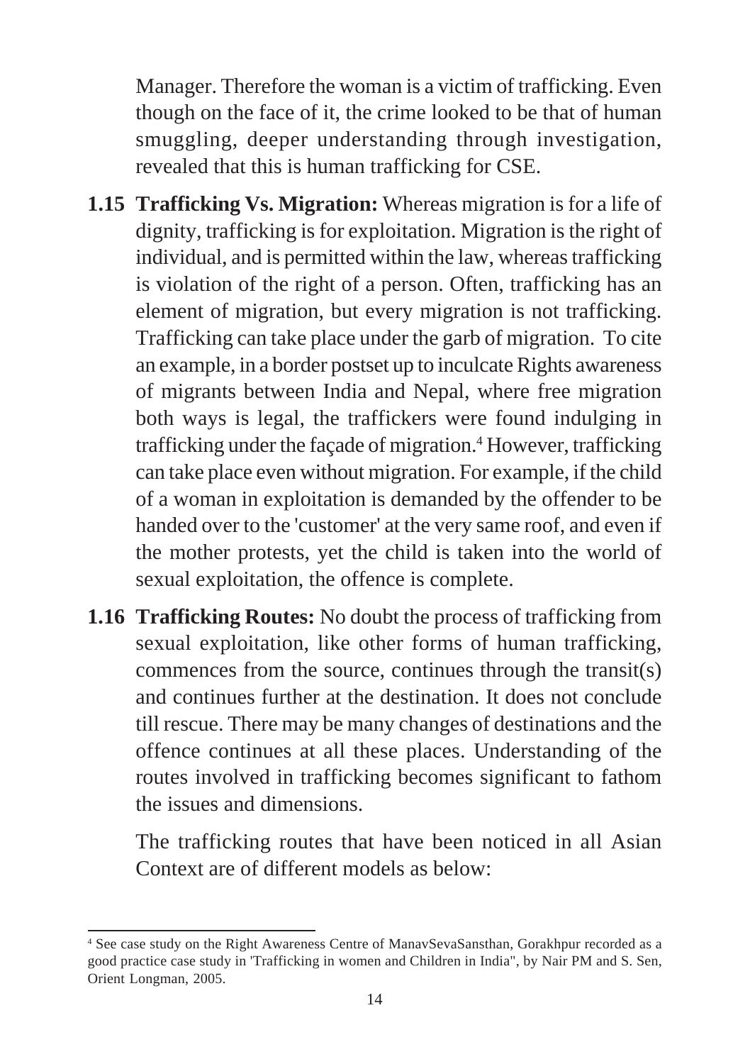Manager. Therefore the woman is a victim of trafficking. Even though on the face of it, the crime looked to be that of human smuggling, deeper understanding through investigation, revealed that this is human trafficking for CSE.

**1.15 Trafficking Vs. Migration:** Whereas migration is for a life of dignity, trafficking is for exploitation. Migration is the right of individual, and is permitted within the law, whereas trafficking is violation of the right of a person. Often, trafficking has an element of migration, but every migration is not trafficking. Trafficking can take place under the garb of migration. To cite an example, in a border postset up to inculcate Rights awareness of migrants between India and Nepal, where free migration both ways is legal, the traffickers were found indulging in trafficking under the façade of migration.[4] However, trafficking can take place even without migration. For example, if the child of a woman in exploitation is demanded by the offender to be handed over to the 'customer' at the very same roof, and even if the mother protests, yet the child is taken into the world of sexual exploitation, the offence is complete.

**1.16 Trafficking Routes:** No doubt the process of trafficking from sexual exploitation, like other forms of human trafficking, commences from the source, continues through the transit(s) and continues further at the destination. It does not conclude till rescue. There may be many changes of destinations and the offence continues at all these places. Understanding of the routes involved in trafficking becomes significant to fathom the issues and dimensions.

The trafficking routes that have been noticed in all Asian Context are of different models as below:

---

[4] See case study on the Right Awareness Centre of ManavSevaSansthan, Gorakhpur recorded as a good practice case study in 'Trafficking in women and Children in India", by Nair PM and S. Sen, Orient Longman, 2005.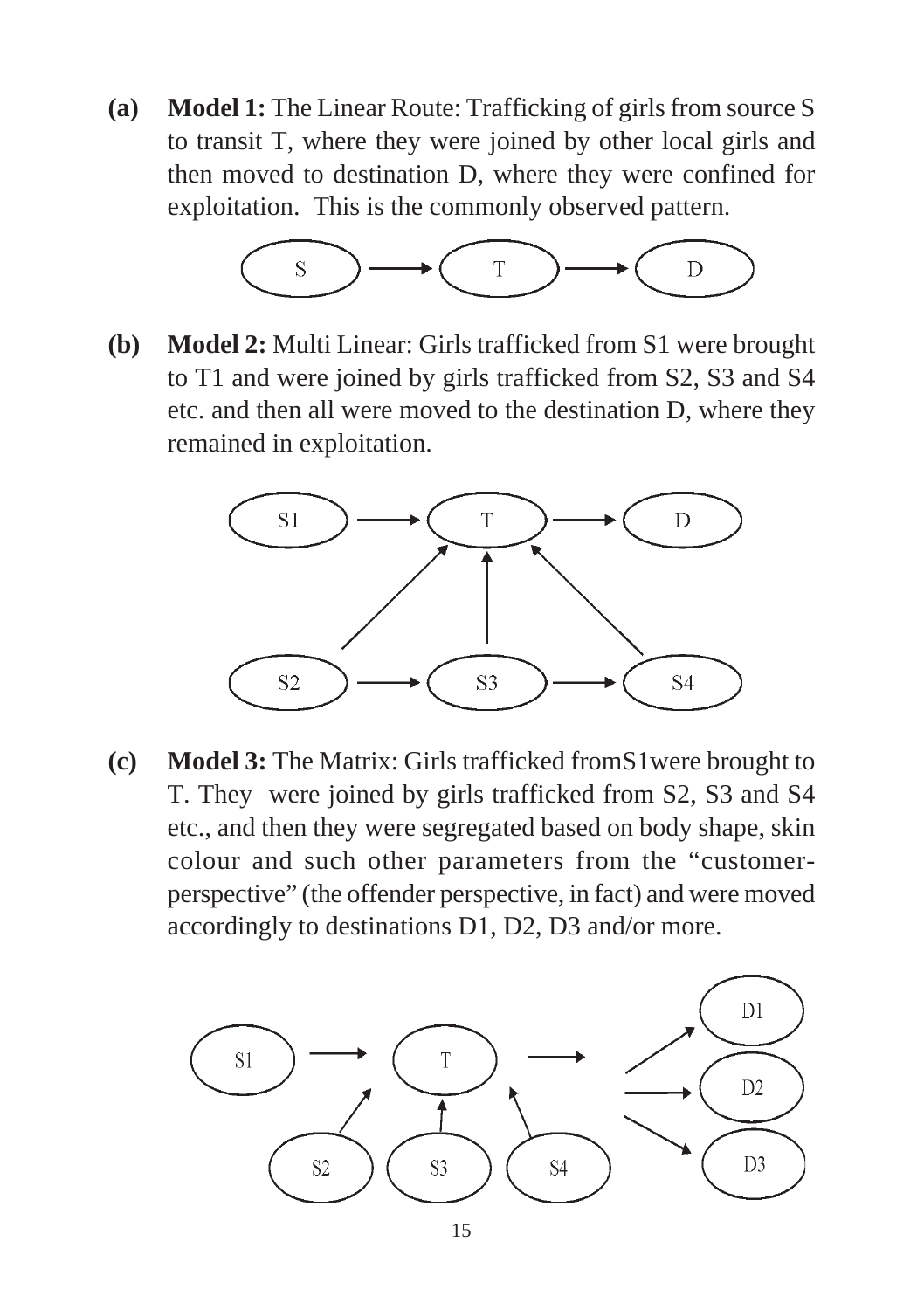**(a) Model 1:** The Linear Route: Trafficking of girls from source S to transit T, where they were joined by other local girls and then moved to destination D, where they were confined for exploitation. This is the commonly observed pattern.

S → T → D

**(b) Model 2:** Multi Linear: Girls trafficked from S1 were brought to T1 and were joined by girls trafficked from S2, S3 and S4 etc. and then all were moved to the destination D, where they remained in exploitation.

S1 → T → D

S2 → S3 → S4 (S2, S3 and S4 → T)

**(c) Model 3:** The Matrix: Girls trafficked fromS1were brought to T. They were joined by girls trafficked from S2, S3 and S4 etc., and then they were segregated based on body shape, skin colour and such other parameters from the "customer-perspective" (the offender perspective, in fact) and were moved accordingly to destinations D1, D2, D3 and/or more.

S1 → T (S2, S3, S4 → T) → D1, D2, D3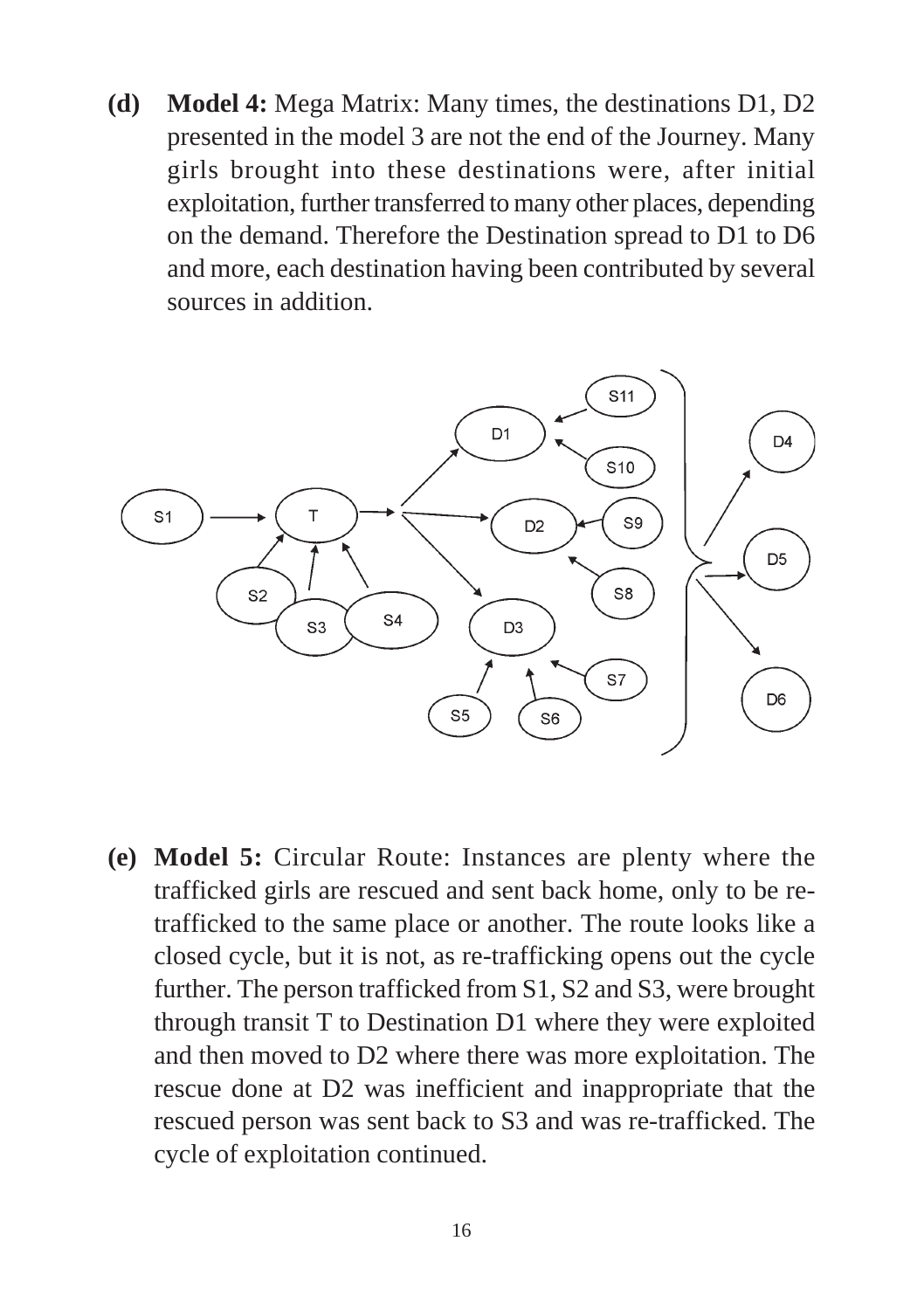**(d) Model 4:** Mega Matrix: Many times, the destinations D1, D2 presented in the model 3 are not the end of the Journey. Many girls brought into these destinations were, after initial exploitation, further transferred to many other places, depending on the demand. Therefore the Destination spread to D1 to D6 and more, each destination having been contributed by several sources in addition.

**(e) Model 5:** Circular Route: Instances are plenty where the trafficked girls are rescued and sent back home, only to be re-trafficked to the same place or another. The route looks like a closed cycle, but it is not, as re-trafficking opens out the cycle further. The person trafficked from S1, S2 and S3, were brought through transit T to Destination D1 where they were exploited and then moved to D2 where there was more exploitation. The rescue done at D2 was inefficient and inappropriate that the rescued person was sent back to S3 and was re-trafficked. The cycle of exploitation continued.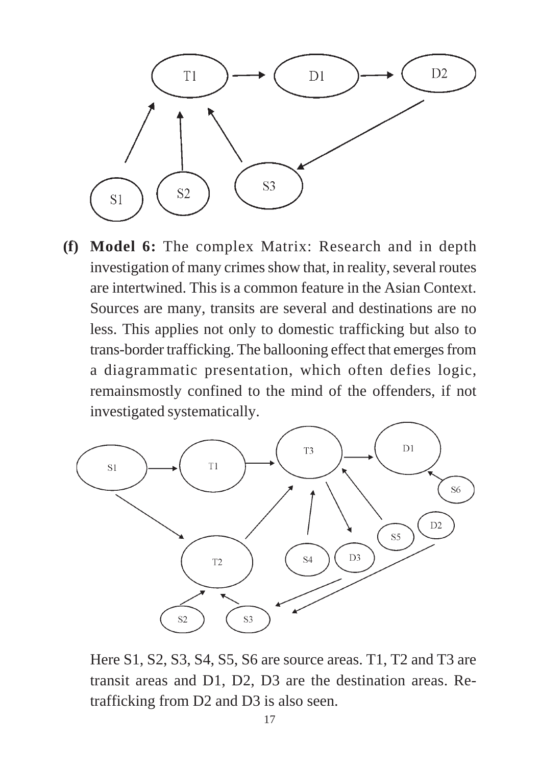**(f) Model 6:** The complex Matrix: Research and in depth investigation of many crimes show that, in reality, several routes are intertwined. This is a common feature in the Asian Context. Sources are many, transits are several and destinations are no less. This applies not only to domestic trafficking but also to trans-border trafficking. The ballooning effect that emerges from a diagrammatic presentation, which often defies logic, remainsmostly confined to the mind of the offenders, if not investigated systematically.

Here S1, S2, S3, S4, S5, S6 are source areas. T1, T2 and T3 are transit areas and D1, D2, D3 are the destination areas. Re-trafficking from D2 and D3 is also seen.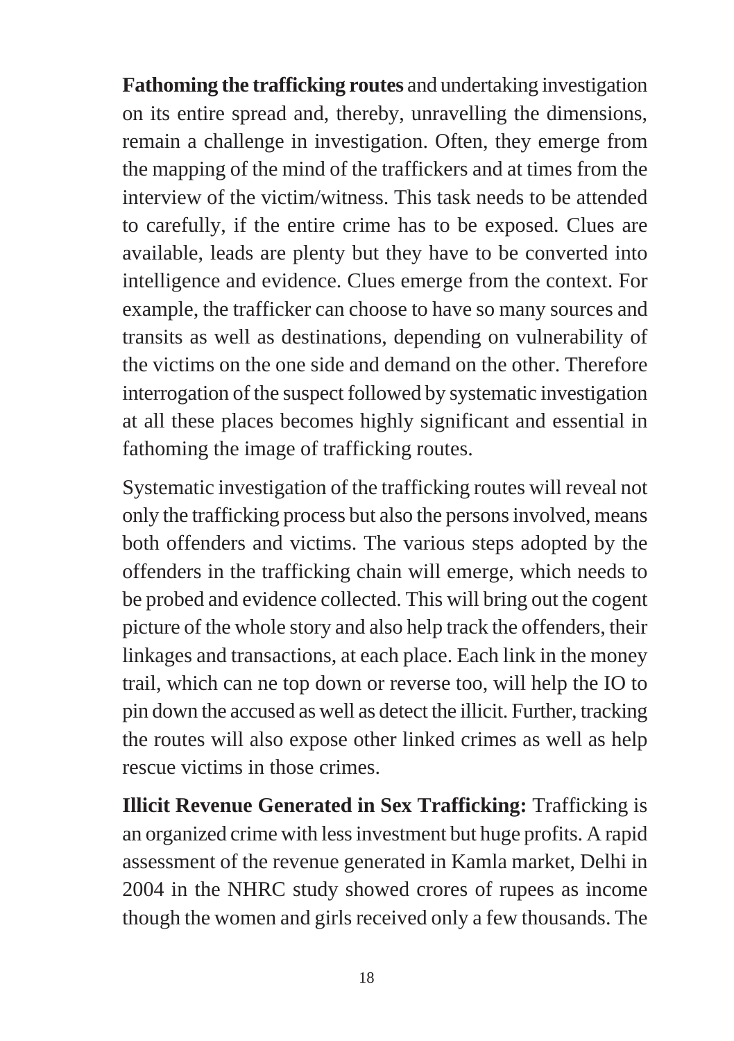**Fathoming the trafficking routes** and undertaking investigation on its entire spread and, thereby, unravelling the dimensions, remain a challenge in investigation. Often, they emerge from the mapping of the mind of the traffickers and at times from the interview of the victim/witness. This task needs to be attended to carefully, if the entire crime has to be exposed. Clues are available, leads are plenty but they have to be converted into intelligence and evidence. Clues emerge from the context. For example, the trafficker can choose to have so many sources and transits as well as destinations, depending on vulnerability of the victims on the one side and demand on the other. Therefore interrogation of the suspect followed by systematic investigation at all these places becomes highly significant and essential in fathoming the image of trafficking routes.

Systematic investigation of the trafficking routes will reveal not only the trafficking process but also the persons involved, means both offenders and victims. The various steps adopted by the offenders in the trafficking chain will emerge, which needs to be probed and evidence collected. This will bring out the cogent picture of the whole story and also help track the offenders, their linkages and transactions, at each place. Each link in the money trail, which can ne top down or reverse too, will help the IO to pin down the accused as well as detect the illicit. Further, tracking the routes will also expose other linked crimes as well as help rescue victims in those crimes.

**Illicit Revenue Generated in Sex Trafficking:** Trafficking is an organized crime with less investment but huge profits. A rapid assessment of the revenue generated in Kamla market, Delhi in 2004 in the NHRC study showed crores of rupees as income though the women and girls received only a few thousands. The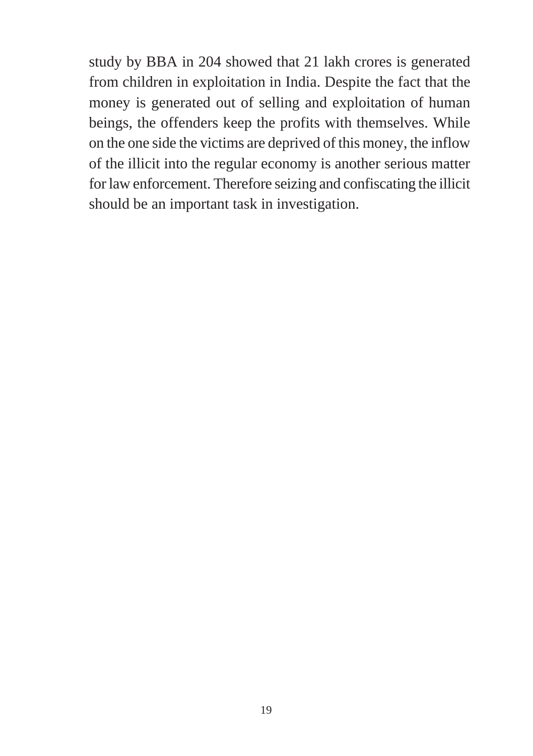study by BBA in 204 showed that 21 lakh crores is generated from children in exploitation in India. Despite the fact that the money is generated out of selling and exploitation of human beings, the offenders keep the profits with themselves. While on the one side the victims are deprived of this money, the inflow of the illicit into the regular economy is another serious matter for law enforcement. Therefore seizing and confiscating the illicit should be an important task in investigation.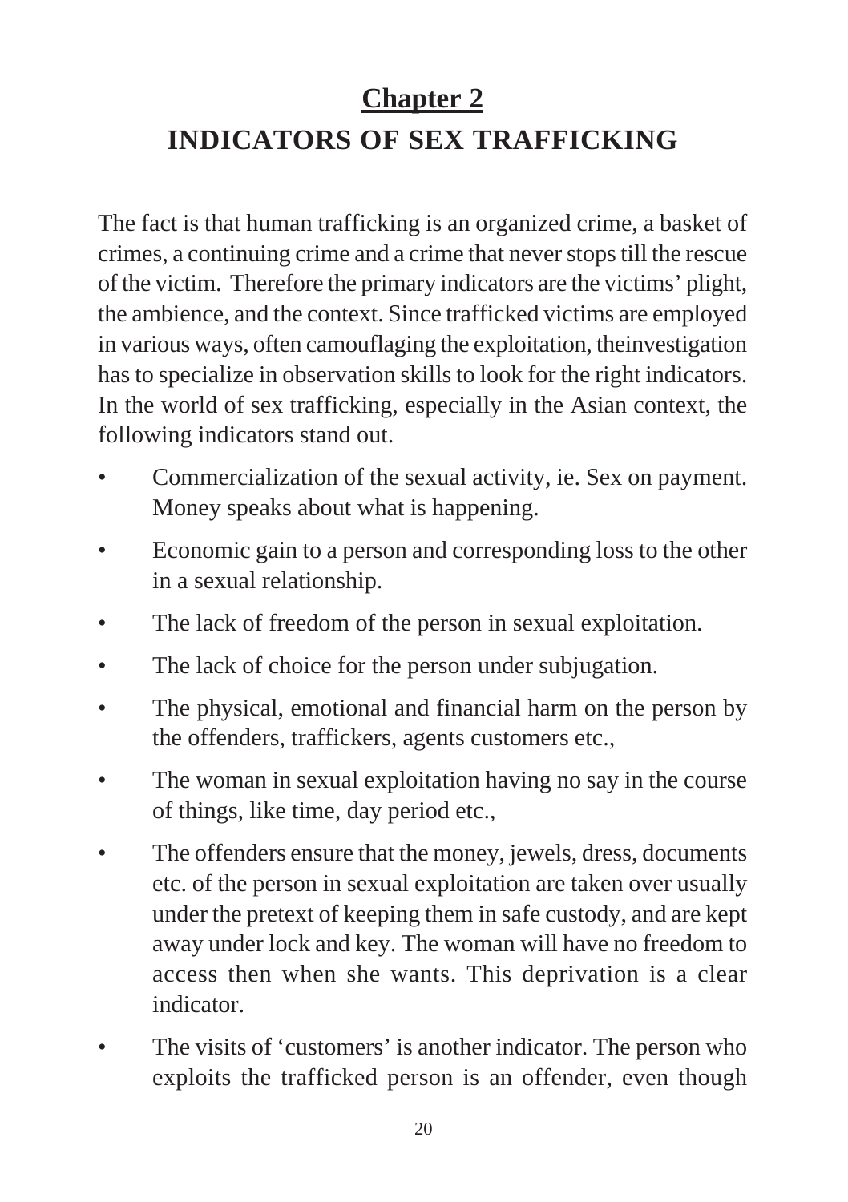# Chapter 2

## INDICATORS OF SEX TRAFFICKING

The fact is that human trafficking is an organized crime, a basket of crimes, a continuing crime and a crime that never stops till the rescue of the victim. Therefore the primary indicators are the victims' plight, the ambience, and the context. Since trafficked victims are employed in various ways, often camouflaging the exploitation, theinvestigation has to specialize in observation skills to look for the right indicators. In the world of sex trafficking, especially in the Asian context, the following indicators stand out.

- Commercialization of the sexual activity, ie. Sex on payment. Money speaks about what is happening.
- Economic gain to a person and corresponding loss to the other in a sexual relationship.
- The lack of freedom of the person in sexual exploitation.
- The lack of choice for the person under subjugation.
- The physical, emotional and financial harm on the person by the offenders, traffickers, agents customers etc.,
- The woman in sexual exploitation having no say in the course of things, like time, day period etc.,
- The offenders ensure that the money, jewels, dress, documents etc. of the person in sexual exploitation are taken over usually under the pretext of keeping them in safe custody, and are kept away under lock and key. The woman will have no freedom to access then when she wants. This deprivation is a clear indicator.
- The visits of 'customers' is another indicator. The person who exploits the trafficked person is an offender, even though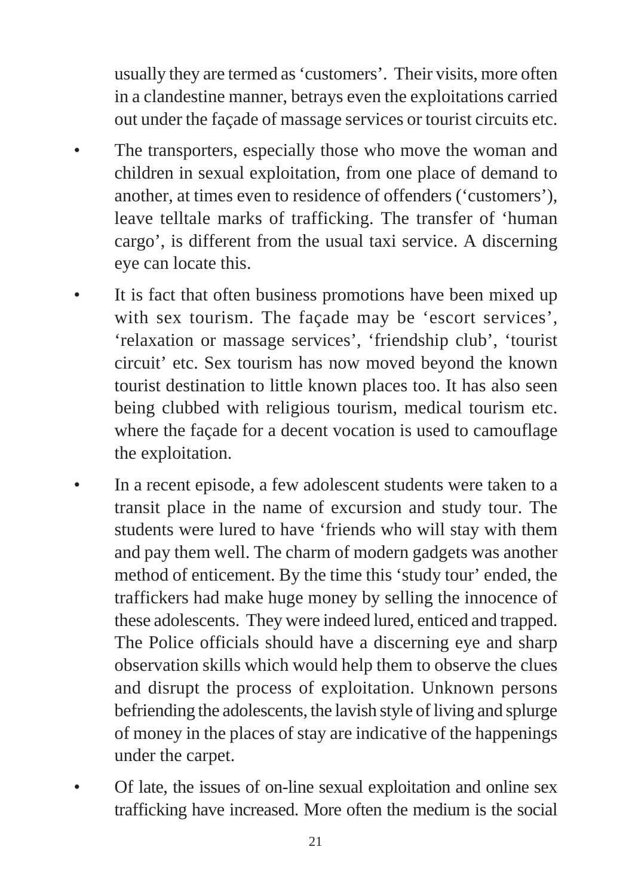usually they are termed as 'customers'. Their visits, more often in a clandestine manner, betrays even the exploitations carried out under the façade of massage services or tourist circuits etc.

- The transporters, especially those who move the woman and children in sexual exploitation, from one place of demand to another, at times even to residence of offenders ('customers'), leave telltale marks of trafficking. The transfer of 'human cargo', is different from the usual taxi service. A discerning eye can locate this.
- It is fact that often business promotions have been mixed up with sex tourism. The façade may be 'escort services', 'relaxation or massage services', 'friendship club', 'tourist circuit' etc. Sex tourism has now moved beyond the known tourist destination to little known places too. It has also seen being clubbed with religious tourism, medical tourism etc. where the façade for a decent vocation is used to camouflage the exploitation.
- In a recent episode, a few adolescent students were taken to a transit place in the name of excursion and study tour. The students were lured to have 'friends who will stay with them and pay them well. The charm of modern gadgets was another method of enticement. By the time this 'study tour' ended, the traffickers had make huge money by selling the innocence of these adolescents. They were indeed lured, enticed and trapped. The Police officials should have a discerning eye and sharp observation skills which would help them to observe the clues and disrupt the process of exploitation. Unknown persons befriending the adolescents, the lavish style of living and splurge of money in the places of stay are indicative of the happenings under the carpet.
- Of late, the issues of on-line sexual exploitation and online sex trafficking have increased. More often the medium is the social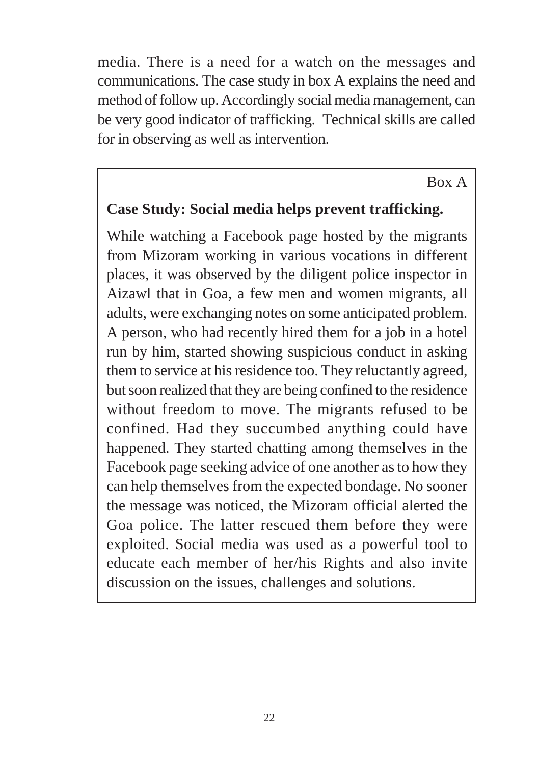media. There is a need for a watch on the messages and communications. The case study in box A explains the need and method of follow up. Accordingly social media management, can be very good indicator of trafficking. Technical skills are called for in observing as well as intervention.

Box A

**Case Study: Social media helps prevent trafficking.**

While watching a Facebook page hosted by the migrants from Mizoram working in various vocations in different places, it was observed by the diligent police inspector in Aizawl that in Goa, a few men and women migrants, all adults, were exchanging notes on some anticipated problem. A person, who had recently hired them for a job in a hotel run by him, started showing suspicious conduct in asking them to service at his residence too. They reluctantly agreed, but soon realized that they are being confined to the residence without freedom to move. The migrants refused to be confined. Had they succumbed anything could have happened. They started chatting among themselves in the Facebook page seeking advice of one another as to how they can help themselves from the expected bondage. No sooner the message was noticed, the Mizoram official alerted the Goa police. The latter rescued them before they were exploited. Social media was used as a powerful tool to educate each member of her/his Rights and also invite discussion on the issues, challenges and solutions.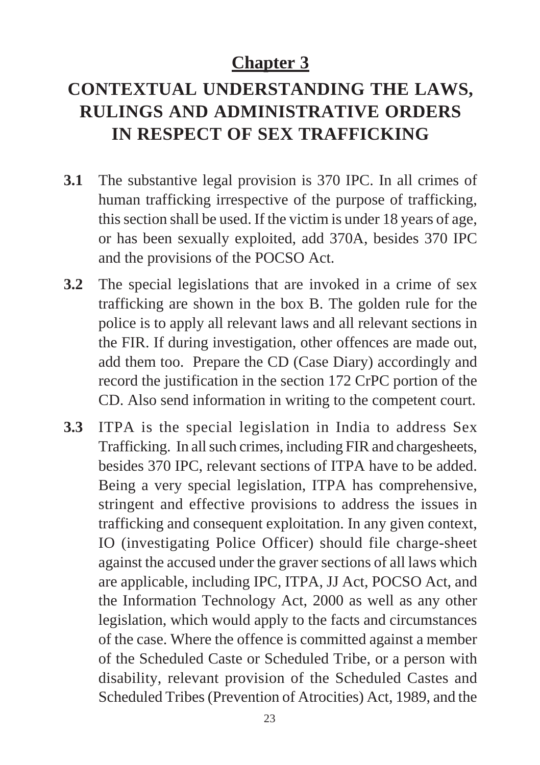## Chapter 3

# CONTEXTUAL UNDERSTANDING THE LAWS, RULINGS AND ADMINISTRATIVE ORDERS IN RESPECT OF SEX TRAFFICKING

**3.1** The substantive legal provision is 370 IPC. In all crimes of human trafficking irrespective of the purpose of trafficking, this section shall be used. If the victim is under 18 years of age, or has been sexually exploited, add 370A, besides 370 IPC and the provisions of the POCSO Act.

**3.2** The special legislations that are invoked in a crime of sex trafficking are shown in the box B. The golden rule for the police is to apply all relevant laws and all relevant sections in the FIR. If during investigation, other offences are made out, add them too. Prepare the CD (Case Diary) accordingly and record the justification in the section 172 CrPC portion of the CD. Also send information in writing to the competent court.

**3.3** ITPA is the special legislation in India to address Sex Trafficking. In all such crimes, including FIR and chargesheets, besides 370 IPC, relevant sections of ITPA have to be added. Being a very special legislation, ITPA has comprehensive, stringent and effective provisions to address the issues in trafficking and consequent exploitation. In any given context, IO (investigating Police Officer) should file charge-sheet against the accused under the graver sections of all laws which are applicable, including IPC, ITPA, JJ Act, POCSO Act, and the Information Technology Act, 2000 as well as any other legislation, which would apply to the facts and circumstances of the case. Where the offence is committed against a member of the Scheduled Caste or Scheduled Tribe, or a person with disability, relevant provision of the Scheduled Castes and Scheduled Tribes (Prevention of Atrocities) Act, 1989, and the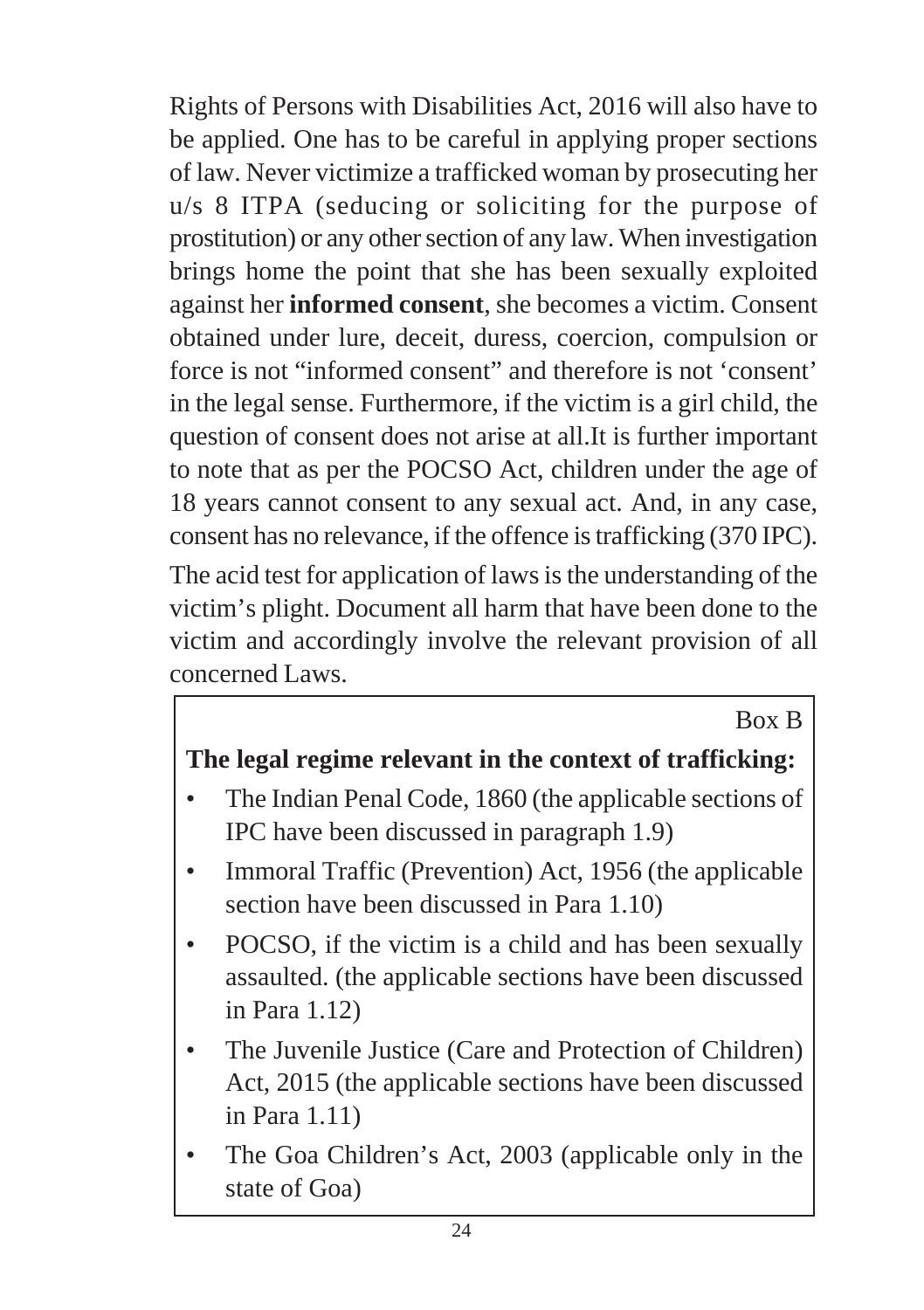Rights of Persons with Disabilities Act, 2016 will also have to be applied. One has to be careful in applying proper sections of law. Never victimize a trafficked woman by prosecuting her u/s 8 ITPA (seducing or soliciting for the purpose of prostitution) or any other section of any law. When investigation brings home the point that she has been sexually exploited against her **informed consent**, she becomes a victim. Consent obtained under lure, deceit, duress, coercion, compulsion or force is not "informed consent" and therefore is not 'consent' in the legal sense. Furthermore, if the victim is a girl child, the question of consent does not arise at all.It is further important to note that as per the POCSO Act, children under the age of 18 years cannot consent to any sexual act. And, in any case, consent has no relevance, if the offence is trafficking (370 IPC).

The acid test for application of laws is the understanding of the victim's plight. Document all harm that have been done to the victim and accordingly involve the relevant provision of all concerned Laws.

Box B

**The legal regime relevant in the context of trafficking:**

- The Indian Penal Code, 1860 (the applicable sections of IPC have been discussed in paragraph 1.9)
- Immoral Traffic (Prevention) Act, 1956 (the applicable section have been discussed in Para 1.10)
- POCSO, if the victim is a child and has been sexually assaulted. (the applicable sections have been discussed in Para 1.12)
- The Juvenile Justice (Care and Protection of Children) Act, 2015 (the applicable sections have been discussed in Para 1.11)
- The Goa Children's Act, 2003 (applicable only in the state of Goa)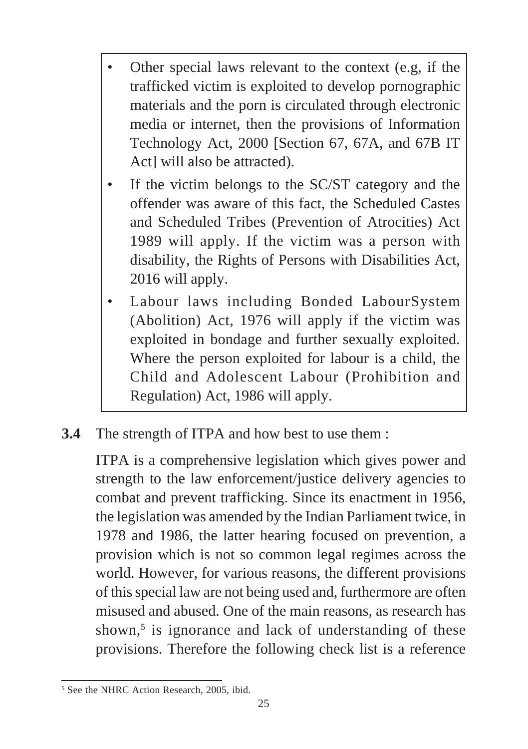- Other special laws relevant to the context (e.g, if the trafficked victim is exploited to develop pornographic materials and the porn is circulated through electronic media or internet, then the provisions of Information Technology Act, 2000 [Section 67, 67A, and 67B IT Act] will also be attracted).
- If the victim belongs to the SC/ST category and the offender was aware of this fact, the Scheduled Castes and Scheduled Tribes (Prevention of Atrocities) Act 1989 will apply. If the victim was a person with disability, the Rights of Persons with Disabilities Act, 2016 will apply.
- Labour laws including Bonded LabourSystem (Abolition) Act, 1976 will apply if the victim was exploited in bondage and further sexually exploited. Where the person exploited for labour is a child, the Child and Adolescent Labour (Prohibition and Regulation) Act, 1986 will apply.

**3.4** The strength of ITPA and how best to use them :

ITPA is a comprehensive legislation which gives power and strength to the law enforcement/justice delivery agencies to combat and prevent trafficking. Since its enactment in 1956, the legislation was amended by the Indian Parliament twice, in 1978 and 1986, the latter hearing focused on prevention, a provision which is not so common legal regimes across the world. However, for various reasons, the different provisions of this special law are not being used and, furthermore are often misused and abused. One of the main reasons, as research has shown,[5] is ignorance and lack of understanding of these provisions. Therefore the following check list is a reference

[5] See the NHRC Action Research, 2005, ibid.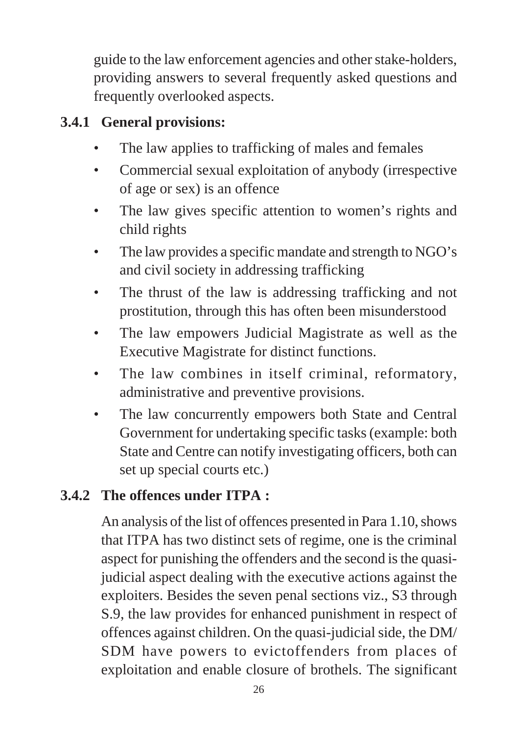guide to the law enforcement agencies and other stake-holders, providing answers to several frequently asked questions and frequently overlooked aspects.

### 3.4.1 General provisions:

- The law applies to trafficking of males and females
- Commercial sexual exploitation of anybody (irrespective of age or sex) is an offence
- The law gives specific attention to women's rights and child rights
- The law provides a specific mandate and strength to NGO's and civil society in addressing trafficking
- The thrust of the law is addressing trafficking and not prostitution, through this has often been misunderstood
- The law empowers Judicial Magistrate as well as the Executive Magistrate for distinct functions.
- The law combines in itself criminal, reformatory, administrative and preventive provisions.
- The law concurrently empowers both State and Central Government for undertaking specific tasks (example: both State and Centre can notify investigating officers, both can set up special courts etc.)

### 3.4.2 The offences under ITPA :

An analysis of the list of offences presented in Para 1.10, shows that ITPA has two distinct sets of regime, one is the criminal aspect for punishing the offenders and the second is the quasi-judicial aspect dealing with the executive actions against the exploiters. Besides the seven penal sections viz., S3 through S.9, the law provides for enhanced punishment in respect of offences against children. On the quasi-judicial side, the DM/ SDM have powers to evictoffenders from places of exploitation and enable closure of brothels. The significant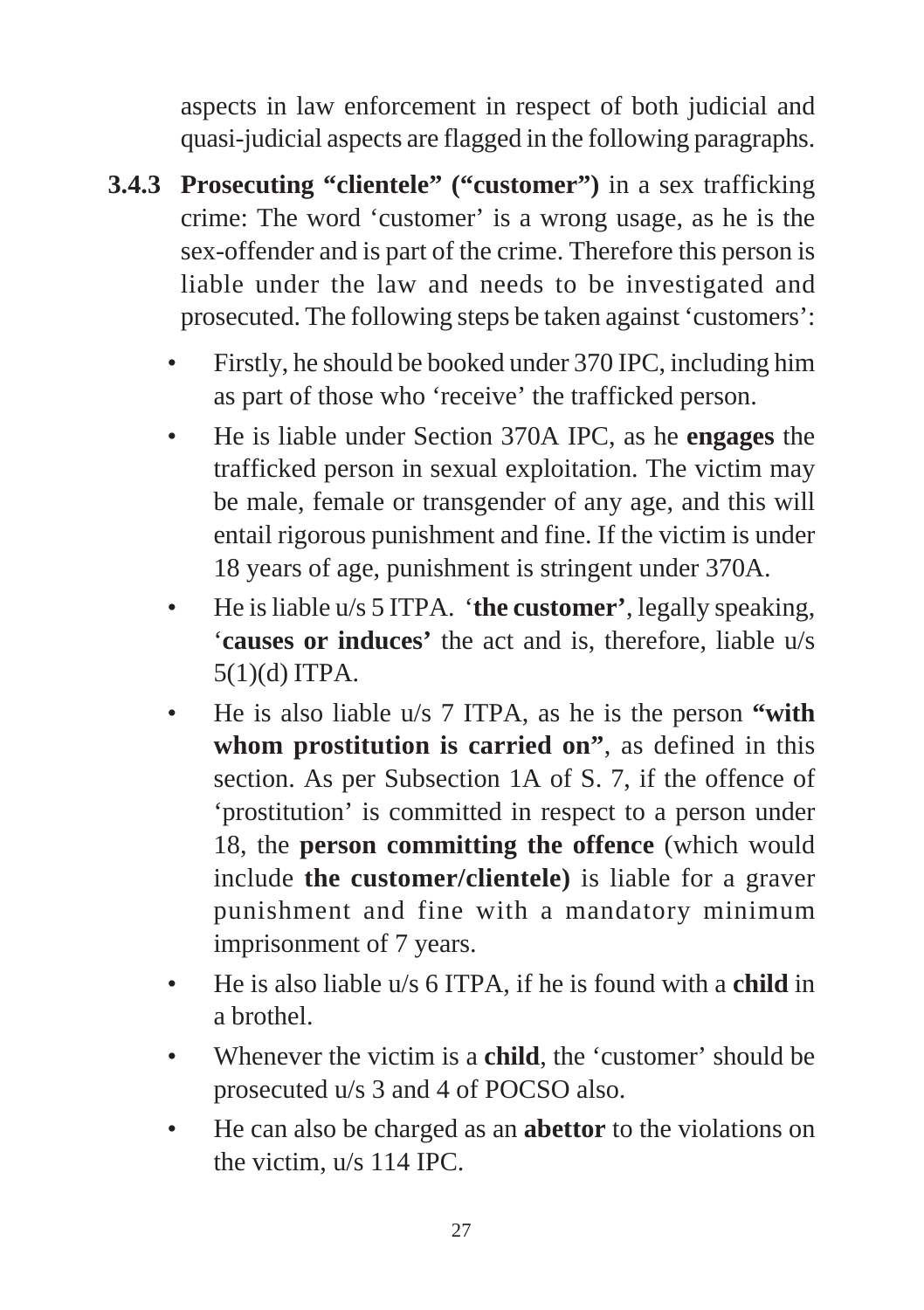aspects in law enforcement in respect of both judicial and quasi-judicial aspects are flagged in the following paragraphs.

**3.4.3 Prosecuting "clientele" ("customer")** in a sex trafficking crime: The word 'customer' is a wrong usage, as he is the sex-offender and is part of the crime. Therefore this person is liable under the law and needs to be investigated and prosecuted. The following steps be taken against 'customers':

- Firstly, he should be booked under 370 IPC, including him as part of those who 'receive' the trafficked person.
- He is liable under Section 370A IPC, as he **engages** the trafficked person in sexual exploitation. The victim may be male, female or transgender of any age, and this will entail rigorous punishment and fine. If the victim is under 18 years of age, punishment is stringent under 370A.
- He is liable u/s 5 ITPA. '**the customer'**, legally speaking, '**causes or induces'** the act and is, therefore, liable u/s 5(1)(d) ITPA.
- He is also liable u/s 7 ITPA, as he is the person **"with whom prostitution is carried on"**, as defined in this section. As per Subsection 1A of S. 7, if the offence of 'prostitution' is committed in respect to a person under 18, the **person committing the offence** (which would include **the customer/clientele)** is liable for a graver punishment and fine with a mandatory minimum imprisonment of 7 years.
- He is also liable u/s 6 ITPA, if he is found with a **child** in a brothel.
- Whenever the victim is a **child**, the 'customer' should be prosecuted u/s 3 and 4 of POCSO also.
- He can also be charged as an **abettor** to the violations on the victim, u/s 114 IPC.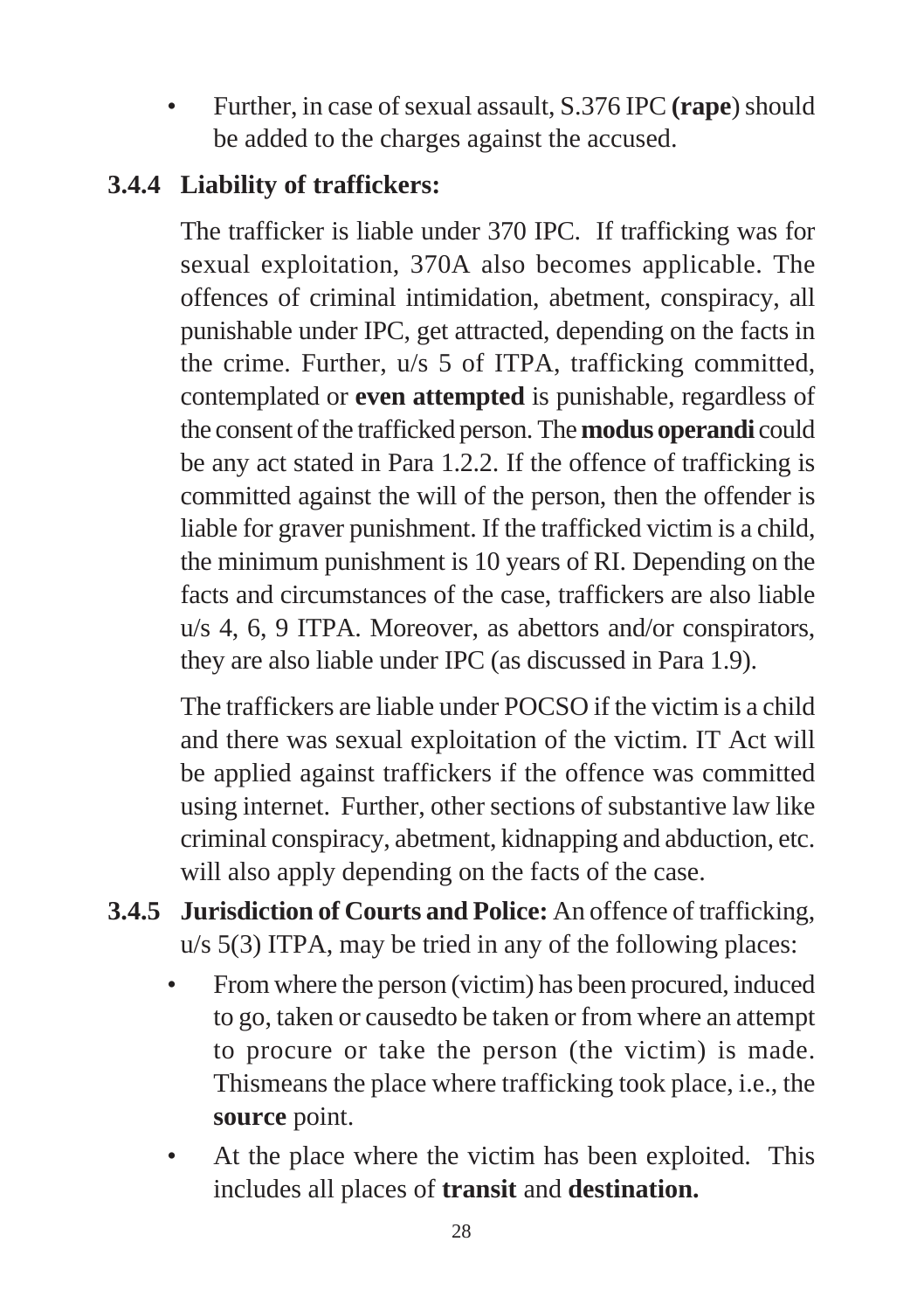- Further, in case of sexual assault, S.376 IPC **(rape**) should be added to the charges against the accused.

### 3.4.4 Liability of traffickers:

The trafficker is liable under 370 IPC. If trafficking was for sexual exploitation, 370A also becomes applicable. The offences of criminal intimidation, abetment, conspiracy, all punishable under IPC, get attracted, depending on the facts in the crime. Further, u/s 5 of ITPA, trafficking committed, contemplated or **even attempted** is punishable, regardless of the consent of the trafficked person. The **modus operandi** could be any act stated in Para 1.2.2. If the offence of trafficking is committed against the will of the person, then the offender is liable for graver punishment. If the trafficked victim is a child, the minimum punishment is 10 years of RI. Depending on the facts and circumstances of the case, traffickers are also liable u/s 4, 6, 9 ITPA. Moreover, as abettors and/or conspirators, they are also liable under IPC (as discussed in Para 1.9).

The traffickers are liable under POCSO if the victim is a child and there was sexual exploitation of the victim. IT Act will be applied against traffickers if the offence was committed using internet. Further, other sections of substantive law like criminal conspiracy, abetment, kidnapping and abduction, etc. will also apply depending on the facts of the case.

### 3.4.5 Jurisdiction of Courts and Police: An offence of trafficking, u/s 5(3) ITPA, may be tried in any of the following places:

- From where the person (victim) has been procured, induced to go, taken or causedto be taken or from where an attempt to procure or take the person (the victim) is made. Thismeans the place where trafficking took place, i.e., the **source** point.
- At the place where the victim has been exploited. This includes all places of **transit** and **destination.**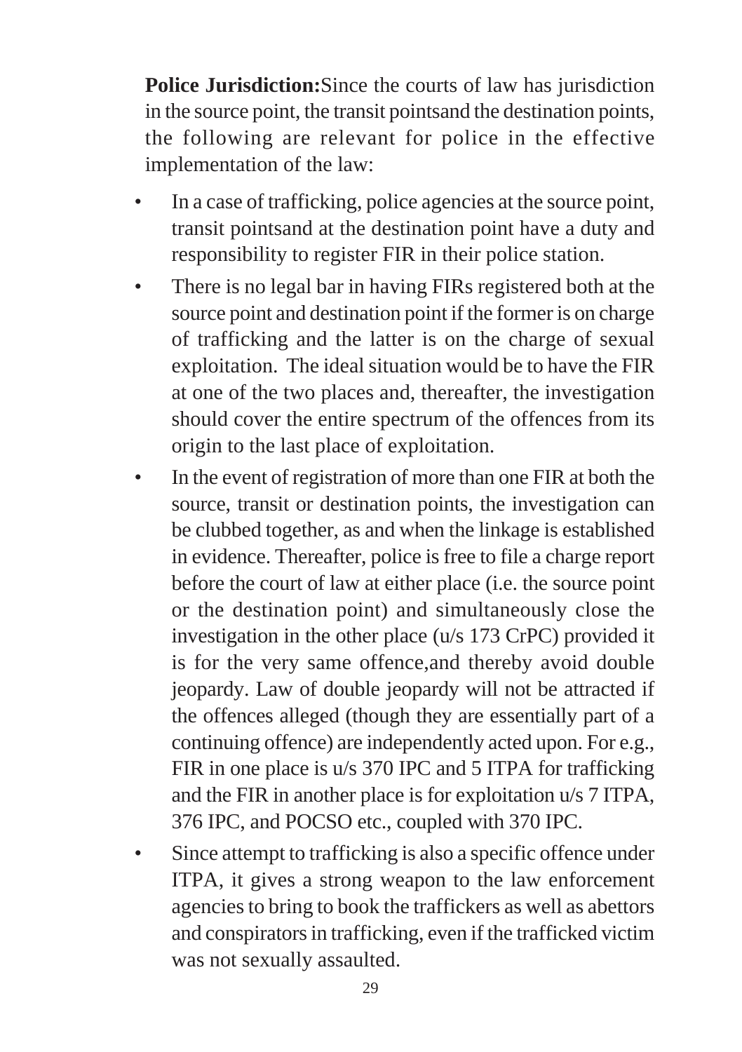**Police Jurisdiction:**Since the courts of law has jurisdiction in the source point, the transit pointsand the destination points, the following are relevant for police in the effective implementation of the law:

- In a case of trafficking, police agencies at the source point, transit pointsand at the destination point have a duty and responsibility to register FIR in their police station.
- There is no legal bar in having FIRs registered both at the source point and destination point if the former is on charge of trafficking and the latter is on the charge of sexual exploitation. The ideal situation would be to have the FIR at one of the two places and, thereafter, the investigation should cover the entire spectrum of the offences from its origin to the last place of exploitation.
- In the event of registration of more than one FIR at both the source, transit or destination points, the investigation can be clubbed together, as and when the linkage is established in evidence. Thereafter, police is free to file a charge report before the court of law at either place (i.e. the source point or the destination point) and simultaneously close the investigation in the other place (u/s 173 CrPC) provided it is for the very same offence,and thereby avoid double jeopardy. Law of double jeopardy will not be attracted if the offences alleged (though they are essentially part of a continuing offence) are independently acted upon. For e.g., FIR in one place is u/s 370 IPC and 5 ITPA for trafficking and the FIR in another place is for exploitation u/s 7 ITPA, 376 IPC, and POCSO etc., coupled with 370 IPC.
- Since attempt to trafficking is also a specific offence under ITPA, it gives a strong weapon to the law enforcement agencies to bring to book the traffickers as well as abettors and conspirators in trafficking, even if the trafficked victim was not sexually assaulted.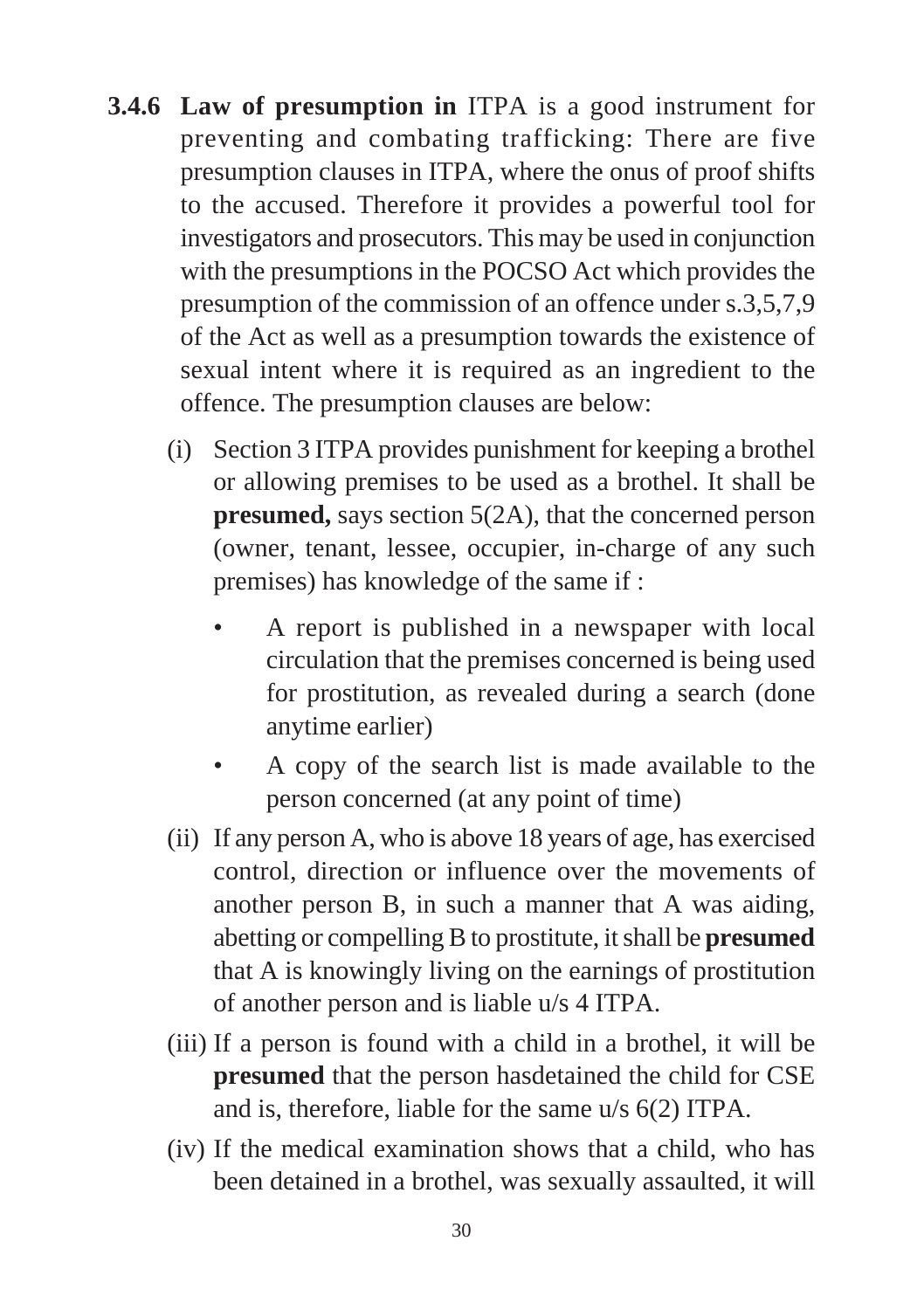**3.4.6 Law of presumption in** ITPA is a good instrument for preventing and combating trafficking: There are five presumption clauses in ITPA, where the onus of proof shifts to the accused. Therefore it provides a powerful tool for investigators and prosecutors. This may be used in conjunction with the presumptions in the POCSO Act which provides the presumption of the commission of an offence under s.3,5,7,9 of the Act as well as a presumption towards the existence of sexual intent where it is required as an ingredient to the offence. The presumption clauses are below:

(i) Section 3 ITPA provides punishment for keeping a brothel or allowing premises to be used as a brothel. It shall be **presumed,** says section 5(2A), that the concerned person (owner, tenant, lessee, occupier, in-charge of any such premises) has knowledge of the same if :

- A report is published in a newspaper with local circulation that the premises concerned is being used for prostitution, as revealed during a search (done anytime earlier)
- A copy of the search list is made available to the person concerned (at any point of time)

(ii) If any person A, who is above 18 years of age, has exercised control, direction or influence over the movements of another person B, in such a manner that A was aiding, abetting or compelling B to prostitute, it shall be **presumed** that A is knowingly living on the earnings of prostitution of another person and is liable u/s 4 ITPA.

(iii) If a person is found with a child in a brothel, it will be **presumed** that the person hasdetained the child for CSE and is, therefore, liable for the same u/s 6(2) ITPA.

(iv) If the medical examination shows that a child, who has been detained in a brothel, was sexually assaulted, it will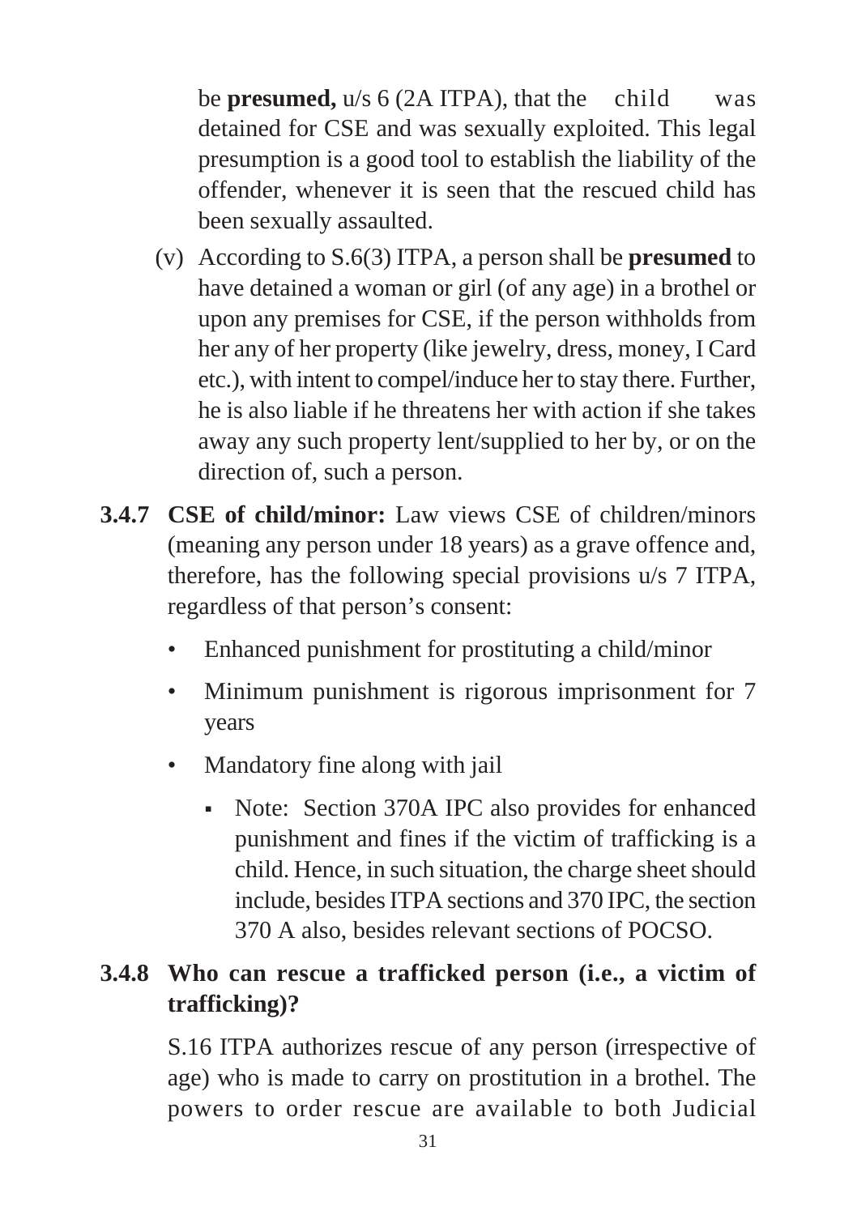be **presumed,** u/s 6 (2A ITPA), that the child was detained for CSE and was sexually exploited. This legal presumption is a good tool to establish the liability of the offender, whenever it is seen that the rescued child has been sexually assaulted.

(v) According to S.6(3) ITPA, a person shall be **presumed** to have detained a woman or girl (of any age) in a brothel or upon any premises for CSE, if the person withholds from her any of her property (like jewelry, dress, money, I Card etc.), with intent to compel/induce her to stay there. Further, he is also liable if he threatens her with action if she takes away any such property lent/supplied to her by, or on the direction of, such a person.

**3.4.7 CSE of child/minor:** Law views CSE of children/minors (meaning any person under 18 years) as a grave offence and, therefore, has the following special provisions u/s 7 ITPA, regardless of that person's consent:

- Enhanced punishment for prostituting a child/minor
- Minimum punishment is rigorous imprisonment for 7 years
- Mandatory fine along with jail
  - Note: Section 370A IPC also provides for enhanced punishment and fines if the victim of trafficking is a child. Hence, in such situation, the charge sheet should include, besides ITPA sections and 370 IPC, the section 370 A also, besides relevant sections of POCSO.

### 3.4.8 Who can rescue a trafficked person (i.e., a victim of trafficking)?

S.16 ITPA authorizes rescue of any person (irrespective of age) who is made to carry on prostitution in a brothel. The powers to order rescue are available to both Judicial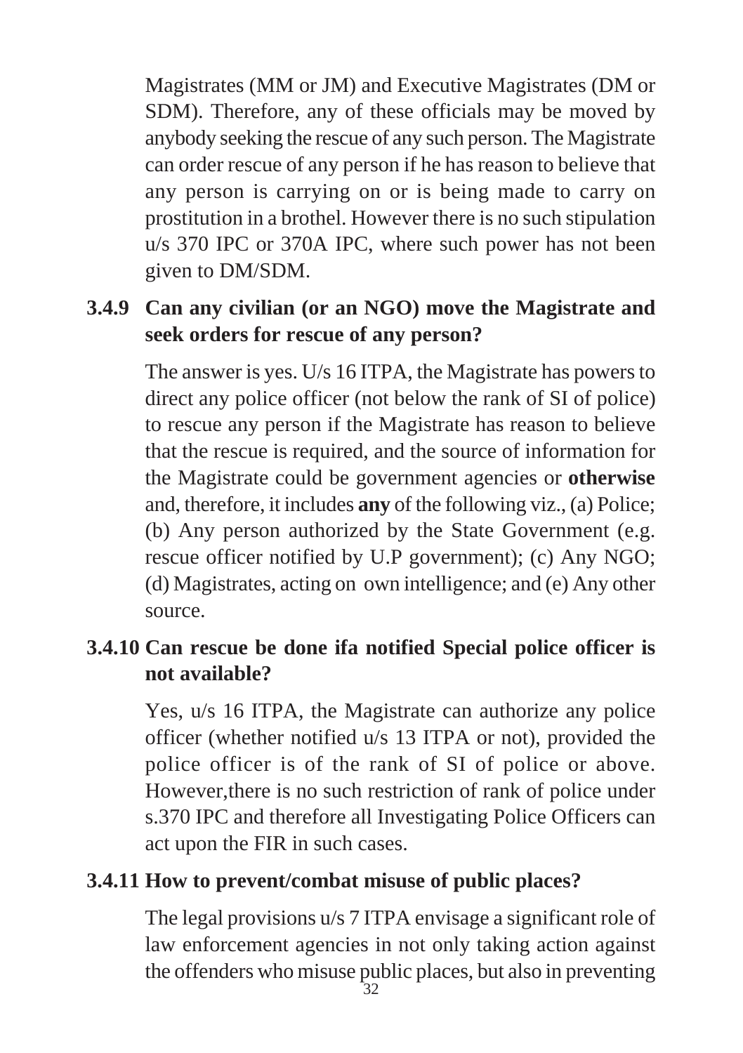Magistrates (MM or JM) and Executive Magistrates (DM or SDM). Therefore, any of these officials may be moved by anybody seeking the rescue of any such person. The Magistrate can order rescue of any person if he has reason to believe that any person is carrying on or is being made to carry on prostitution in a brothel. However there is no such stipulation u/s 370 IPC or 370A IPC, where such power has not been given to DM/SDM.

### 3.4.9 Can any civilian (or an NGO) move the Magistrate and seek orders for rescue of any person?

The answer is yes. U/s 16 ITPA, the Magistrate has powers to direct any police officer (not below the rank of SI of police) to rescue any person if the Magistrate has reason to believe that the rescue is required, and the source of information for the Magistrate could be government agencies or **otherwise** and, therefore, it includes **any** of the following viz., (a) Police; (b) Any person authorized by the State Government (e.g. rescue officer notified by U.P government); (c) Any NGO; (d) Magistrates, acting on own intelligence; and (e) Any other source.

### 3.4.10 Can rescue be done ifa notified Special police officer is not available?

Yes, u/s 16 ITPA, the Magistrate can authorize any police officer (whether notified u/s 13 ITPA or not), provided the police officer is of the rank of SI of police or above. However,there is no such restriction of rank of police under s.370 IPC and therefore all Investigating Police Officers can act upon the FIR in such cases.

### 3.4.11 How to prevent/combat misuse of public places?

The legal provisions u/s 7 ITPA envisage a significant role of law enforcement agencies in not only taking action against the offenders who misuse public places, but also in preventing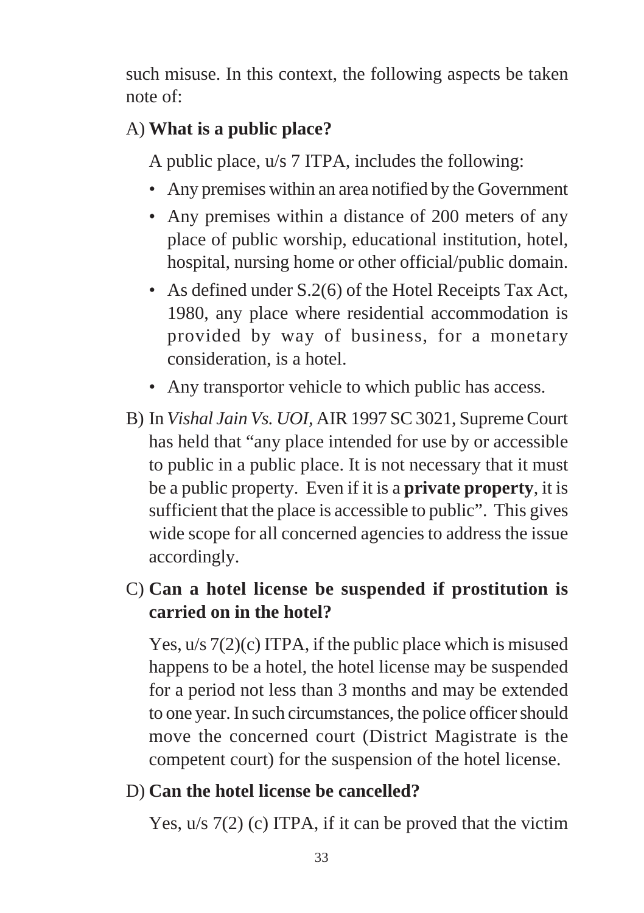such misuse. In this context, the following aspects be taken note of:

A) **What is a public place?**

A public place, u/s 7 ITPA, includes the following:

- Any premises within an area notified by the Government
- Any premises within a distance of 200 meters of any place of public worship, educational institution, hotel, hospital, nursing home or other official/public domain.
- As defined under S.2(6) of the Hotel Receipts Tax Act, 1980, any place where residential accommodation is provided by way of business, for a monetary consideration, is a hotel.
- Any transportor vehicle to which public has access.

B) In *Vishal Jain Vs. UOI*, AIR 1997 SC 3021, Supreme Court has held that "any place intended for use by or accessible to public in a public place. It is not necessary that it must be a public property. Even if it is a **private property**, it is sufficient that the place is accessible to public". This gives wide scope for all concerned agencies to address the issue accordingly.

C) **Can a hotel license be suspended if prostitution is carried on in the hotel?**

Yes, u/s 7(2)(c) ITPA, if the public place which is misused happens to be a hotel, the hotel license may be suspended for a period not less than 3 months and may be extended to one year. In such circumstances, the police officer should move the concerned court (District Magistrate is the competent court) for the suspension of the hotel license.

D) **Can the hotel license be cancelled?**

Yes, u/s 7(2) (c) ITPA, if it can be proved that the victim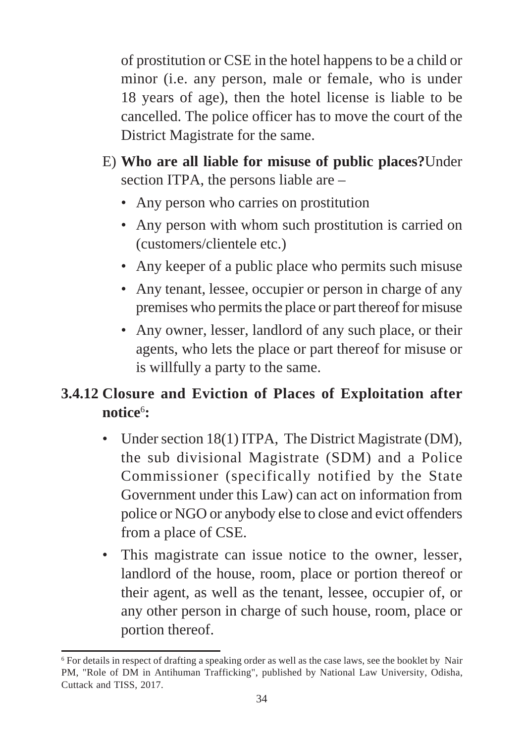of prostitution or CSE in the hotel happens to be a child or minor (i.e. any person, male or female, who is under 18 years of age), then the hotel license is liable to be cancelled. The police officer has to move the court of the District Magistrate for the same.

E) **Who are all liable for misuse of public places?**Under section ITPA, the persons liable are –

- Any person who carries on prostitution
- Any person with whom such prostitution is carried on (customers/clientele etc.)
- Any keeper of a public place who permits such misuse
- Any tenant, lessee, occupier or person in charge of any premises who permits the place or part thereof for misuse
- Any owner, lesser, landlord of any such place, or their agents, who lets the place or part thereof for misuse or is willfully a party to the same.

### 3.4.12 Closure and Eviction of Places of Exploitation after notice[6]:

- Under section 18(1) ITPA, The District Magistrate (DM), the sub divisional Magistrate (SDM) and a Police Commissioner (specifically notified by the State Government under this Law) can act on information from police or NGO or anybody else to close and evict offenders from a place of CSE.
- This magistrate can issue notice to the owner, lesser, landlord of the house, room, place or portion thereof or their agent, as well as the tenant, lessee, occupier of, or any other person in charge of such house, room, place or portion thereof.

---

[6] For details in respect of drafting a speaking order as well as the case laws, see the booklet by Nair PM, "Role of DM in Antihuman Trafficking", published by National Law University, Odisha, Cuttack and TISS, 2017.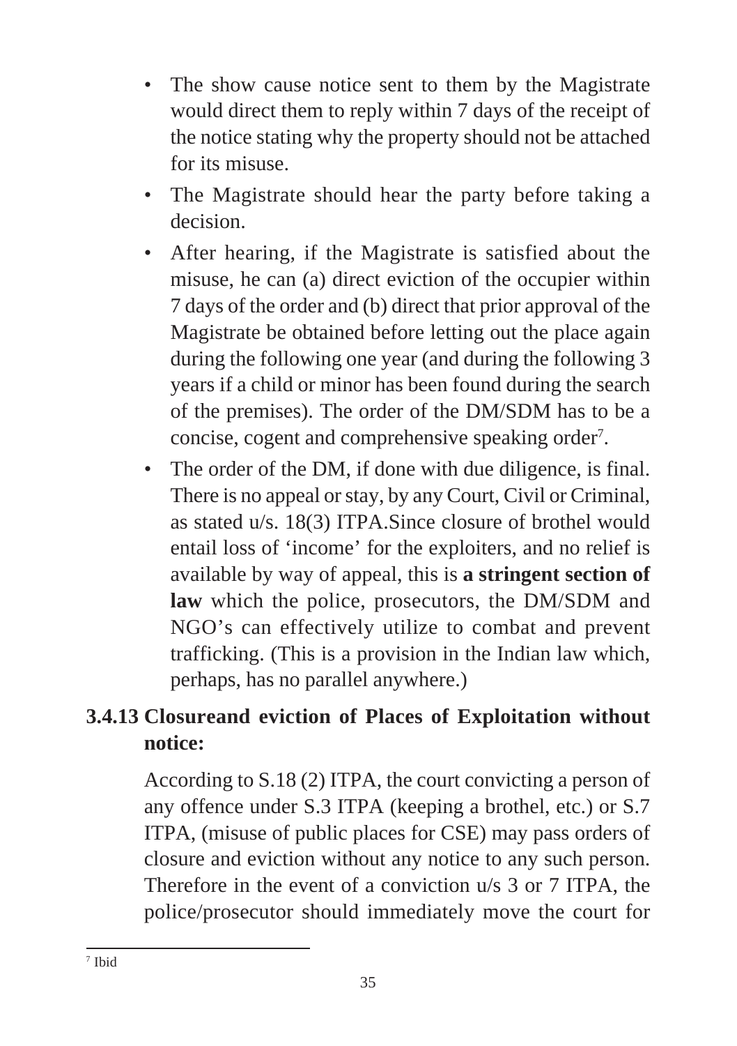- The show cause notice sent to them by the Magistrate would direct them to reply within 7 days of the receipt of the notice stating why the property should not be attached for its misuse.
- The Magistrate should hear the party before taking a decision.
- After hearing, if the Magistrate is satisfied about the misuse, he can (a) direct eviction of the occupier within 7 days of the order and (b) direct that prior approval of the Magistrate be obtained before letting out the place again during the following one year (and during the following 3 years if a child or minor has been found during the search of the premises). The order of the DM/SDM has to be a concise, cogent and comprehensive speaking order[7].
- The order of the DM, if done with due diligence, is final. There is no appeal or stay, by any Court, Civil or Criminal, as stated u/s. 18(3) ITPA.Since closure of brothel would entail loss of 'income' for the exploiters, and no relief is available by way of appeal, this is **a stringent section of law** which the police, prosecutors, the DM/SDM and NGO's can effectively utilize to combat and prevent trafficking. (This is a provision in the Indian law which, perhaps, has no parallel anywhere.)

### 3.4.13 Closureand eviction of Places of Exploitation without notice:

According to S.18 (2) ITPA, the court convicting a person of any offence under S.3 ITPA (keeping a brothel, etc.) or S.7 ITPA, (misuse of public places for CSE) may pass orders of closure and eviction without any notice to any such person. Therefore in the event of a conviction u/s 3 or 7 ITPA, the police/prosecutor should immediately move the court for

---

[7] Ibid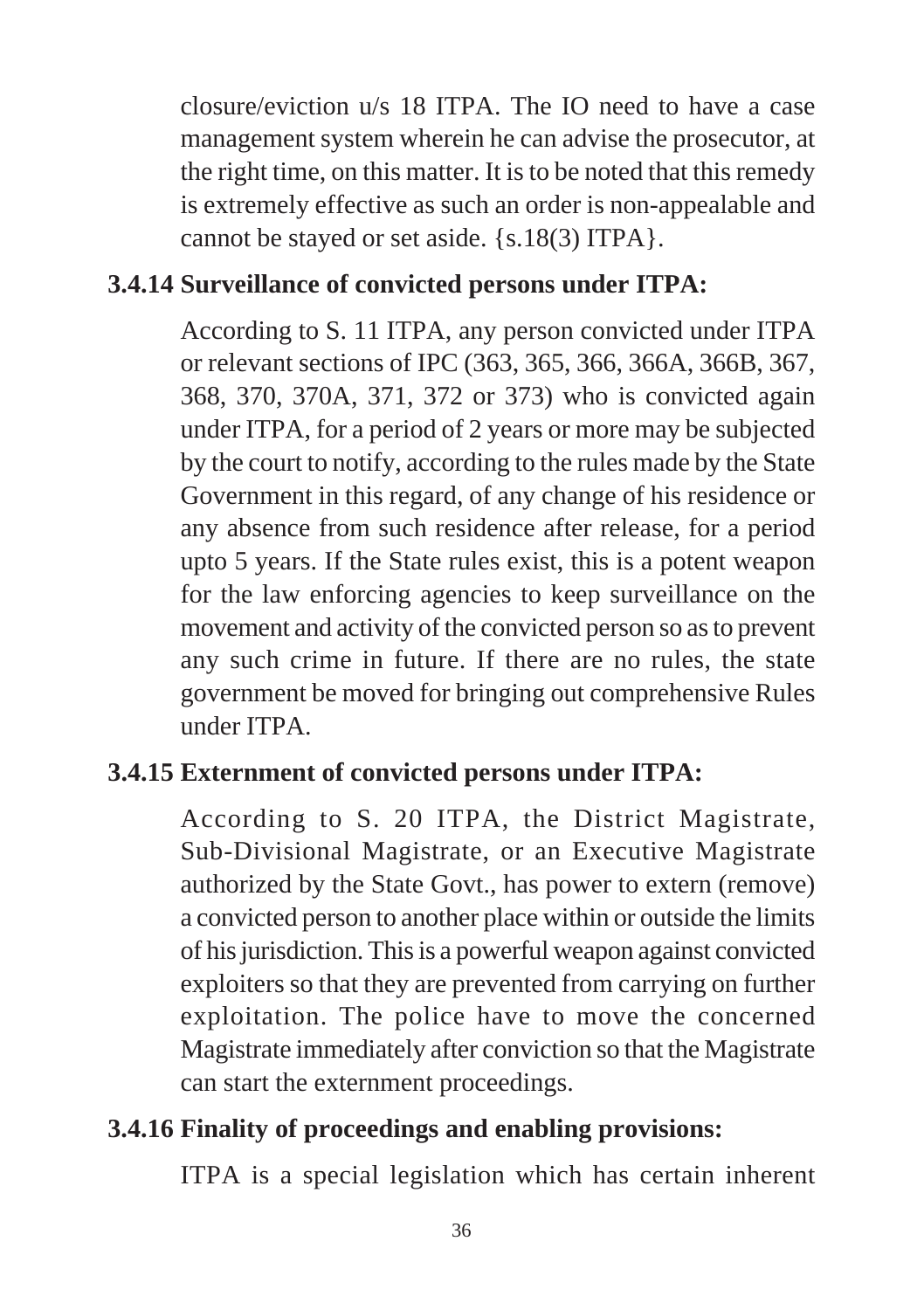closure/eviction u/s 18 ITPA. The IO need to have a case management system wherein he can advise the prosecutor, at the right time, on this matter. It is to be noted that this remedy is extremely effective as such an order is non-appealable and cannot be stayed or set aside. {s.18(3) ITPA}.

### 3.4.14 Surveillance of convicted persons under ITPA:

According to S. 11 ITPA, any person convicted under ITPA or relevant sections of IPC (363, 365, 366, 366A, 366B, 367, 368, 370, 370A, 371, 372 or 373) who is convicted again under ITPA, for a period of 2 years or more may be subjected by the court to notify, according to the rules made by the State Government in this regard, of any change of his residence or any absence from such residence after release, for a period upto 5 years. If the State rules exist, this is a potent weapon for the law enforcing agencies to keep surveillance on the movement and activity of the convicted person so as to prevent any such crime in future. If there are no rules, the state government be moved for bringing out comprehensive Rules under ITPA.

### 3.4.15 Externment of convicted persons under ITPA:

According to S. 20 ITPA, the District Magistrate, Sub-Divisional Magistrate, or an Executive Magistrate authorized by the State Govt., has power to extern (remove) a convicted person to another place within or outside the limits of his jurisdiction. This is a powerful weapon against convicted exploiters so that they are prevented from carrying on further exploitation. The police have to move the concerned Magistrate immediately after conviction so that the Magistrate can start the externment proceedings.

### 3.4.16 Finality of proceedings and enabling provisions:

ITPA is a special legislation which has certain inherent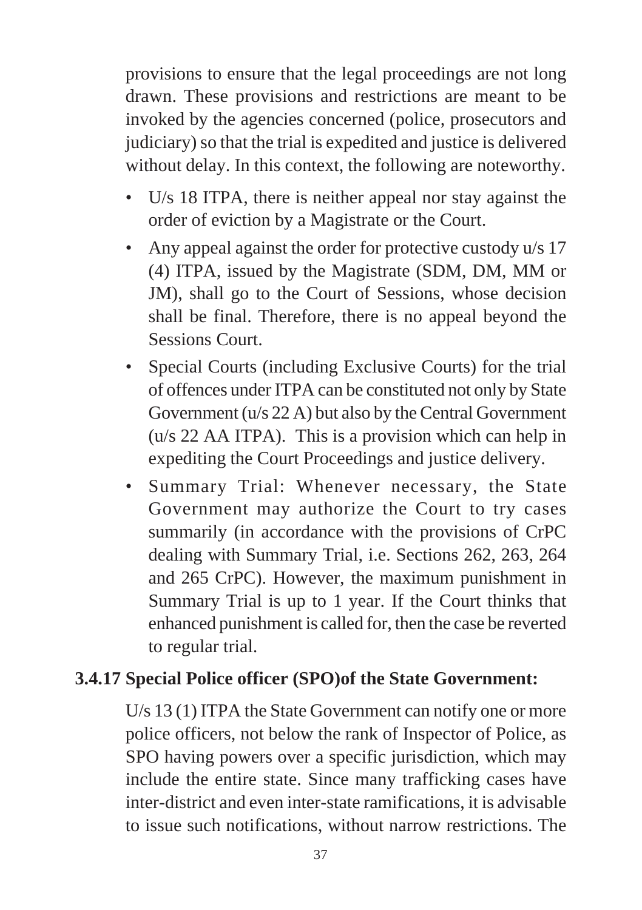provisions to ensure that the legal proceedings are not long drawn. These provisions and restrictions are meant to be invoked by the agencies concerned (police, prosecutors and judiciary) so that the trial is expedited and justice is delivered without delay. In this context, the following are noteworthy.

- U/s 18 ITPA, there is neither appeal nor stay against the order of eviction by a Magistrate or the Court.
- Any appeal against the order for protective custody u/s 17 (4) ITPA, issued by the Magistrate (SDM, DM, MM or JM), shall go to the Court of Sessions, whose decision shall be final. Therefore, there is no appeal beyond the Sessions Court.
- Special Courts (including Exclusive Courts) for the trial of offences under ITPA can be constituted not only by State Government (u/s 22 A) but also by the Central Government (u/s 22 AA ITPA). This is a provision which can help in expediting the Court Proceedings and justice delivery.
- Summary Trial: Whenever necessary, the State Government may authorize the Court to try cases summarily (in accordance with the provisions of CrPC dealing with Summary Trial, i.e. Sections 262, 263, 264 and 265 CrPC). However, the maximum punishment in Summary Trial is up to 1 year. If the Court thinks that enhanced punishment is called for, then the case be reverted to regular trial.

### 3.4.17 Special Police officer (SPO)of the State Government:

U/s 13 (1) ITPA the State Government can notify one or more police officers, not below the rank of Inspector of Police, as SPO having powers over a specific jurisdiction, which may include the entire state. Since many trafficking cases have inter-district and even inter-state ramifications, it is advisable to issue such notifications, without narrow restrictions. The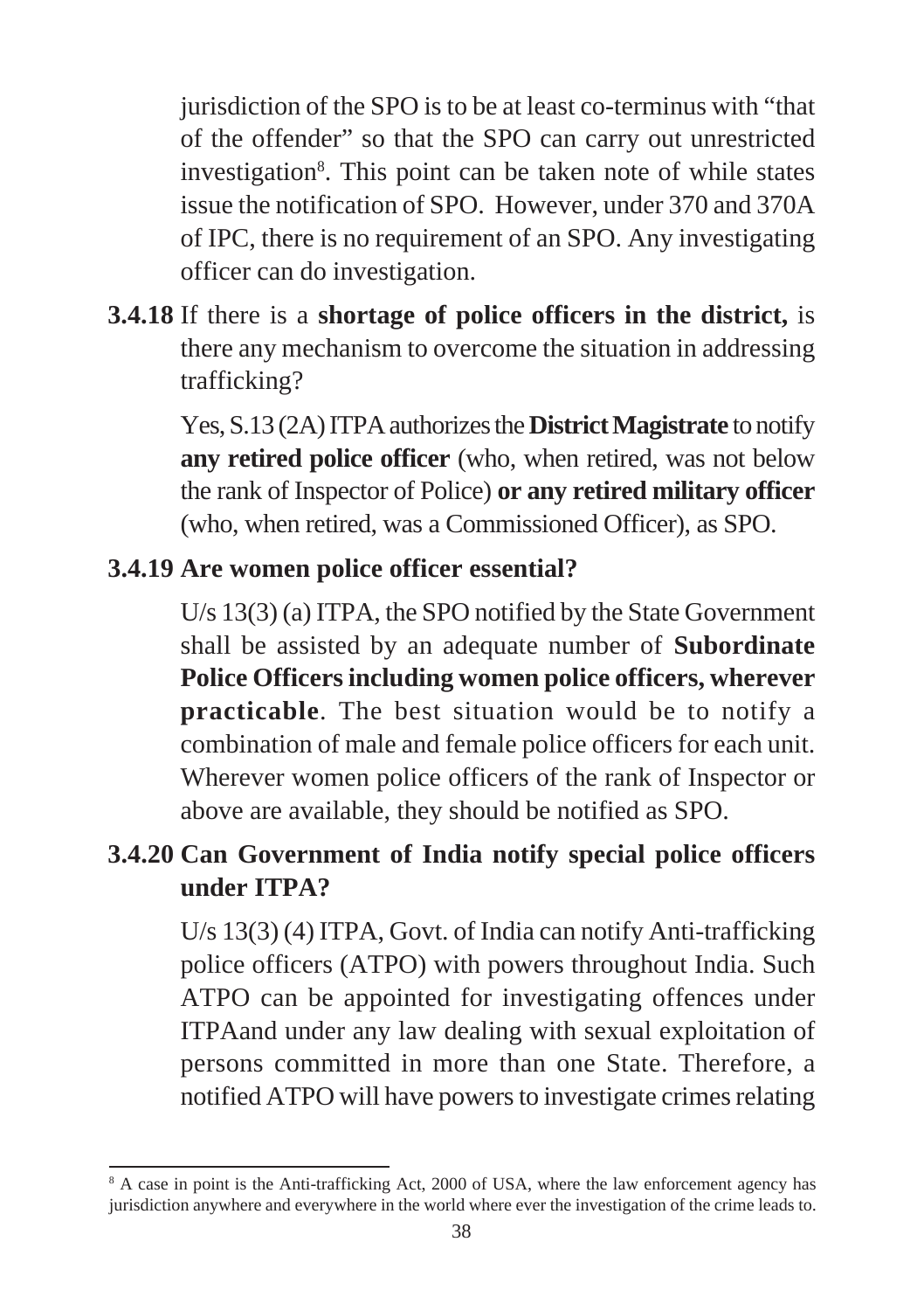jurisdiction of the SPO is to be at least co-terminus with "that of the offender" so that the SPO can carry out unrestricted investigation[8]. This point can be taken note of while states issue the notification of SPO. However, under 370 and 370A of IPC, there is no requirement of an SPO. Any investigating officer can do investigation.

**3.4.18** If there is a **shortage of police officers in the district,** is there any mechanism to overcome the situation in addressing trafficking?

Yes, S.13 (2A) ITPA authorizes the **District Magistrate** to notify **any retired police officer** (who, when retired, was not below the rank of Inspector of Police) **or any retired military officer** (who, when retired, was a Commissioned Officer), as SPO.

**3.4.19 Are women police officer essential?**

U/s 13(3) (a) ITPA, the SPO notified by the State Government shall be assisted by an adequate number of **Subordinate Police Officers including women police officers, wherever practicable**. The best situation would be to notify a combination of male and female police officers for each unit. Wherever women police officers of the rank of Inspector or above are available, they should be notified as SPO.

**3.4.20 Can Government of India notify special police officers under ITPA?**

U/s 13(3) (4) ITPA, Govt. of India can notify Anti-trafficking police officers (ATPO) with powers throughout India. Such ATPO can be appointed for investigating offences under ITPAand under any law dealing with sexual exploitation of persons committed in more than one State. Therefore, a notified ATPO will have powers to investigate crimes relating

---

[8] A case in point is the Anti-trafficking Act, 2000 of USA, where the law enforcement agency has jurisdiction anywhere and everywhere in the world where ever the investigation of the crime leads to.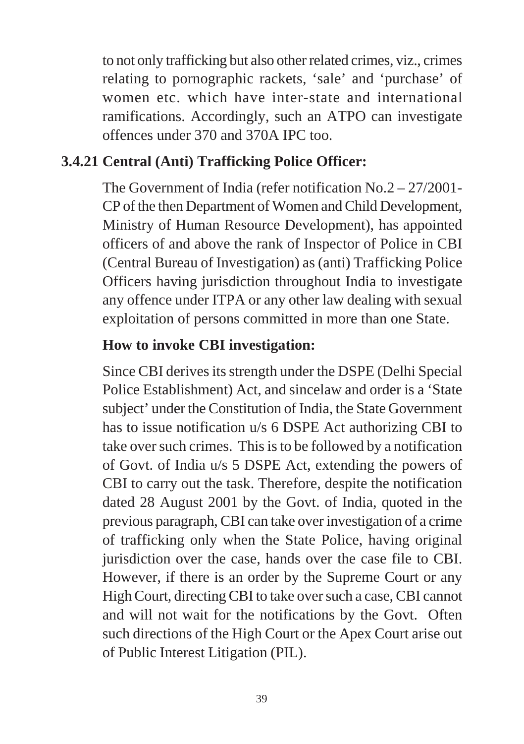to not only trafficking but also other related crimes, viz., crimes relating to pornographic rackets, 'sale' and 'purchase' of women etc. which have inter-state and international ramifications. Accordingly, such an ATPO can investigate offences under 370 and 370A IPC too.

### 3.4.21 Central (Anti) Trafficking Police Officer:

The Government of India (refer notification No.2 – 27/2001-CP of the then Department of Women and Child Development, Ministry of Human Resource Development), has appointed officers of and above the rank of Inspector of Police in CBI (Central Bureau of Investigation) as (anti) Trafficking Police Officers having jurisdiction throughout India to investigate any offence under ITPA or any other law dealing with sexual exploitation of persons committed in more than one State.

**How to invoke CBI investigation:**

Since CBI derives its strength under the DSPE (Delhi Special Police Establishment) Act, and sincelaw and order is a 'State subject' under the Constitution of India, the State Government has to issue notification u/s 6 DSPE Act authorizing CBI to take over such crimes. This is to be followed by a notification of Govt. of India u/s 5 DSPE Act, extending the powers of CBI to carry out the task. Therefore, despite the notification dated 28 August 2001 by the Govt. of India, quoted in the previous paragraph, CBI can take over investigation of a crime of trafficking only when the State Police, having original jurisdiction over the case, hands over the case file to CBI. However, if there is an order by the Supreme Court or any High Court, directing CBI to take over such a case, CBI cannot and will not wait for the notifications by the Govt. Often such directions of the High Court or the Apex Court arise out of Public Interest Litigation (PIL).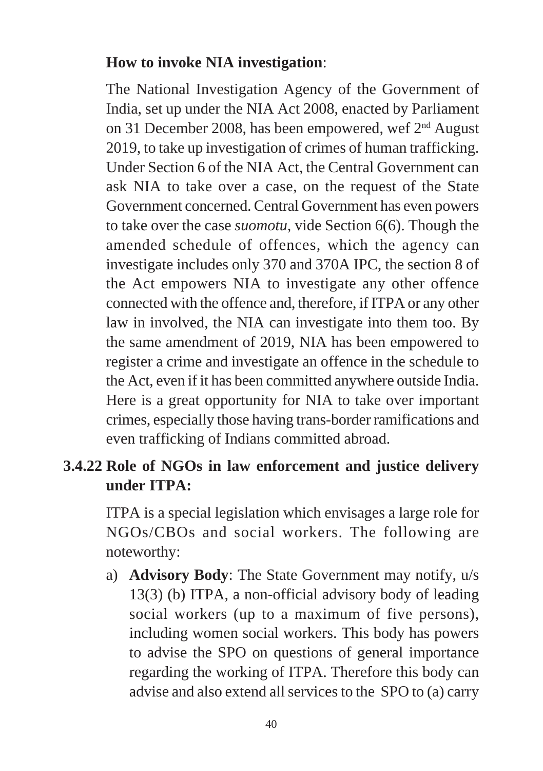**How to invoke NIA investigation**:

The National Investigation Agency of the Government of India, set up under the NIA Act 2008, enacted by Parliament on 31 December 2008, has been empowered, wef 2nd August 2019, to take up investigation of crimes of human trafficking. Under Section 6 of the NIA Act, the Central Government can ask NIA to take over a case, on the request of the State Government concerned. Central Government has even powers to take over the case *suomotu*, vide Section 6(6). Though the amended schedule of offences, which the agency can investigate includes only 370 and 370A IPC, the section 8 of the Act empowers NIA to investigate any other offence connected with the offence and, therefore, if ITPA or any other law in involved, the NIA can investigate into them too. By the same amendment of 2019, NIA has been empowered to register a crime and investigate an offence in the schedule to the Act, even if it has been committed anywhere outside India. Here is a great opportunity for NIA to take over important crimes, especially those having trans-border ramifications and even trafficking of Indians committed abroad.

### 3.4.22 Role of NGOs in law enforcement and justice delivery under ITPA:

ITPA is a special legislation which envisages a large role for NGOs/CBOs and social workers. The following are noteworthy:

a) **Advisory Body**: The State Government may notify, u/s 13(3) (b) ITPA, a non-official advisory body of leading social workers (up to a maximum of five persons), including women social workers. This body has powers to advise the SPO on questions of general importance regarding the working of ITPA. Therefore this body can advise and also extend all services to the SPO to (a) carry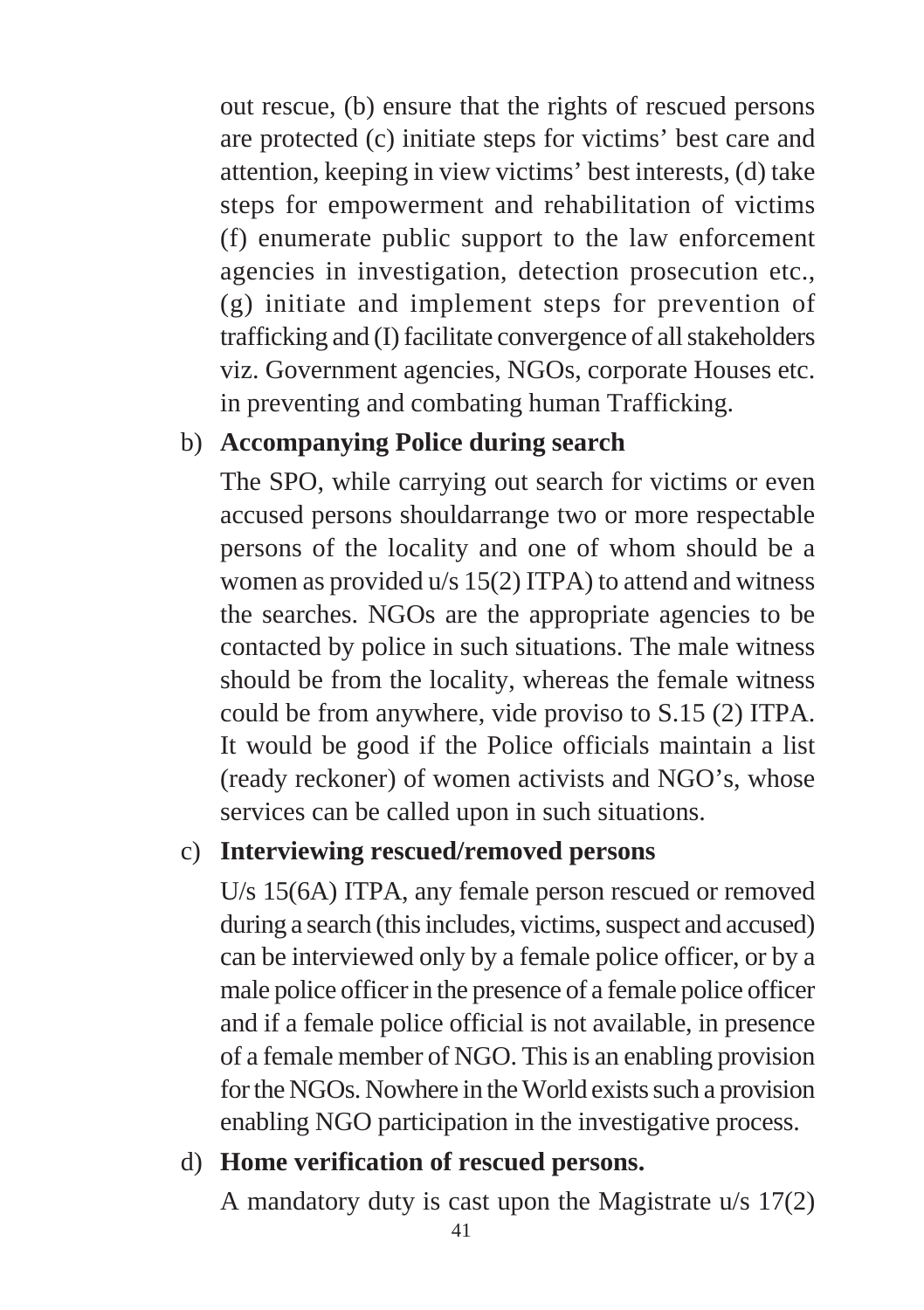out rescue, (b) ensure that the rights of rescued persons are protected (c) initiate steps for victims' best care and attention, keeping in view victims' best interests, (d) take steps for empowerment and rehabilitation of victims (f) enumerate public support to the law enforcement agencies in investigation, detection prosecution etc., (g) initiate and implement steps for prevention of trafficking and (I) facilitate convergence of all stakeholders viz. Government agencies, NGOs, corporate Houses etc. in preventing and combating human Trafficking.

b) **Accompanying Police during search**

The SPO, while carrying out search for victims or even accused persons shouldarrange two or more respectable persons of the locality and one of whom should be a women as provided u/s 15(2) ITPA) to attend and witness the searches. NGOs are the appropriate agencies to be contacted by police in such situations. The male witness should be from the locality, whereas the female witness could be from anywhere, vide proviso to S.15 (2) ITPA. It would be good if the Police officials maintain a list (ready reckoner) of women activists and NGO's, whose services can be called upon in such situations.

c) **Interviewing rescued/removed persons**

U/s 15(6A) ITPA, any female person rescued or removed during a search (this includes, victims, suspect and accused) can be interviewed only by a female police officer, or by a male police officer in the presence of a female police officer and if a female police official is not available, in presence of a female member of NGO. This is an enabling provision for the NGOs. Nowhere in the World exists such a provision enabling NGO participation in the investigative process.

d) **Home verification of rescued persons.**

A mandatory duty is cast upon the Magistrate u/s 17(2)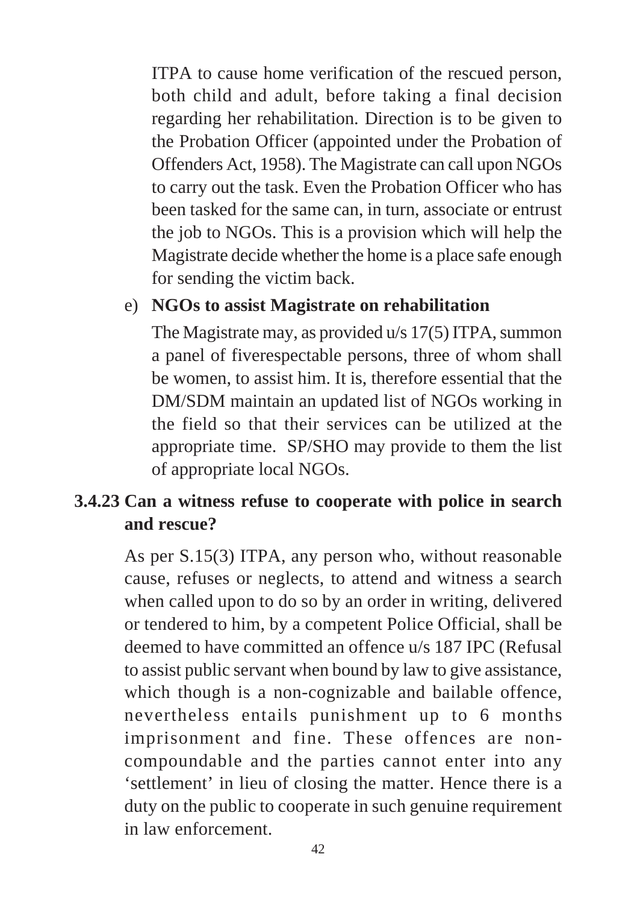ITPA to cause home verification of the rescued person, both child and adult, before taking a final decision regarding her rehabilitation. Direction is to be given to the Probation Officer (appointed under the Probation of Offenders Act, 1958). The Magistrate can call upon NGOs to carry out the task. Even the Probation Officer who has been tasked for the same can, in turn, associate or entrust the job to NGOs. This is a provision which will help the Magistrate decide whether the home is a place safe enough for sending the victim back.

e) **NGOs to assist Magistrate on rehabilitation**

The Magistrate may, as provided u/s 17(5) ITPA, summon a panel of fiverespectable persons, three of whom shall be women, to assist him. It is, therefore essential that the DM/SDM maintain an updated list of NGOs working in the field so that their services can be utilized at the appropriate time. SP/SHO may provide to them the list of appropriate local NGOs.

### 3.4.23 Can a witness refuse to cooperate with police in search and rescue?

As per S.15(3) ITPA, any person who, without reasonable cause, refuses or neglects, to attend and witness a search when called upon to do so by an order in writing, delivered or tendered to him, by a competent Police Official, shall be deemed to have committed an offence u/s 187 IPC (Refusal to assist public servant when bound by law to give assistance, which though is a non-cognizable and bailable offence, nevertheless entails punishment up to 6 months imprisonment and fine. These offences are non-compoundable and the parties cannot enter into any 'settlement' in lieu of closing the matter. Hence there is a duty on the public to cooperate in such genuine requirement in law enforcement.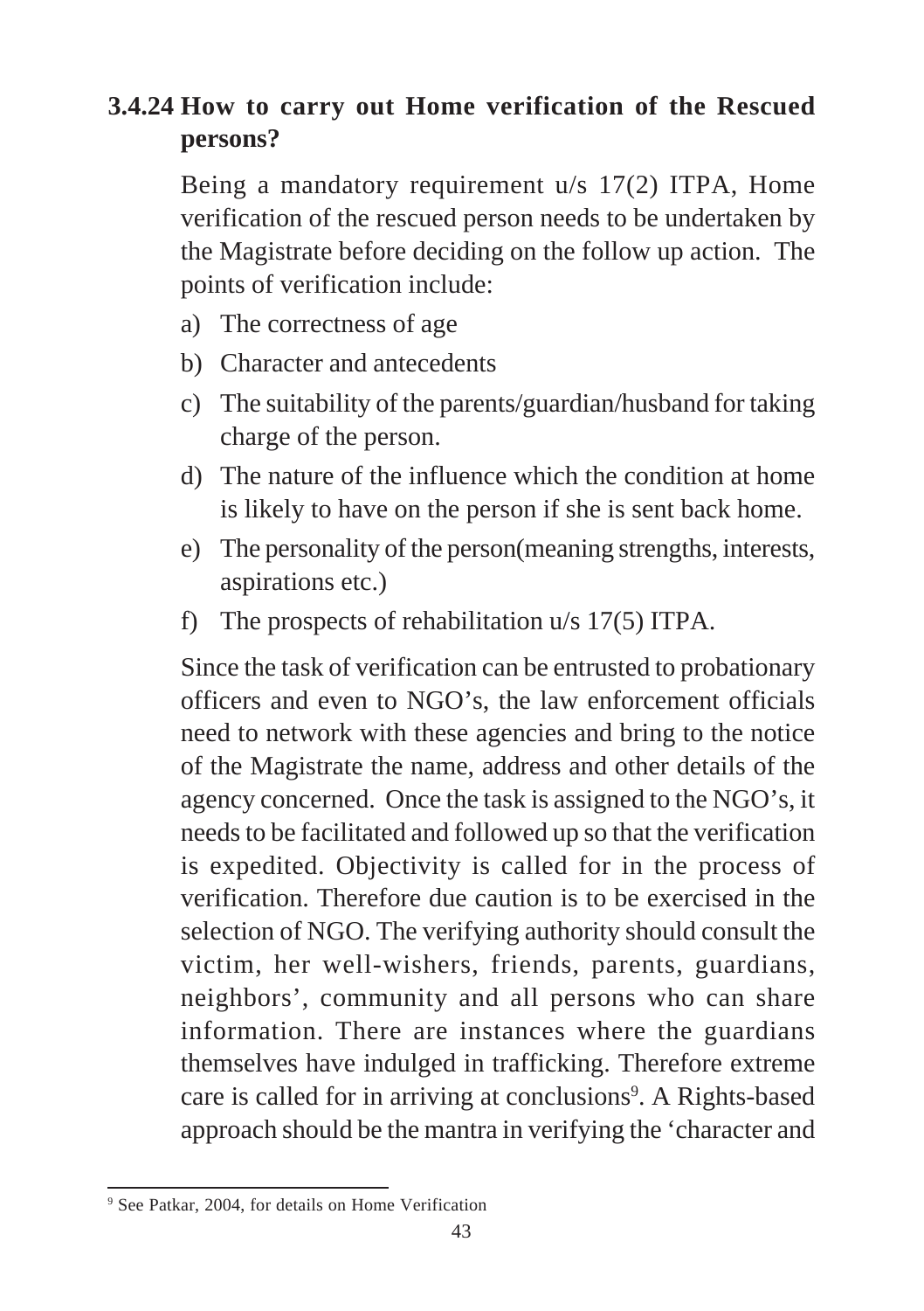### 3.4.24 How to carry out Home verification of the Rescued persons?

Being a mandatory requirement u/s 17(2) ITPA, Home verification of the rescued person needs to be undertaken by the Magistrate before deciding on the follow up action. The points of verification include:

a) The correctness of age

b) Character and antecedents

c) The suitability of the parents/guardian/husband for taking charge of the person.

d) The nature of the influence which the condition at home is likely to have on the person if she is sent back home.

e) The personality of the person(meaning strengths, interests, aspirations etc.)

f) The prospects of rehabilitation u/s 17(5) ITPA.

Since the task of verification can be entrusted to probationary officers and even to NGO's, the law enforcement officials need to network with these agencies and bring to the notice of the Magistrate the name, address and other details of the agency concerned. Once the task is assigned to the NGO's, it needs to be facilitated and followed up so that the verification is expedited. Objectivity is called for in the process of verification. Therefore due caution is to be exercised in the selection of NGO. The verifying authority should consult the victim, her well-wishers, friends, parents, guardians, neighbors', community and all persons who can share information. There are instances where the guardians themselves have indulged in trafficking. Therefore extreme care is called for in arriving at conclusions[9]. A Rights-based approach should be the mantra in verifying the 'character and

[9] See Patkar, 2004, for details on Home Verification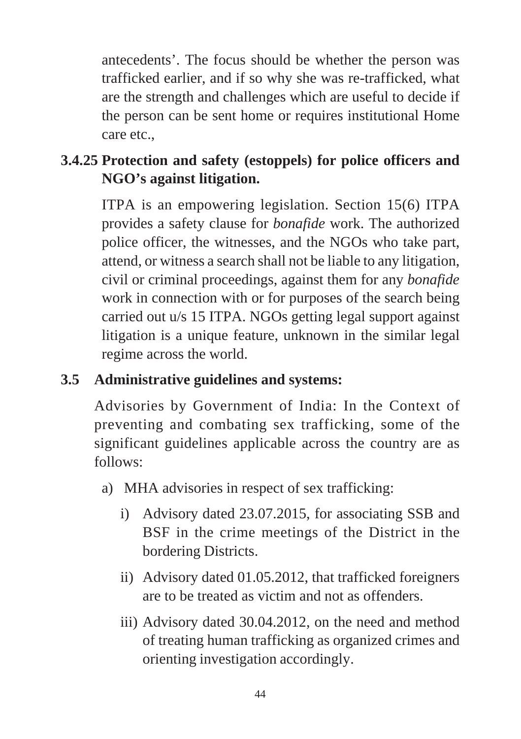antecedents'. The focus should be whether the person was trafficked earlier, and if so why she was re-trafficked, what are the strength and challenges which are useful to decide if the person can be sent home or requires institutional Home care etc.,

### 3.4.25 Protection and safety (estoppels) for police officers and NGO's against litigation.

ITPA is an empowering legislation. Section 15(6) ITPA provides a safety clause for *bonafide* work. The authorized police officer, the witnesses, and the NGOs who take part, attend, or witness a search shall not be liable to any litigation, civil or criminal proceedings, against them for any *bonafide* work in connection with or for purposes of the search being carried out u/s 15 ITPA. NGOs getting legal support against litigation is a unique feature, unknown in the similar legal regime across the world.

## 3.5 Administrative guidelines and systems:

Advisories by Government of India: In the Context of preventing and combating sex trafficking, some of the significant guidelines applicable across the country are as follows:

a) MHA advisories in respect of sex trafficking:

   i) Advisory dated 23.07.2015, for associating SSB and BSF in the crime meetings of the District in the bordering Districts.

   ii) Advisory dated 01.05.2012, that trafficked foreigners are to be treated as victim and not as offenders.

   iii) Advisory dated 30.04.2012, on the need and method of treating human trafficking as organized crimes and orienting investigation accordingly.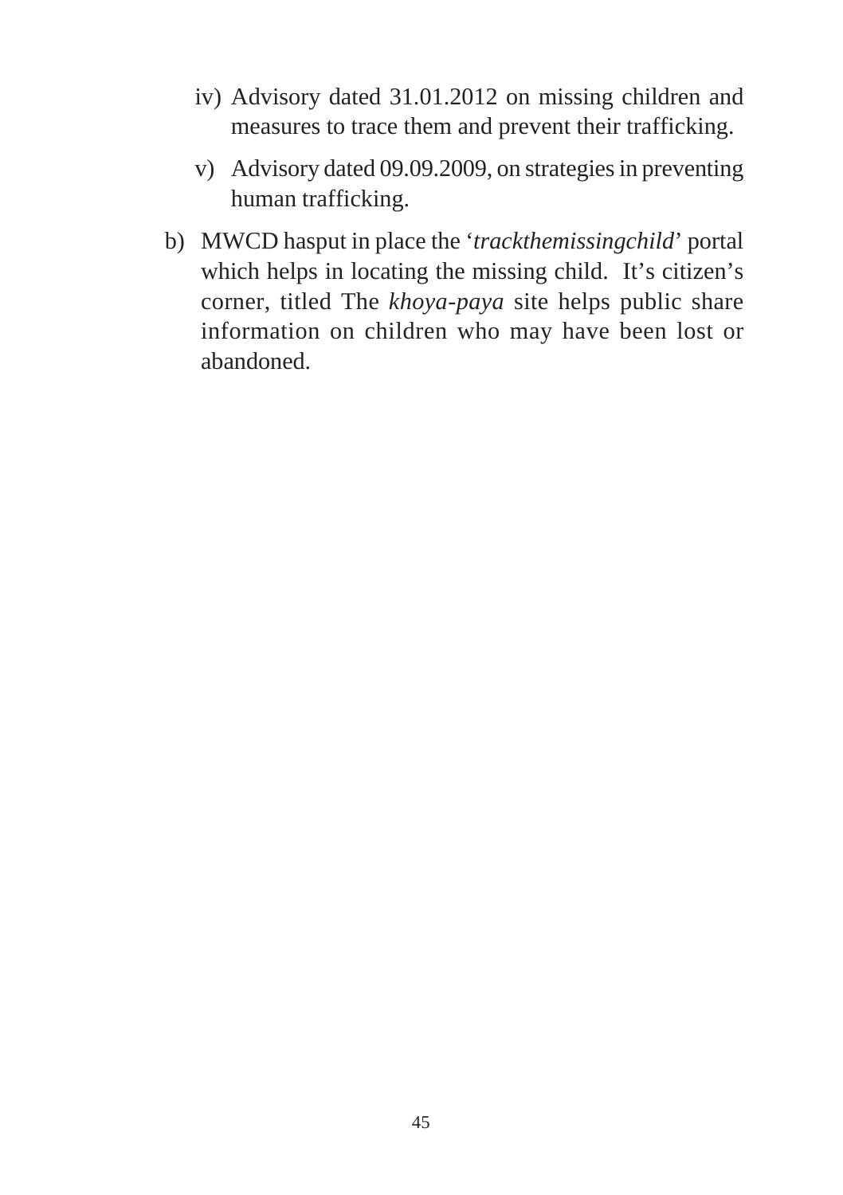iv) Advisory dated 31.01.2012 on missing children and measures to trace them and prevent their trafficking.

v) Advisory dated 09.09.2009, on strategies in preventing human trafficking.

b) MWCD hasput in place the '*trackthemissingchild*' portal which helps in locating the missing child. It's citizen's corner, titled The *khoya-paya* site helps public share information on children who may have been lost or abandoned.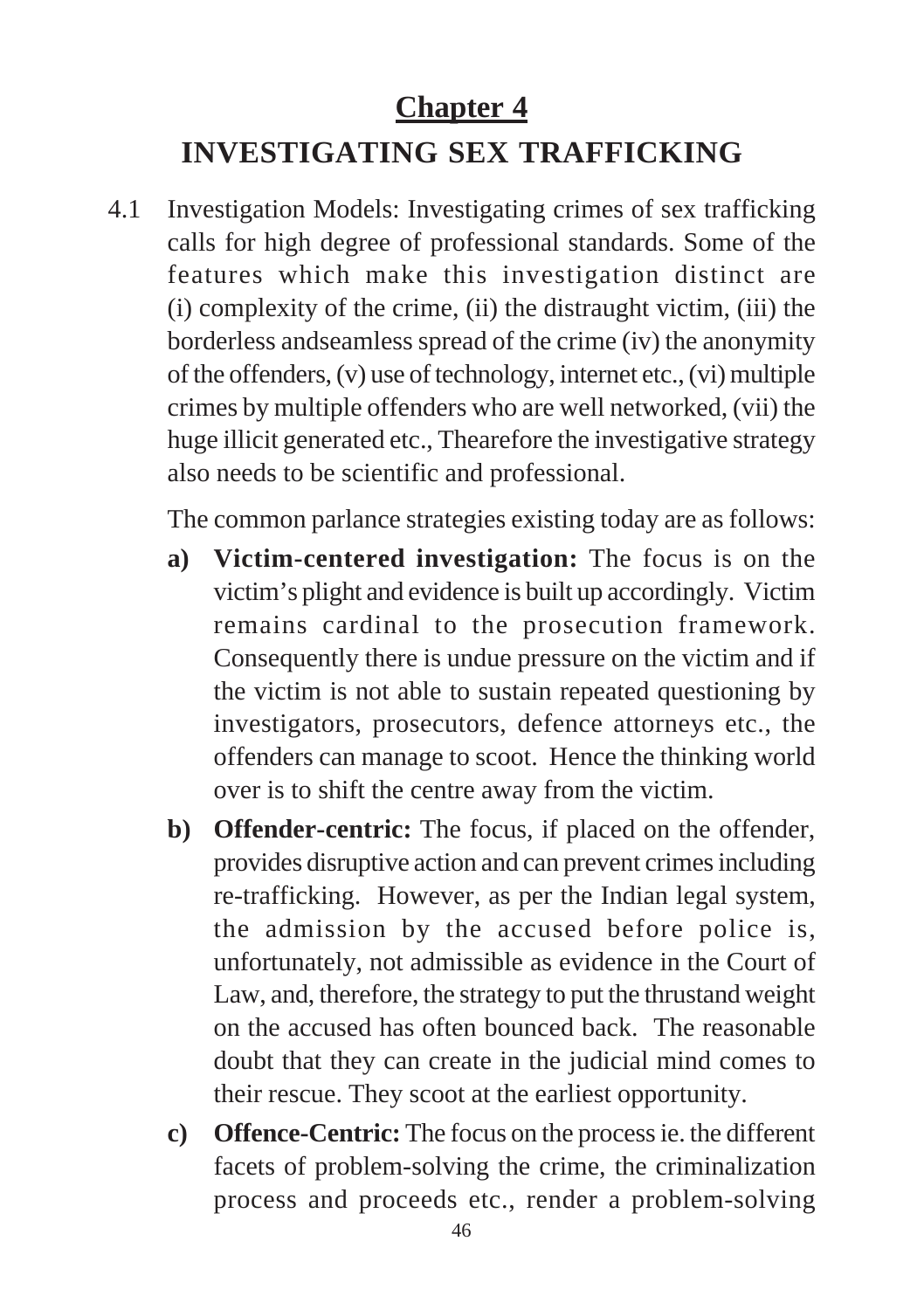## Chapter 4

# INVESTIGATING SEX TRAFFICKING

4.1 Investigation Models: Investigating crimes of sex trafficking calls for high degree of professional standards. Some of the features which make this investigation distinct are (i) complexity of the crime, (ii) the distraught victim, (iii) the borderless andseamless spread of the crime (iv) the anonymity of the offenders, (v) use of technology, internet etc., (vi) multiple crimes by multiple offenders who are well networked, (vii) the huge illicit generated etc., Thearefore the investigative strategy also needs to be scientific and professional.

The common parlance strategies existing today are as follows:

**a) Victim-centered investigation:** The focus is on the victim's plight and evidence is built up accordingly. Victim remains cardinal to the prosecution framework. Consequently there is undue pressure on the victim and if the victim is not able to sustain repeated questioning by investigators, prosecutors, defence attorneys etc., the offenders can manage to scoot. Hence the thinking world over is to shift the centre away from the victim.

**b) Offender-centric:** The focus, if placed on the offender, provides disruptive action and can prevent crimes including re-trafficking. However, as per the Indian legal system, the admission by the accused before police is, unfortunately, not admissible as evidence in the Court of Law, and, therefore, the strategy to put the thrustand weight on the accused has often bounced back. The reasonable doubt that they can create in the judicial mind comes to their rescue. They scoot at the earliest opportunity.

**c) Offence-Centric:** The focus on the process ie. the different facets of problem-solving the crime, the criminalization process and proceeds etc., render a problem-solving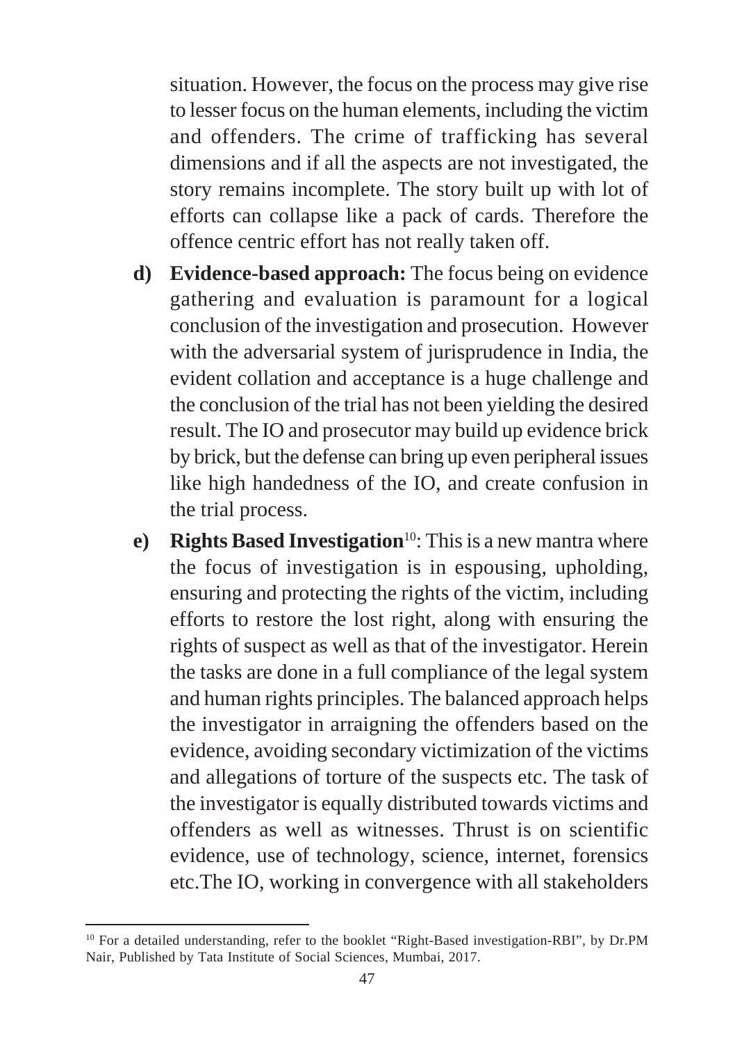situation. However, the focus on the process may give rise to lesser focus on the human elements, including the victim and offenders. The crime of trafficking has several dimensions and if all the aspects are not investigated, the story remains incomplete. The story built up with lot of efforts can collapse like a pack of cards. Therefore the offence centric effort has not really taken off.

d) **Evidence-based approach:** The focus being on evidence gathering and evaluation is paramount for a logical conclusion of the investigation and prosecution. However with the adversarial system of jurisprudence in India, the evident collation and acceptance is a huge challenge and the conclusion of the trial has not been yielding the desired result. The IO and prosecutor may build up evidence brick by brick, but the defense can bring up even peripheral issues like high handedness of the IO, and create confusion in the trial process.

e) **Rights Based Investigation**[10]: This is a new mantra where the focus of investigation is in espousing, upholding, ensuring and protecting the rights of the victim, including efforts to restore the lost right, along with ensuring the rights of suspect as well as that of the investigator. Herein the tasks are done in a full compliance of the legal system and human rights principles. The balanced approach helps the investigator in arraigning the offenders based on the evidence, avoiding secondary victimization of the victims and allegations of torture of the suspects etc. The task of the investigator is equally distributed towards victims and offenders as well as witnesses. Thrust is on scientific evidence, use of technology, science, internet, forensics etc.The IO, working in convergence with all stakeholders

---

[10] For a detailed understanding, refer to the booklet "Right-Based investigation-RBI", by Dr.PM Nair, Published by Tata Institute of Social Sciences, Mumbai, 2017.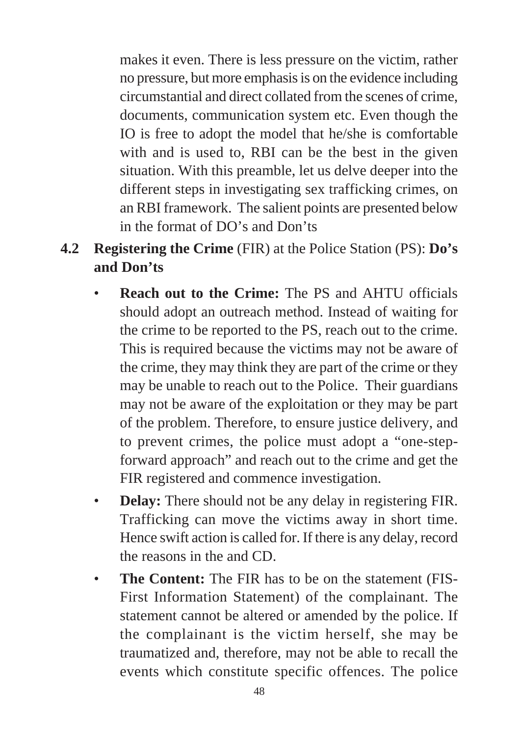makes it even. There is less pressure on the victim, rather no pressure, but more emphasis is on the evidence including circumstantial and direct collated from the scenes of crime, documents, communication system etc. Even though the IO is free to adopt the model that he/she is comfortable with and is used to, RBI can be the best in the given situation. With this preamble, let us delve deeper into the different steps in investigating sex trafficking crimes, on an RBI framework. The salient points are presented below in the format of DO's and Don'ts

## 4.2 **Registering the Crime** (FIR) at the Police Station (PS): **Do's and Don'ts**

- **Reach out to the Crime:** The PS and AHTU officials should adopt an outreach method. Instead of waiting for the crime to be reported to the PS, reach out to the crime. This is required because the victims may not be aware of the crime, they may think they are part of the crime or they may be unable to reach out to the Police. Their guardians may not be aware of the exploitation or they may be part of the problem. Therefore, to ensure justice delivery, and to prevent crimes, the police must adopt a "one-step-forward approach" and reach out to the crime and get the FIR registered and commence investigation.
- **Delay:** There should not be any delay in registering FIR. Trafficking can move the victims away in short time. Hence swift action is called for. If there is any delay, record the reasons in the and CD.
- **The Content:** The FIR has to be on the statement (FIS-First Information Statement) of the complainant. The statement cannot be altered or amended by the police. If the complainant is the victim herself, she may be traumatized and, therefore, may not be able to recall the events which constitute specific offences. The police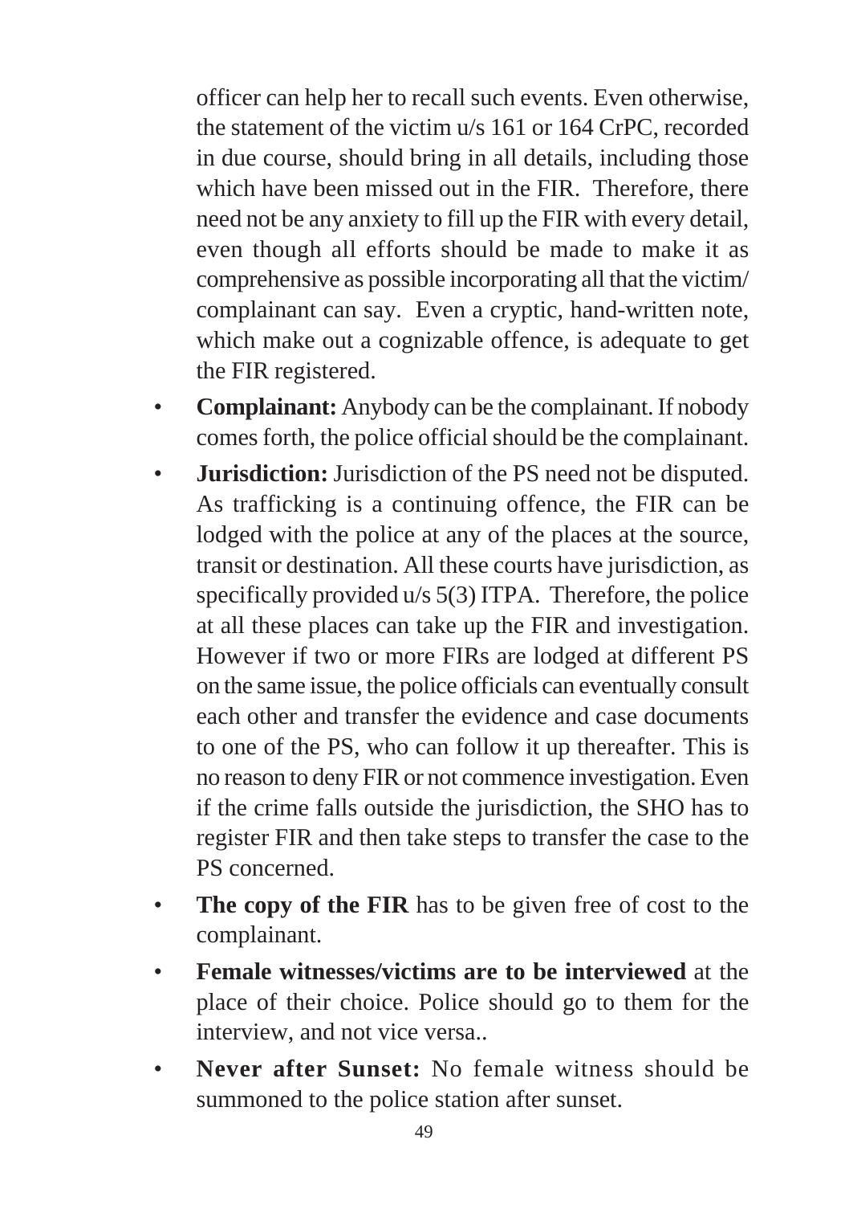officer can help her to recall such events. Even otherwise, the statement of the victim u/s 161 or 164 CrPC, recorded in due course, should bring in all details, including those which have been missed out in the FIR. Therefore, there need not be any anxiety to fill up the FIR with every detail, even though all efforts should be made to make it as comprehensive as possible incorporating all that the victim/ complainant can say. Even a cryptic, hand-written note, which make out a cognizable offence, is adequate to get the FIR registered.

- **Complainant:** Anybody can be the complainant. If nobody comes forth, the police official should be the complainant.
- **Jurisdiction:** Jurisdiction of the PS need not be disputed. As trafficking is a continuing offence, the FIR can be lodged with the police at any of the places at the source, transit or destination. All these courts have jurisdiction, as specifically provided u/s 5(3) ITPA. Therefore, the police at all these places can take up the FIR and investigation. However if two or more FIRs are lodged at different PS on the same issue, the police officials can eventually consult each other and transfer the evidence and case documents to one of the PS, who can follow it up thereafter. This is no reason to deny FIR or not commence investigation. Even if the crime falls outside the jurisdiction, the SHO has to register FIR and then take steps to transfer the case to the PS concerned.
- **The copy of the FIR** has to be given free of cost to the complainant.
- **Female witnesses/victims are to be interviewed** at the place of their choice. Police should go to them for the interview, and not vice versa..
- **Never after Sunset:** No female witness should be summoned to the police station after sunset.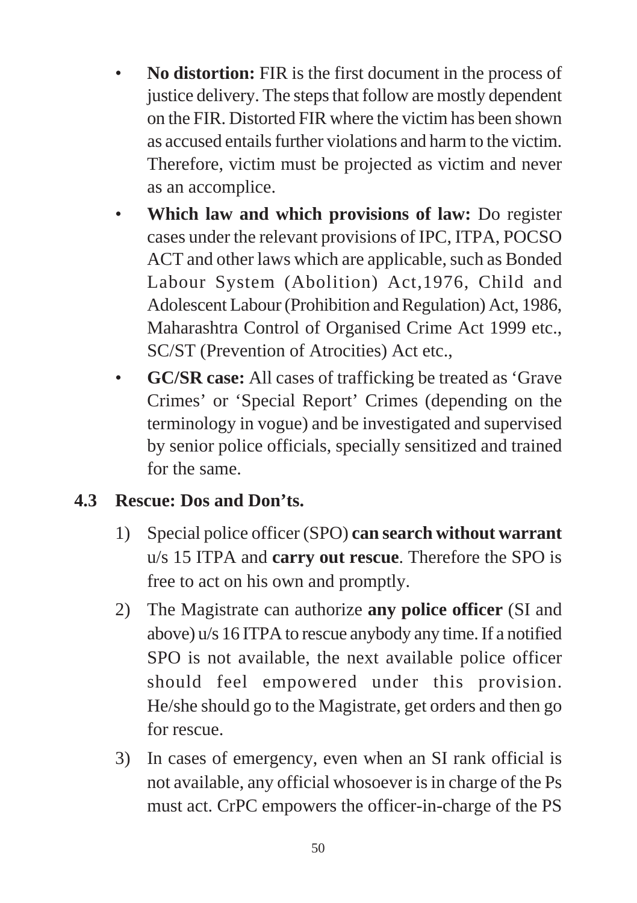- **No distortion:** FIR is the first document in the process of justice delivery. The steps that follow are mostly dependent on the FIR. Distorted FIR where the victim has been shown as accused entails further violations and harm to the victim. Therefore, victim must be projected as victim and never as an accomplice.
- **Which law and which provisions of law:** Do register cases under the relevant provisions of IPC, ITPA, POCSO ACT and other laws which are applicable, such as Bonded Labour System (Abolition) Act,1976, Child and Adolescent Labour (Prohibition and Regulation) Act, 1986, Maharashtra Control of Organised Crime Act 1999 etc., SC/ST (Prevention of Atrocities) Act etc.,
- **GC/SR case:** All cases of trafficking be treated as 'Grave Crimes' or 'Special Report' Crimes (depending on the terminology in vogue) and be investigated and supervised by senior police officials, specially sensitized and trained for the same.

## 4.3 Rescue: Dos and Don'ts.

1) Special police officer (SPO) **can search without warrant** u/s 15 ITPA and **carry out rescue**. Therefore the SPO is free to act on his own and promptly.
2) The Magistrate can authorize **any police officer** (SI and above) u/s 16 ITPA to rescue anybody any time. If a notified SPO is not available, the next available police officer should feel empowered under this provision. He/she should go to the Magistrate, get orders and then go for rescue.
3) In cases of emergency, even when an SI rank official is not available, any official whosoever is in charge of the Ps must act. CrPC empowers the officer-in-charge of the PS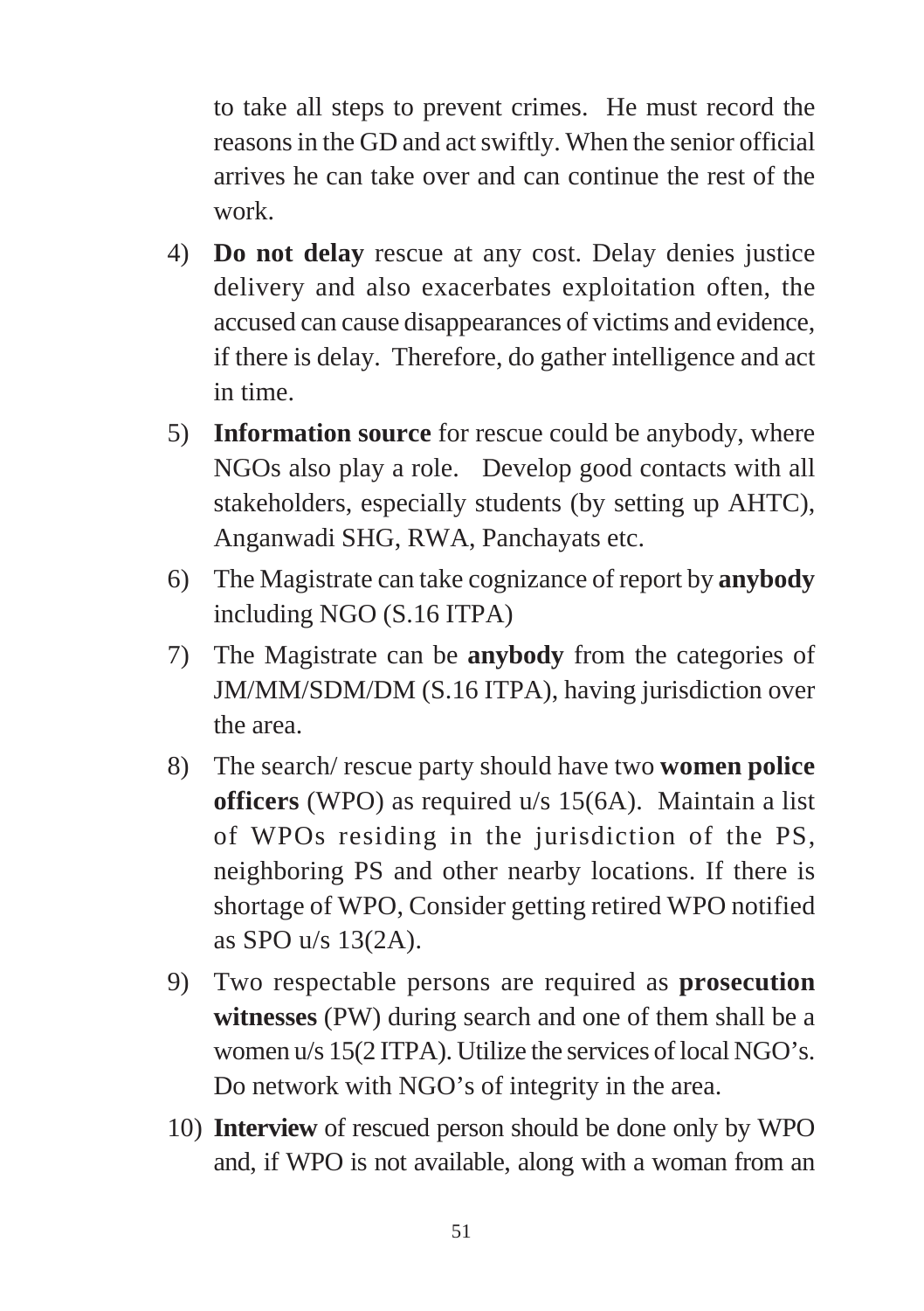to take all steps to prevent crimes. He must record the reasons in the GD and act swiftly. When the senior official arrives he can take over and can continue the rest of the work.

4) **Do not delay** rescue at any cost. Delay denies justice delivery and also exacerbates exploitation often, the accused can cause disappearances of victims and evidence, if there is delay. Therefore, do gather intelligence and act in time.

5) **Information source** for rescue could be anybody, where NGOs also play a role. Develop good contacts with all stakeholders, especially students (by setting up AHTC), Anganwadi SHG, RWA, Panchayats etc.

6) The Magistrate can take cognizance of report by **anybody** including NGO (S.16 ITPA)

7) The Magistrate can be **anybody** from the categories of JM/MM/SDM/DM (S.16 ITPA), having jurisdiction over the area.

8) The search/ rescue party should have two **women police officers** (WPO) as required u/s 15(6A). Maintain a list of WPOs residing in the jurisdiction of the PS, neighboring PS and other nearby locations. If there is shortage of WPO, Consider getting retired WPO notified as SPO u/s 13(2A).

9) Two respectable persons are required as **prosecution witnesses** (PW) during search and one of them shall be a women u/s 15(2 ITPA). Utilize the services of local NGO's. Do network with NGO's of integrity in the area.

10) **Interview** of rescued person should be done only by WPO and, if WPO is not available, along with a woman from an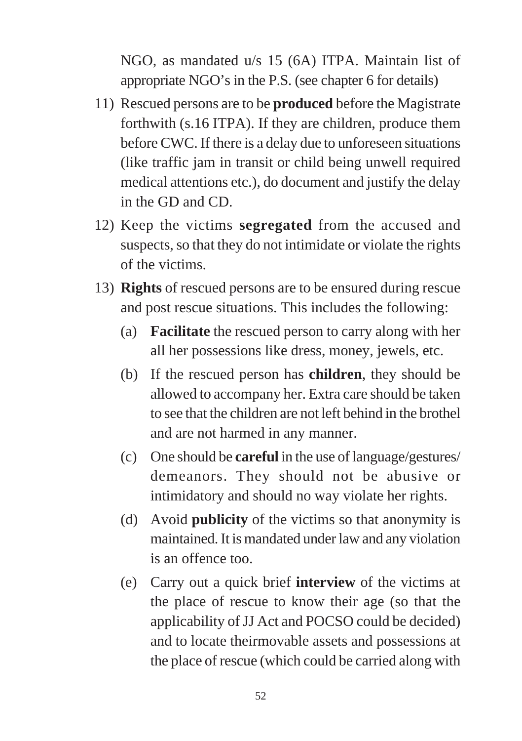NGO, as mandated u/s 15 (6A) ITPA. Maintain list of appropriate NGO's in the P.S. (see chapter 6 for details)

11) Rescued persons are to be **produced** before the Magistrate forthwith (s.16 ITPA). If they are children, produce them before CWC. If there is a delay due to unforeseen situations (like traffic jam in transit or child being unwell required medical attentions etc.), do document and justify the delay in the GD and CD.

12) Keep the victims **segregated** from the accused and suspects, so that they do not intimidate or violate the rights of the victims.

13) **Rights** of rescued persons are to be ensured during rescue and post rescue situations. This includes the following:

    (a) **Facilitate** the rescued person to carry along with her all her possessions like dress, money, jewels, etc.

    (b) If the rescued person has **children**, they should be allowed to accompany her. Extra care should be taken to see that the children are not left behind in the brothel and are not harmed in any manner.

    (c) One should be **careful** in the use of language/gestures/ demeanors. They should not be abusive or intimidatory and should no way violate her rights.

    (d) Avoid **publicity** of the victims so that anonymity is maintained. It is mandated under law and any violation is an offence too.

    (e) Carry out a quick brief **interview** of the victims at the place of rescue to know their age (so that the applicability of JJ Act and POCSO could be decided) and to locate theirmovable assets and possessions at the place of rescue (which could be carried along with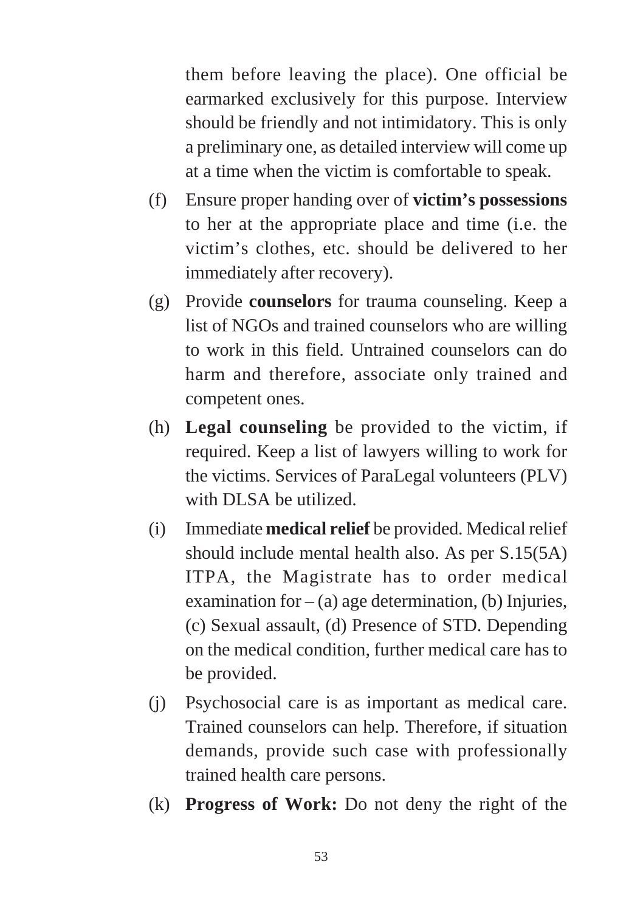them before leaving the place). One official be earmarked exclusively for this purpose. Interview should be friendly and not intimidatory. This is only a preliminary one, as detailed interview will come up at a time when the victim is comfortable to speak.

(f) Ensure proper handing over of **victim's possessions** to her at the appropriate place and time (i.e. the victim's clothes, etc. should be delivered to her immediately after recovery).

(g) Provide **counselors** for trauma counseling. Keep a list of NGOs and trained counselors who are willing to work in this field. Untrained counselors can do harm and therefore, associate only trained and competent ones.

(h) **Legal counseling** be provided to the victim, if required. Keep a list of lawyers willing to work for the victims. Services of ParaLegal volunteers (PLV) with DLSA be utilized.

(i) Immediate **medical relief** be provided. Medical relief should include mental health also. As per S.15(5A) ITPA, the Magistrate has to order medical examination for – (a) age determination, (b) Injuries, (c) Sexual assault, (d) Presence of STD. Depending on the medical condition, further medical care has to be provided.

(j) Psychosocial care is as important as medical care. Trained counselors can help. Therefore, if situation demands, provide such case with professionally trained health care persons.

(k) **Progress of Work:** Do not deny the right of the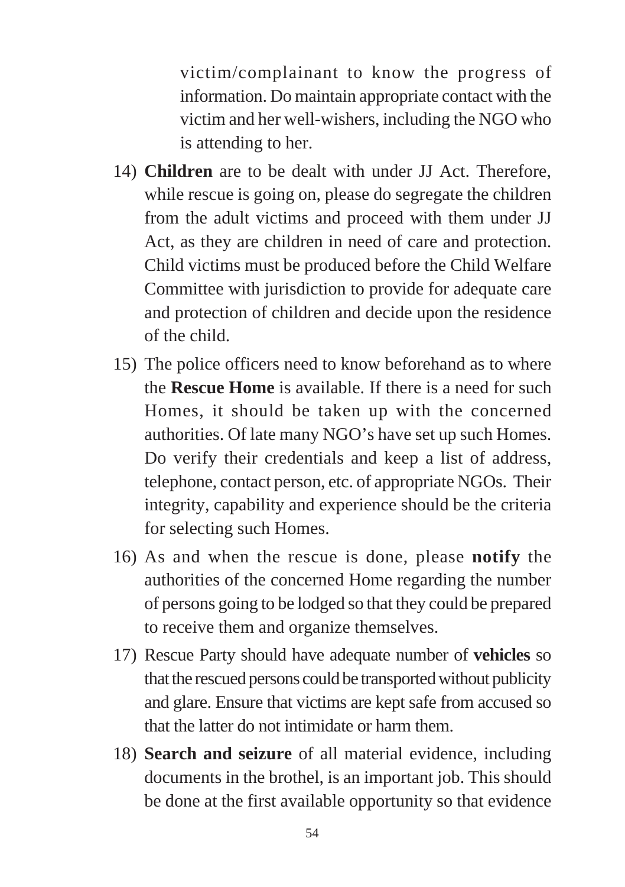victim/complainant to know the progress of information. Do maintain appropriate contact with the victim and her well-wishers, including the NGO who is attending to her.

14) **Children** are to be dealt with under JJ Act. Therefore, while rescue is going on, please do segregate the children from the adult victims and proceed with them under JJ Act, as they are children in need of care and protection. Child victims must be produced before the Child Welfare Committee with jurisdiction to provide for adequate care and protection of children and decide upon the residence of the child.

15) The police officers need to know beforehand as to where the **Rescue Home** is available. If there is a need for such Homes, it should be taken up with the concerned authorities. Of late many NGO's have set up such Homes. Do verify their credentials and keep a list of address, telephone, contact person, etc. of appropriate NGOs. Their integrity, capability and experience should be the criteria for selecting such Homes.

16) As and when the rescue is done, please **notify** the authorities of the concerned Home regarding the number of persons going to be lodged so that they could be prepared to receive them and organize themselves.

17) Rescue Party should have adequate number of **vehicles** so that the rescued persons could be transported without publicity and glare. Ensure that victims are kept safe from accused so that the latter do not intimidate or harm them.

18) **Search and seizure** of all material evidence, including documents in the brothel, is an important job. This should be done at the first available opportunity so that evidence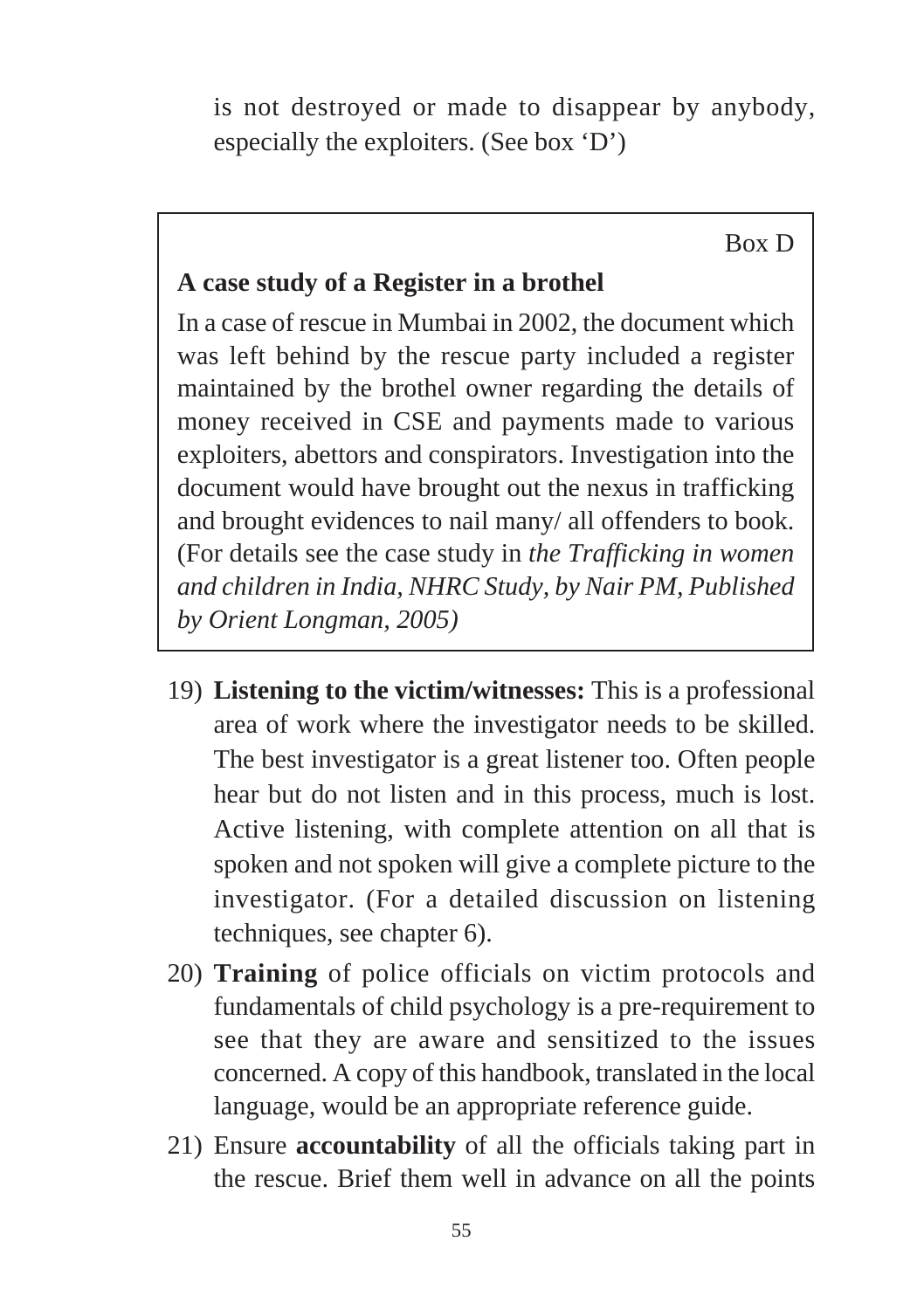is not destroyed or made to disappear by anybody, especially the exploiters. (See box 'D')

> Box D
>
> **A case study of a Register in a brothel**
>
> In a case of rescue in Mumbai in 2002, the document which was left behind by the rescue party included a register maintained by the brothel owner regarding the details of money received in CSE and payments made to various exploiters, abettors and conspirators. Investigation into the document would have brought out the nexus in trafficking and brought evidences to nail many/ all offenders to book. (For details see the case study in *the Trafficking in women and children in India, NHRC Study, by Nair PM, Published by Orient Longman, 2005)*

19) **Listening to the victim/witnesses:** This is a professional area of work where the investigator needs to be skilled. The best investigator is a great listener too. Often people hear but do not listen and in this process, much is lost. Active listening, with complete attention on all that is spoken and not spoken will give a complete picture to the investigator. (For a detailed discussion on listening techniques, see chapter 6).

20) **Training** of police officials on victim protocols and fundamentals of child psychology is a pre-requirement to see that they are aware and sensitized to the issues concerned. A copy of this handbook, translated in the local language, would be an appropriate reference guide.

21) Ensure **accountability** of all the officials taking part in the rescue. Brief them well in advance on all the points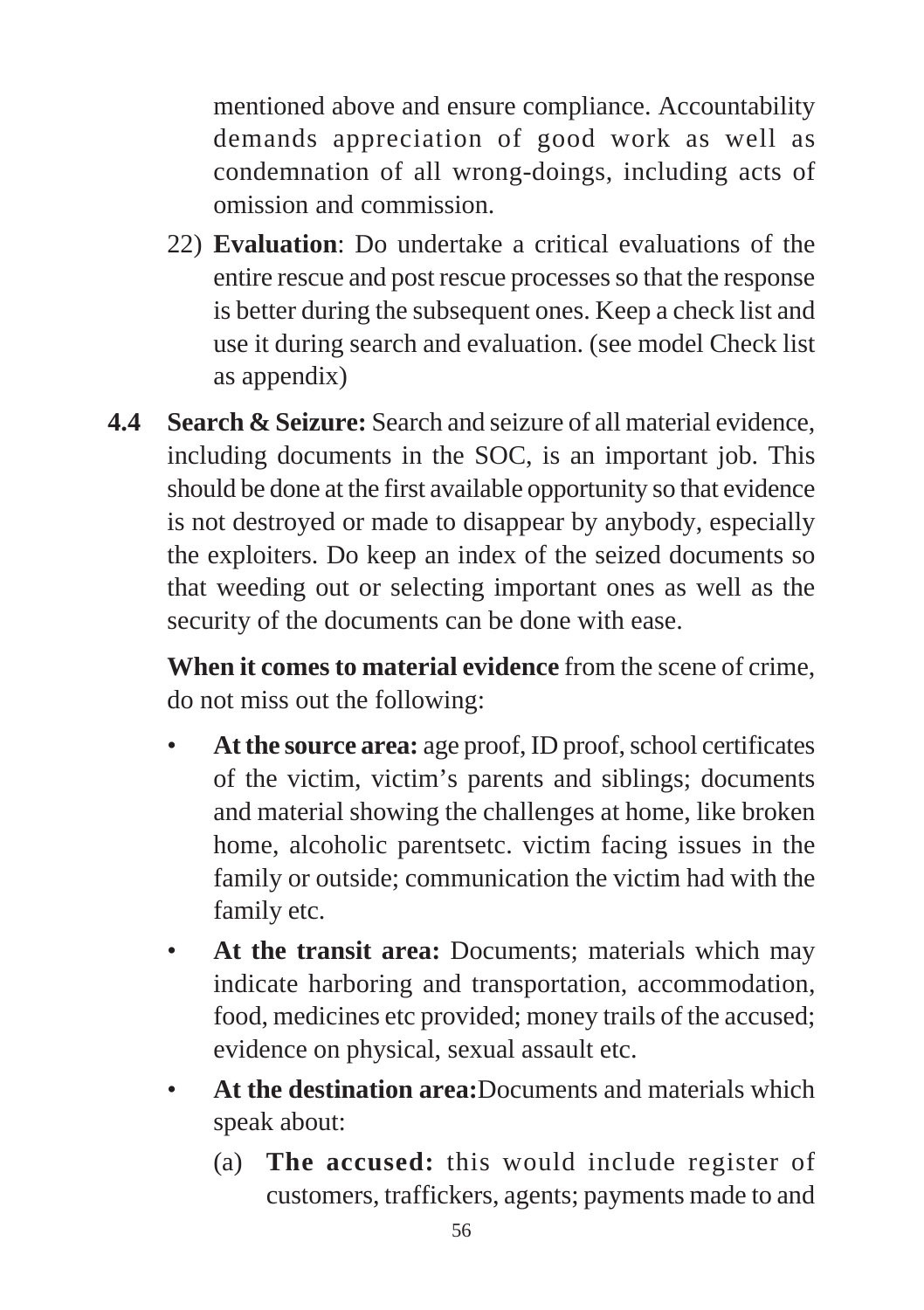mentioned above and ensure compliance. Accountability demands appreciation of good work as well as condemnation of all wrong-doings, including acts of omission and commission.

22) **Evaluation**: Do undertake a critical evaluations of the entire rescue and post rescue processes so that the response is better during the subsequent ones. Keep a check list and use it during search and evaluation. (see model Check list as appendix)

**4.4 Search & Seizure:** Search and seizure of all material evidence, including documents in the SOC, is an important job. This should be done at the first available opportunity so that evidence is not destroyed or made to disappear by anybody, especially the exploiters. Do keep an index of the seized documents so that weeding out or selecting important ones as well as the security of the documents can be done with ease.

**When it comes to material evidence** from the scene of crime, do not miss out the following:

- **At the source area:** age proof, ID proof, school certificates of the victim, victim's parents and siblings; documents and material showing the challenges at home, like broken home, alcoholic parentsetc. victim facing issues in the family or outside; communication the victim had with the family etc.
- **At the transit area:** Documents; materials which may indicate harboring and transportation, accommodation, food, medicines etc provided; money trails of the accused; evidence on physical, sexual assault etc.
- **At the destination area:**Documents and materials which speak about:
  - (a) **The accused:** this would include register of customers, traffickers, agents; payments made to and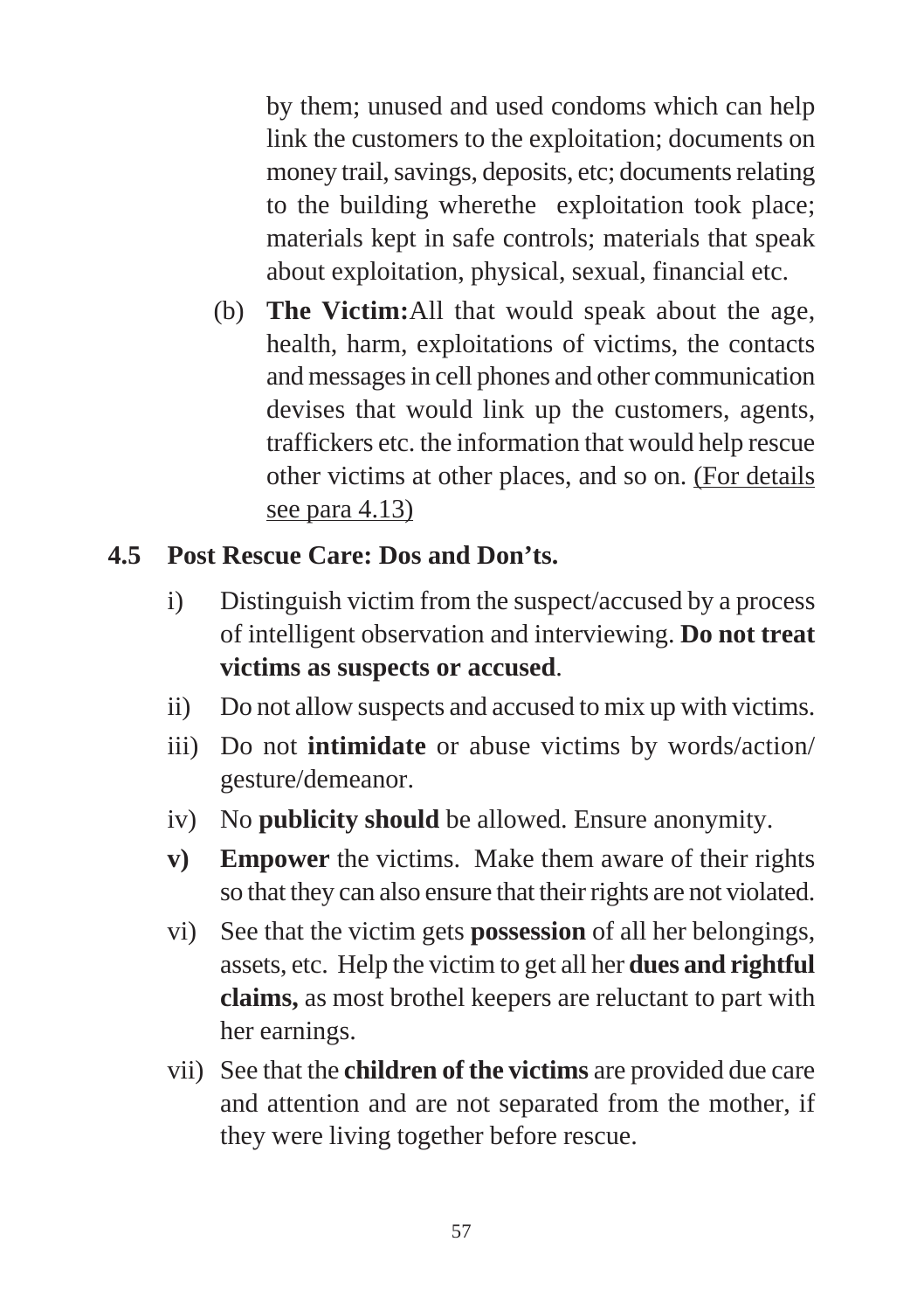by them; unused and used condoms which can help link the customers to the exploitation; documents on money trail, savings, deposits, etc; documents relating to the building wherethe exploitation took place; materials kept in safe controls; materials that speak about exploitation, physical, sexual, financial etc.

(b) **The Victim:**All that would speak about the age, health, harm, exploitations of victims, the contacts and messages in cell phones and other communication devises that would link up the customers, agents, traffickers etc. the information that would help rescue other victims at other places, and so on. <u>(For details see para 4.13)</u>

## 4.5 Post Rescue Care: Dos and Don'ts.

i) Distinguish victim from the suspect/accused by a process of intelligent observation and interviewing. **Do not treat victims as suspects or accused**.

ii) Do not allow suspects and accused to mix up with victims.

iii) Do not **intimidate** or abuse victims by words/action/ gesture/demeanor.

iv) No **publicity should** be allowed. Ensure anonymity.

**v)** **Empower** the victims. Make them aware of their rights so that they can also ensure that their rights are not violated.

vi) See that the victim gets **possession** of all her belongings, assets, etc. Help the victim to get all her **dues and rightful claims,** as most brothel keepers are reluctant to part with her earnings.

vii) See that the **children of the victims** are provided due care and attention and are not separated from the mother, if they were living together before rescue.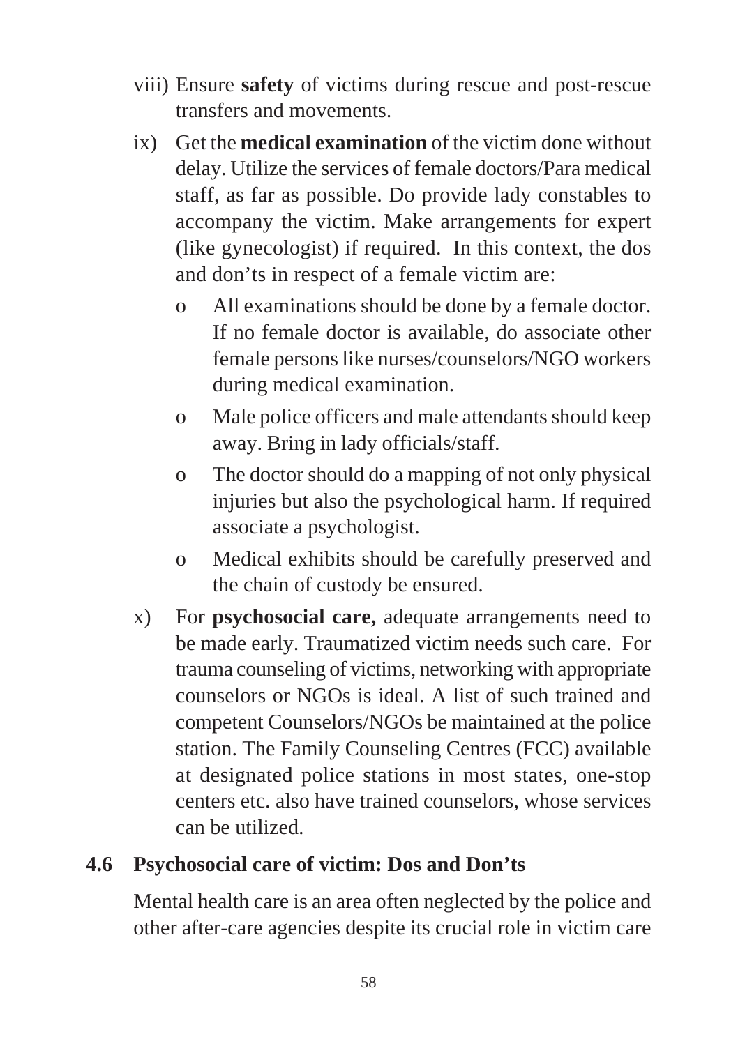viii) Ensure **safety** of victims during rescue and post-rescue transfers and movements.

ix) Get the **medical examination** of the victim done without delay. Utilize the services of female doctors/Para medical staff, as far as possible. Do provide lady constables to accompany the victim. Make arrangements for expert (like gynecologist) if required. In this context, the dos and don'ts in respect of a female victim are:

- All examinations should be done by a female doctor. If no female doctor is available, do associate other female persons like nurses/counselors/NGO workers during medical examination.
- Male police officers and male attendants should keep away. Bring in lady officials/staff.
- The doctor should do a mapping of not only physical injuries but also the psychological harm. If required associate a psychologist.
- Medical exhibits should be carefully preserved and the chain of custody be ensured.

x) For **psychosocial care,** adequate arrangements need to be made early. Traumatized victim needs such care. For trauma counseling of victims, networking with appropriate counselors or NGOs is ideal. A list of such trained and competent Counselors/NGOs be maintained at the police station. The Family Counseling Centres (FCC) available at designated police stations in most states, one-stop centers etc. also have trained counselors, whose services can be utilized.

## 4.6 Psychosocial care of victim: Dos and Don'ts

Mental health care is an area often neglected by the police and other after-care agencies despite its crucial role in victim care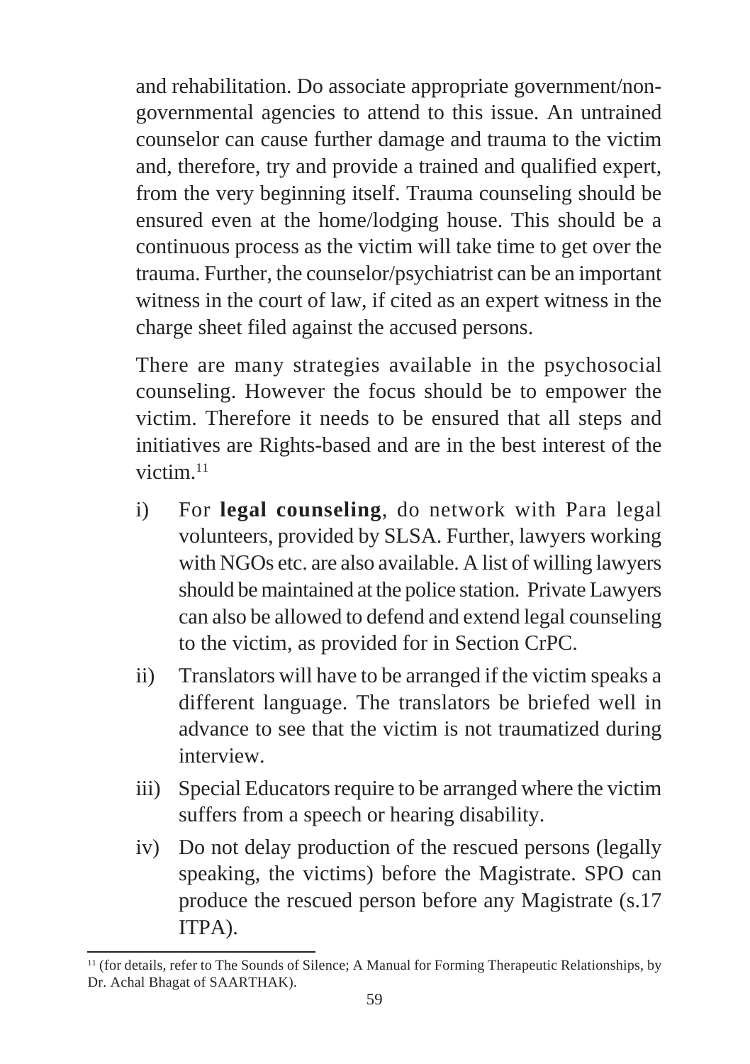and rehabilitation. Do associate appropriate government/non-governmental agencies to attend to this issue. An untrained counselor can cause further damage and trauma to the victim and, therefore, try and provide a trained and qualified expert, from the very beginning itself. Trauma counseling should be ensured even at the home/lodging house. This should be a continuous process as the victim will take time to get over the trauma. Further, the counselor/psychiatrist can be an important witness in the court of law, if cited as an expert witness in the charge sheet filed against the accused persons.

There are many strategies available in the psychosocial counseling. However the focus should be to empower the victim. Therefore it needs to be ensured that all steps and initiatives are Rights-based and are in the best interest of the victim.[11]

i) For **legal counseling**, do network with Para legal volunteers, provided by SLSA. Further, lawyers working with NGOs etc. are also available. A list of willing lawyers should be maintained at the police station. Private Lawyers can also be allowed to defend and extend legal counseling to the victim, as provided for in Section CrPC.

ii) Translators will have to be arranged if the victim speaks a different language. The translators be briefed well in advance to see that the victim is not traumatized during interview.

iii) Special Educators require to be arranged where the victim suffers from a speech or hearing disability.

iv) Do not delay production of the rescued persons (legally speaking, the victims) before the Magistrate. SPO can produce the rescued person before any Magistrate (s.17 ITPA).

---

[11] (for details, refer to The Sounds of Silence; A Manual for Forming Therapeutic Relationships, by Dr. Achal Bhagat of SAARTHAK).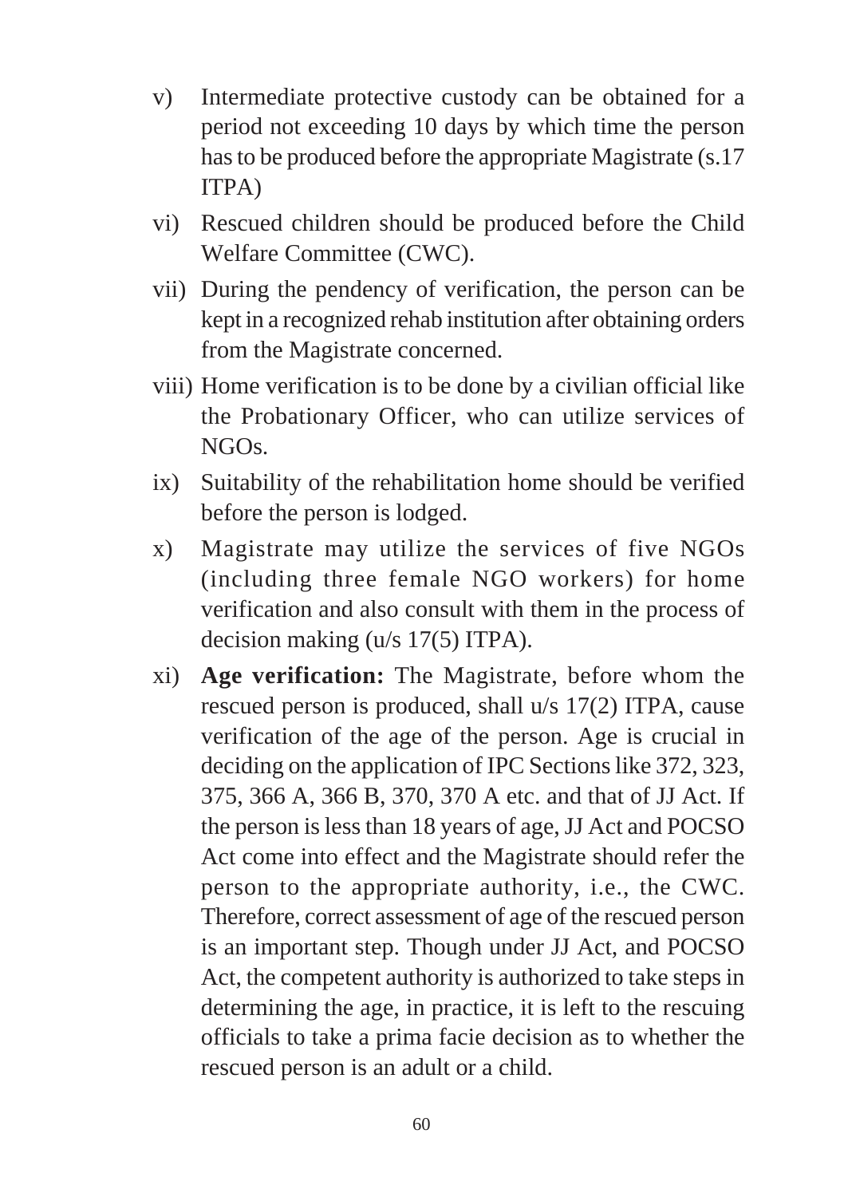v) Intermediate protective custody can be obtained for a period not exceeding 10 days by which time the person has to be produced before the appropriate Magistrate (s.17 ITPA)

vi) Rescued children should be produced before the Child Welfare Committee (CWC).

vii) During the pendency of verification, the person can be kept in a recognized rehab institution after obtaining orders from the Magistrate concerned.

viii) Home verification is to be done by a civilian official like the Probationary Officer, who can utilize services of NGOs.

ix) Suitability of the rehabilitation home should be verified before the person is lodged.

x) Magistrate may utilize the services of five NGOs (including three female NGO workers) for home verification and also consult with them in the process of decision making (u/s 17(5) ITPA).

xi) **Age verification:** The Magistrate, before whom the rescued person is produced, shall u/s 17(2) ITPA, cause verification of the age of the person. Age is crucial in deciding on the application of IPC Sections like 372, 323, 375, 366 A, 366 B, 370, 370 A etc. and that of JJ Act. If the person is less than 18 years of age, JJ Act and POCSO Act come into effect and the Magistrate should refer the person to the appropriate authority, i.e., the CWC. Therefore, correct assessment of age of the rescued person is an important step. Though under JJ Act, and POCSO Act, the competent authority is authorized to take steps in determining the age, in practice, it is left to the rescuing officials to take a prima facie decision as to whether the rescued person is an adult or a child.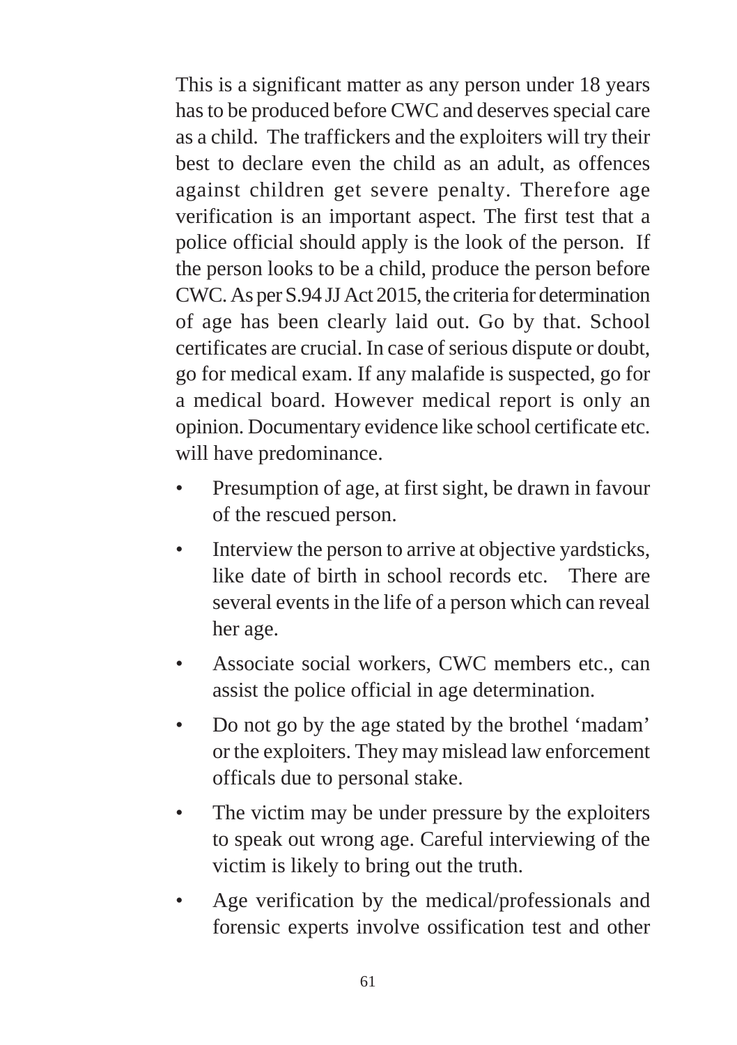This is a significant matter as any person under 18 years has to be produced before CWC and deserves special care as a child. The traffickers and the exploiters will try their best to declare even the child as an adult, as offences against children get severe penalty. Therefore age verification is an important aspect. The first test that a police official should apply is the look of the person. If the person looks to be a child, produce the person before CWC. As per S.94 JJ Act 2015, the criteria for determination of age has been clearly laid out. Go by that. School certificates are crucial. In case of serious dispute or doubt, go for medical exam. If any malafide is suspected, go for a medical board. However medical report is only an opinion. Documentary evidence like school certificate etc. will have predominance.

- Presumption of age, at first sight, be drawn in favour of the rescued person.
- Interview the person to arrive at objective yardsticks, like date of birth in school records etc. There are several events in the life of a person which can reveal her age.
- Associate social workers, CWC members etc., can assist the police official in age determination.
- Do not go by the age stated by the brothel 'madam' or the exploiters. They may mislead law enforcement officals due to personal stake.
- The victim may be under pressure by the exploiters to speak out wrong age. Careful interviewing of the victim is likely to bring out the truth.
- Age verification by the medical/professionals and forensic experts involve ossification test and other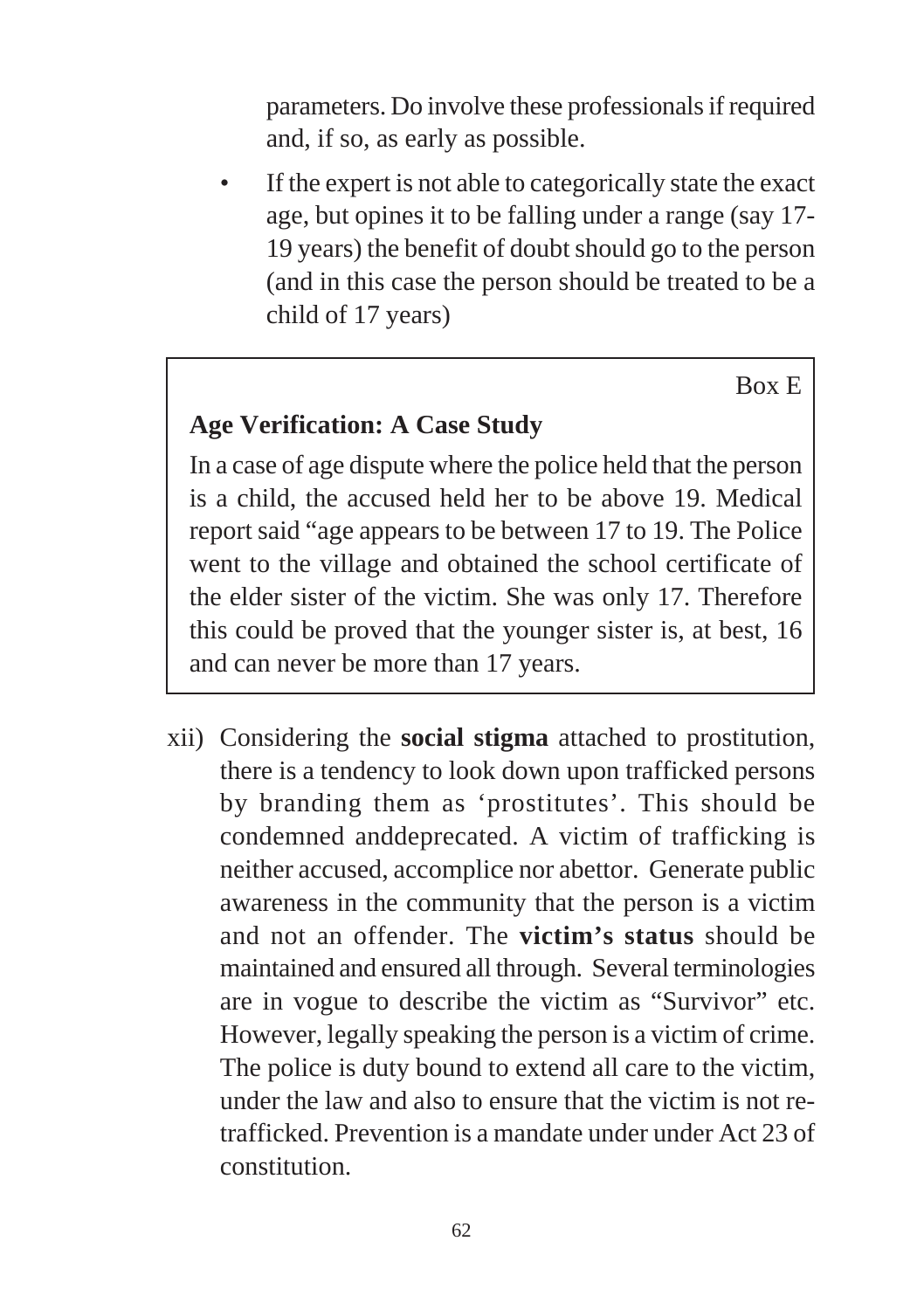parameters. Do involve these professionals if required and, if so, as early as possible.

- If the expert is not able to categorically state the exact age, but opines it to be falling under a range (say 17-19 years) the benefit of doubt should go to the person (and in this case the person should be treated to be a child of 17 years)

> Box E
>
> **Age Verification: A Case Study**
>
> In a case of age dispute where the police held that the person is a child, the accused held her to be above 19. Medical report said "age appears to be between 17 to 19. The Police went to the village and obtained the school certificate of the elder sister of the victim. She was only 17. Therefore this could be proved that the younger sister is, at best, 16 and can never be more than 17 years.

xii) Considering the **social stigma** attached to prostitution, there is a tendency to look down upon trafficked persons by branding them as 'prostitutes'. This should be condemned anddeprecated. A victim of trafficking is neither accused, accomplice nor abettor. Generate public awareness in the community that the person is a victim and not an offender. The **victim's status** should be maintained and ensured all through. Several terminologies are in vogue to describe the victim as "Survivor" etc. However, legally speaking the person is a victim of crime. The police is duty bound to extend all care to the victim, under the law and also to ensure that the victim is not re-trafficked. Prevention is a mandate under under Act 23 of constitution.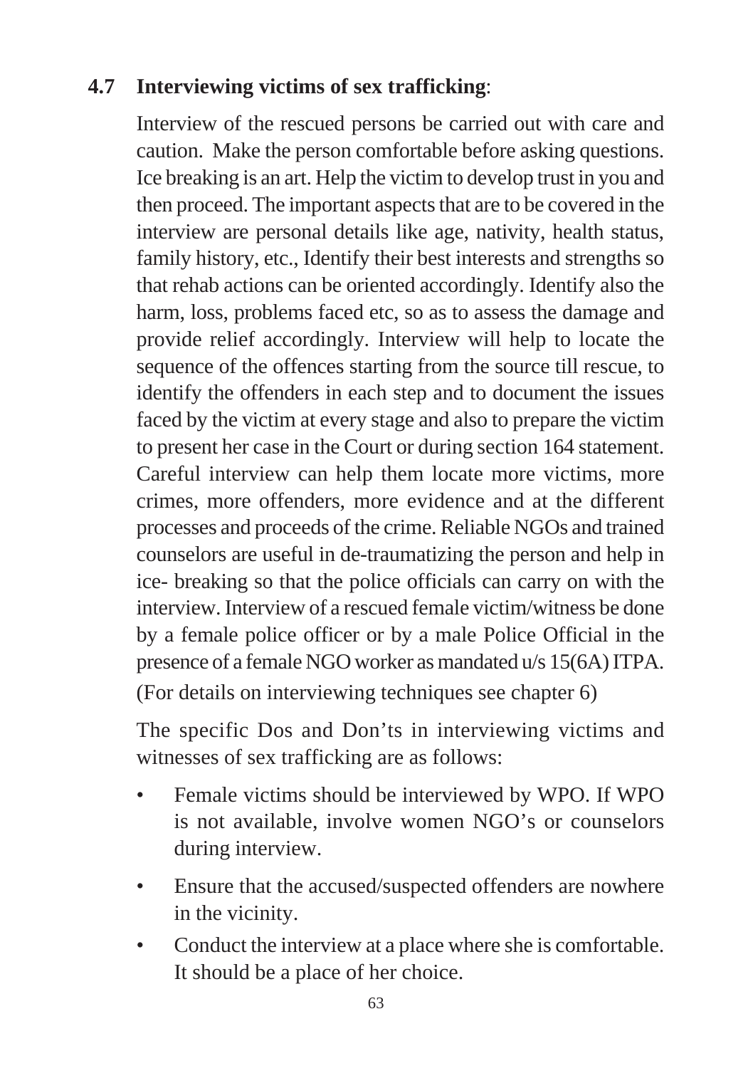### 4.7 Interviewing victims of sex trafficking:

Interview of the rescued persons be carried out with care and caution. Make the person comfortable before asking questions. Ice breaking is an art. Help the victim to develop trust in you and then proceed. The important aspects that are to be covered in the interview are personal details like age, nativity, health status, family history, etc., Identify their best interests and strengths so that rehab actions can be oriented accordingly. Identify also the harm, loss, problems faced etc, so as to assess the damage and provide relief accordingly. Interview will help to locate the sequence of the offences starting from the source till rescue, to identify the offenders in each step and to document the issues faced by the victim at every stage and also to prepare the victim to present her case in the Court or during section 164 statement. Careful interview can help them locate more victims, more crimes, more offenders, more evidence and at the different processes and proceeds of the crime. Reliable NGOs and trained counselors are useful in de-traumatizing the person and help in ice- breaking so that the police officials can carry on with the interview. Interview of a rescued female victim/witness be done by a female police officer or by a male Police Official in the presence of a female NGO worker as mandated u/s 15(6A) ITPA. (For details on interviewing techniques see chapter 6)

The specific Dos and Don'ts in interviewing victims and witnesses of sex trafficking are as follows:

- Female victims should be interviewed by WPO. If WPO is not available, involve women NGO's or counselors during interview.
- Ensure that the accused/suspected offenders are nowhere in the vicinity.
- Conduct the interview at a place where she is comfortable. It should be a place of her choice.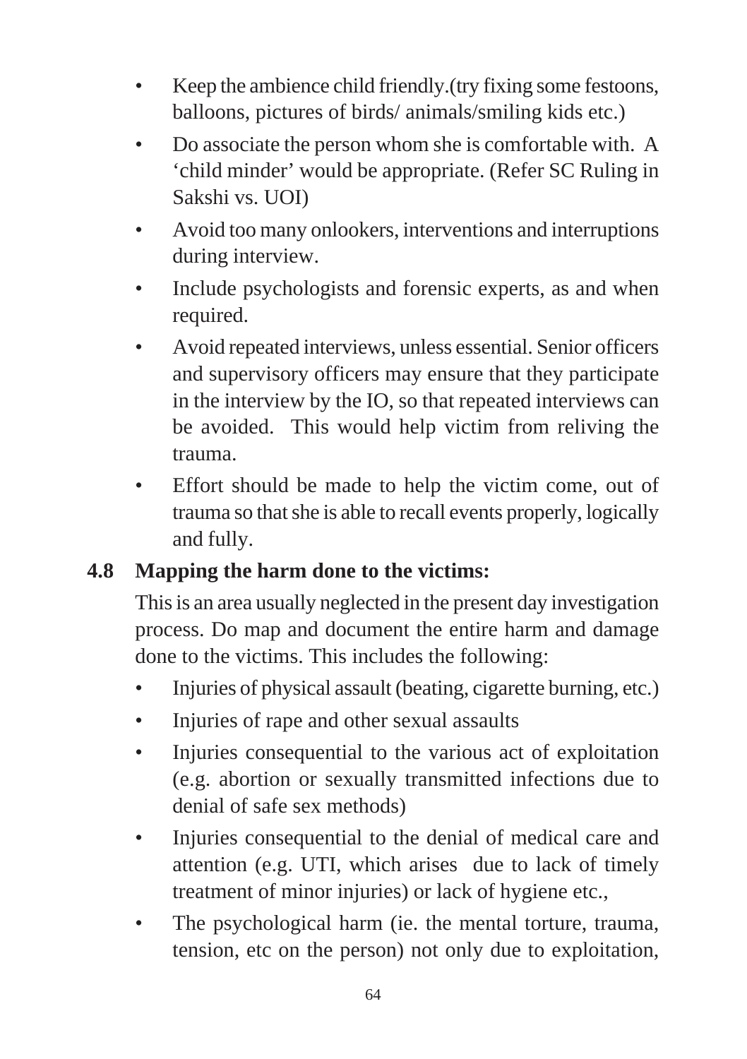- Keep the ambience child friendly.(try fixing some festoons, balloons, pictures of birds/ animals/smiling kids etc.)
- Do associate the person whom she is comfortable with. A 'child minder' would be appropriate. (Refer SC Ruling in Sakshi vs. UOI)
- Avoid too many onlookers, interventions and interruptions during interview.
- Include psychologists and forensic experts, as and when required.
- Avoid repeated interviews, unless essential. Senior officers and supervisory officers may ensure that they participate in the interview by the IO, so that repeated interviews can be avoided. This would help victim from reliving the trauma.
- Effort should be made to help the victim come, out of trauma so that she is able to recall events properly, logically and fully.

## 4.8 Mapping the harm done to the victims:

This is an area usually neglected in the present day investigation process. Do map and document the entire harm and damage done to the victims. This includes the following:

- Injuries of physical assault (beating, cigarette burning, etc.)
- Injuries of rape and other sexual assaults
- Injuries consequential to the various act of exploitation (e.g. abortion or sexually transmitted infections due to denial of safe sex methods)
- Injuries consequential to the denial of medical care and attention (e.g. UTI, which arises due to lack of timely treatment of minor injuries) or lack of hygiene etc.,
- The psychological harm (ie. the mental torture, trauma, tension, etc on the person) not only due to exploitation,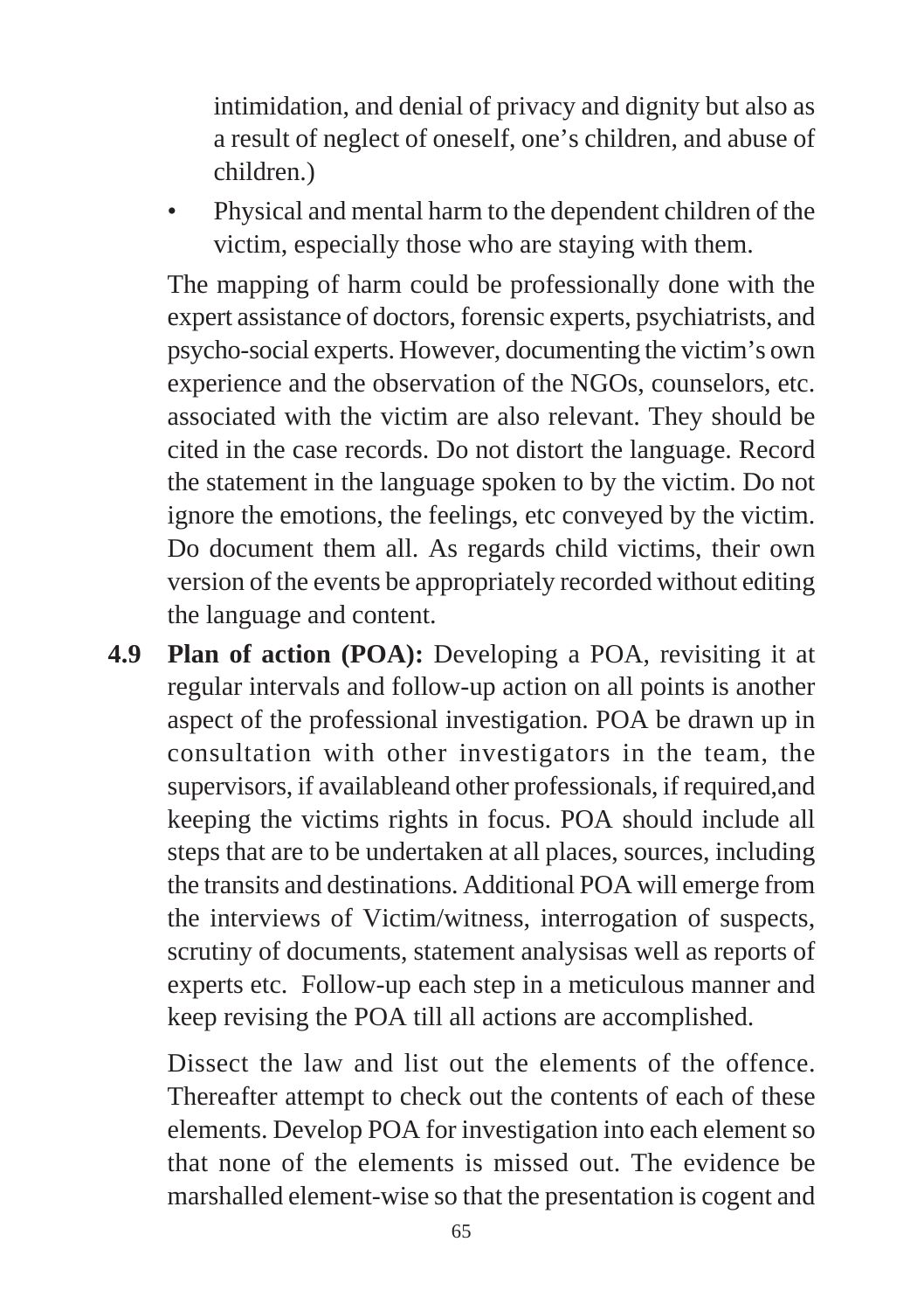intimidation, and denial of privacy and dignity but also as a result of neglect of oneself, one's children, and abuse of children.)

- Physical and mental harm to the dependent children of the victim, especially those who are staying with them.

The mapping of harm could be professionally done with the expert assistance of doctors, forensic experts, psychiatrists, and psycho-social experts. However, documenting the victim's own experience and the observation of the NGOs, counselors, etc. associated with the victim are also relevant. They should be cited in the case records. Do not distort the language. Record the statement in the language spoken to by the victim. Do not ignore the emotions, the feelings, etc conveyed by the victim. Do document them all. As regards child victims, their own version of the events be appropriately recorded without editing the language and content.

**4.9 Plan of action (POA):** Developing a POA, revisiting it at regular intervals and follow-up action on all points is another aspect of the professional investigation. POA be drawn up in consultation with other investigators in the team, the supervisors, if availableand other professionals, if required,and keeping the victims rights in focus. POA should include all steps that are to be undertaken at all places, sources, including the transits and destinations. Additional POA will emerge from the interviews of Victim/witness, interrogation of suspects, scrutiny of documents, statement analysisas well as reports of experts etc. Follow-up each step in a meticulous manner and keep revising the POA till all actions are accomplished.

Dissect the law and list out the elements of the offence. Thereafter attempt to check out the contents of each of these elements. Develop POA for investigation into each element so that none of the elements is missed out. The evidence be marshalled element-wise so that the presentation is cogent and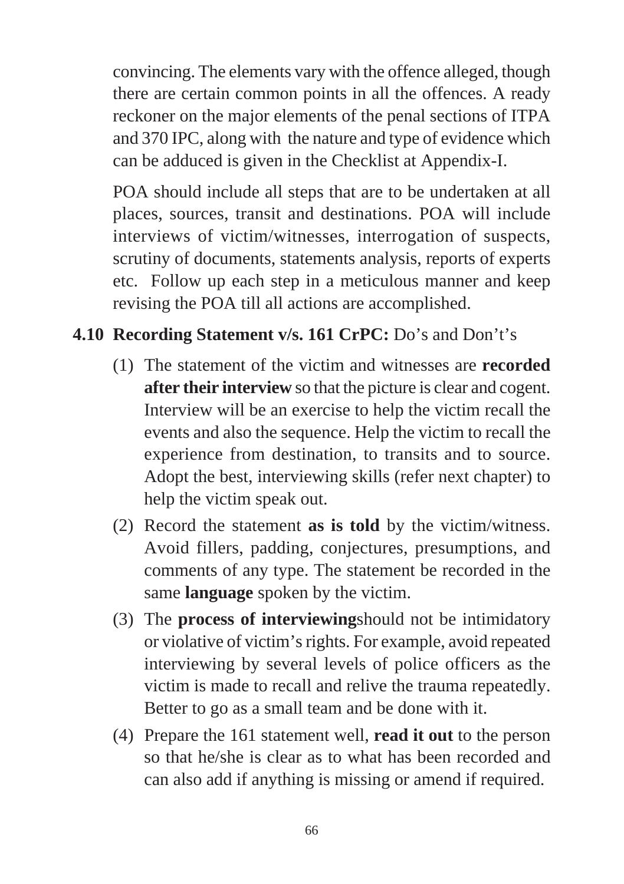convincing. The elements vary with the offence alleged, though there are certain common points in all the offences. A ready reckoner on the major elements of the penal sections of ITPA and 370 IPC, along with the nature and type of evidence which can be adduced is given in the Checklist at Appendix-I.

POA should include all steps that are to be undertaken at all places, sources, transit and destinations. POA will include interviews of victim/witnesses, interrogation of suspects, scrutiny of documents, statements analysis, reports of experts etc. Follow up each step in a meticulous manner and keep revising the POA till all actions are accomplished.

### 4.10 Recording Statement v/s. 161 CrPC: Do's and Don't's

(1) The statement of the victim and witnesses are **recorded after their interview** so that the picture is clear and cogent. Interview will be an exercise to help the victim recall the events and also the sequence. Help the victim to recall the experience from destination, to transits and to source. Adopt the best, interviewing skills (refer next chapter) to help the victim speak out.

(2) Record the statement **as is told** by the victim/witness. Avoid fillers, padding, conjectures, presumptions, and comments of any type. The statement be recorded in the same **language** spoken by the victim.

(3) The **process of interviewing**should not be intimidatory or violative of victim's rights. For example, avoid repeated interviewing by several levels of police officers as the victim is made to recall and relive the trauma repeatedly. Better to go as a small team and be done with it.

(4) Prepare the 161 statement well, **read it out** to the person so that he/she is clear as to what has been recorded and can also add if anything is missing or amend if required.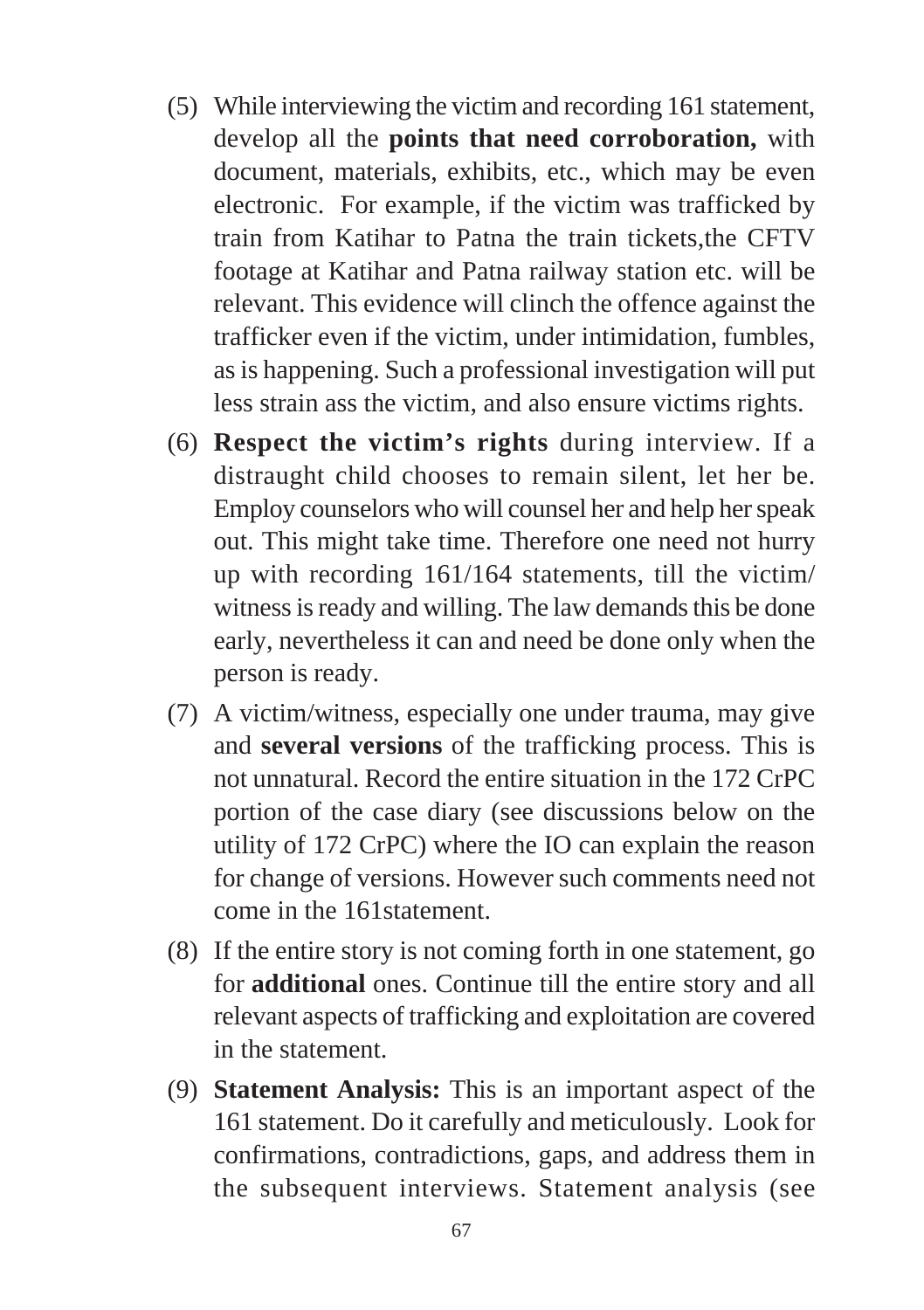(5) While interviewing the victim and recording 161 statement, develop all the **points that need corroboration,** with document, materials, exhibits, etc., which may be even electronic. For example, if the victim was trafficked by train from Katihar to Patna the train tickets,the CFTV footage at Katihar and Patna railway station etc. will be relevant. This evidence will clinch the offence against the trafficker even if the victim, under intimidation, fumbles, as is happening. Such a professional investigation will put less strain ass the victim, and also ensure victims rights.

(6) **Respect the victim's rights** during interview. If a distraught child chooses to remain silent, let her be. Employ counselors who will counsel her and help her speak out. This might take time. Therefore one need not hurry up with recording 161/164 statements, till the victim/ witness is ready and willing. The law demands this be done early, nevertheless it can and need be done only when the person is ready.

(7) A victim/witness, especially one under trauma, may give and **several versions** of the trafficking process. This is not unnatural. Record the entire situation in the 172 CrPC portion of the case diary (see discussions below on the utility of 172 CrPC) where the IO can explain the reason for change of versions. However such comments need not come in the 161statement.

(8) If the entire story is not coming forth in one statement, go for **additional** ones. Continue till the entire story and all relevant aspects of trafficking and exploitation are covered in the statement.

(9) **Statement Analysis:** This is an important aspect of the 161 statement. Do it carefully and meticulously. Look for confirmations, contradictions, gaps, and address them in the subsequent interviews. Statement analysis (see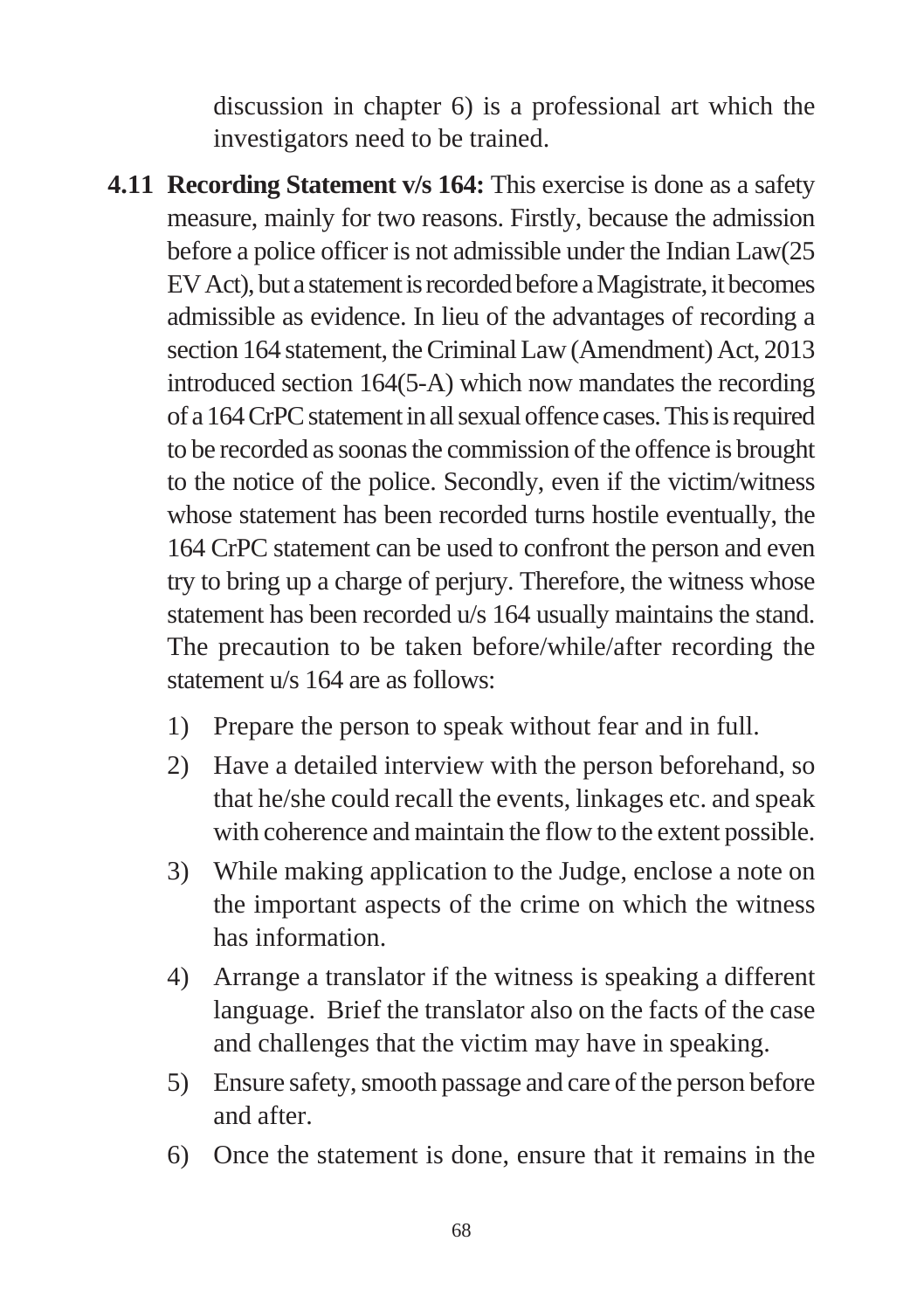discussion in chapter 6) is a professional art which the investigators need to be trained.

**4.11 Recording Statement v/s 164:** This exercise is done as a safety measure, mainly for two reasons. Firstly, because the admission before a police officer is not admissible under the Indian Law(25 EV Act), but a statement is recorded before a Magistrate, it becomes admissible as evidence. In lieu of the advantages of recording a section 164 statement, the Criminal Law (Amendment) Act, 2013 introduced section 164(5-A) which now mandates the recording of a 164 CrPC statement in all sexual offence cases. This is required to be recorded as soonas the commission of the offence is brought to the notice of the police. Secondly, even if the victim/witness whose statement has been recorded turns hostile eventually, the 164 CrPC statement can be used to confront the person and even try to bring up a charge of perjury. Therefore, the witness whose statement has been recorded u/s 164 usually maintains the stand. The precaution to be taken before/while/after recording the statement u/s 164 are as follows:

1) Prepare the person to speak without fear and in full.
2) Have a detailed interview with the person beforehand, so that he/she could recall the events, linkages etc. and speak with coherence and maintain the flow to the extent possible.
3) While making application to the Judge, enclose a note on the important aspects of the crime on which the witness has information.
4) Arrange a translator if the witness is speaking a different language. Brief the translator also on the facts of the case and challenges that the victim may have in speaking.
5) Ensure safety, smooth passage and care of the person before and after.
6) Once the statement is done, ensure that it remains in the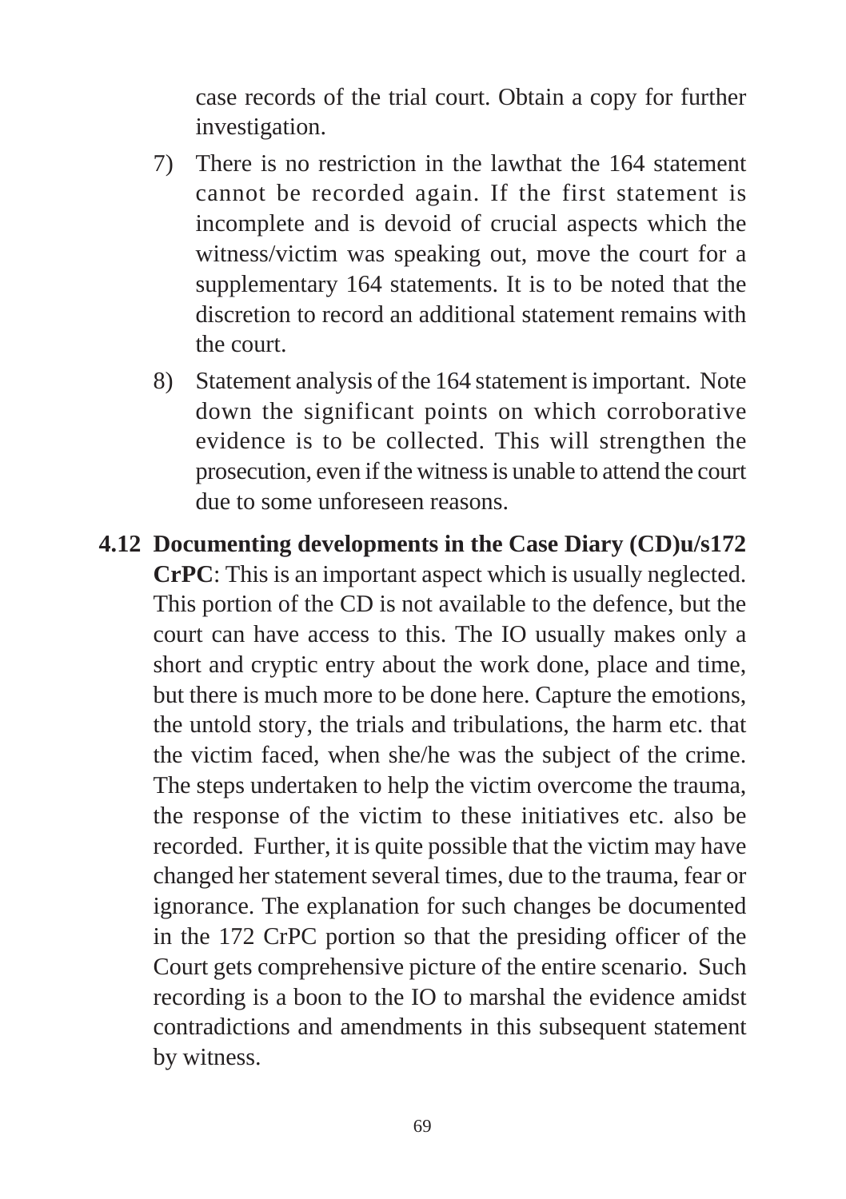case records of the trial court. Obtain a copy for further investigation.

7) There is no restriction in the lawthat the 164 statement cannot be recorded again. If the first statement is incomplete and is devoid of crucial aspects which the witness/victim was speaking out, move the court for a supplementary 164 statements. It is to be noted that the discretion to record an additional statement remains with the court.

8) Statement analysis of the 164 statement is important. Note down the significant points on which corroborative evidence is to be collected. This will strengthen the prosecution, even if the witness is unable to attend the court due to some unforeseen reasons.

**4.12 Documenting developments in the Case Diary (CD)u/s172 CrPC**: This is an important aspect which is usually neglected. This portion of the CD is not available to the defence, but the court can have access to this. The IO usually makes only a short and cryptic entry about the work done, place and time, but there is much more to be done here. Capture the emotions, the untold story, the trials and tribulations, the harm etc. that the victim faced, when she/he was the subject of the crime. The steps undertaken to help the victim overcome the trauma, the response of the victim to these initiatives etc. also be recorded. Further, it is quite possible that the victim may have changed her statement several times, due to the trauma, fear or ignorance. The explanation for such changes be documented in the 172 CrPC portion so that the presiding officer of the Court gets comprehensive picture of the entire scenario. Such recording is a boon to the IO to marshal the evidence amidst contradictions and amendments in this subsequent statement by witness.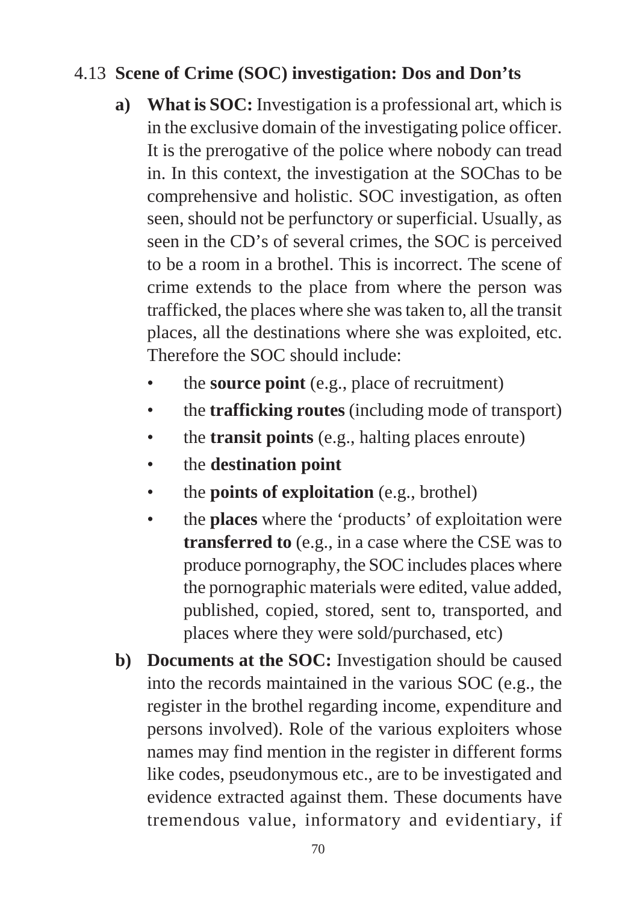## 4.13 Scene of Crime (SOC) investigation: Dos and Don'ts

**a) What is SOC:** Investigation is a professional art, which is in the exclusive domain of the investigating police officer. It is the prerogative of the police where nobody can tread in. In this context, the investigation at the SOChas to be comprehensive and holistic. SOC investigation, as often seen, should not be perfunctory or superficial. Usually, as seen in the CD's of several crimes, the SOC is perceived to be a room in a brothel. This is incorrect. The scene of crime extends to the place from where the person was trafficked, the places where she was taken to, all the transit places, all the destinations where she was exploited, etc. Therefore the SOC should include:

- the **source point** (e.g., place of recruitment)
- the **trafficking routes** (including mode of transport)
- the **transit points** (e.g., halting places enroute)
- the **destination point**
- the **points of exploitation** (e.g., brothel)
- the **places** where the 'products' of exploitation were **transferred to** (e.g., in a case where the CSE was to produce pornography, the SOC includes places where the pornographic materials were edited, value added, published, copied, stored, sent to, transported, and places where they were sold/purchased, etc)

**b) Documents at the SOC:** Investigation should be caused into the records maintained in the various SOC (e.g., the register in the brothel regarding income, expenditure and persons involved). Role of the various exploiters whose names may find mention in the register in different forms like codes, pseudonymous etc., are to be investigated and evidence extracted against them. These documents have tremendous value, informatory and evidentiary, if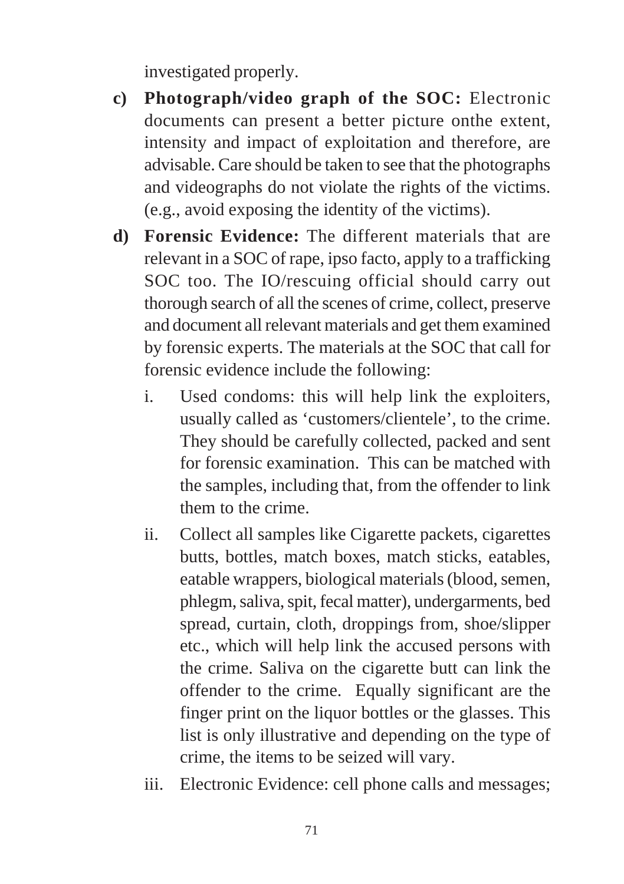investigated properly.

c) **Photograph/video graph of the SOC:** Electronic documents can present a better picture onthe extent, intensity and impact of exploitation and therefore, are advisable. Care should be taken to see that the photographs and videographs do not violate the rights of the victims. (e.g., avoid exposing the identity of the victims).

d) **Forensic Evidence:** The different materials that are relevant in a SOC of rape, ipso facto, apply to a trafficking SOC too. The IO/rescuing official should carry out thorough search of all the scenes of crime, collect, preserve and document all relevant materials and get them examined by forensic experts. The materials at the SOC that call for forensic evidence include the following:

   i. Used condoms: this will help link the exploiters, usually called as 'customers/clientele', to the crime. They should be carefully collected, packed and sent for forensic examination. This can be matched with the samples, including that, from the offender to link them to the crime.

   ii. Collect all samples like Cigarette packets, cigarettes butts, bottles, match boxes, match sticks, eatables, eatable wrappers, biological materials (blood, semen, phlegm, saliva, spit, fecal matter), undergarments, bed spread, curtain, cloth, droppings from, shoe/slipper etc., which will help link the accused persons with the crime. Saliva on the cigarette butt can link the offender to the crime. Equally significant are the finger print on the liquor bottles or the glasses. This list is only illustrative and depending on the type of crime, the items to be seized will vary.

   iii. Electronic Evidence: cell phone calls and messages;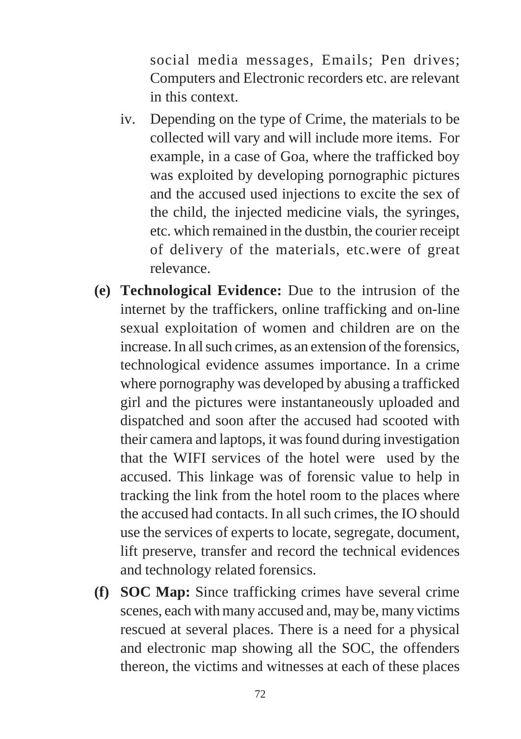social media messages, Emails; Pen drives; Computers and Electronic recorders etc. are relevant in this context.

iv. Depending on the type of Crime, the materials to be collected will vary and will include more items. For example, in a case of Goa, where the trafficked boy was exploited by developing pornographic pictures and the accused used injections to excite the sex of the child, the injected medicine vials, the syringes, etc. which remained in the dustbin, the courier receipt of delivery of the materials, etc.were of great relevance.

**(e) Technological Evidence:** Due to the intrusion of the internet by the traffickers, online trafficking and on-line sexual exploitation of women and children are on the increase. In all such crimes, as an extension of the forensics, technological evidence assumes importance. In a crime where pornography was developed by abusing a trafficked girl and the pictures were instantaneously uploaded and dispatched and soon after the accused had scooted with their camera and laptops, it was found during investigation that the WIFI services of the hotel were used by the accused. This linkage was of forensic value to help in tracking the link from the hotel room to the places where the accused had contacts. In all such crimes, the IO should use the services of experts to locate, segregate, document, lift preserve, transfer and record the technical evidences and technology related forensics.

**(f) SOC Map:** Since trafficking crimes have several crime scenes, each with many accused and, may be, many victims rescued at several places. There is a need for a physical and electronic map showing all the SOC, the offenders thereon, the victims and witnesses at each of these places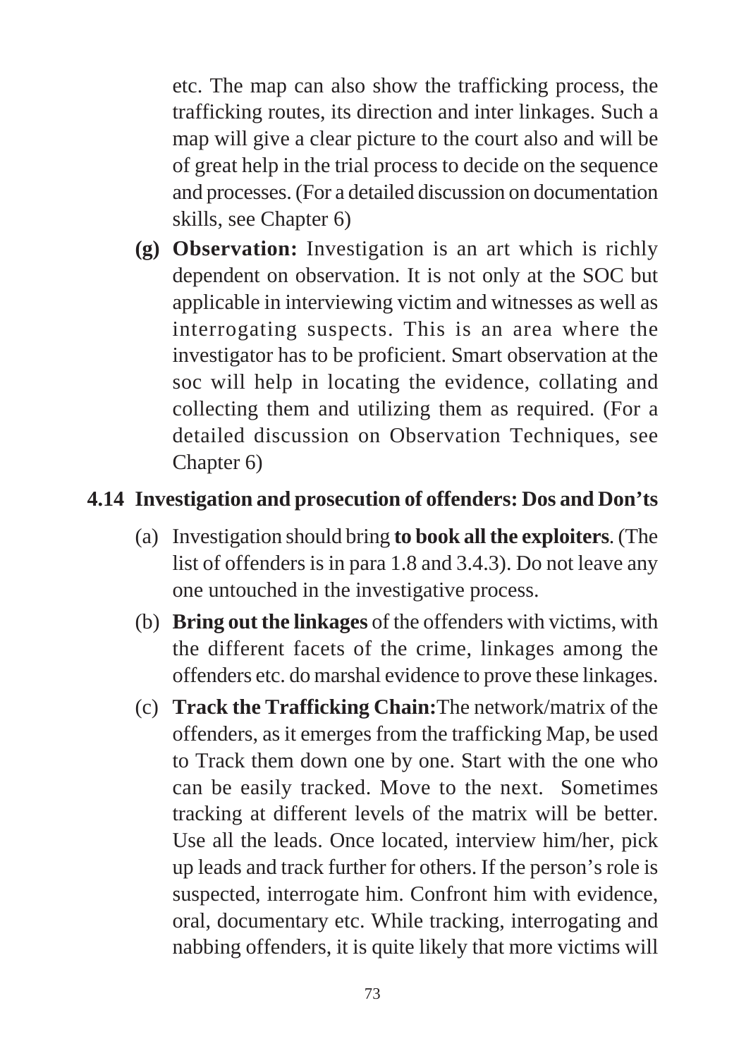etc. The map can also show the trafficking process, the trafficking routes, its direction and inter linkages. Such a map will give a clear picture to the court also and will be of great help in the trial process to decide on the sequence and processes. (For a detailed discussion on documentation skills, see Chapter 6)

**(g) Observation:** Investigation is an art which is richly dependent on observation. It is not only at the SOC but applicable in interviewing victim and witnesses as well as interrogating suspects. This is an area where the investigator has to be proficient. Smart observation at the soc will help in locating the evidence, collating and collecting them and utilizing them as required. (For a detailed discussion on Observation Techniques, see Chapter 6)

## 4.14 Investigation and prosecution of offenders: Dos and Don'ts

(a) Investigation should bring **to book all the exploiters**. (The list of offenders is in para 1.8 and 3.4.3). Do not leave any one untouched in the investigative process.

(b) **Bring out the linkages** of the offenders with victims, with the different facets of the crime, linkages among the offenders etc. do marshal evidence to prove these linkages.

(c) **Track the Trafficking Chain:**The network/matrix of the offenders, as it emerges from the trafficking Map, be used to Track them down one by one. Start with the one who can be easily tracked. Move to the next. Sometimes tracking at different levels of the matrix will be better. Use all the leads. Once located, interview him/her, pick up leads and track further for others. If the person's role is suspected, interrogate him. Confront him with evidence, oral, documentary etc. While tracking, interrogating and nabbing offenders, it is quite likely that more victims will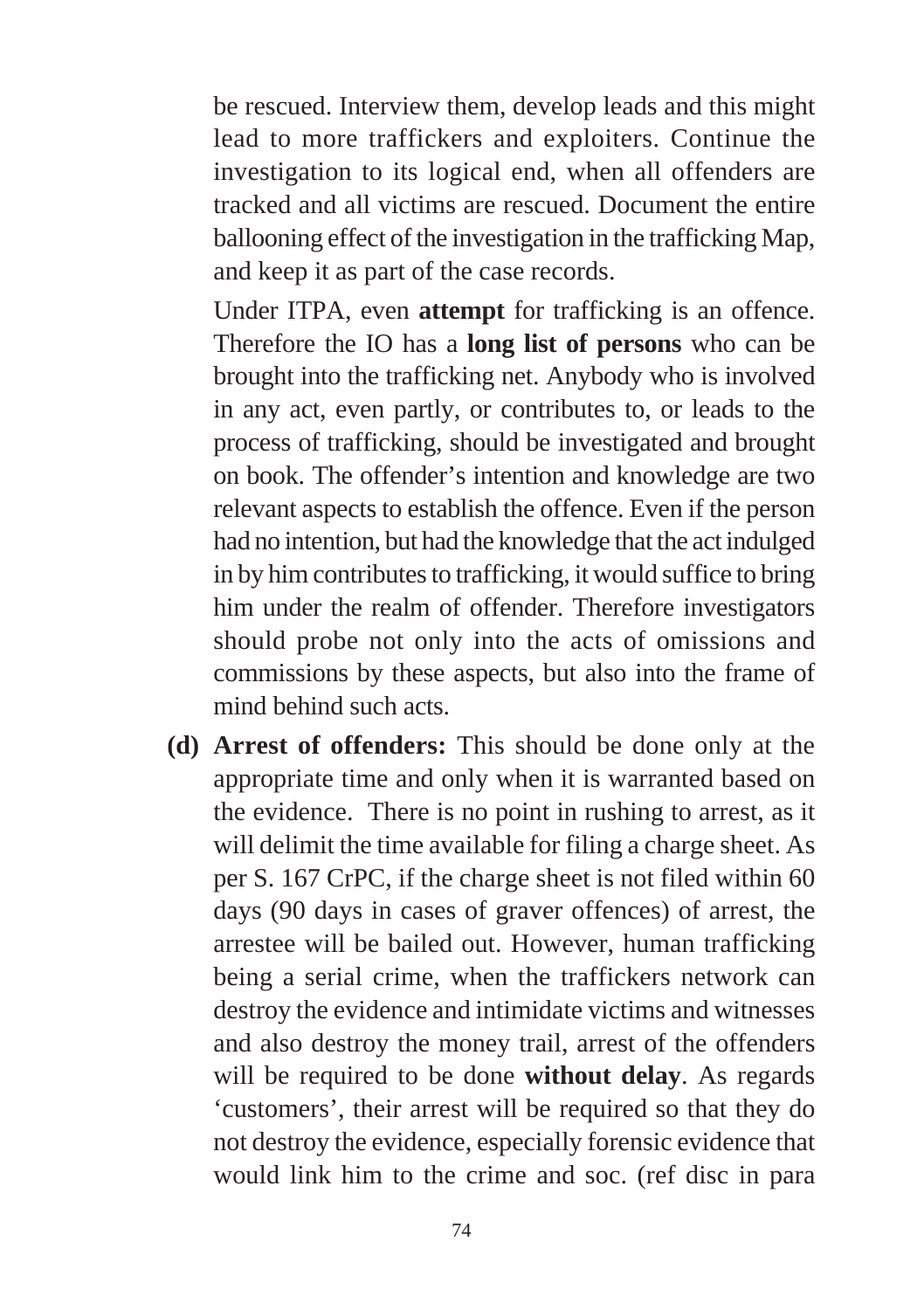be rescued. Interview them, develop leads and this might lead to more traffickers and exploiters. Continue the investigation to its logical end, when all offenders are tracked and all victims are rescued. Document the entire ballooning effect of the investigation in the trafficking Map, and keep it as part of the case records.

Under ITPA, even **attempt** for trafficking is an offence. Therefore the IO has a **long list of persons** who can be brought into the trafficking net. Anybody who is involved in any act, even partly, or contributes to, or leads to the process of trafficking, should be investigated and brought on book. The offender's intention and knowledge are two relevant aspects to establish the offence. Even if the person had no intention, but had the knowledge that the act indulged in by him contributes to trafficking, it would suffice to bring him under the realm of offender. Therefore investigators should probe not only into the acts of omissions and commissions by these aspects, but also into the frame of mind behind such acts.

**(d) Arrest of offenders:** This should be done only at the appropriate time and only when it is warranted based on the evidence. There is no point in rushing to arrest, as it will delimit the time available for filing a charge sheet. As per S. 167 CrPC, if the charge sheet is not filed within 60 days (90 days in cases of graver offences) of arrest, the arrestee will be bailed out. However, human trafficking being a serial crime, when the traffickers network can destroy the evidence and intimidate victims and witnesses and also destroy the money trail, arrest of the offenders will be required to be done **without delay**. As regards 'customers', their arrest will be required so that they do not destroy the evidence, especially forensic evidence that would link him to the crime and soc. (ref disc in para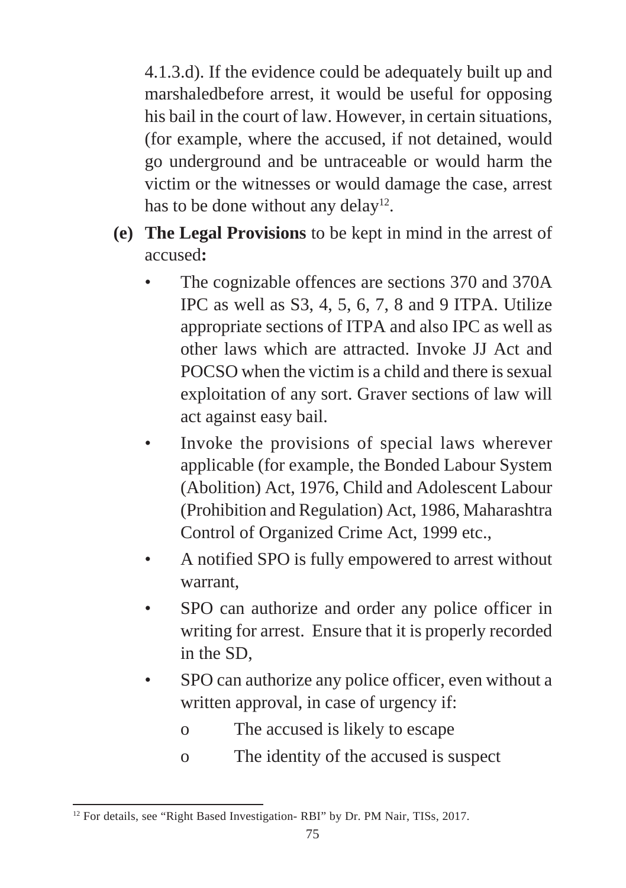4.1.3.d). If the evidence could be adequately built up and marshaledbefore arrest, it would be useful for opposing his bail in the court of law. However, in certain situations, (for example, where the accused, if not detained, would go underground and be untraceable or would harm the victim or the witnesses or would damage the case, arrest has to be done without any delay[12].

**(e) The Legal Provisions** to be kept in mind in the arrest of accused**:**

- The cognizable offences are sections 370 and 370A IPC as well as S3, 4, 5, 6, 7, 8 and 9 ITPA. Utilize appropriate sections of ITPA and also IPC as well as other laws which are attracted. Invoke JJ Act and POCSO when the victim is a child and there is sexual exploitation of any sort. Graver sections of law will act against easy bail.
- Invoke the provisions of special laws wherever applicable (for example, the Bonded Labour System (Abolition) Act, 1976, Child and Adolescent Labour (Prohibition and Regulation) Act, 1986, Maharashtra Control of Organized Crime Act, 1999 etc.,
- A notified SPO is fully empowered to arrest without warrant,
- SPO can authorize and order any police officer in writing for arrest. Ensure that it is properly recorded in the SD,
- SPO can authorize any police officer, even without a written approval, in case of urgency if:
    - o The accused is likely to escape
    - o The identity of the accused is suspect

[12] For details, see "Right Based Investigation- RBI" by Dr. PM Nair, TISs, 2017.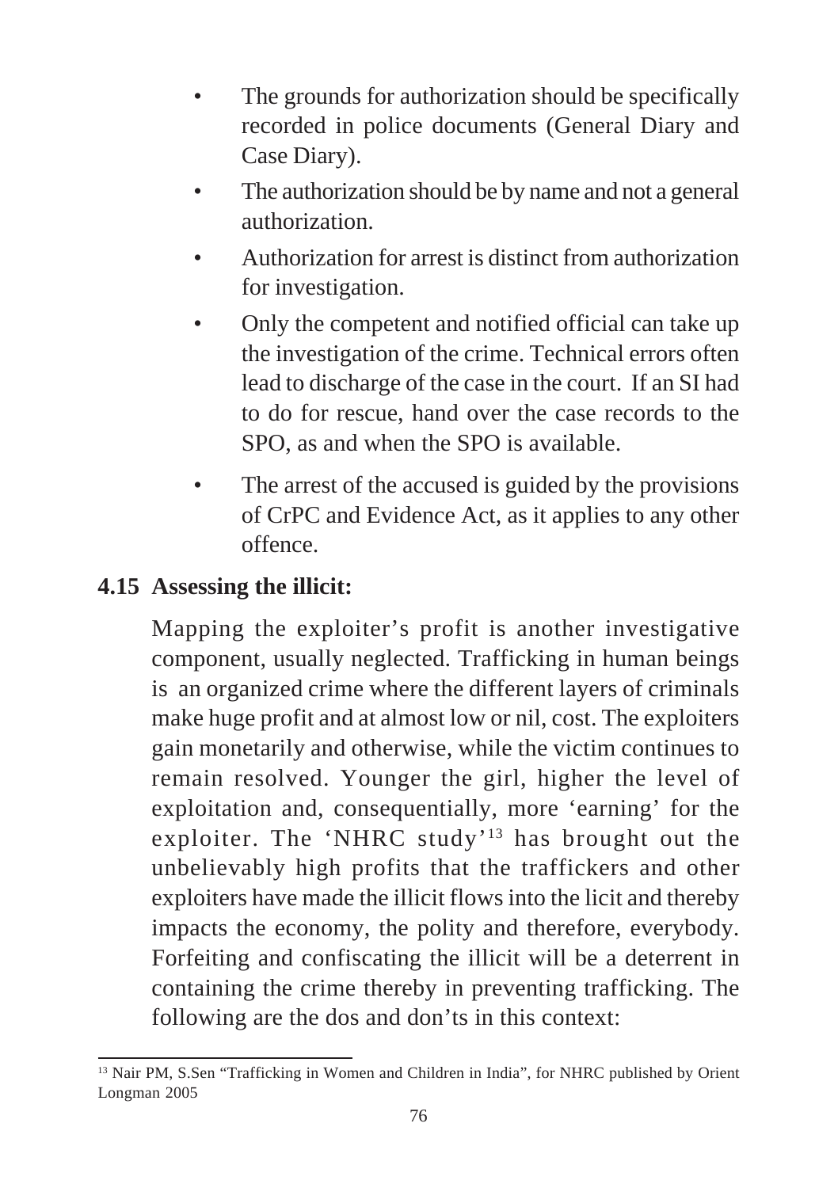- The grounds for authorization should be specifically recorded in police documents (General Diary and Case Diary).
- The authorization should be by name and not a general authorization.
- Authorization for arrest is distinct from authorization for investigation.
- Only the competent and notified official can take up the investigation of the crime. Technical errors often lead to discharge of the case in the court. If an SI had to do for rescue, hand over the case records to the SPO, as and when the SPO is available.
- The arrest of the accused is guided by the provisions of CrPC and Evidence Act, as it applies to any other offence.

## 4.15 Assessing the illicit:

Mapping the exploiter's profit is another investigative component, usually neglected. Trafficking in human beings is an organized crime where the different layers of criminals make huge profit and at almost low or nil, cost. The exploiters gain monetarily and otherwise, while the victim continues to remain resolved. Younger the girl, higher the level of exploitation and, consequentially, more 'earning' for the exploiter. The 'NHRC study'[13] has brought out the unbelievably high profits that the traffickers and other exploiters have made the illicit flows into the licit and thereby impacts the economy, the polity and therefore, everybody. Forfeiting and confiscating the illicit will be a deterrent in containing the crime thereby in preventing trafficking. The following are the dos and don'ts in this context:

---

[13] Nair PM, S.Sen "Trafficking in Women and Children in India", for NHRC published by Orient Longman 2005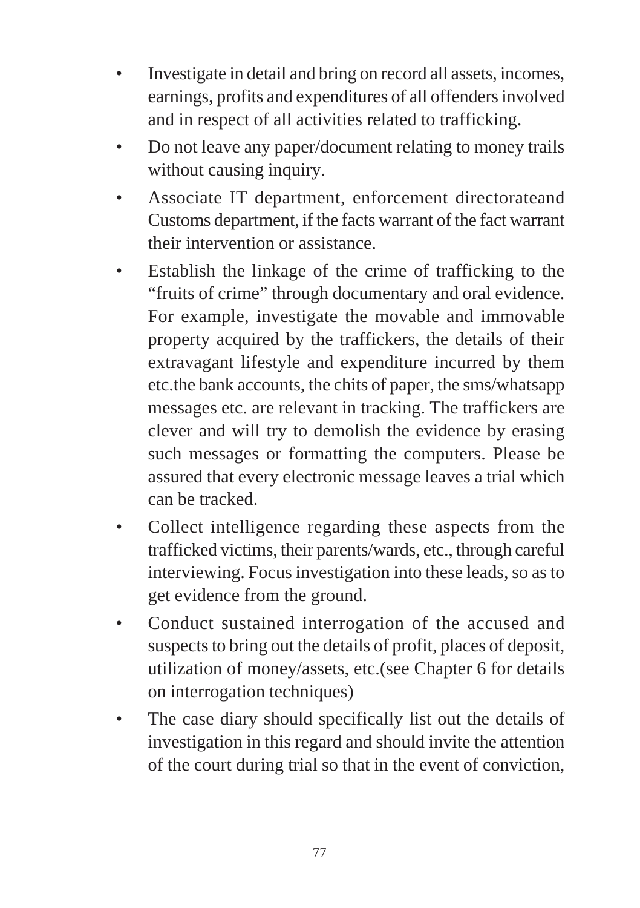- Investigate in detail and bring on record all assets, incomes, earnings, profits and expenditures of all offenders involved and in respect of all activities related to trafficking.
- Do not leave any paper/document relating to money trails without causing inquiry.
- Associate IT department, enforcement directorateand Customs department, if the facts warrant of the fact warrant their intervention or assistance.
- Establish the linkage of the crime of trafficking to the "fruits of crime" through documentary and oral evidence. For example, investigate the movable and immovable property acquired by the traffickers, the details of their extravagant lifestyle and expenditure incurred by them etc.the bank accounts, the chits of paper, the sms/whatsapp messages etc. are relevant in tracking. The traffickers are clever and will try to demolish the evidence by erasing such messages or formatting the computers. Please be assured that every electronic message leaves a trial which can be tracked.
- Collect intelligence regarding these aspects from the trafficked victims, their parents/wards, etc., through careful interviewing. Focus investigation into these leads, so as to get evidence from the ground.
- Conduct sustained interrogation of the accused and suspects to bring out the details of profit, places of deposit, utilization of money/assets, etc.(see Chapter 6 for details on interrogation techniques)
- The case diary should specifically list out the details of investigation in this regard and should invite the attention of the court during trial so that in the event of conviction,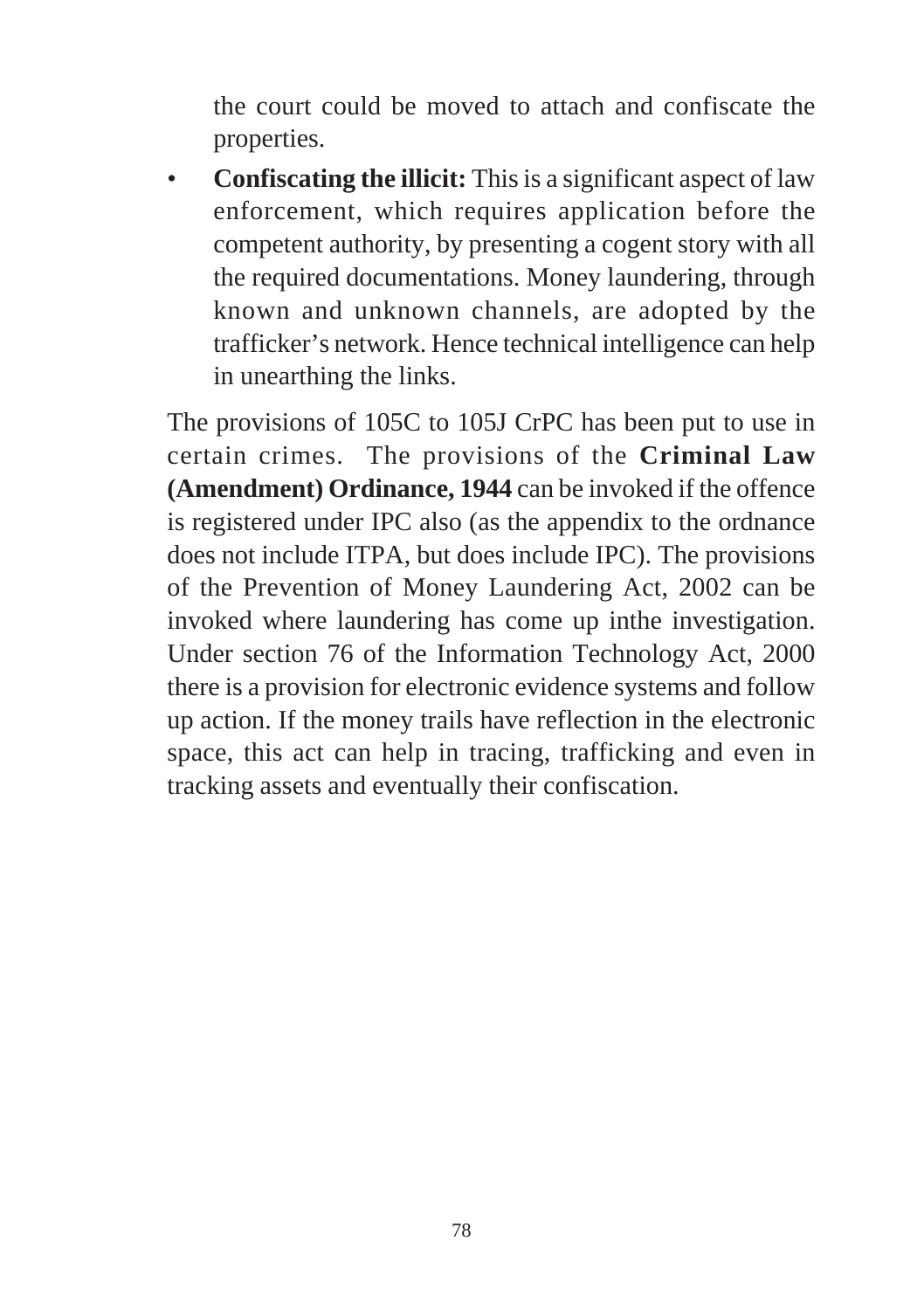the court could be moved to attach and confiscate the properties.

- **Confiscating the illicit:** This is a significant aspect of law enforcement, which requires application before the competent authority, by presenting a cogent story with all the required documentations. Money laundering, through known and unknown channels, are adopted by the trafficker's network. Hence technical intelligence can help in unearthing the links.

The provisions of 105C to 105J CrPC has been put to use in certain crimes. The provisions of the **Criminal Law (Amendment) Ordinance, 1944** can be invoked if the offence is registered under IPC also (as the appendix to the ordnance does not include ITPA, but does include IPC). The provisions of the Prevention of Money Laundering Act, 2002 can be invoked where laundering has come up inthe investigation. Under section 76 of the Information Technology Act, 2000 there is a provision for electronic evidence systems and follow up action. If the money trails have reflection in the electronic space, this act can help in tracing, trafficking and even in tracking assets and eventually their confiscation.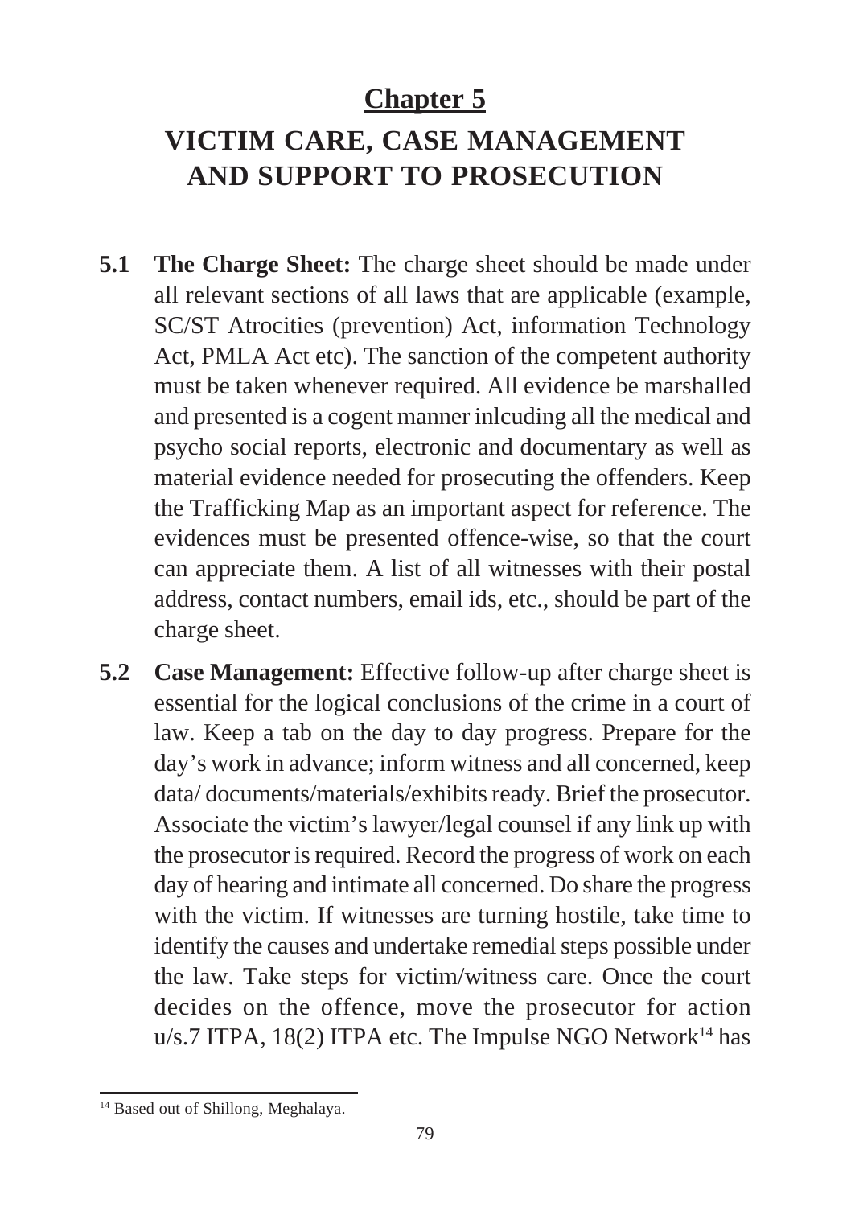# Chapter 5

# VICTIM CARE, CASE MANAGEMENT AND SUPPORT TO PROSECUTION

**5.1 The Charge Sheet:** The charge sheet should be made under all relevant sections of all laws that are applicable (example, SC/ST Atrocities (prevention) Act, information Technology Act, PMLA Act etc). The sanction of the competent authority must be taken whenever required. All evidence be marshalled and presented is a cogent manner inlcuding all the medical and psycho social reports, electronic and documentary as well as material evidence needed for prosecuting the offenders. Keep the Trafficking Map as an important aspect for reference. The evidences must be presented offence-wise, so that the court can appreciate them. A list of all witnesses with their postal address, contact numbers, email ids, etc., should be part of the charge sheet.

**5.2 Case Management:** Effective follow-up after charge sheet is essential for the logical conclusions of the crime in a court of law. Keep a tab on the day to day progress. Prepare for the day's work in advance; inform witness and all concerned, keep data/ documents/materials/exhibits ready. Brief the prosecutor. Associate the victim's lawyer/legal counsel if any link up with the prosecutor is required. Record the progress of work on each day of hearing and intimate all concerned. Do share the progress with the victim. If witnesses are turning hostile, take time to identify the causes and undertake remedial steps possible under the law. Take steps for victim/witness care. Once the court decides on the offence, move the prosecutor for action u/s.7 ITPA, 18(2) ITPA etc. The Impulse NGO Network[14] has

[14] Based out of Shillong, Meghalaya.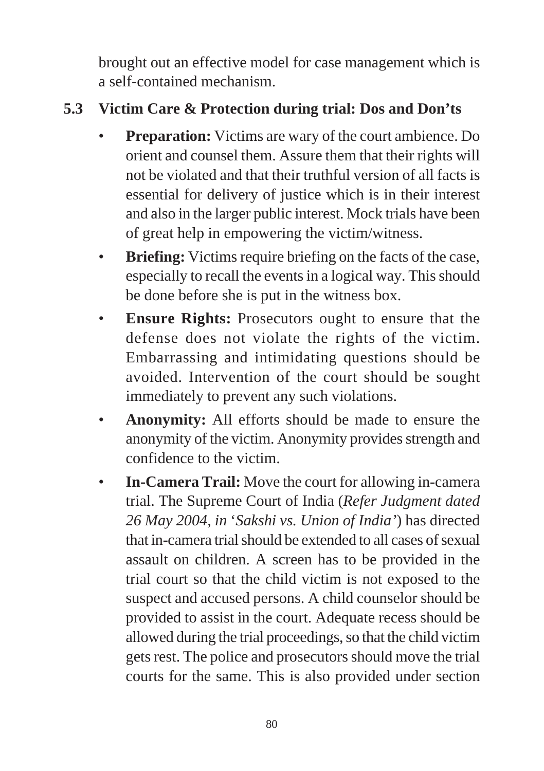brought out an effective model for case management which is a self-contained mechanism.

## 5.3 Victim Care & Protection during trial: Dos and Don'ts

- **Preparation:** Victims are wary of the court ambience. Do orient and counsel them. Assure them that their rights will not be violated and that their truthful version of all facts is essential for delivery of justice which is in their interest and also in the larger public interest. Mock trials have been of great help in empowering the victim/witness.
- **Briefing:** Victims require briefing on the facts of the case, especially to recall the events in a logical way. This should be done before she is put in the witness box.
- **Ensure Rights:** Prosecutors ought to ensure that the defense does not violate the rights of the victim. Embarrassing and intimidating questions should be avoided. Intervention of the court should be sought immediately to prevent any such violations.
- **Anonymity:** All efforts should be made to ensure the anonymity of the victim. Anonymity provides strength and confidence to the victim.
- **In-Camera Trail:** Move the court for allowing in-camera trial. The Supreme Court of India (*Refer Judgment dated 26 May 2004, in 'Sakshi vs. Union of India'*) has directed that in-camera trial should be extended to all cases of sexual assault on children. A screen has to be provided in the trial court so that the child victim is not exposed to the suspect and accused persons. A child counselor should be provided to assist in the court. Adequate recess should be allowed during the trial proceedings, so that the child victim gets rest. The police and prosecutors should move the trial courts for the same. This is also provided under section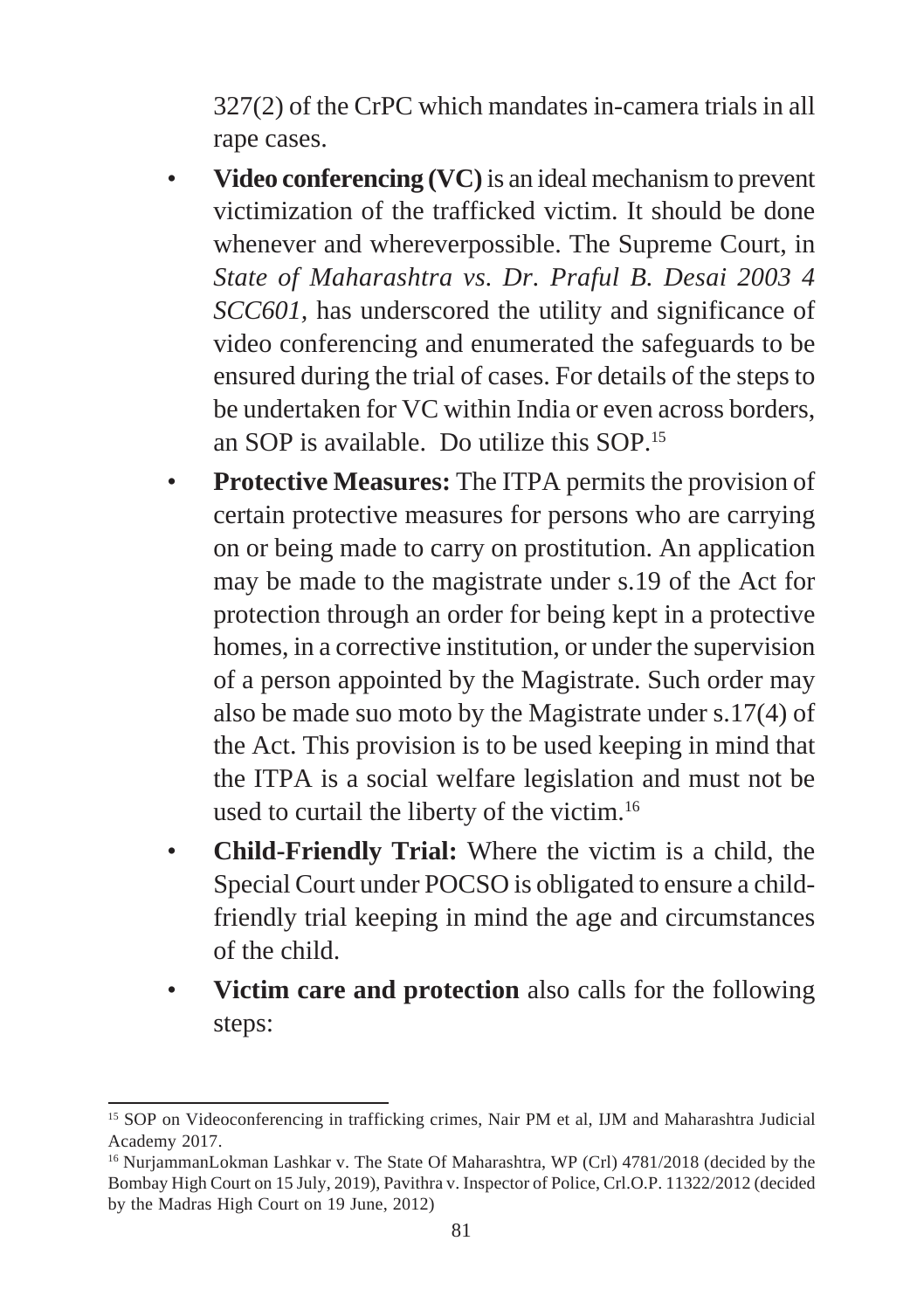327(2) of the CrPC which mandates in-camera trials in all rape cases.

- **Video conferencing (VC)** is an ideal mechanism to prevent victimization of the trafficked victim. It should be done whenever and whereverpossible. The Supreme Court, in *State of Maharashtra vs. Dr. Praful B. Desai 2003 4 SCC601*, has underscored the utility and significance of video conferencing and enumerated the safeguards to be ensured during the trial of cases. For details of the steps to be undertaken for VC within India or even across borders, an SOP is available. Do utilize this SOP.[15]
- **Protective Measures:** The ITPA permits the provision of certain protective measures for persons who are carrying on or being made to carry on prostitution. An application may be made to the magistrate under s.19 of the Act for protection through an order for being kept in a protective homes, in a corrective institution, or under the supervision of a person appointed by the Magistrate. Such order may also be made suo moto by the Magistrate under s.17(4) of the Act. This provision is to be used keeping in mind that the ITPA is a social welfare legislation and must not be used to curtail the liberty of the victim.[16]
- **Child-Friendly Trial:** Where the victim is a child, the Special Court under POCSO is obligated to ensure a child-friendly trial keeping in mind the age and circumstances of the child.
- **Victim care and protection** also calls for the following steps:

---

[15] SOP on Videoconferencing in trafficking crimes, Nair PM et al, IJM and Maharashtra Judicial Academy 2017.

[16] NurjammanLokman Lashkar v. The State Of Maharashtra, WP (Crl) 4781/2018 (decided by the Bombay High Court on 15 July, 2019), Pavithra v. Inspector of Police, Crl.O.P. 11322/2012 (decided by the Madras High Court on 19 June, 2012)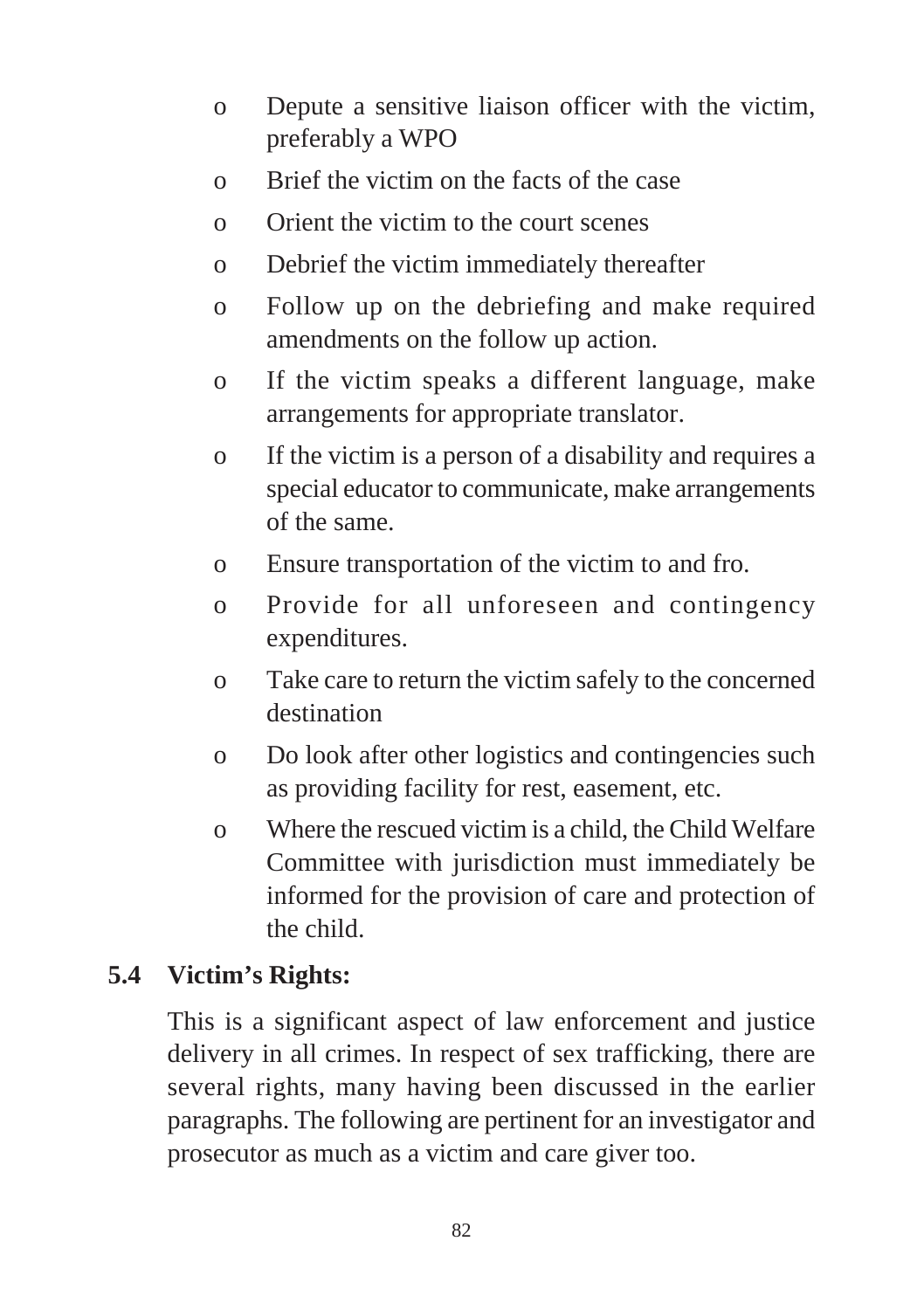- Depute a sensitive liaison officer with the victim, preferably a WPO
- Brief the victim on the facts of the case
- Orient the victim to the court scenes
- Debrief the victim immediately thereafter
- Follow up on the debriefing and make required amendments on the follow up action.
- If the victim speaks a different language, make arrangements for appropriate translator.
- If the victim is a person of a disability and requires a special educator to communicate, make arrangements of the same.
- Ensure transportation of the victim to and fro.
- Provide for all unforeseen and contingency expenditures.
- Take care to return the victim safely to the concerned destination
- Do look after other logistics and contingencies such as providing facility for rest, easement, etc.
- Where the rescued victim is a child, the Child Welfare Committee with jurisdiction must immediately be informed for the provision of care and protection of the child.

### 5.4 Victim's Rights:

This is a significant aspect of law enforcement and justice delivery in all crimes. In respect of sex trafficking, there are several rights, many having been discussed in the earlier paragraphs. The following are pertinent for an investigator and prosecutor as much as a victim and care giver too.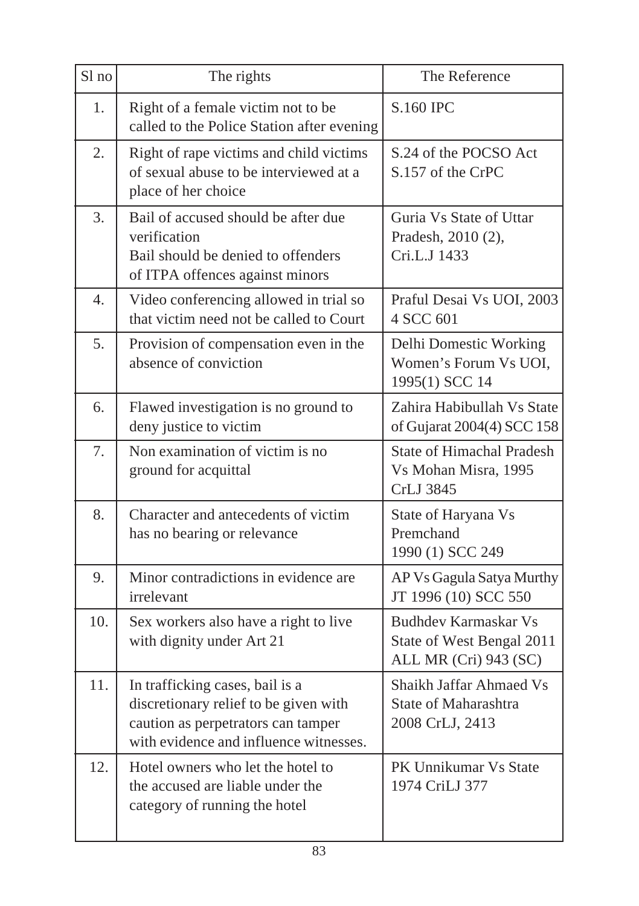| Sl no | The rights | The Reference |
|---|---|---|
| 1. | Right of a female victim not to be called to the Police Station after evening | S.160 IPC |
| 2. | Right of rape victims and child victims of sexual abuse to be interviewed at a place of her choice | S.24 of the POCSO Act S.157 of the CrPC |
| 3. | Bail of accused should be after due verification<br>Bail should be denied to offenders of ITPA offences against minors | Guria Vs State of Uttar Pradesh, 2010 (2), Cri.L.J 1433 |
| 4. | Video conferencing allowed in trial so that victim need not be called to Court | Praful Desai Vs UOI, 2003 4 SCC 601 |
| 5. | Provision of compensation even in the absence of conviction | Delhi Domestic Working Women's Forum Vs UOI, 1995(1) SCC 14 |
| 6. | Flawed investigation is no ground to deny justice to victim | Zahira Habibullah Vs State of Gujarat 2004(4) SCC 158 |
| 7. | Non examination of victim is no ground for acquittal | State of Himachal Pradesh Vs Mohan Misra, 1995 CrLJ 3845 |
| 8. | Character and antecedents of victim has no bearing or relevance | State of Haryana Vs Premchand 1990 (1) SCC 249 |
| 9. | Minor contradictions in evidence are irrelevant | AP Vs Gagula Satya Murthy JT 1996 (10) SCC 550 |
| 10. | Sex workers also have a right to live with dignity under Art 21 | Budhdev Karmaskar Vs State of West Bengal 2011 ALL MR (Cri) 943 (SC) |
| 11. | In trafficking cases, bail is a discretionary relief to be given with caution as perpetrators can tamper with evidence and influence witnesses. | Shaikh Jaffar Ahmaed Vs State of Maharashtra 2008 CrLJ, 2413 |
| 12. | Hotel owners who let the hotel to the accused are liable under the category of running the hotel | PK Unnikumar Vs State 1974 CriLJ 377 |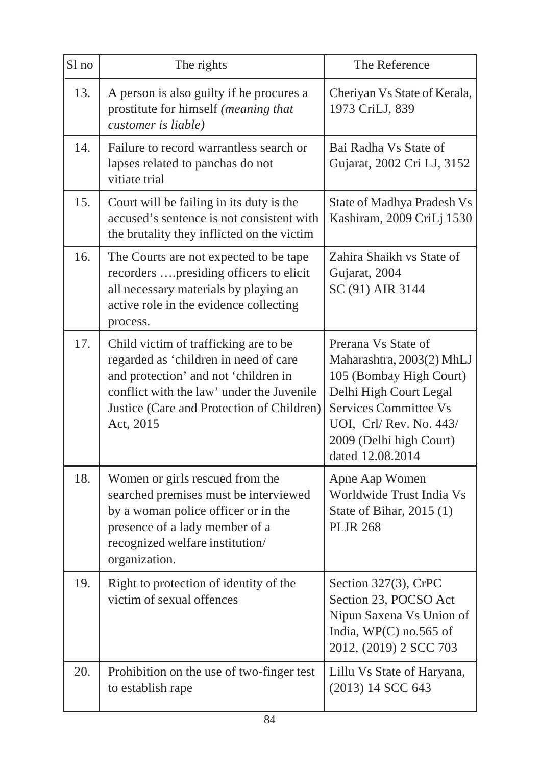| Sl no | The rights | The Reference |
|---|---|---|
| 13. | A person is also guilty if he procures a prostitute for himself *(meaning that customer is liable)* | Cheriyan Vs State of Kerala, 1973 CriLJ, 839 |
| 14. | Failure to record warrantless search or lapses related to panchas do not vitiate trial | Bai Radha Vs State of Gujarat, 2002 Cri LJ, 3152 |
| 15. | Court will be failing in its duty is the accused's sentence is not consistent with the brutality they inflicted on the victim | State of Madhya Pradesh Vs Kashiram, 2009 CriLj 1530 |
| 16. | The Courts are not expected to be tape recorders ….presiding officers to elicit all necessary materials by playing an active role in the evidence collecting process. | Zahira Shaikh vs State of Gujarat, 2004 SC (91) AIR 3144 |
| 17. | Child victim of trafficking are to be regarded as 'children in need of care and protection' and not 'children in conflict with the law' under the Juvenile Justice (Care and Protection of Children) Act, 2015 | Prerana Vs State of Maharashtra, 2003(2) MhLJ 105 (Bombay High Court) Delhi High Court Legal Services Committee Vs UOI, Crl/ Rev. No. 443/ 2009 (Delhi high Court) dated 12.08.2014 |
| 18. | Women or girls rescued from the searched premises must be interviewed by a woman police officer or in the presence of a lady member of a recognized welfare institution/ organization. | Apne Aap Women Worldwide Trust India Vs State of Bihar, 2015 (1) PLJR 268 |
| 19. | Right to protection of identity of the victim of sexual offences | Section 327(3), CrPC Section 23, POCSO Act Nipun Saxena Vs Union of India, WP(C) no.565 of 2012, (2019) 2 SCC 703 |
| 20. | Prohibition on the use of two-finger test to establish rape | Lillu Vs State of Haryana, (2013) 14 SCC 643 |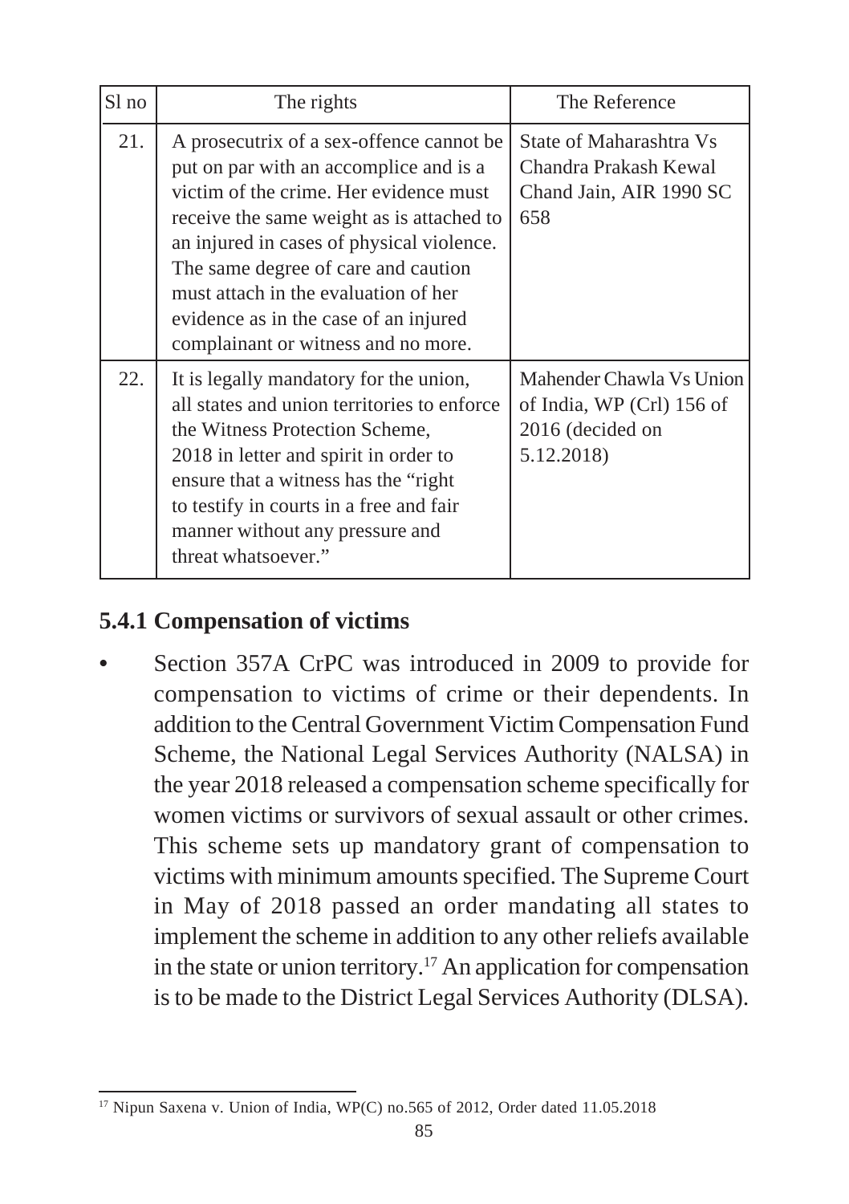| Sl no | The rights | The Reference |
| --- | --- | --- |
| 21. | A prosecutrix of a sex-offence cannot be put on par with an accomplice and is a victim of the crime. Her evidence must receive the same weight as is attached to an injured in cases of physical violence. The same degree of care and caution must attach in the evaluation of her evidence as in the case of an injured complainant or witness and no more. | State of Maharashtra Vs Chandra Prakash Kewal Chand Jain, AIR 1990 SC 658 |
| 22. | It is legally mandatory for the union, all states and union territories to enforce the Witness Protection Scheme, 2018 in letter and spirit in order to ensure that a witness has the "right to testify in courts in a free and fair manner without any pressure and threat whatsoever." | Mahender Chawla Vs Union of India, WP (Crl) 156 of 2016 (decided on 5.12.2018) |

### 5.4.1 Compensation of victims

- Section 357A CrPC was introduced in 2009 to provide for compensation to victims of crime or their dependents. In addition to the Central Government Victim Compensation Fund Scheme, the National Legal Services Authority (NALSA) in the year 2018 released a compensation scheme specifically for women victims or survivors of sexual assault or other crimes. This scheme sets up mandatory grant of compensation to victims with minimum amounts specified. The Supreme Court in May of 2018 passed an order mandating all states to implement the scheme in addition to any other reliefs available in the state or union territory.[17] An application for compensation is to be made to the District Legal Services Authority (DLSA).

[17] Nipun Saxena v. Union of India, WP(C) no.565 of 2012, Order dated 11.05.2018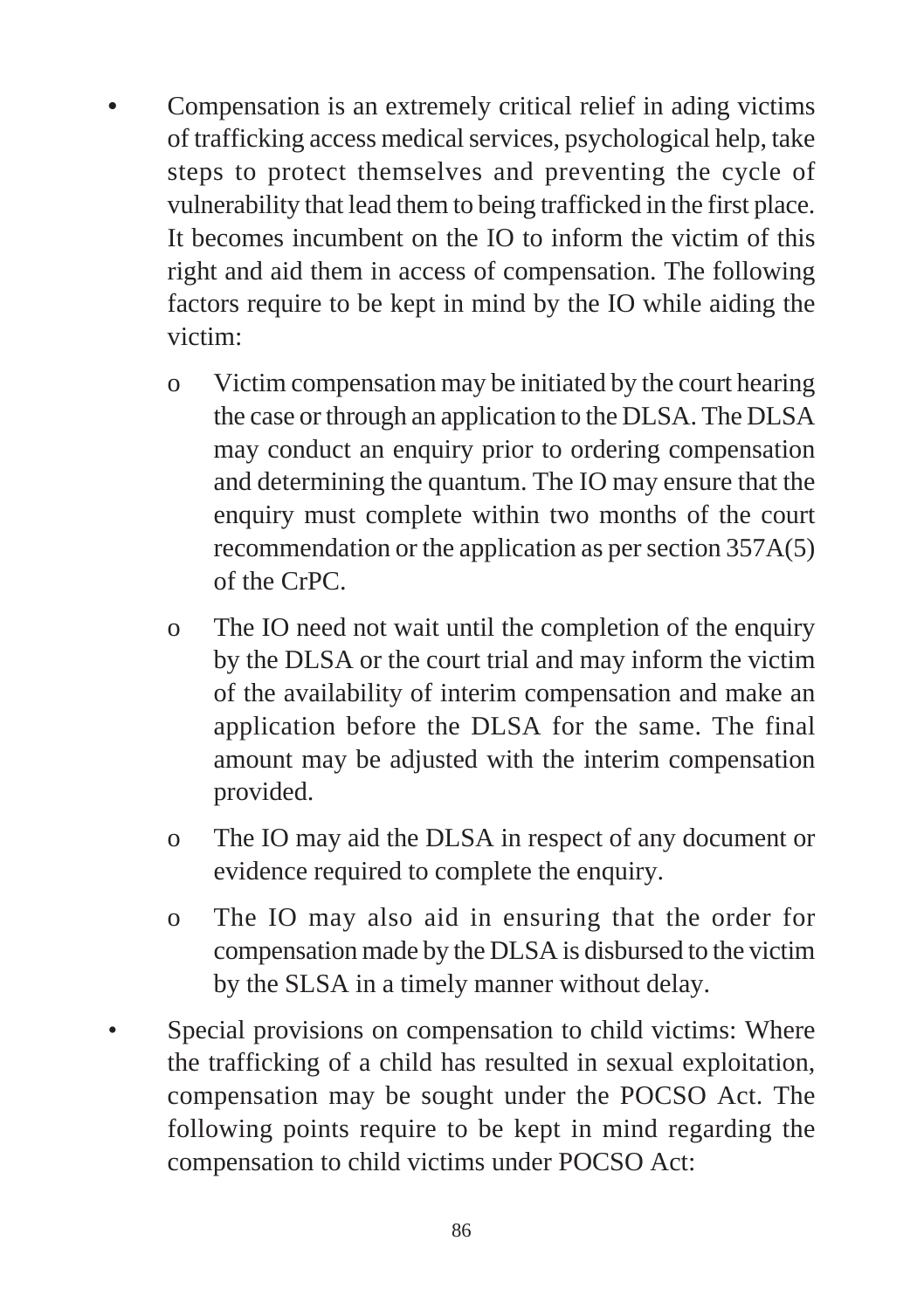- Compensation is an extremely critical relief in ading victims of trafficking access medical services, psychological help, take steps to protect themselves and preventing the cycle of vulnerability that lead them to being trafficked in the first place. It becomes incumbent on the IO to inform the victim of this right and aid them in access of compensation. The following factors require to be kept in mind by the IO while aiding the victim:
  - Victim compensation may be initiated by the court hearing the case or through an application to the DLSA. The DLSA may conduct an enquiry prior to ordering compensation and determining the quantum. The IO may ensure that the enquiry must complete within two months of the court recommendation or the application as per section 357A(5) of the CrPC.
  - The IO need not wait until the completion of the enquiry by the DLSA or the court trial and may inform the victim of the availability of interim compensation and make an application before the DLSA for the same. The final amount may be adjusted with the interim compensation provided.
  - The IO may aid the DLSA in respect of any document or evidence required to complete the enquiry.
  - The IO may also aid in ensuring that the order for compensation made by the DLSA is disbursed to the victim by the SLSA in a timely manner without delay.
- Special provisions on compensation to child victims: Where the trafficking of a child has resulted in sexual exploitation, compensation may be sought under the POCSO Act. The following points require to be kept in mind regarding the compensation to child victims under POCSO Act: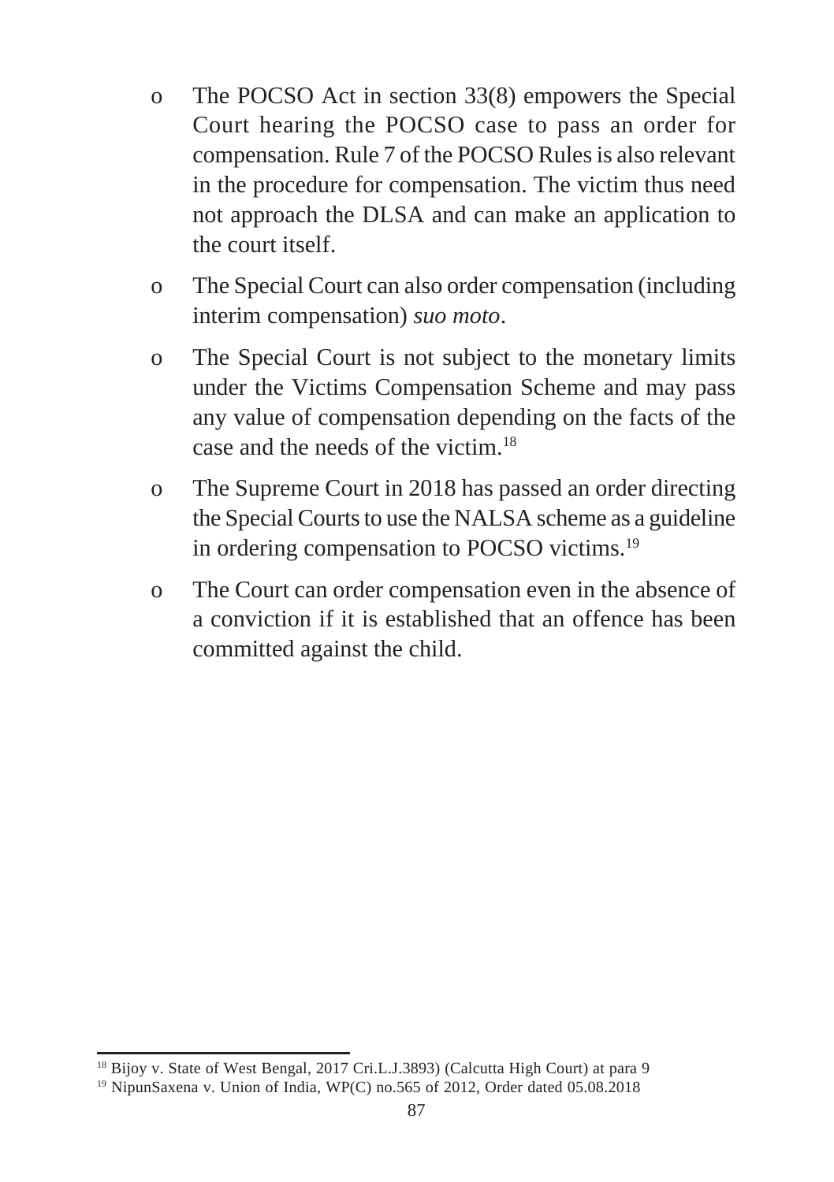- The POCSO Act in section 33(8) empowers the Special Court hearing the POCSO case to pass an order for compensation. Rule 7 of the POCSO Rules is also relevant in the procedure for compensation. The victim thus need not approach the DLSA and can make an application to the court itself.
- The Special Court can also order compensation (including interim compensation) *suo moto*.
- The Special Court is not subject to the monetary limits under the Victims Compensation Scheme and may pass any value of compensation depending on the facts of the case and the needs of the victim.[18]
- The Supreme Court in 2018 has passed an order directing the Special Courts to use the NALSA scheme as a guideline in ordering compensation to POCSO victims.[19]
- The Court can order compensation even in the absence of a conviction if it is established that an offence has been committed against the child.

---

[18] Bijoy v. State of West Bengal, 2017 Cri.L.J.3893) (Calcutta High Court) at para 9

[19] NipunSaxena v. Union of India, WP(C) no.565 of 2012, Order dated 05.08.2018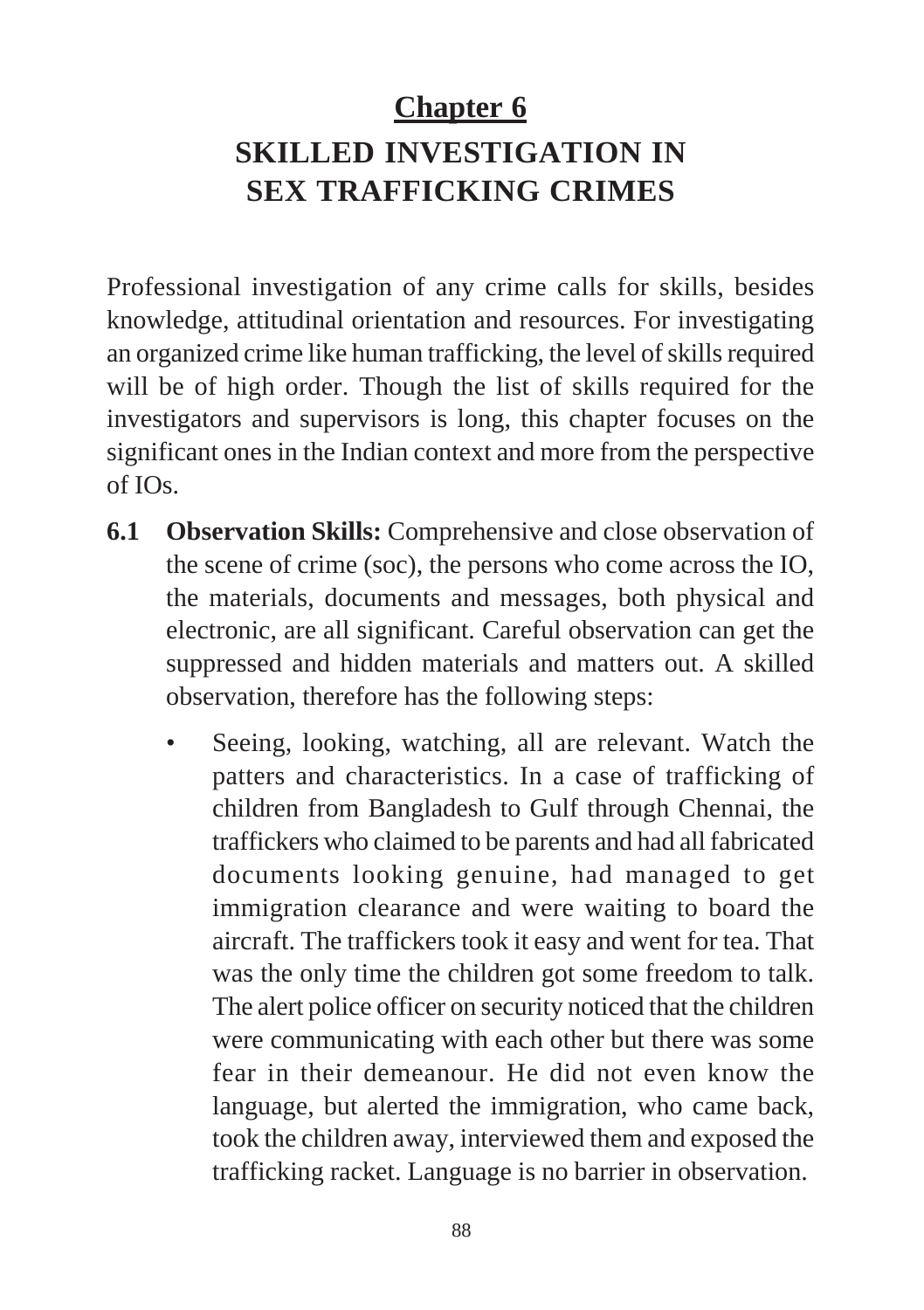# Chapter 6

# SKILLED INVESTIGATION IN SEX TRAFFICKING CRIMES

Professional investigation of any crime calls for skills, besides knowledge, attitudinal orientation and resources. For investigating an organized crime like human trafficking, the level of skills required will be of high order. Though the list of skills required for the investigators and supervisors is long, this chapter focuses on the significant ones in the Indian context and more from the perspective of IOs.

**6.1 Observation Skills:** Comprehensive and close observation of the scene of crime (soc), the persons who come across the IO, the materials, documents and messages, both physical and electronic, are all significant. Careful observation can get the suppressed and hidden materials and matters out. A skilled observation, therefore has the following steps:

- Seeing, looking, watching, all are relevant. Watch the patters and characteristics. In a case of trafficking of children from Bangladesh to Gulf through Chennai, the traffickers who claimed to be parents and had all fabricated documents looking genuine, had managed to get immigration clearance and were waiting to board the aircraft. The traffickers took it easy and went for tea. That was the only time the children got some freedom to talk. The alert police officer on security noticed that the children were communicating with each other but there was some fear in their demeanour. He did not even know the language, but alerted the immigration, who came back, took the children away, interviewed them and exposed the trafficking racket. Language is no barrier in observation.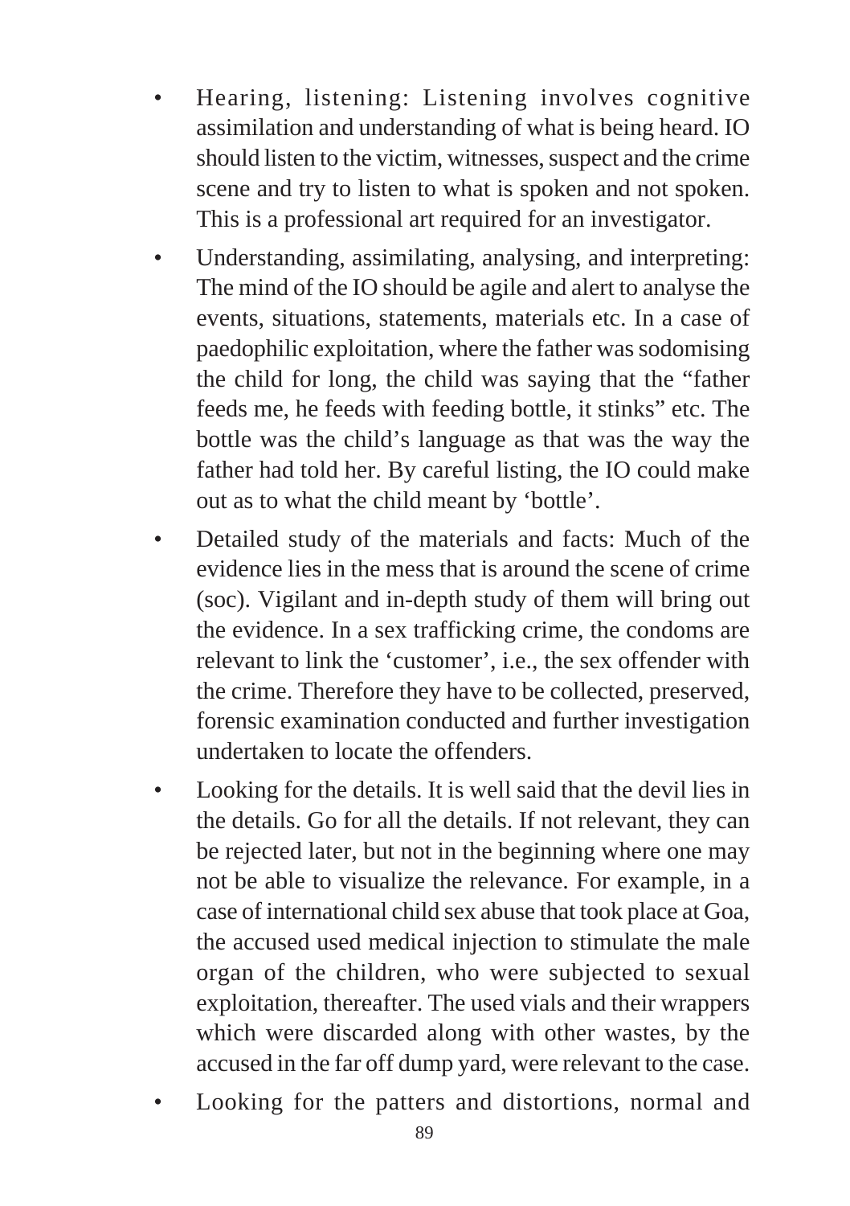- Hearing, listening: Listening involves cognitive assimilation and understanding of what is being heard. IO should listen to the victim, witnesses, suspect and the crime scene and try to listen to what is spoken and not spoken. This is a professional art required for an investigator.
- Understanding, assimilating, analysing, and interpreting: The mind of the IO should be agile and alert to analyse the events, situations, statements, materials etc. In a case of paedophilic exploitation, where the father was sodomising the child for long, the child was saying that the "father feeds me, he feeds with feeding bottle, it stinks" etc. The bottle was the child's language as that was the way the father had told her. By careful listing, the IO could make out as to what the child meant by 'bottle'.
- Detailed study of the materials and facts: Much of the evidence lies in the mess that is around the scene of crime (soc). Vigilant and in-depth study of them will bring out the evidence. In a sex trafficking crime, the condoms are relevant to link the 'customer', i.e., the sex offender with the crime. Therefore they have to be collected, preserved, forensic examination conducted and further investigation undertaken to locate the offenders.
- Looking for the details. It is well said that the devil lies in the details. Go for all the details. If not relevant, they can be rejected later, but not in the beginning where one may not be able to visualize the relevance. For example, in a case of international child sex abuse that took place at Goa, the accused used medical injection to stimulate the male organ of the children, who were subjected to sexual exploitation, thereafter. The used vials and their wrappers which were discarded along with other wastes, by the accused in the far off dump yard, were relevant to the case.
- Looking for the patters and distortions, normal and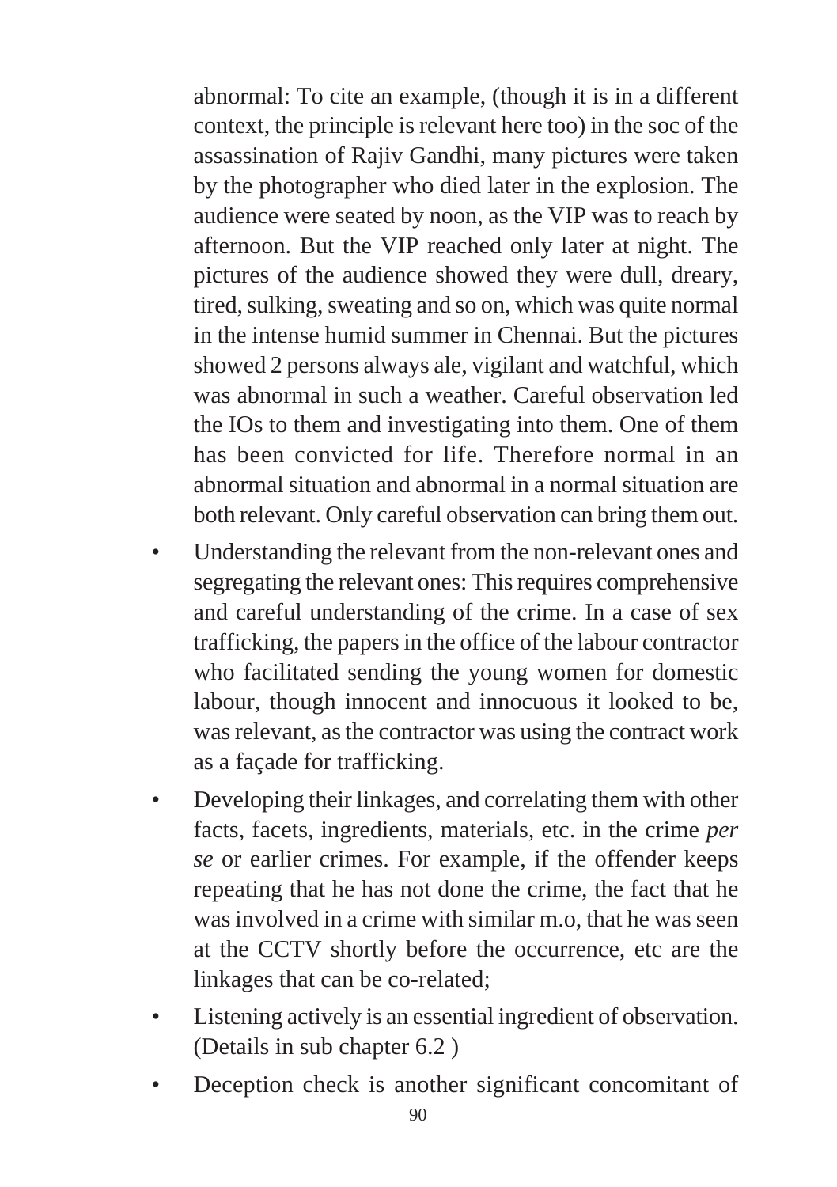abnormal: To cite an example, (though it is in a different context, the principle is relevant here too) in the soc of the assassination of Rajiv Gandhi, many pictures were taken by the photographer who died later in the explosion. The audience were seated by noon, as the VIP was to reach by afternoon. But the VIP reached only later at night. The pictures of the audience showed they were dull, dreary, tired, sulking, sweating and so on, which was quite normal in the intense humid summer in Chennai. But the pictures showed 2 persons always ale, vigilant and watchful, which was abnormal in such a weather. Careful observation led the IOs to them and investigating into them. One of them has been convicted for life. Therefore normal in an abnormal situation and abnormal in a normal situation are both relevant. Only careful observation can bring them out.

- Understanding the relevant from the non-relevant ones and segregating the relevant ones: This requires comprehensive and careful understanding of the crime. In a case of sex trafficking, the papers in the office of the labour contractor who facilitated sending the young women for domestic labour, though innocent and innocuous it looked to be, was relevant, as the contractor was using the contract work as a façade for trafficking.
- Developing their linkages, and correlating them with other facts, facets, ingredients, materials, etc. in the crime *per se* or earlier crimes. For example, if the offender keeps repeating that he has not done the crime, the fact that he was involved in a crime with similar m.o, that he was seen at the CCTV shortly before the occurrence, etc are the linkages that can be co-related;
- Listening actively is an essential ingredient of observation. (Details in sub chapter 6.2 )
- Deception check is another significant concomitant of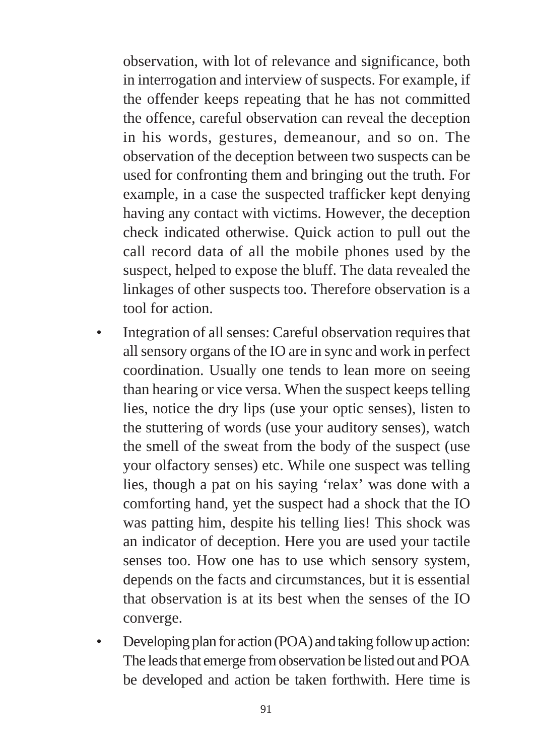observation, with lot of relevance and significance, both in interrogation and interview of suspects. For example, if the offender keeps repeating that he has not committed the offence, careful observation can reveal the deception in his words, gestures, demeanour, and so on. The observation of the deception between two suspects can be used for confronting them and bringing out the truth. For example, in a case the suspected trafficker kept denying having any contact with victims. However, the deception check indicated otherwise. Quick action to pull out the call record data of all the mobile phones used by the suspect, helped to expose the bluff. The data revealed the linkages of other suspects too. Therefore observation is a tool for action.

- Integration of all senses: Careful observation requires that all sensory organs of the IO are in sync and work in perfect coordination. Usually one tends to lean more on seeing than hearing or vice versa. When the suspect keeps telling lies, notice the dry lips (use your optic senses), listen to the stuttering of words (use your auditory senses), watch the smell of the sweat from the body of the suspect (use your olfactory senses) etc. While one suspect was telling lies, though a pat on his saying 'relax' was done with a comforting hand, yet the suspect had a shock that the IO was patting him, despite his telling lies! This shock was an indicator of deception. Here you are used your tactile senses too. How one has to use which sensory system, depends on the facts and circumstances, but it is essential that observation is at its best when the senses of the IO converge.
- Developing plan for action (POA) and taking follow up action: The leads that emerge from observation be listed out and POA be developed and action be taken forthwith. Here time is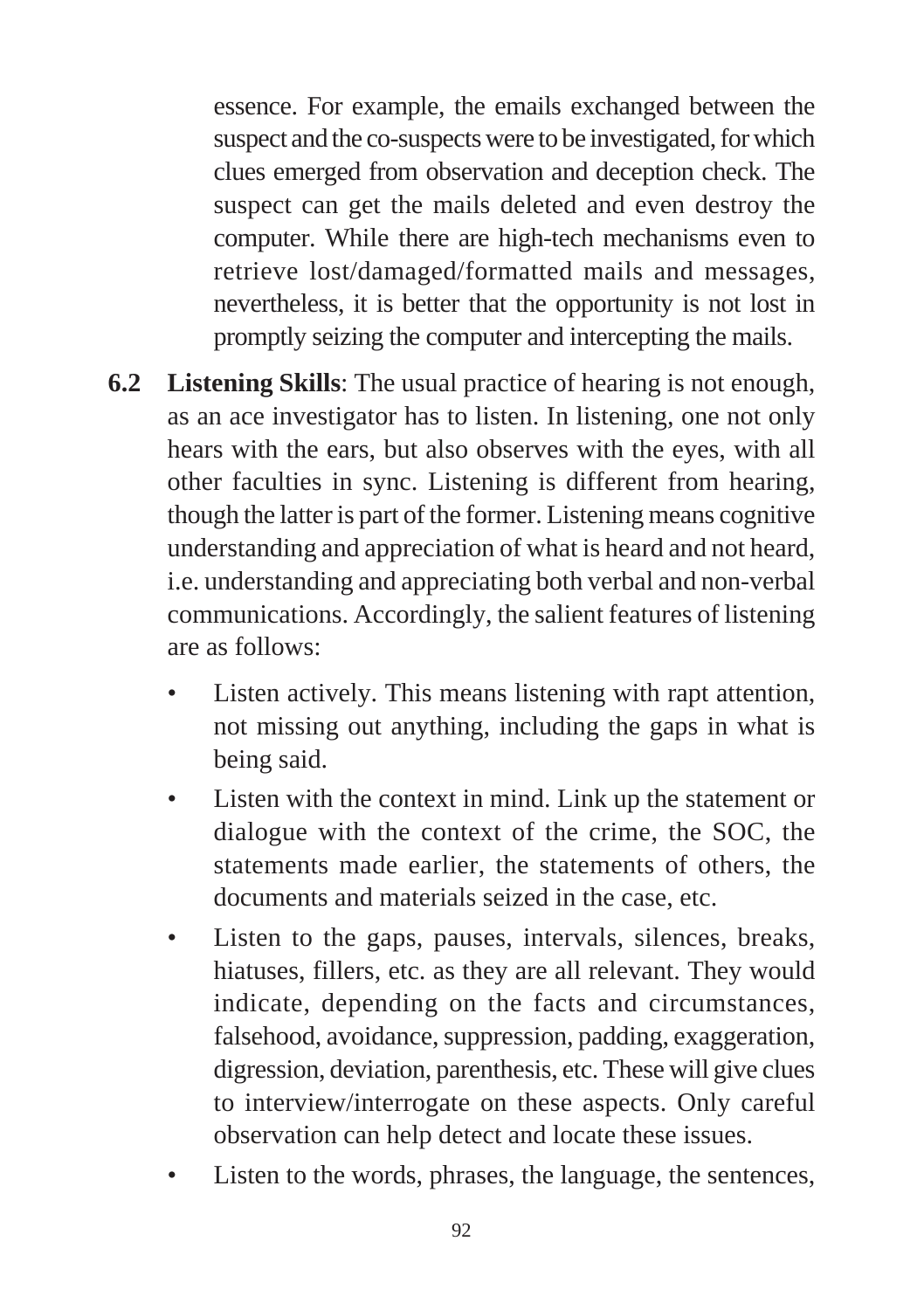essence. For example, the emails exchanged between the suspect and the co-suspects were to be investigated, for which clues emerged from observation and deception check. The suspect can get the mails deleted and even destroy the computer. While there are high-tech mechanisms even to retrieve lost/damaged/formatted mails and messages, nevertheless, it is better that the opportunity is not lost in promptly seizing the computer and intercepting the mails.

**6.2 Listening Skills**: The usual practice of hearing is not enough, as an ace investigator has to listen. In listening, one not only hears with the ears, but also observes with the eyes, with all other faculties in sync. Listening is different from hearing, though the latter is part of the former. Listening means cognitive understanding and appreciation of what is heard and not heard, i.e. understanding and appreciating both verbal and non-verbal communications. Accordingly, the salient features of listening are as follows:

- Listen actively. This means listening with rapt attention, not missing out anything, including the gaps in what is being said.
- Listen with the context in mind. Link up the statement or dialogue with the context of the crime, the SOC, the statements made earlier, the statements of others, the documents and materials seized in the case, etc.
- Listen to the gaps, pauses, intervals, silences, breaks, hiatuses, fillers, etc. as they are all relevant. They would indicate, depending on the facts and circumstances, falsehood, avoidance, suppression, padding, exaggeration, digression, deviation, parenthesis, etc. These will give clues to interview/interrogate on these aspects. Only careful observation can help detect and locate these issues.
- Listen to the words, phrases, the language, the sentences,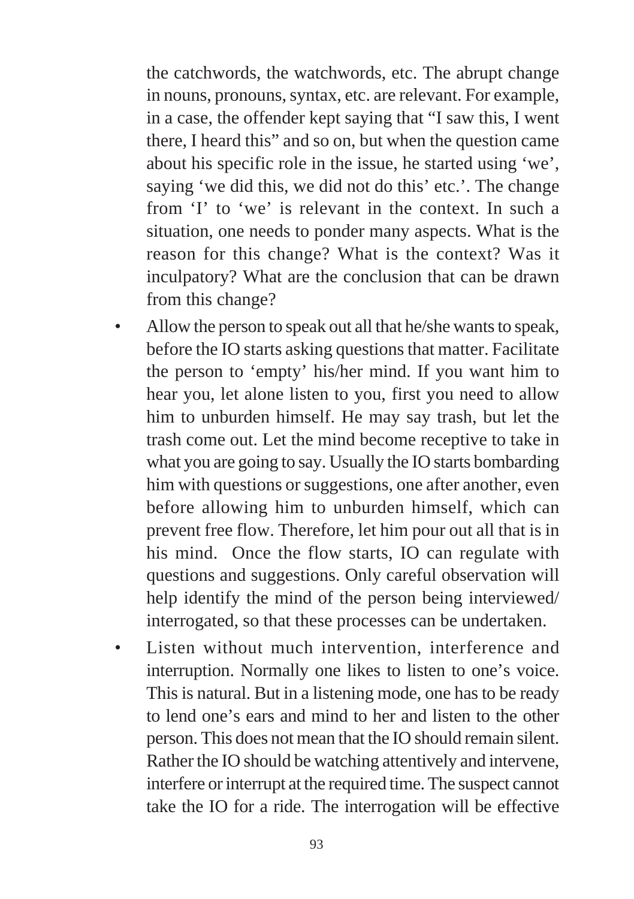the catchwords, the watchwords, etc. The abrupt change in nouns, pronouns, syntax, etc. are relevant. For example, in a case, the offender kept saying that "I saw this, I went there, I heard this" and so on, but when the question came about his specific role in the issue, he started using 'we', saying 'we did this, we did not do this' etc.'. The change from 'I' to 'we' is relevant in the context. In such a situation, one needs to ponder many aspects. What is the reason for this change? What is the context? Was it inculpatory? What are the conclusion that can be drawn from this change?

- Allow the person to speak out all that he/she wants to speak, before the IO starts asking questions that matter. Facilitate the person to 'empty' his/her mind. If you want him to hear you, let alone listen to you, first you need to allow him to unburden himself. He may say trash, but let the trash come out. Let the mind become receptive to take in what you are going to say. Usually the IO starts bombarding him with questions or suggestions, one after another, even before allowing him to unburden himself, which can prevent free flow. Therefore, let him pour out all that is in his mind. Once the flow starts, IO can regulate with questions and suggestions. Only careful observation will help identify the mind of the person being interviewed/ interrogated, so that these processes can be undertaken.
- Listen without much intervention, interference and interruption. Normally one likes to listen to one's voice. This is natural. But in a listening mode, one has to be ready to lend one's ears and mind to her and listen to the other person. This does not mean that the IO should remain silent. Rather the IO should be watching attentively and intervene, interfere or interrupt at the required time. The suspect cannot take the IO for a ride. The interrogation will be effective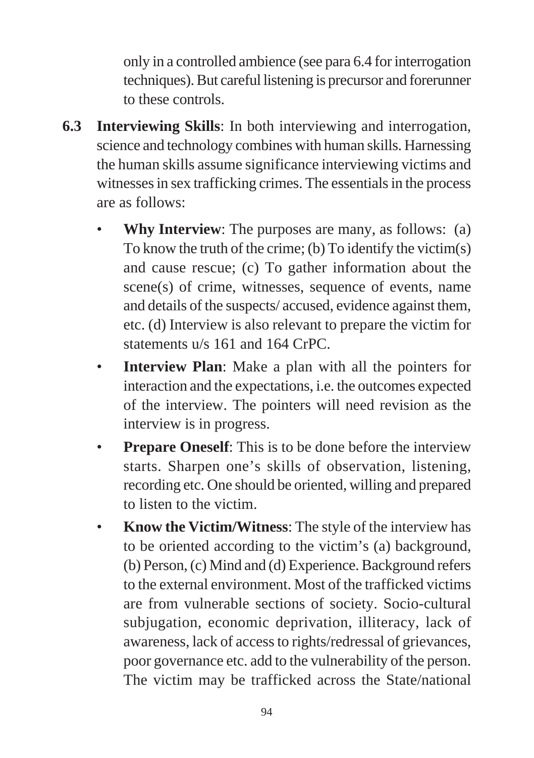only in a controlled ambience (see para 6.4 for interrogation techniques). But careful listening is precursor and forerunner to these controls.

**6.3 Interviewing Skills**: In both interviewing and interrogation, science and technology combines with human skills. Harnessing the human skills assume significance interviewing victims and witnesses in sex trafficking crimes. The essentials in the process are as follows:

- **Why Interview**: The purposes are many, as follows: (a) To know the truth of the crime; (b) To identify the victim(s) and cause rescue; (c) To gather information about the scene(s) of crime, witnesses, sequence of events, name and details of the suspects/ accused, evidence against them, etc. (d) Interview is also relevant to prepare the victim for statements u/s 161 and 164 CrPC.
- **Interview Plan**: Make a plan with all the pointers for interaction and the expectations, i.e. the outcomes expected of the interview. The pointers will need revision as the interview is in progress.
- **Prepare Oneself**: This is to be done before the interview starts. Sharpen one's skills of observation, listening, recording etc. One should be oriented, willing and prepared to listen to the victim.
- **Know the Victim/Witness**: The style of the interview has to be oriented according to the victim's (a) background, (b) Person, (c) Mind and (d) Experience. Background refers to the external environment. Most of the trafficked victims are from vulnerable sections of society. Socio-cultural subjugation, economic deprivation, illiteracy, lack of awareness, lack of access to rights/redressal of grievances, poor governance etc. add to the vulnerability of the person. The victim may be trafficked across the State/national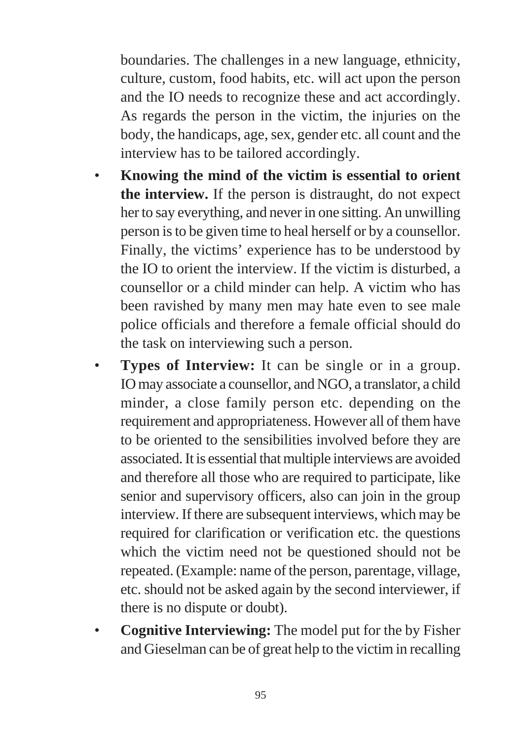boundaries. The challenges in a new language, ethnicity, culture, custom, food habits, etc. will act upon the person and the IO needs to recognize these and act accordingly. As regards the person in the victim, the injuries on the body, the handicaps, age, sex, gender etc. all count and the interview has to be tailored accordingly.

- **Knowing the mind of the victim is essential to orient the interview.** If the person is distraught, do not expect her to say everything, and never in one sitting. An unwilling person is to be given time to heal herself or by a counsellor. Finally, the victims' experience has to be understood by the IO to orient the interview. If the victim is disturbed, a counsellor or a child minder can help. A victim who has been ravished by many men may hate even to see male police officials and therefore a female official should do the task on interviewing such a person.
- **Types of Interview:** It can be single or in a group. IO may associate a counsellor, and NGO, a translator, a child minder, a close family person etc. depending on the requirement and appropriateness. However all of them have to be oriented to the sensibilities involved before they are associated. It is essential that multiple interviews are avoided and therefore all those who are required to participate, like senior and supervisory officers, also can join in the group interview. If there are subsequent interviews, which may be required for clarification or verification etc. the questions which the victim need not be questioned should not be repeated. (Example: name of the person, parentage, village, etc. should not be asked again by the second interviewer, if there is no dispute or doubt).
- **Cognitive Interviewing:** The model put for the by Fisher and Gieselman can be of great help to the victim in recalling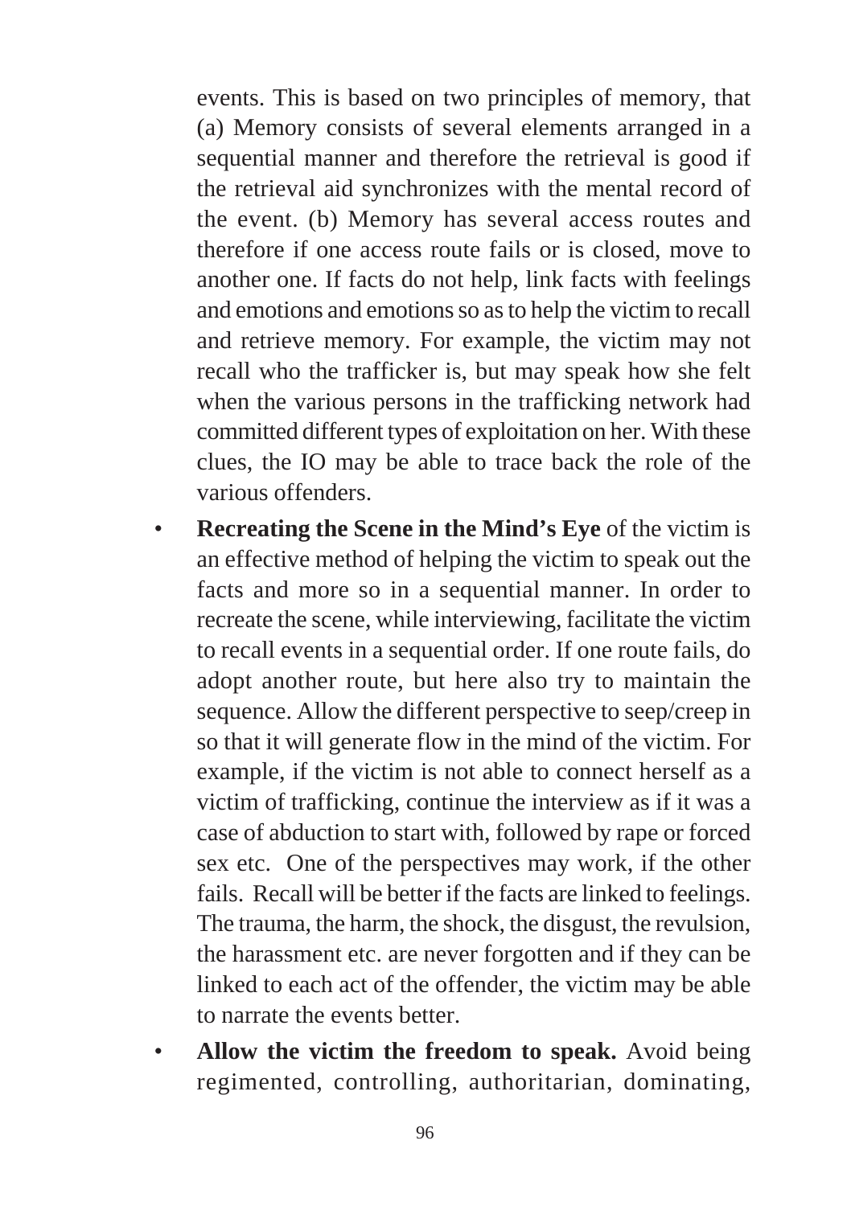events. This is based on two principles of memory, that (a) Memory consists of several elements arranged in a sequential manner and therefore the retrieval is good if the retrieval aid synchronizes with the mental record of the event. (b) Memory has several access routes and therefore if one access route fails or is closed, move to another one. If facts do not help, link facts with feelings and emotions and emotions so as to help the victim to recall and retrieve memory. For example, the victim may not recall who the trafficker is, but may speak how she felt when the various persons in the trafficking network had committed different types of exploitation on her. With these clues, the IO may be able to trace back the role of the various offenders.

- **Recreating the Scene in the Mind's Eye** of the victim is an effective method of helping the victim to speak out the facts and more so in a sequential manner. In order to recreate the scene, while interviewing, facilitate the victim to recall events in a sequential order. If one route fails, do adopt another route, but here also try to maintain the sequence. Allow the different perspective to seep/creep in so that it will generate flow in the mind of the victim. For example, if the victim is not able to connect herself as a victim of trafficking, continue the interview as if it was a case of abduction to start with, followed by rape or forced sex etc. One of the perspectives may work, if the other fails. Recall will be better if the facts are linked to feelings. The trauma, the harm, the shock, the disgust, the revulsion, the harassment etc. are never forgotten and if they can be linked to each act of the offender, the victim may be able to narrate the events better.
- **Allow the victim the freedom to speak.** Avoid being regimented, controlling, authoritarian, dominating,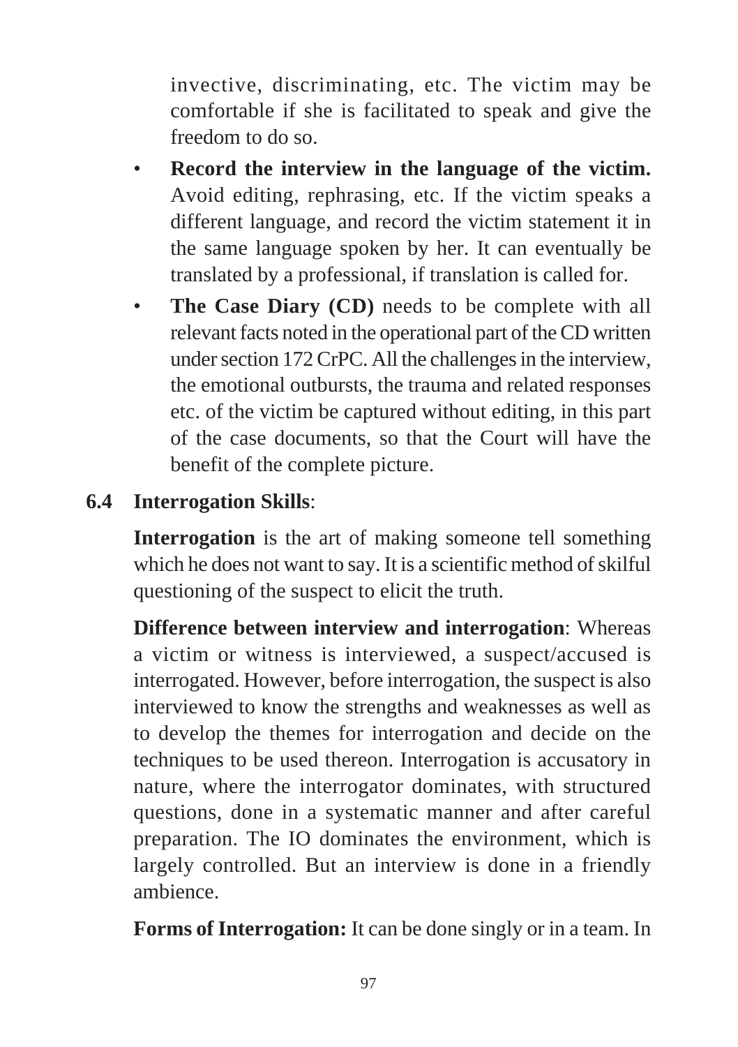invective, discriminating, etc. The victim may be comfortable if she is facilitated to speak and give the freedom to do so.

- **Record the interview in the language of the victim.** Avoid editing, rephrasing, etc. If the victim speaks a different language, and record the victim statement it in the same language spoken by her. It can eventually be translated by a professional, if translation is called for.
- **The Case Diary (CD)** needs to be complete with all relevant facts noted in the operational part of the CD written under section 172 CrPC. All the challenges in the interview, the emotional outbursts, the trauma and related responses etc. of the victim be captured without editing, in this part of the case documents, so that the Court will have the benefit of the complete picture.

## 6.4 Interrogation Skills:

**Interrogation** is the art of making someone tell something which he does not want to say. It is a scientific method of skilful questioning of the suspect to elicit the truth.

**Difference between interview and interrogation**: Whereas a victim or witness is interviewed, a suspect/accused is interrogated. However, before interrogation, the suspect is also interviewed to know the strengths and weaknesses as well as to develop the themes for interrogation and decide on the techniques to be used thereon. Interrogation is accusatory in nature, where the interrogator dominates, with structured questions, done in a systematic manner and after careful preparation. The IO dominates the environment, which is largely controlled. But an interview is done in a friendly ambience.

**Forms of Interrogation:** It can be done singly or in a team. In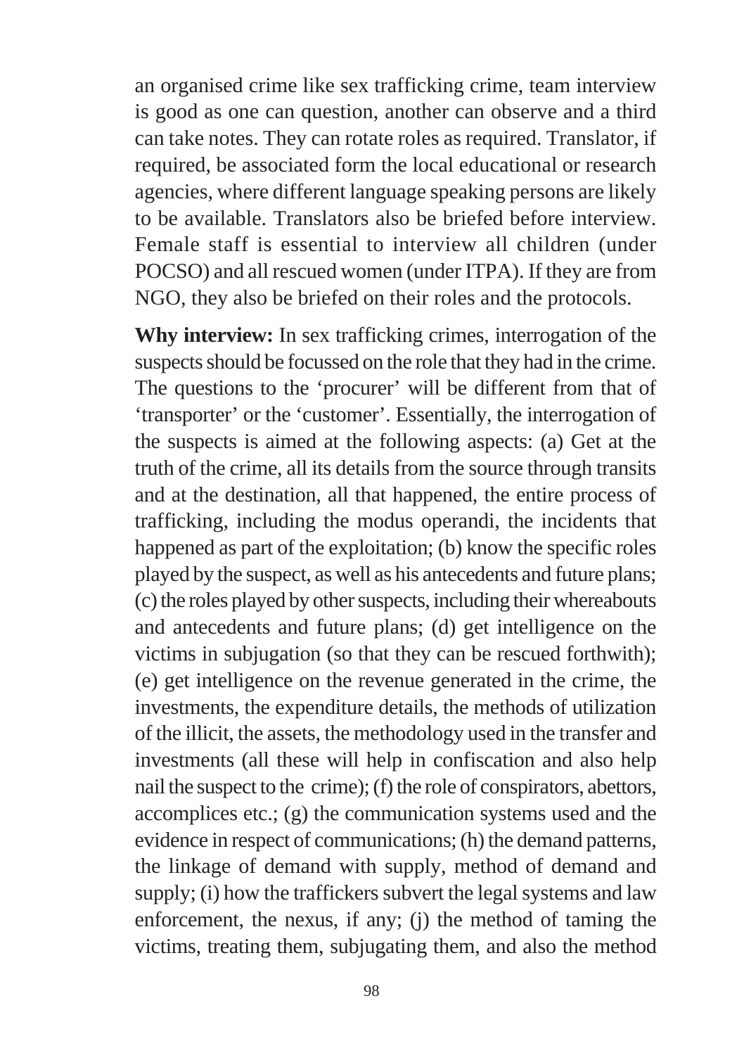an organised crime like sex trafficking crime, team interview is good as one can question, another can observe and a third can take notes. They can rotate roles as required. Translator, if required, be associated form the local educational or research agencies, where different language speaking persons are likely to be available. Translators also be briefed before interview. Female staff is essential to interview all children (under POCSO) and all rescued women (under ITPA). If they are from NGO, they also be briefed on their roles and the protocols.

**Why interview:** In sex trafficking crimes, interrogation of the suspects should be focussed on the role that they had in the crime. The questions to the 'procurer' will be different from that of 'transporter' or the 'customer'. Essentially, the interrogation of the suspects is aimed at the following aspects: (a) Get at the truth of the crime, all its details from the source through transits and at the destination, all that happened, the entire process of trafficking, including the modus operandi, the incidents that happened as part of the exploitation; (b) know the specific roles played by the suspect, as well as his antecedents and future plans; (c) the roles played by other suspects, including their whereabouts and antecedents and future plans; (d) get intelligence on the victims in subjugation (so that they can be rescued forthwith); (e) get intelligence on the revenue generated in the crime, the investments, the expenditure details, the methods of utilization of the illicit, the assets, the methodology used in the transfer and investments (all these will help in confiscation and also help nail the suspect to the crime); (f) the role of conspirators, abettors, accomplices etc.; (g) the communication systems used and the evidence in respect of communications; (h) the demand patterns, the linkage of demand with supply, method of demand and supply; (i) how the traffickers subvert the legal systems and law enforcement, the nexus, if any; (j) the method of taming the victims, treating them, subjugating them, and also the method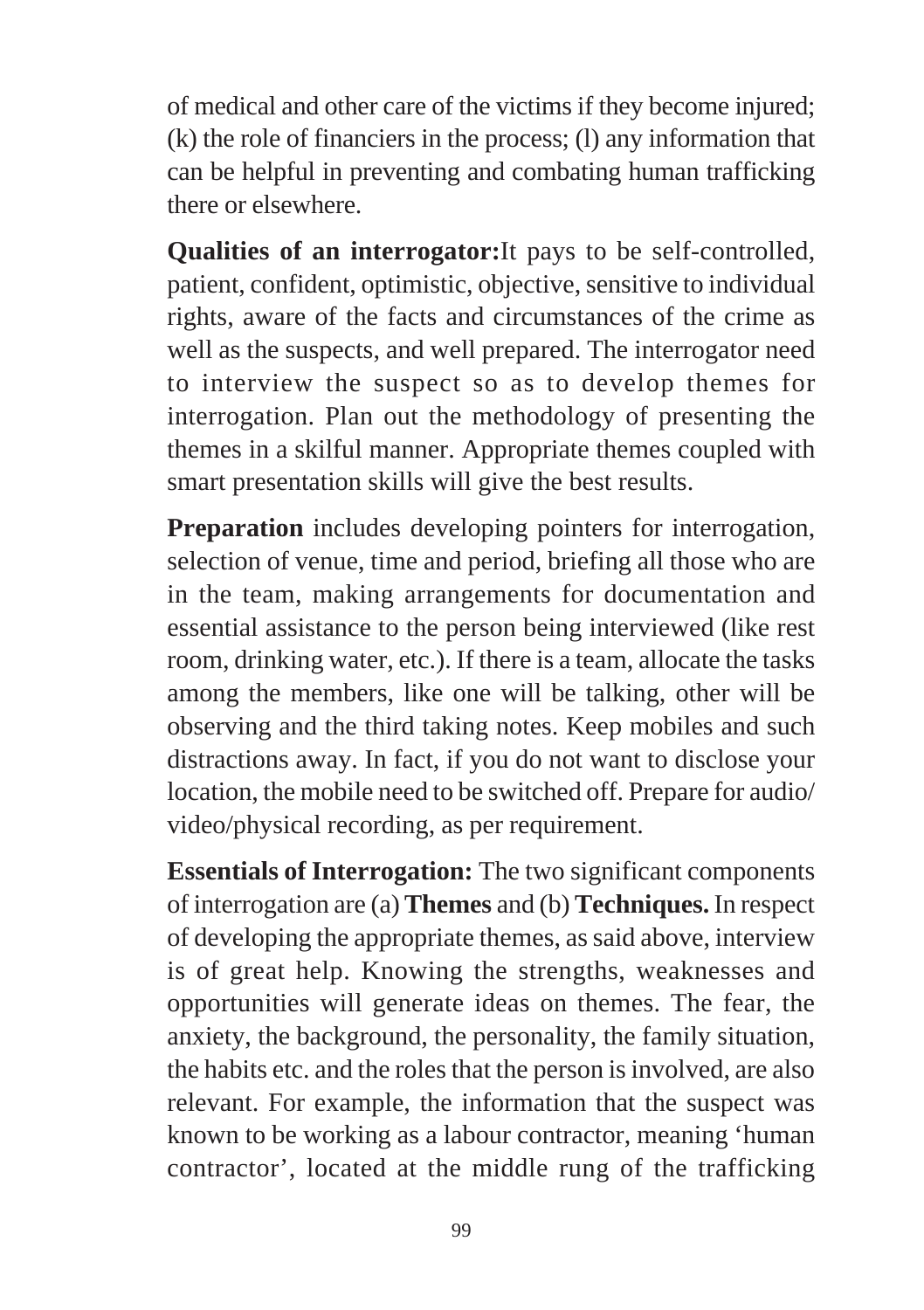of medical and other care of the victims if they become injured; (k) the role of financiers in the process; (l) any information that can be helpful in preventing and combating human trafficking there or elsewhere.

**Qualities of an interrogator:**It pays to be self-controlled, patient, confident, optimistic, objective, sensitive to individual rights, aware of the facts and circumstances of the crime as well as the suspects, and well prepared. The interrogator need to interview the suspect so as to develop themes for interrogation. Plan out the methodology of presenting the themes in a skilful manner. Appropriate themes coupled with smart presentation skills will give the best results.

**Preparation** includes developing pointers for interrogation, selection of venue, time and period, briefing all those who are in the team, making arrangements for documentation and essential assistance to the person being interviewed (like rest room, drinking water, etc.). If there is a team, allocate the tasks among the members, like one will be talking, other will be observing and the third taking notes. Keep mobiles and such distractions away. In fact, if you do not want to disclose your location, the mobile need to be switched off. Prepare for audio/ video/physical recording, as per requirement.

**Essentials of Interrogation:** The two significant components of interrogation are (a) **Themes** and (b) **Techniques.** In respect of developing the appropriate themes, as said above, interview is of great help. Knowing the strengths, weaknesses and opportunities will generate ideas on themes. The fear, the anxiety, the background, the personality, the family situation, the habits etc. and the roles that the person is involved, are also relevant. For example, the information that the suspect was known to be working as a labour contractor, meaning 'human contractor', located at the middle rung of the trafficking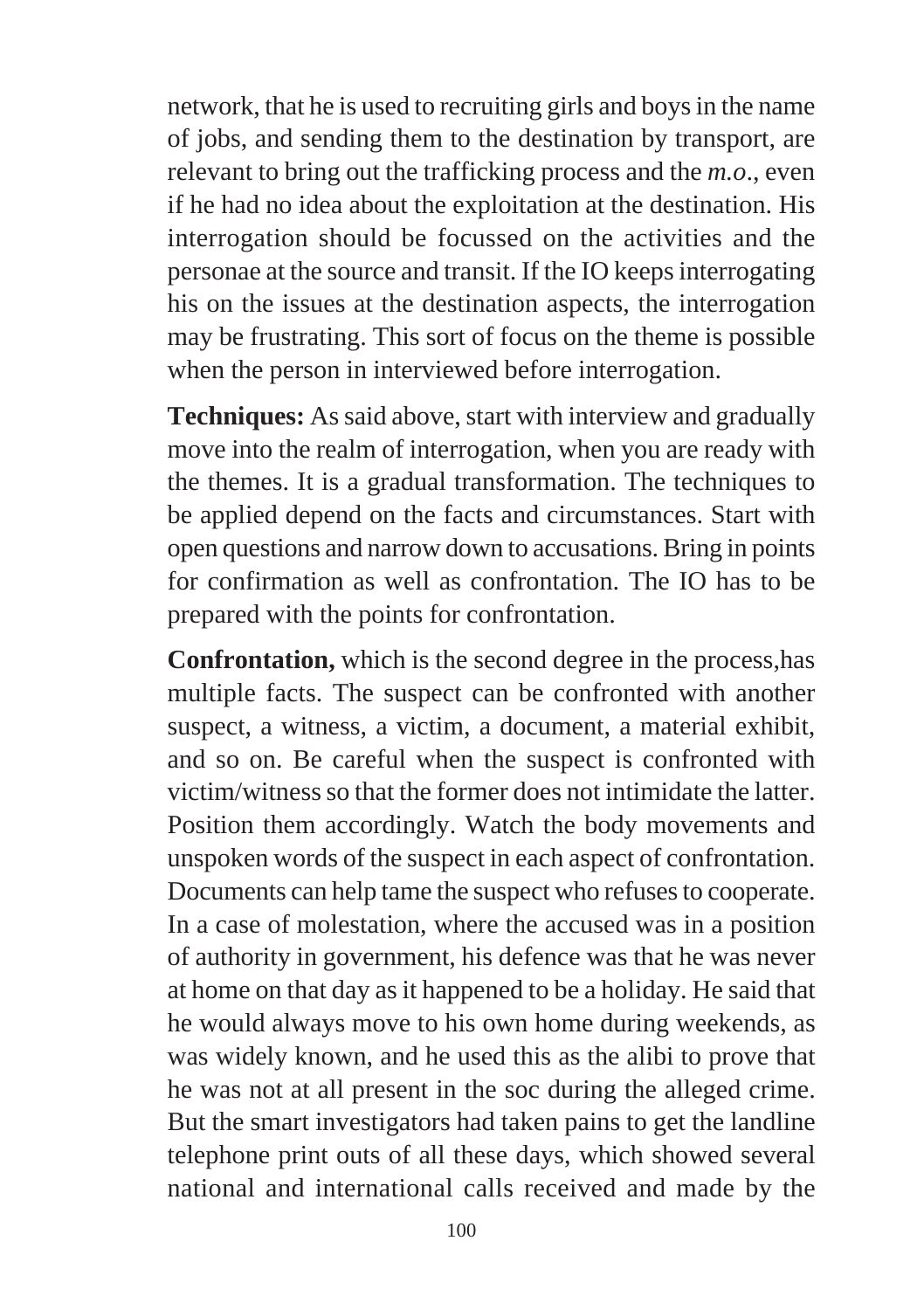network, that he is used to recruiting girls and boys in the name of jobs, and sending them to the destination by transport, are relevant to bring out the trafficking process and the *m.o.*, even if he had no idea about the exploitation at the destination. His interrogation should be focussed on the activities and the personae at the source and transit. If the IO keeps interrogating his on the issues at the destination aspects, the interrogation may be frustrating. This sort of focus on the theme is possible when the person in interviewed before interrogation.

**Techniques:** As said above, start with interview and gradually move into the realm of interrogation, when you are ready with the themes. It is a gradual transformation. The techniques to be applied depend on the facts and circumstances. Start with open questions and narrow down to accusations. Bring in points for confirmation as well as confrontation. The IO has to be prepared with the points for confrontation.

**Confrontation,** which is the second degree in the process,has multiple facts. The suspect can be confronted with another suspect, a witness, a victim, a document, a material exhibit, and so on. Be careful when the suspect is confronted with victim/witness so that the former does not intimidate the latter. Position them accordingly. Watch the body movements and unspoken words of the suspect in each aspect of confrontation. Documents can help tame the suspect who refuses to cooperate. In a case of molestation, where the accused was in a position of authority in government, his defence was that he was never at home on that day as it happened to be a holiday. He said that he would always move to his own home during weekends, as was widely known, and he used this as the alibi to prove that he was not at all present in the soc during the alleged crime. But the smart investigators had taken pains to get the landline telephone print outs of all these days, which showed several national and international calls received and made by the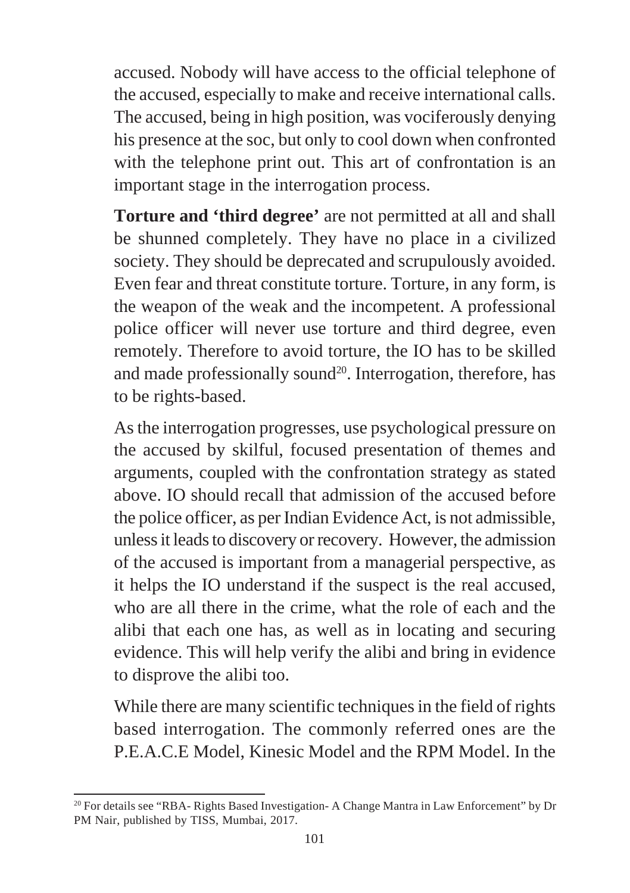accused. Nobody will have access to the official telephone of the accused, especially to make and receive international calls. The accused, being in high position, was vociferously denying his presence at the soc, but only to cool down when confronted with the telephone print out. This art of confrontation is an important stage in the interrogation process.

**Torture and 'third degree'** are not permitted at all and shall be shunned completely. They have no place in a civilized society. They should be deprecated and scrupulously avoided. Even fear and threat constitute torture. Torture, in any form, is the weapon of the weak and the incompetent. A professional police officer will never use torture and third degree, even remotely. Therefore to avoid torture, the IO has to be skilled and made professionally sound[20]. Interrogation, therefore, has to be rights-based.

As the interrogation progresses, use psychological pressure on the accused by skilful, focused presentation of themes and arguments, coupled with the confrontation strategy as stated above. IO should recall that admission of the accused before the police officer, as per Indian Evidence Act, is not admissible, unless it leads to discovery or recovery. However, the admission of the accused is important from a managerial perspective, as it helps the IO understand if the suspect is the real accused, who are all there in the crime, what the role of each and the alibi that each one has, as well as in locating and securing evidence. This will help verify the alibi and bring in evidence to disprove the alibi too.

While there are many scientific techniques in the field of rights based interrogation. The commonly referred ones are the P.E.A.C.E Model, Kinesic Model and the RPM Model. In the

---

[20] For details see "RBA- Rights Based Investigation- A Change Mantra in Law Enforcement" by Dr PM Nair, published by TISS, Mumbai, 2017.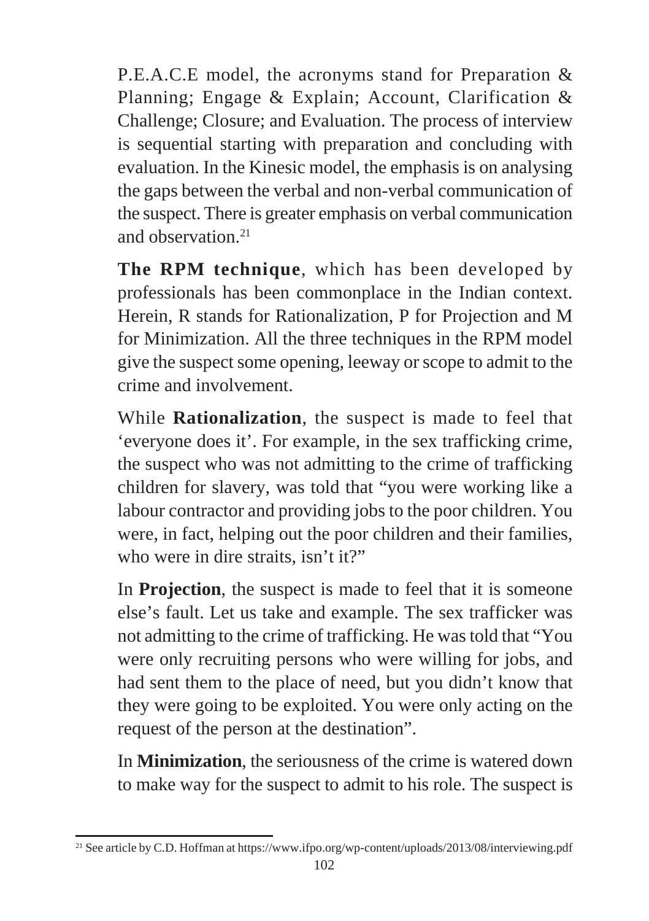P.E.A.C.E model, the acronyms stand for Preparation & Planning; Engage & Explain; Account, Clarification & Challenge; Closure; and Evaluation. The process of interview is sequential starting with preparation and concluding with evaluation. In the Kinesic model, the emphasis is on analysing the gaps between the verbal and non-verbal communication of the suspect. There is greater emphasis on verbal communication and observation.[21]

**The RPM technique**, which has been developed by professionals has been commonplace in the Indian context. Herein, R stands for Rationalization, P for Projection and M for Minimization. All the three techniques in the RPM model give the suspect some opening, leeway or scope to admit to the crime and involvement.

While **Rationalization**, the suspect is made to feel that 'everyone does it'. For example, in the sex trafficking crime, the suspect who was not admitting to the crime of trafficking children for slavery, was told that "you were working like a labour contractor and providing jobs to the poor children. You were, in fact, helping out the poor children and their families, who were in dire straits, isn't it?"

In **Projection**, the suspect is made to feel that it is someone else's fault. Let us take and example. The sex trafficker was not admitting to the crime of trafficking. He was told that "You were only recruiting persons who were willing for jobs, and had sent them to the place of need, but you didn't know that they were going to be exploited. You were only acting on the request of the person at the destination".

In **Minimization**, the seriousness of the crime is watered down to make way for the suspect to admit to his role. The suspect is

---

[21] See article by C.D. Hoffman at https://www.ifpo.org/wp-content/uploads/2013/08/interviewing.pdf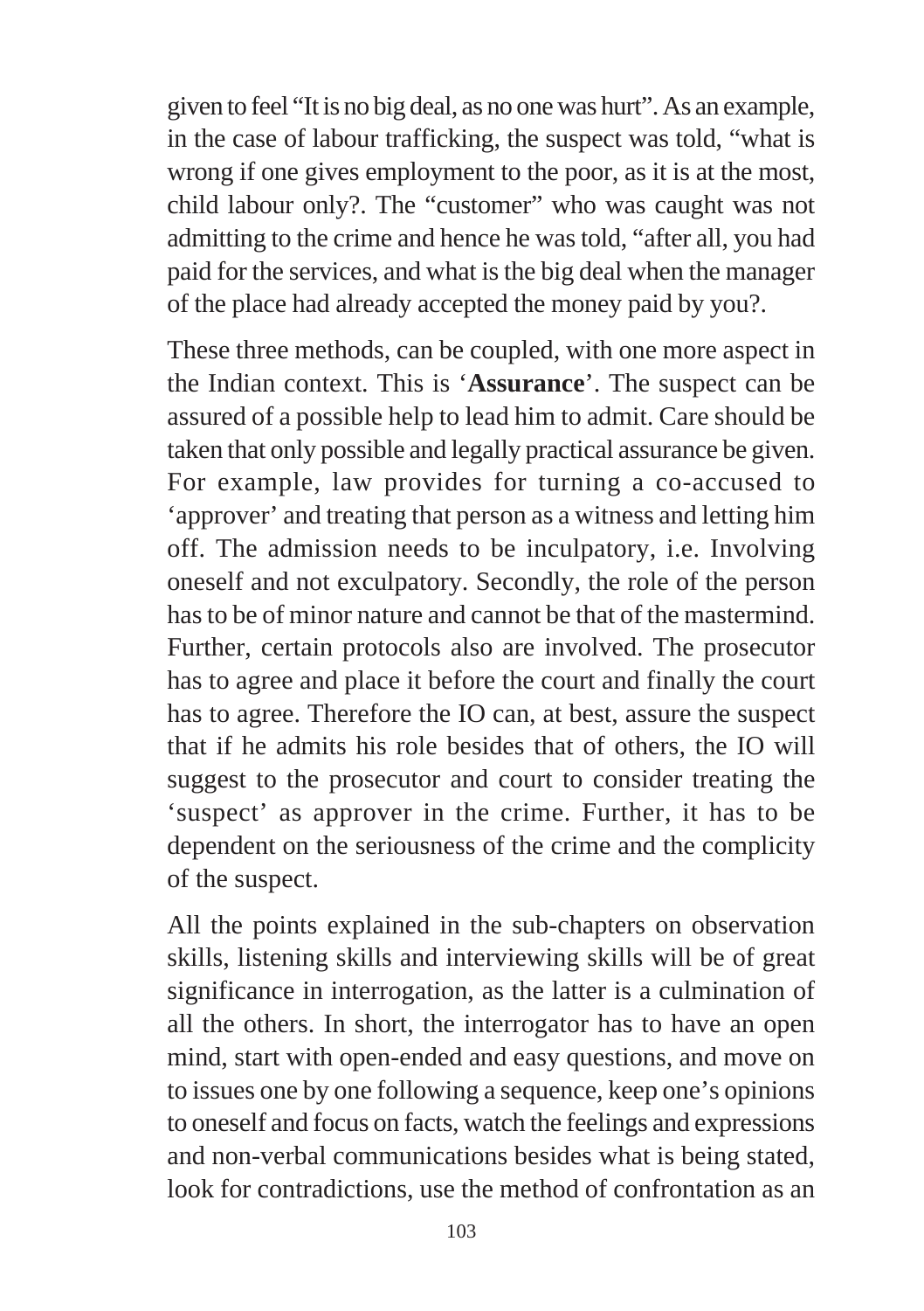given to feel "It is no big deal, as no one was hurt". As an example, in the case of labour trafficking, the suspect was told, "what is wrong if one gives employment to the poor, as it is at the most, child labour only?. The "customer" who was caught was not admitting to the crime and hence he was told, "after all, you had paid for the services, and what is the big deal when the manager of the place had already accepted the money paid by you?.

These three methods, can be coupled, with one more aspect in the Indian context. This is '**Assurance**'. The suspect can be assured of a possible help to lead him to admit. Care should be taken that only possible and legally practical assurance be given. For example, law provides for turning a co-accused to 'approver' and treating that person as a witness and letting him off. The admission needs to be inculpatory, i.e. Involving oneself and not exculpatory. Secondly, the role of the person has to be of minor nature and cannot be that of the mastermind. Further, certain protocols also are involved. The prosecutor has to agree and place it before the court and finally the court has to agree. Therefore the IO can, at best, assure the suspect that if he admits his role besides that of others, the IO will suggest to the prosecutor and court to consider treating the 'suspect' as approver in the crime. Further, it has to be dependent on the seriousness of the crime and the complicity of the suspect.

All the points explained in the sub-chapters on observation skills, listening skills and interviewing skills will be of great significance in interrogation, as the latter is a culmination of all the others. In short, the interrogator has to have an open mind, start with open-ended and easy questions, and move on to issues one by one following a sequence, keep one's opinions to oneself and focus on facts, watch the feelings and expressions and non-verbal communications besides what is being stated, look for contradictions, use the method of confrontation as an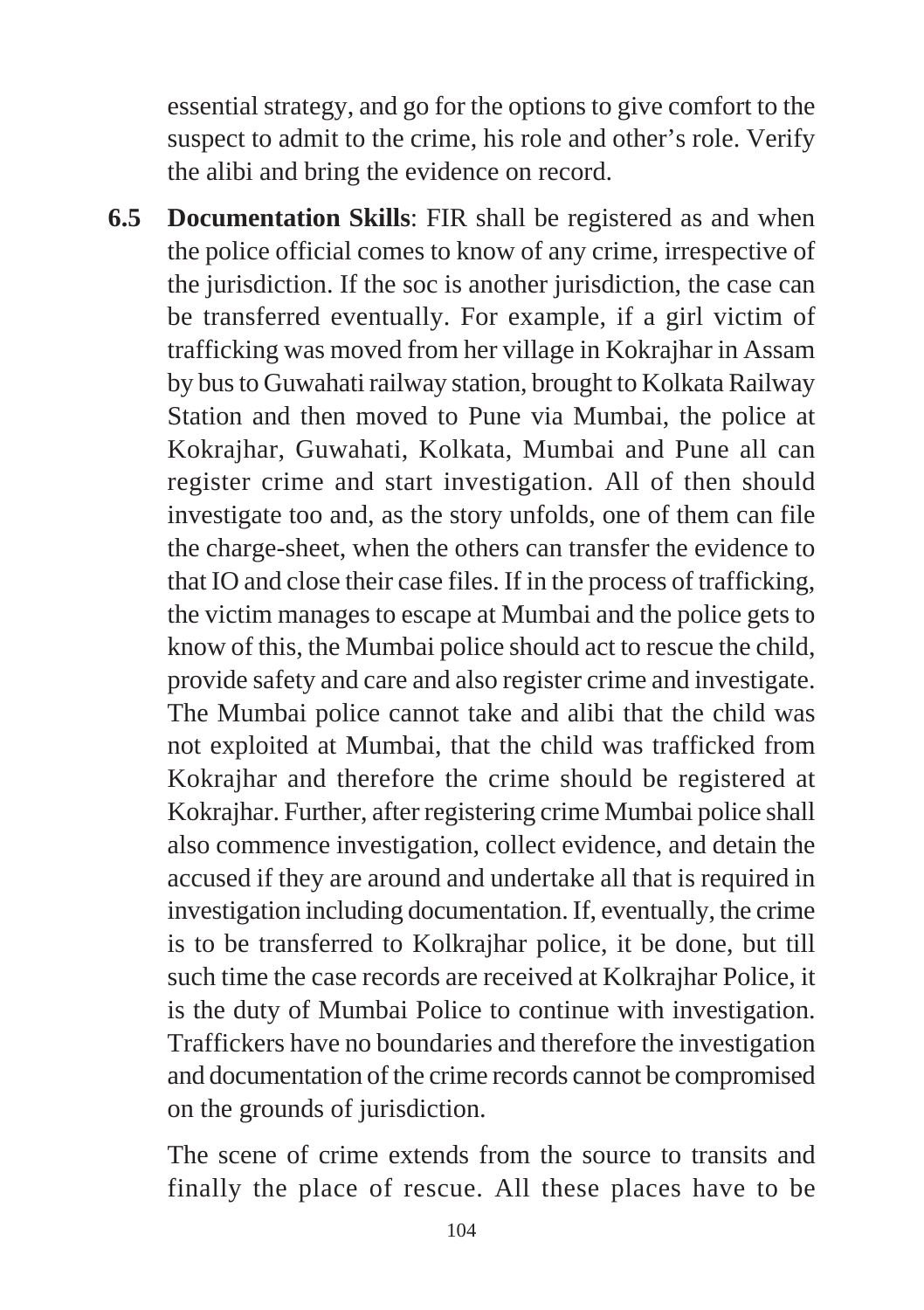essential strategy, and go for the options to give comfort to the suspect to admit to the crime, his role and other's role. Verify the alibi and bring the evidence on record.

**6.5 Documentation Skills**: FIR shall be registered as and when the police official comes to know of any crime, irrespective of the jurisdiction. If the soc is another jurisdiction, the case can be transferred eventually. For example, if a girl victim of trafficking was moved from her village in Kokrajhar in Assam by bus to Guwahati railway station, brought to Kolkata Railway Station and then moved to Pune via Mumbai, the police at Kokrajhar, Guwahati, Kolkata, Mumbai and Pune all can register crime and start investigation. All of then should investigate too and, as the story unfolds, one of them can file the charge-sheet, when the others can transfer the evidence to that IO and close their case files. If in the process of trafficking, the victim manages to escape at Mumbai and the police gets to know of this, the Mumbai police should act to rescue the child, provide safety and care and also register crime and investigate. The Mumbai police cannot take and alibi that the child was not exploited at Mumbai, that the child was trafficked from Kokrajhar and therefore the crime should be registered at Kokrajhar. Further, after registering crime Mumbai police shall also commence investigation, collect evidence, and detain the accused if they are around and undertake all that is required in investigation including documentation. If, eventually, the crime is to be transferred to Kolkrajhar police, it be done, but till such time the case records are received at Kolkrajhar Police, it is the duty of Mumbai Police to continue with investigation. Traffickers have no boundaries and therefore the investigation and documentation of the crime records cannot be compromised on the grounds of jurisdiction.

The scene of crime extends from the source to transits and finally the place of rescue. All these places have to be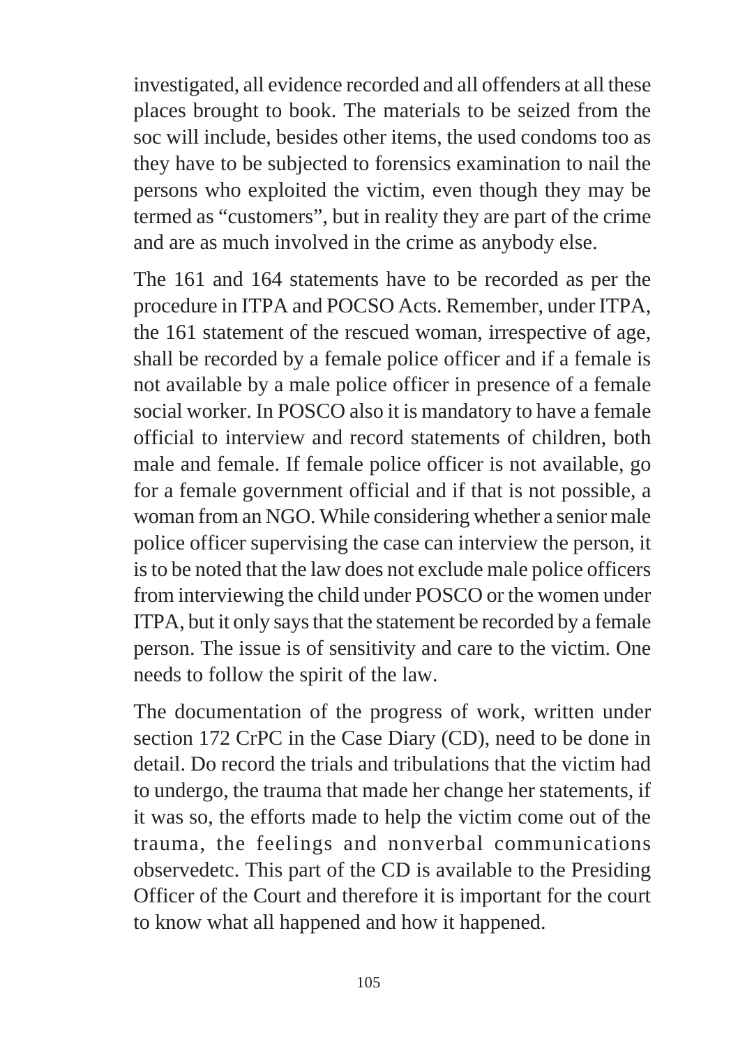investigated, all evidence recorded and all offenders at all these places brought to book. The materials to be seized from the soc will include, besides other items, the used condoms too as they have to be subjected to forensics examination to nail the persons who exploited the victim, even though they may be termed as "customers", but in reality they are part of the crime and are as much involved in the crime as anybody else.

The 161 and 164 statements have to be recorded as per the procedure in ITPA and POCSO Acts. Remember, under ITPA, the 161 statement of the rescued woman, irrespective of age, shall be recorded by a female police officer and if a female is not available by a male police officer in presence of a female social worker. In POSCO also it is mandatory to have a female official to interview and record statements of children, both male and female. If female police officer is not available, go for a female government official and if that is not possible, a woman from an NGO. While considering whether a senior male police officer supervising the case can interview the person, it is to be noted that the law does not exclude male police officers from interviewing the child under POSCO or the women under ITPA, but it only says that the statement be recorded by a female person. The issue is of sensitivity and care to the victim. One needs to follow the spirit of the law.

The documentation of the progress of work, written under section 172 CrPC in the Case Diary (CD), need to be done in detail. Do record the trials and tribulations that the victim had to undergo, the trauma that made her change her statements, if it was so, the efforts made to help the victim come out of the trauma, the feelings and nonverbal communications observedetc. This part of the CD is available to the Presiding Officer of the Court and therefore it is important for the court to know what all happened and how it happened.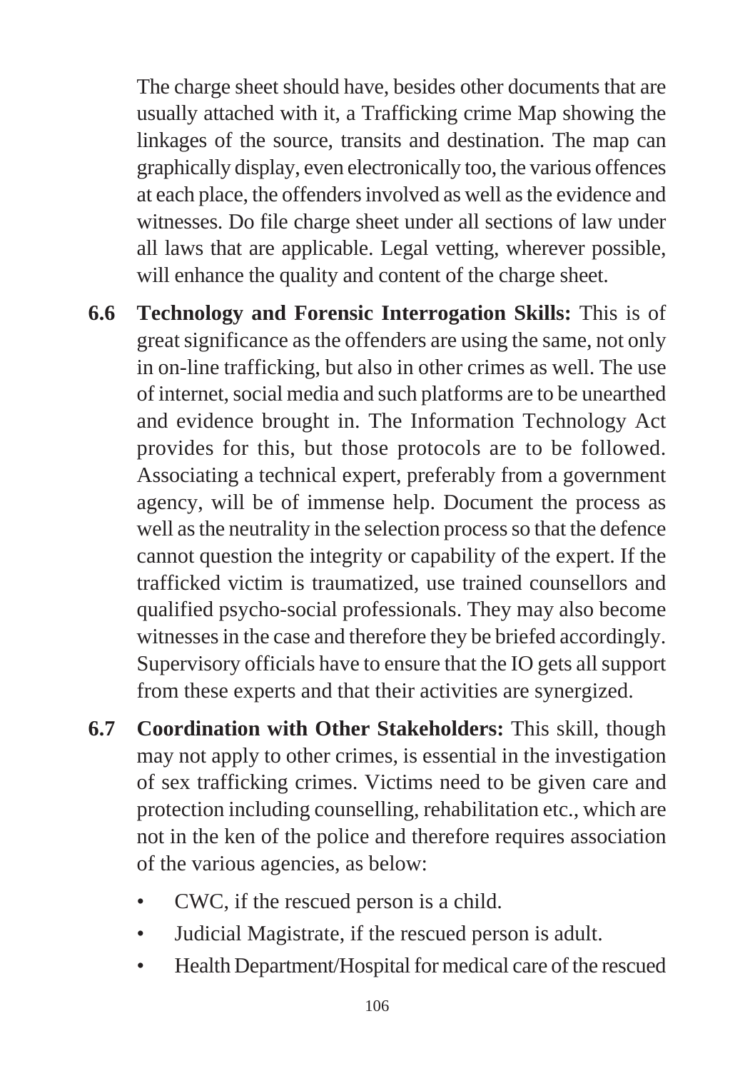The charge sheet should have, besides other documents that are usually attached with it, a Trafficking crime Map showing the linkages of the source, transits and destination. The map can graphically display, even electronically too, the various offences at each place, the offenders involved as well as the evidence and witnesses. Do file charge sheet under all sections of law under all laws that are applicable. Legal vetting, wherever possible, will enhance the quality and content of the charge sheet.

**6.6 Technology and Forensic Interrogation Skills:** This is of great significance as the offenders are using the same, not only in on-line trafficking, but also in other crimes as well. The use of internet, social media and such platforms are to be unearthed and evidence brought in. The Information Technology Act provides for this, but those protocols are to be followed. Associating a technical expert, preferably from a government agency, will be of immense help. Document the process as well as the neutrality in the selection process so that the defence cannot question the integrity or capability of the expert. If the trafficked victim is traumatized, use trained counsellors and qualified psycho-social professionals. They may also become witnesses in the case and therefore they be briefed accordingly. Supervisory officials have to ensure that the IO gets all support from these experts and that their activities are synergized.

**6.7 Coordination with Other Stakeholders:** This skill, though may not apply to other crimes, is essential in the investigation of sex trafficking crimes. Victims need to be given care and protection including counselling, rehabilitation etc., which are not in the ken of the police and therefore requires association of the various agencies, as below:

- CWC, if the rescued person is a child.
- Judicial Magistrate, if the rescued person is adult.
- Health Department/Hospital for medical care of the rescued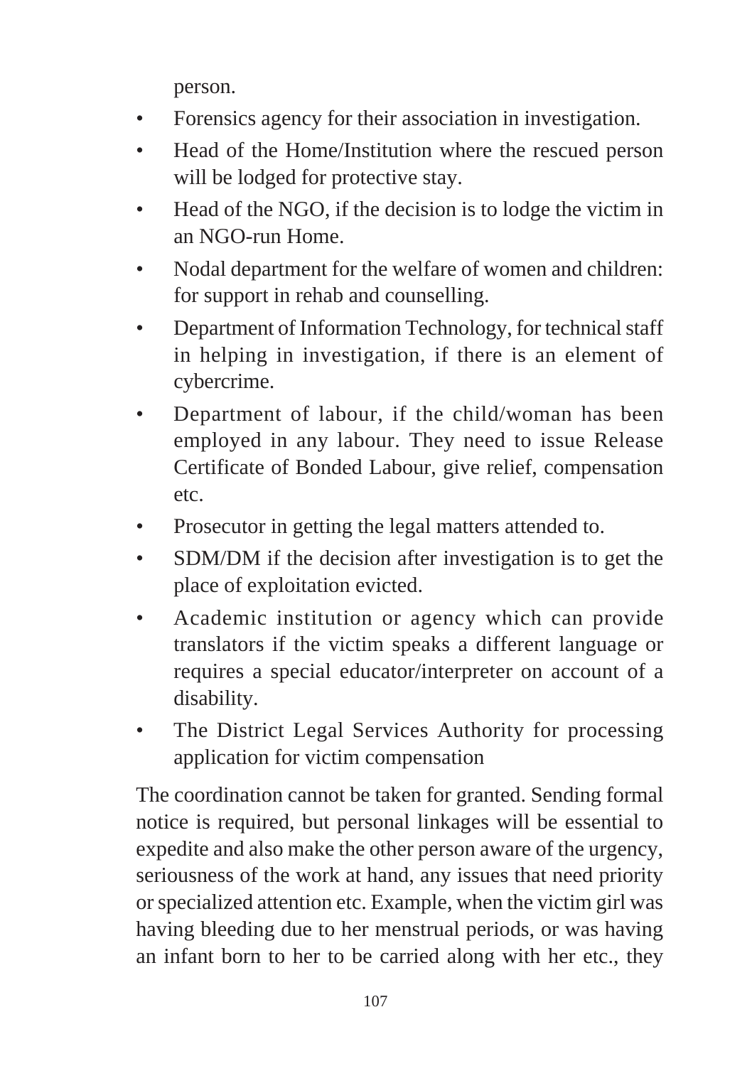person.

- Forensics agency for their association in investigation.
- Head of the Home/Institution where the rescued person will be lodged for protective stay.
- Head of the NGO, if the decision is to lodge the victim in an NGO-run Home.
- Nodal department for the welfare of women and children: for support in rehab and counselling.
- Department of Information Technology, for technical staff in helping in investigation, if there is an element of cybercrime.
- Department of labour, if the child/woman has been employed in any labour. They need to issue Release Certificate of Bonded Labour, give relief, compensation etc.
- Prosecutor in getting the legal matters attended to.
- SDM/DM if the decision after investigation is to get the place of exploitation evicted.
- Academic institution or agency which can provide translators if the victim speaks a different language or requires a special educator/interpreter on account of a disability.
- The District Legal Services Authority for processing application for victim compensation

The coordination cannot be taken for granted. Sending formal notice is required, but personal linkages will be essential to expedite and also make the other person aware of the urgency, seriousness of the work at hand, any issues that need priority or specialized attention etc. Example, when the victim girl was having bleeding due to her menstrual periods, or was having an infant born to her to be carried along with her etc., they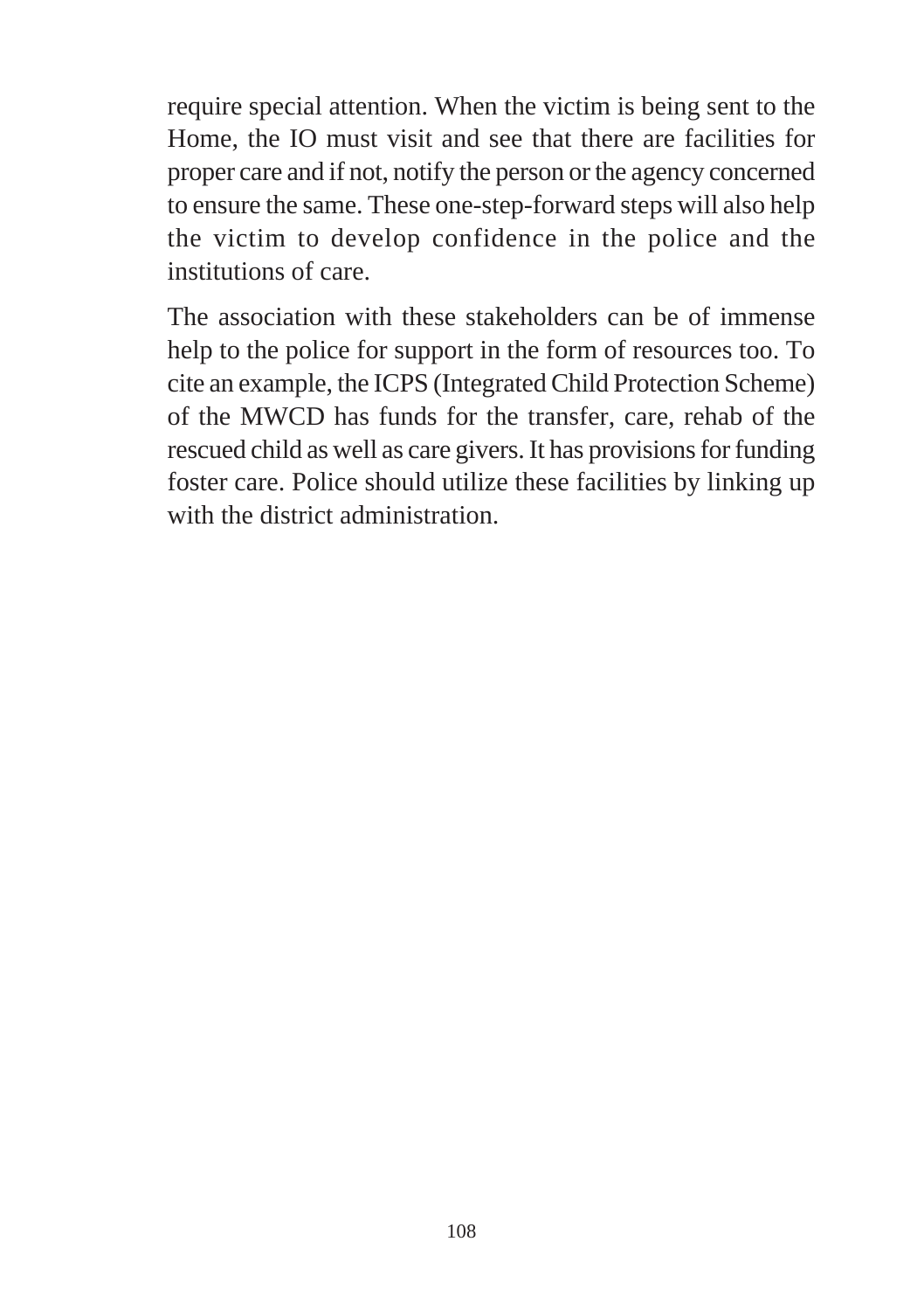require special attention. When the victim is being sent to the Home, the IO must visit and see that there are facilities for proper care and if not, notify the person or the agency concerned to ensure the same. These one-step-forward steps will also help the victim to develop confidence in the police and the institutions of care.

The association with these stakeholders can be of immense help to the police for support in the form of resources too. To cite an example, the ICPS (Integrated Child Protection Scheme) of the MWCD has funds for the transfer, care, rehab of the rescued child as well as care givers. It has provisions for funding foster care. Police should utilize these facilities by linking up with the district administration.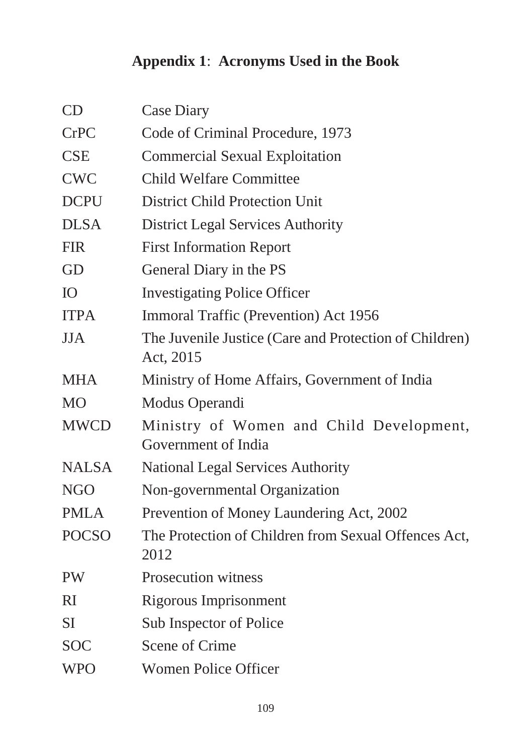# Appendix 1: Acronyms Used in the Book

| | |
|---|---|
| CD | Case Diary |
| CrPC | Code of Criminal Procedure, 1973 |
| CSE | Commercial Sexual Exploitation |
| CWC | Child Welfare Committee |
| DCPU | District Child Protection Unit |
| DLSA | District Legal Services Authority |
| FIR | First Information Report |
| GD | General Diary in the PS |
| IO | Investigating Police Officer |
| ITPA | Immoral Traffic (Prevention) Act 1956 |
| JJA | The Juvenile Justice (Care and Protection of Children) Act, 2015 |
| MHA | Ministry of Home Affairs, Government of India |
| MO | Modus Operandi |
| MWCD | Ministry of Women and Child Development, Government of India |
| NALSA | National Legal Services Authority |
| NGO | Non-governmental Organization |
| PMLA | Prevention of Money Laundering Act, 2002 |
| POCSO | The Protection of Children from Sexual Offences Act, 2012 |
| PW | Prosecution witness |
| RI | Rigorous Imprisonment |
| SI | Sub Inspector of Police |
| SOC | Scene of Crime |
| WPO | Women Police Officer |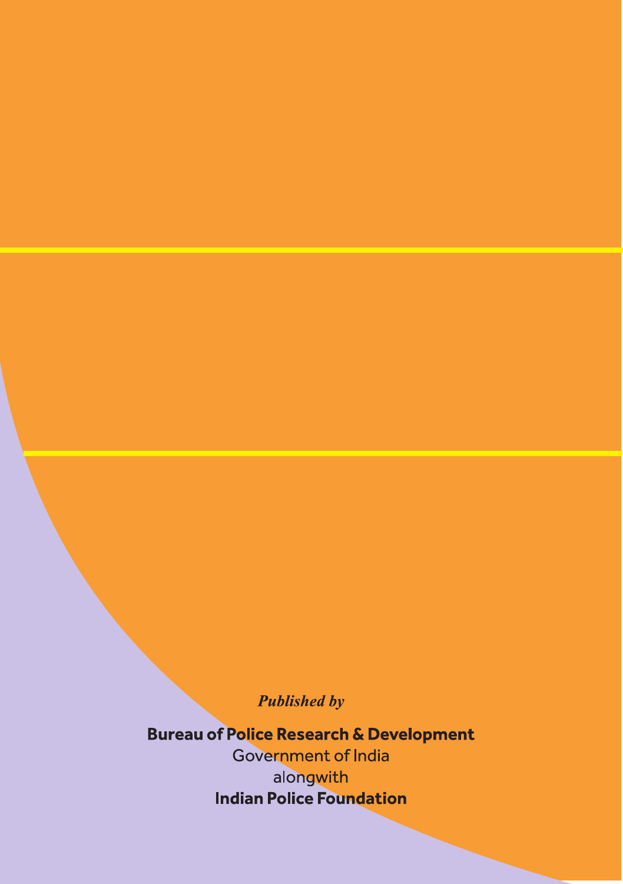*Published by*

**Bureau of Police Research & Development**

Government of India

alongwith

**Indian Police Foundation**